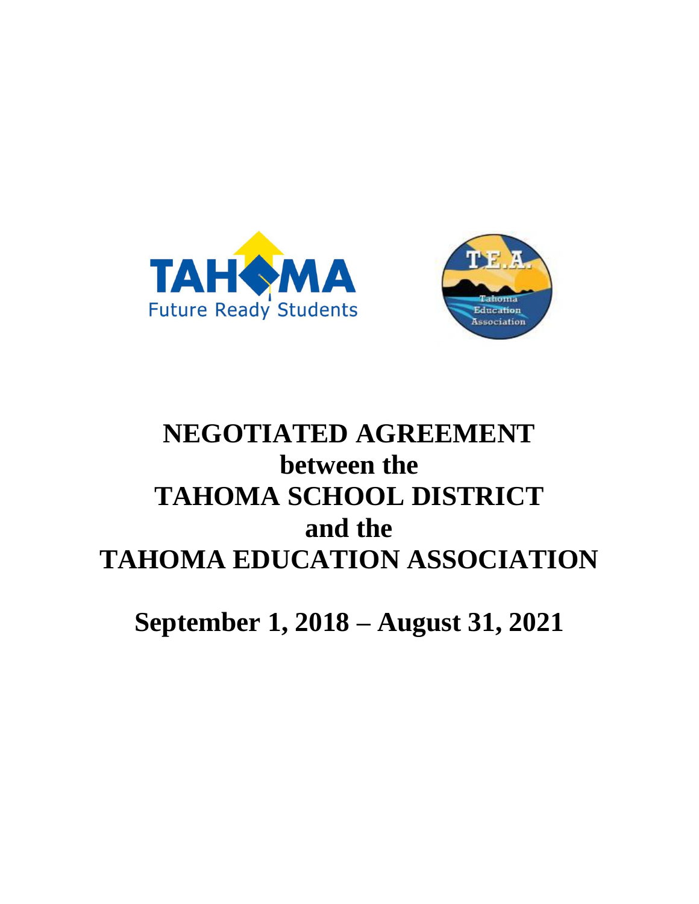# NEGOTIATED AGREEMENT
# between the
# TAHOMA SCHOOL DISTRICT
# and the
# TAHOMA EDUCATION ASSOCIATION

## September 1, 2018 – August 31, 2021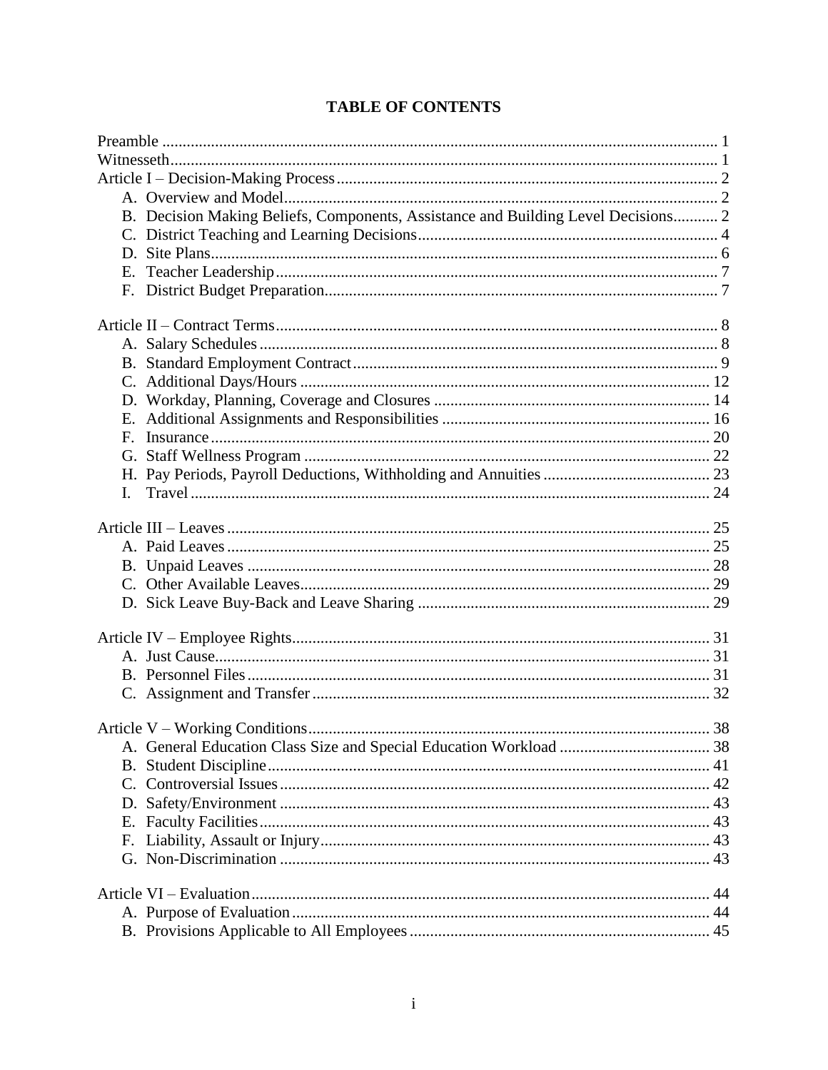# TABLE OF CONTENTS

Preamble ........................................................................................................................ 1
Witnesseth ..................................................................................................................... 1
Article I – Decision-Making Process ............................................................................. 2
- A. Overview and Model ......................................................................................... 2
- B. Decision Making Beliefs, Components, Assistance and Building Level Decisions ........... 2
- C. District Teaching and Learning Decisions ......................................................... 4
- D. Site Plans ........................................................................................................... 6
- E. Teacher Leadership ............................................................................................ 7
- F. District Budget Preparation ................................................................................ 7

Article II – Contract Terms ............................................................................................ 8
- A. Salary Schedules ................................................................................................ 8
- B. Standard Employment Contract ......................................................................... 9
- C. Additional Days/Hours .................................................................................... 12
- D. Workday, Planning, Coverage and Closures ................................................... 14
- E. Additional Assignments and Responsibilities ................................................. 16
- F. Insurance .......................................................................................................... 20
- G. Staff Wellness Program ................................................................................... 22
- H. Pay Periods, Payroll Deductions, Withholding and Annuities ......................... 23
- I. Travel ............................................................................................................... 24

Article III – Leaves ...................................................................................................... 25
- A. Paid Leaves ...................................................................................................... 25
- B. Unpaid Leaves ................................................................................................. 28
- C. Other Available Leaves .................................................................................... 29
- D. Sick Leave Buy-Back and Leave Sharing ....................................................... 29

Article IV – Employee Rights ...................................................................................... 31
- A. Just Cause ......................................................................................................... 31
- B. Personnel Files ................................................................................................. 31
- C. Assignment and Transfer ................................................................................. 32

Article V – Working Conditions .................................................................................. 38
- A. General Education Class Size and Special Education Workload ..................... 38
- B. Student Discipline ............................................................................................ 41
- C. Controversial Issues ......................................................................................... 42
- D. Safety/Environment ......................................................................................... 43
- E. Faculty Facilities .............................................................................................. 43
- F. Liability, Assault or Injury ............................................................................... 43
- G. Non-Discrimination ......................................................................................... 43

Article VI – Evaluation ................................................................................................ 44
- A. Purpose of Evaluation ...................................................................................... 44
- B. Provisions Applicable to All Employees ......................................................... 45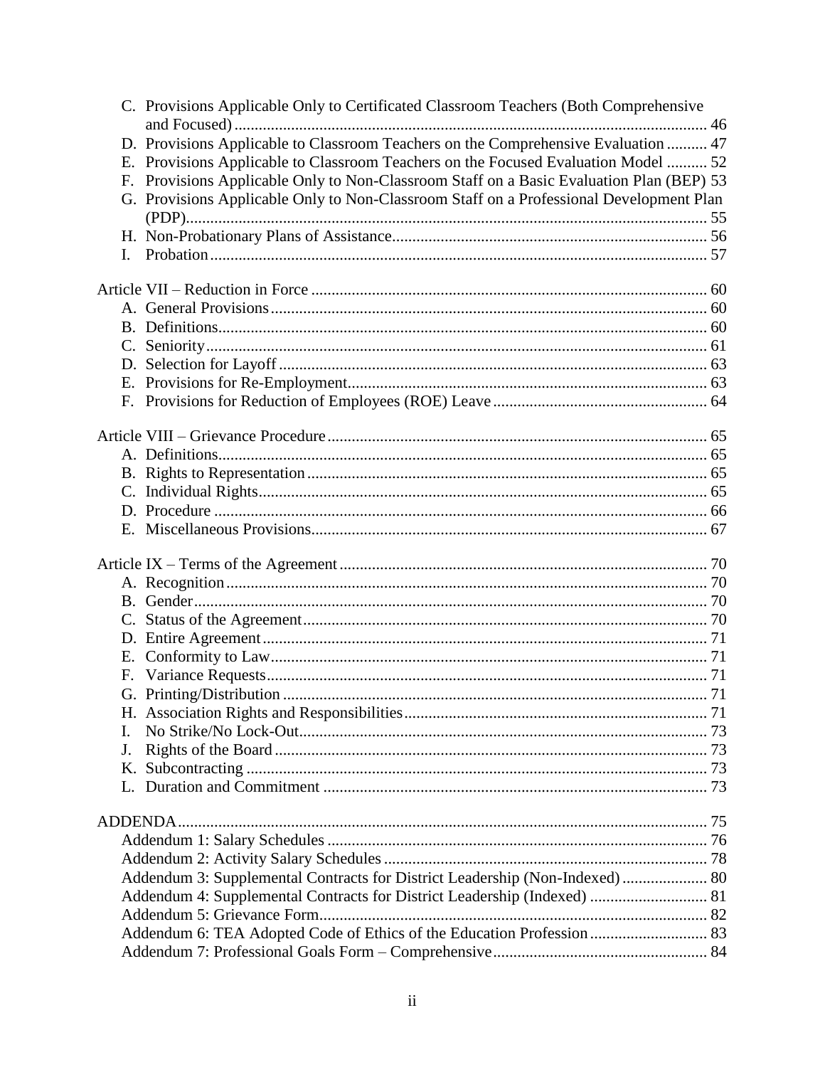C. Provisions Applicable Only to Certificated Classroom Teachers (Both Comprehensive and Focused) ... 46
D. Provisions Applicable to Classroom Teachers on the Comprehensive Evaluation ... 47
E. Provisions Applicable to Classroom Teachers on the Focused Evaluation Model ... 52
F. Provisions Applicable Only to Non-Classroom Staff on a Basic Evaluation Plan (BEP) 53
G. Provisions Applicable Only to Non-Classroom Staff on a Professional Development Plan (PDP) ... 55
H. Non-Probationary Plans of Assistance ... 56
I. Probation ... 57

Article VII – Reduction in Force ... 60
A. General Provisions ... 60
B. Definitions ... 60
C. Seniority ... 61
D. Selection for Layoff ... 63
E. Provisions for Re-Employment ... 63
F. Provisions for Reduction of Employees (ROE) Leave ... 64

Article VIII – Grievance Procedure ... 65
A. Definitions ... 65
B. Rights to Representation ... 65
C. Individual Rights ... 65
D. Procedure ... 66
E. Miscellaneous Provisions ... 67

Article IX – Terms of the Agreement ... 70
A. Recognition ... 70
B. Gender ... 70
C. Status of the Agreement ... 70
D. Entire Agreement ... 71
E. Conformity to Law ... 71
F. Variance Requests ... 71
G. Printing/Distribution ... 71
H. Association Rights and Responsibilities ... 71
I. No Strike/No Lock-Out ... 73
J. Rights of the Board ... 73
K. Subcontracting ... 73
L. Duration and Commitment ... 73

ADDENDA ... 75
Addendum 1: Salary Schedules ... 76
Addendum 2: Activity Salary Schedules ... 78
Addendum 3: Supplemental Contracts for District Leadership (Non-Indexed) ... 80
Addendum 4: Supplemental Contracts for District Leadership (Indexed) ... 81
Addendum 5: Grievance Form ... 82
Addendum 6: TEA Adopted Code of Ethics of the Education Profession ... 83
Addendum 7: Professional Goals Form – Comprehensive ... 84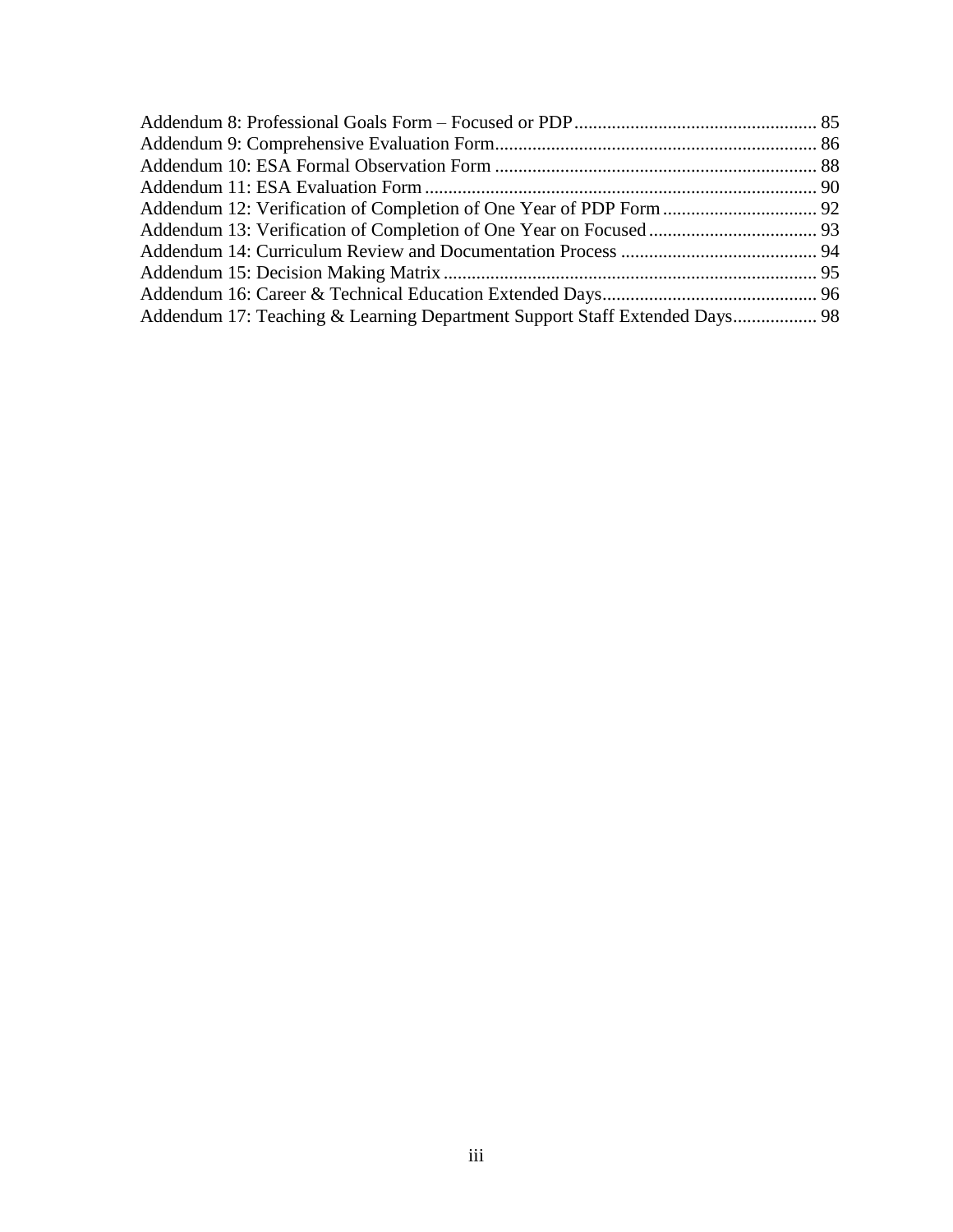Addendum 8: Professional Goals Form – Focused or PDP .................................................... 85
Addendum 9: Comprehensive Evaluation Form .................................................................... 86
Addendum 10: ESA Formal Observation Form .................................................................... 88
Addendum 11: ESA Evaluation Form .................................................................................... 90
Addendum 12: Verification of Completion of One Year of PDP Form ................................. 92
Addendum 13: Verification of Completion of One Year on Focused .................................... 93
Addendum 14: Curriculum Review and Documentation Process .......................................... 94
Addendum 15: Decision Making Matrix ................................................................................ 95
Addendum 16: Career & Technical Education Extended Days .............................................. 96
Addendum 17: Teaching & Learning Department Support Staff Extended Days .................. 98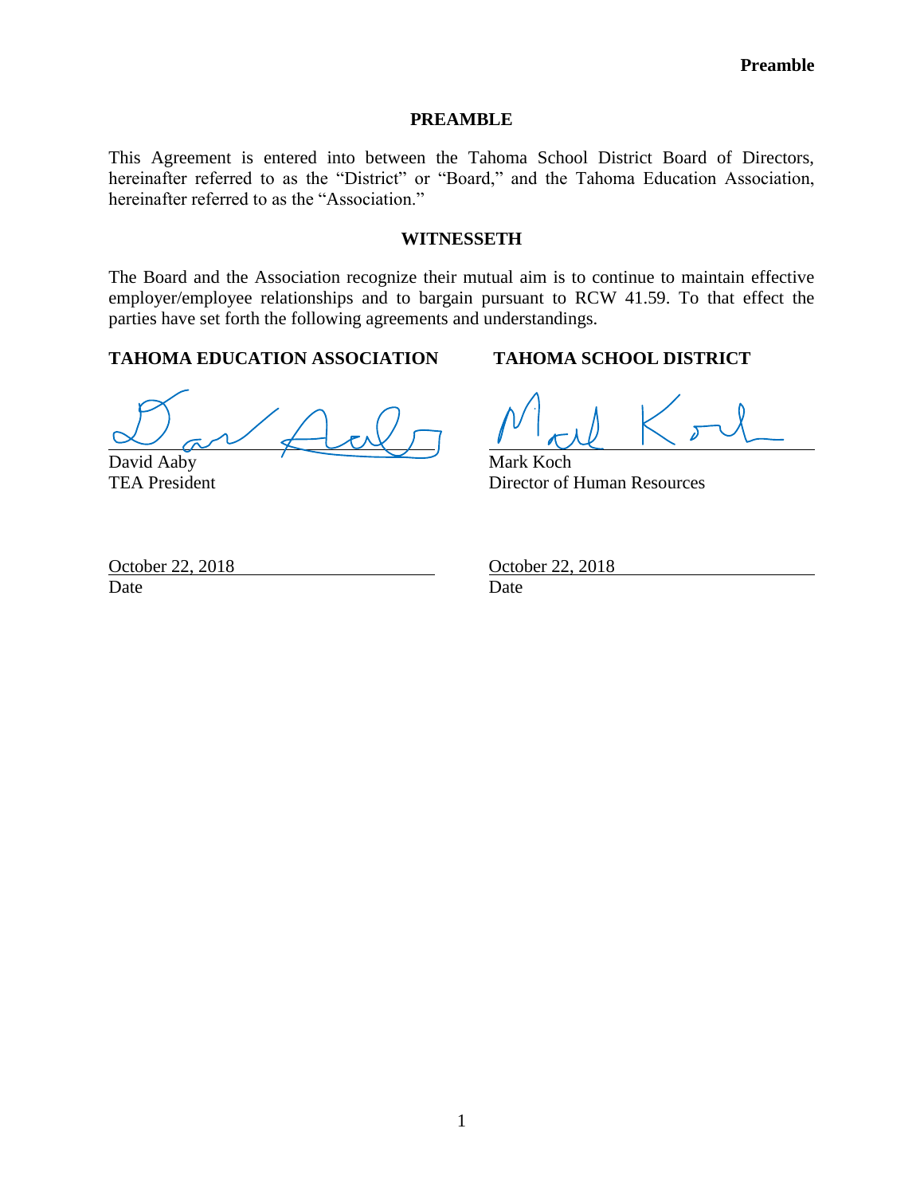# PREAMBLE

This Agreement is entered into between the Tahoma School District Board of Directors, hereinafter referred to as the "District" or "Board," and the Tahoma Education Association, hereinafter referred to as the "Association."

## WITNESSETH

The Board and the Association recognize their mutual aim is to continue to maintain effective employer/employee relationships and to bargain pursuant to RCW 41.59. To that effect the parties have set forth the following agreements and understandings.

| **TAHOMA EDUCATION ASSOCIATION** | **TAHOMA SCHOOL DISTRICT** |
|---|---|
| David Aaby | Mark Koch |
| TEA President | Director of Human Resources |
| October 22, 2018 | October 22, 2018 |
| Date | Date |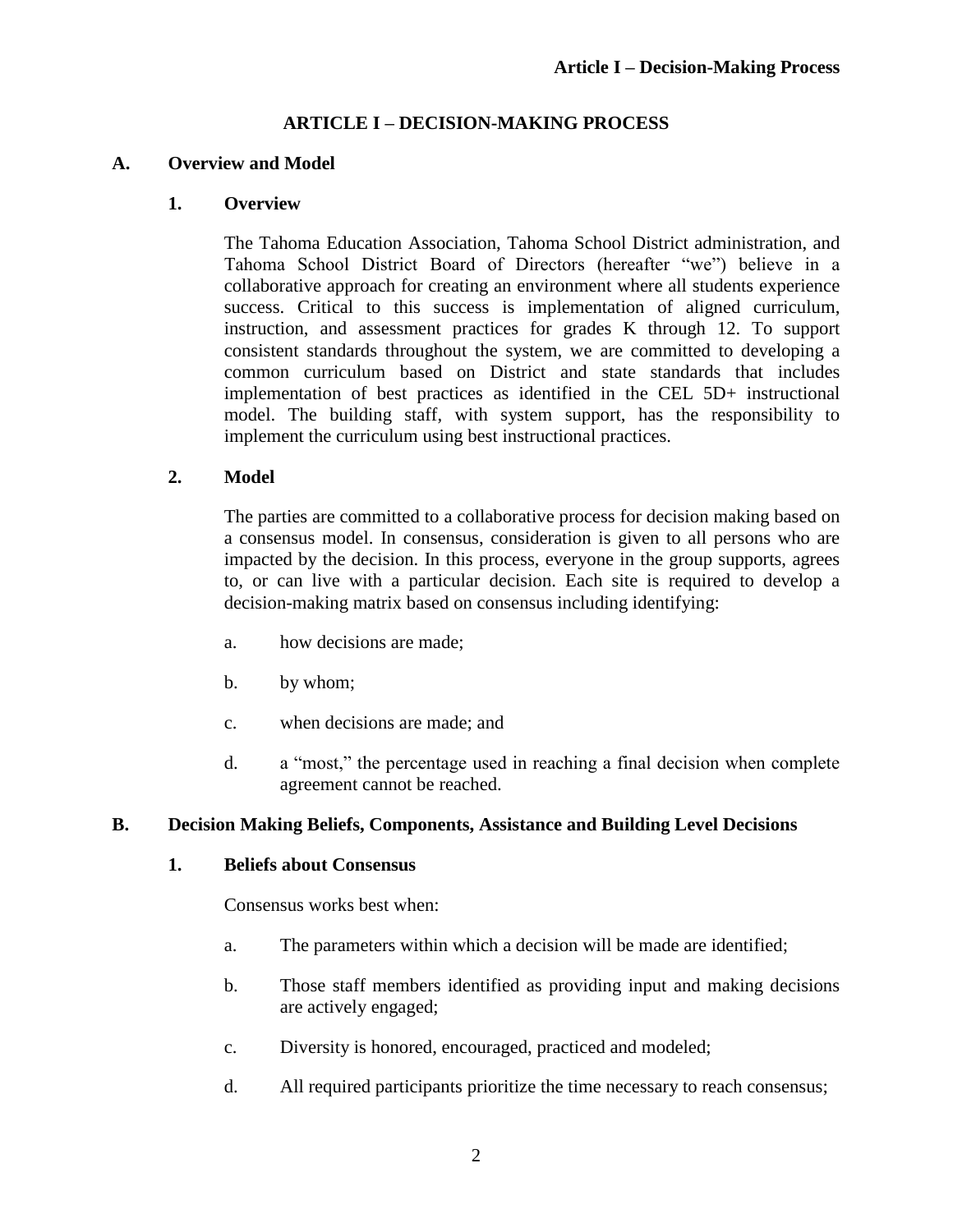# ARTICLE I – DECISION-MAKING PROCESS

## A. Overview and Model

### 1. Overview

The Tahoma Education Association, Tahoma School District administration, and Tahoma School District Board of Directors (hereafter "we") believe in a collaborative approach for creating an environment where all students experience success. Critical to this success is implementation of aligned curriculum, instruction, and assessment practices for grades K through 12. To support consistent standards throughout the system, we are committed to developing a common curriculum based on District and state standards that includes implementation of best practices as identified in the CEL 5D+ instructional model. The building staff, with system support, has the responsibility to implement the curriculum using best instructional practices.

### 2. Model

The parties are committed to a collaborative process for decision making based on a consensus model. In consensus, consideration is given to all persons who are impacted by the decision. In this process, everyone in the group supports, agrees to, or can live with a particular decision. Each site is required to develop a decision-making matrix based on consensus including identifying:

a. how decisions are made;

b. by whom;

c. when decisions are made; and

d. a "most," the percentage used in reaching a final decision when complete agreement cannot be reached.

## B. Decision Making Beliefs, Components, Assistance and Building Level Decisions

### 1. Beliefs about Consensus

Consensus works best when:

a. The parameters within which a decision will be made are identified;

b. Those staff members identified as providing input and making decisions are actively engaged;

c. Diversity is honored, encouraged, practiced and modeled;

d. All required participants prioritize the time necessary to reach consensus;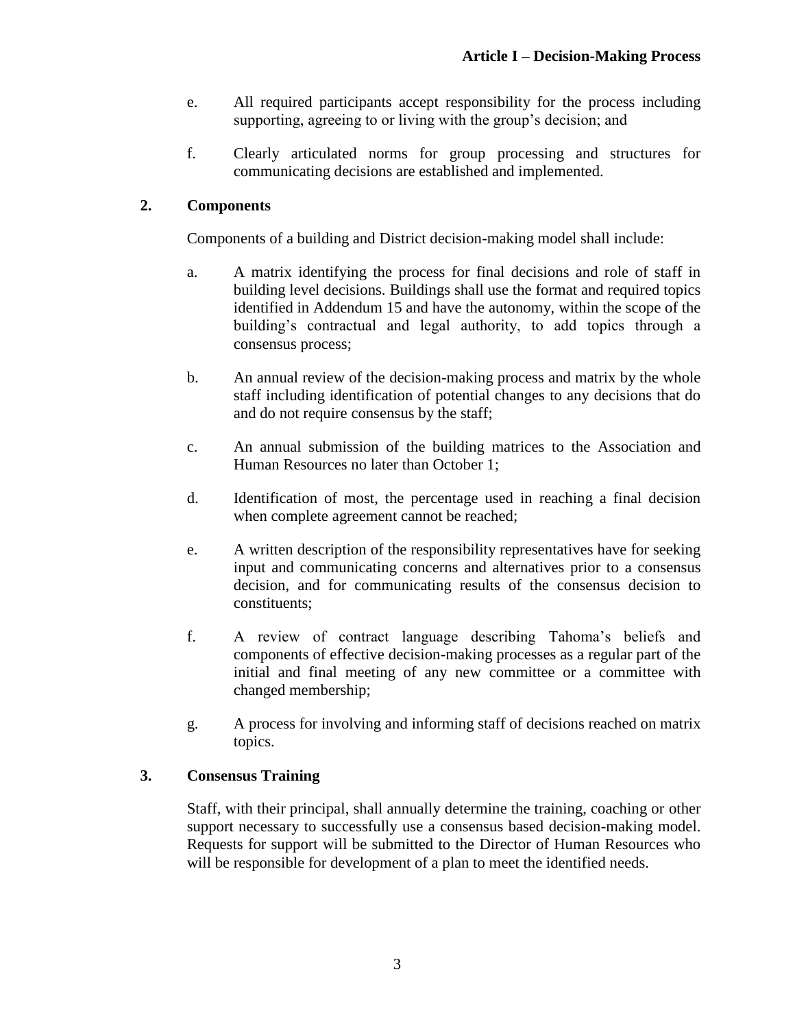e. All required participants accept responsibility for the process including supporting, agreeing to or living with the group's decision; and

f. Clearly articulated norms for group processing and structures for communicating decisions are established and implemented.

**2. Components**

Components of a building and District decision-making model shall include:

a. A matrix identifying the process for final decisions and role of staff in building level decisions. Buildings shall use the format and required topics identified in Addendum 15 and have the autonomy, within the scope of the building's contractual and legal authority, to add topics through a consensus process;

b. An annual review of the decision-making process and matrix by the whole staff including identification of potential changes to any decisions that do and do not require consensus by the staff;

c. An annual submission of the building matrices to the Association and Human Resources no later than October 1;

d. Identification of most, the percentage used in reaching a final decision when complete agreement cannot be reached;

e. A written description of the responsibility representatives have for seeking input and communicating concerns and alternatives prior to a consensus decision, and for communicating results of the consensus decision to constituents;

f. A review of contract language describing Tahoma's beliefs and components of effective decision-making processes as a regular part of the initial and final meeting of any new committee or a committee with changed membership;

g. A process for involving and informing staff of decisions reached on matrix topics.

**3. Consensus Training**

Staff, with their principal, shall annually determine the training, coaching or other support necessary to successfully use a consensus based decision-making model. Requests for support will be submitted to the Director of Human Resources who will be responsible for development of a plan to meet the identified needs.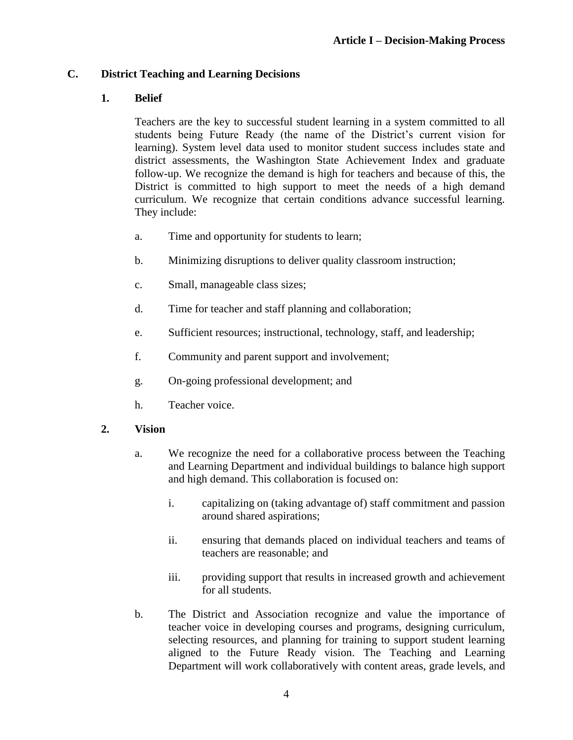### C. District Teaching and Learning Decisions

#### 1. Belief

Teachers are the key to successful student learning in a system committed to all students being Future Ready (the name of the District's current vision for learning). System level data used to monitor student success includes state and district assessments, the Washington State Achievement Index and graduate follow-up. We recognize the demand is high for teachers and because of this, the District is committed to high support to meet the needs of a high demand curriculum. We recognize that certain conditions advance successful learning. They include:

a. Time and opportunity for students to learn;

b. Minimizing disruptions to deliver quality classroom instruction;

c. Small, manageable class sizes;

d. Time for teacher and staff planning and collaboration;

e. Sufficient resources; instructional, technology, staff, and leadership;

f. Community and parent support and involvement;

g. On-going professional development; and

h. Teacher voice.

#### 2. Vision

a. We recognize the need for a collaborative process between the Teaching and Learning Department and individual buildings to balance high support and high demand. This collaboration is focused on:

   i. capitalizing on (taking advantage of) staff commitment and passion around shared aspirations;

   ii. ensuring that demands placed on individual teachers and teams of teachers are reasonable; and

   iii. providing support that results in increased growth and achievement for all students.

b. The District and Association recognize and value the importance of teacher voice in developing courses and programs, designing curriculum, selecting resources, and planning for training to support student learning aligned to the Future Ready vision. The Teaching and Learning Department will work collaboratively with content areas, grade levels, and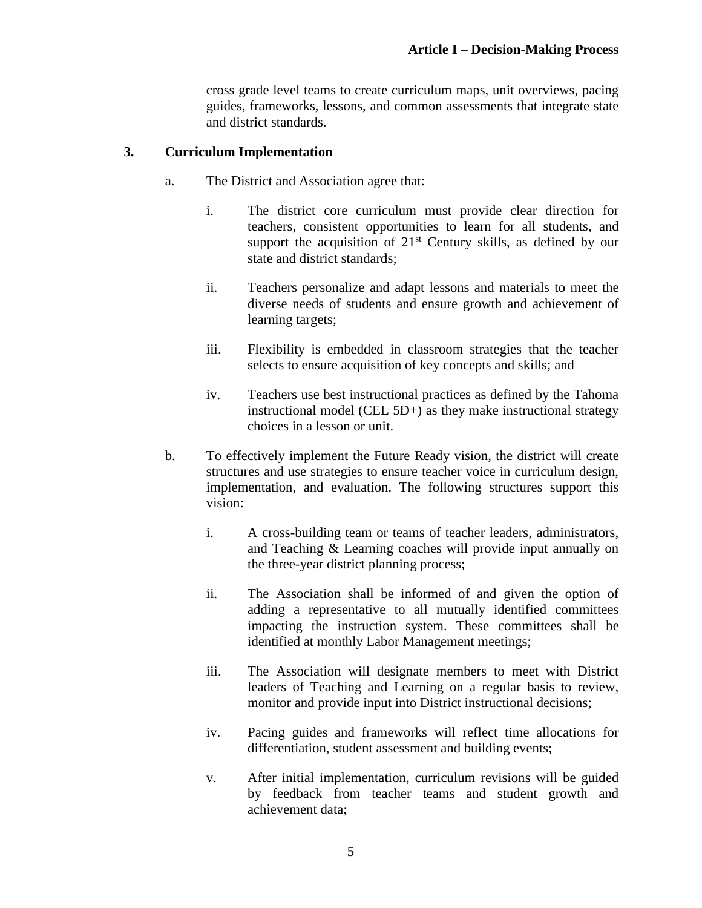cross grade level teams to create curriculum maps, unit overviews, pacing guides, frameworks, lessons, and common assessments that integrate state and district standards.

### 3. Curriculum Implementation

a. The District and Association agree that:

   i. The district core curriculum must provide clear direction for teachers, consistent opportunities to learn for all students, and support the acquisition of 21st Century skills, as defined by our state and district standards;

   ii. Teachers personalize and adapt lessons and materials to meet the diverse needs of students and ensure growth and achievement of learning targets;

   iii. Flexibility is embedded in classroom strategies that the teacher selects to ensure acquisition of key concepts and skills; and

   iv. Teachers use best instructional practices as defined by the Tahoma instructional model (CEL 5D+) as they make instructional strategy choices in a lesson or unit.

b. To effectively implement the Future Ready vision, the district will create structures and use strategies to ensure teacher voice in curriculum design, implementation, and evaluation. The following structures support this vision:

   i. A cross-building team or teams of teacher leaders, administrators, and Teaching & Learning coaches will provide input annually on the three-year district planning process;

   ii. The Association shall be informed of and given the option of adding a representative to all mutually identified committees impacting the instruction system. These committees shall be identified at monthly Labor Management meetings;

   iii. The Association will designate members to meet with District leaders of Teaching and Learning on a regular basis to review, monitor and provide input into District instructional decisions;

   iv. Pacing guides and frameworks will reflect time allocations for differentiation, student assessment and building events;

   v. After initial implementation, curriculum revisions will be guided by feedback from teacher teams and student growth and achievement data;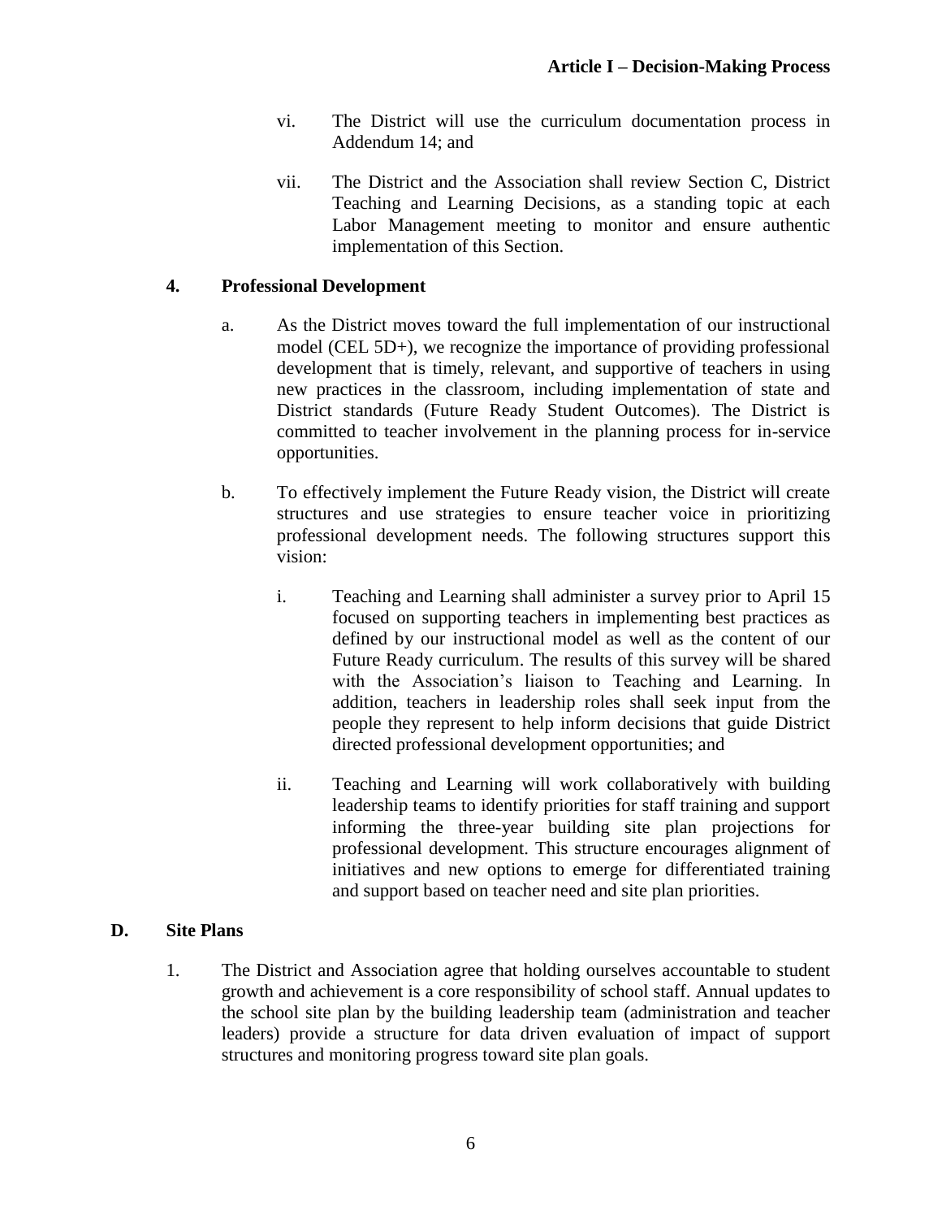vi. The District will use the curriculum documentation process in Addendum 14; and

vii. The District and the Association shall review Section C, District Teaching and Learning Decisions, as a standing topic at each Labor Management meeting to monitor and ensure authentic implementation of this Section.

### 4. Professional Development

a. As the District moves toward the full implementation of our instructional model (CEL 5D+), we recognize the importance of providing professional development that is timely, relevant, and supportive of teachers in using new practices in the classroom, including implementation of state and District standards (Future Ready Student Outcomes). The District is committed to teacher involvement in the planning process for in-service opportunities.

b. To effectively implement the Future Ready vision, the District will create structures and use strategies to ensure teacher voice in prioritizing professional development needs. The following structures support this vision:

i. Teaching and Learning shall administer a survey prior to April 15 focused on supporting teachers in implementing best practices as defined by our instructional model as well as the content of our Future Ready curriculum. The results of this survey will be shared with the Association's liaison to Teaching and Learning. In addition, teachers in leadership roles shall seek input from the people they represent to help inform decisions that guide District directed professional development opportunities; and

ii. Teaching and Learning will work collaboratively with building leadership teams to identify priorities for staff training and support informing the three-year building site plan projections for professional development. This structure encourages alignment of initiatives and new options to emerge for differentiated training and support based on teacher need and site plan priorities.

## D. Site Plans

1. The District and Association agree that holding ourselves accountable to student growth and achievement is a core responsibility of school staff. Annual updates to the school site plan by the building leadership team (administration and teacher leaders) provide a structure for data driven evaluation of impact of support structures and monitoring progress toward site plan goals.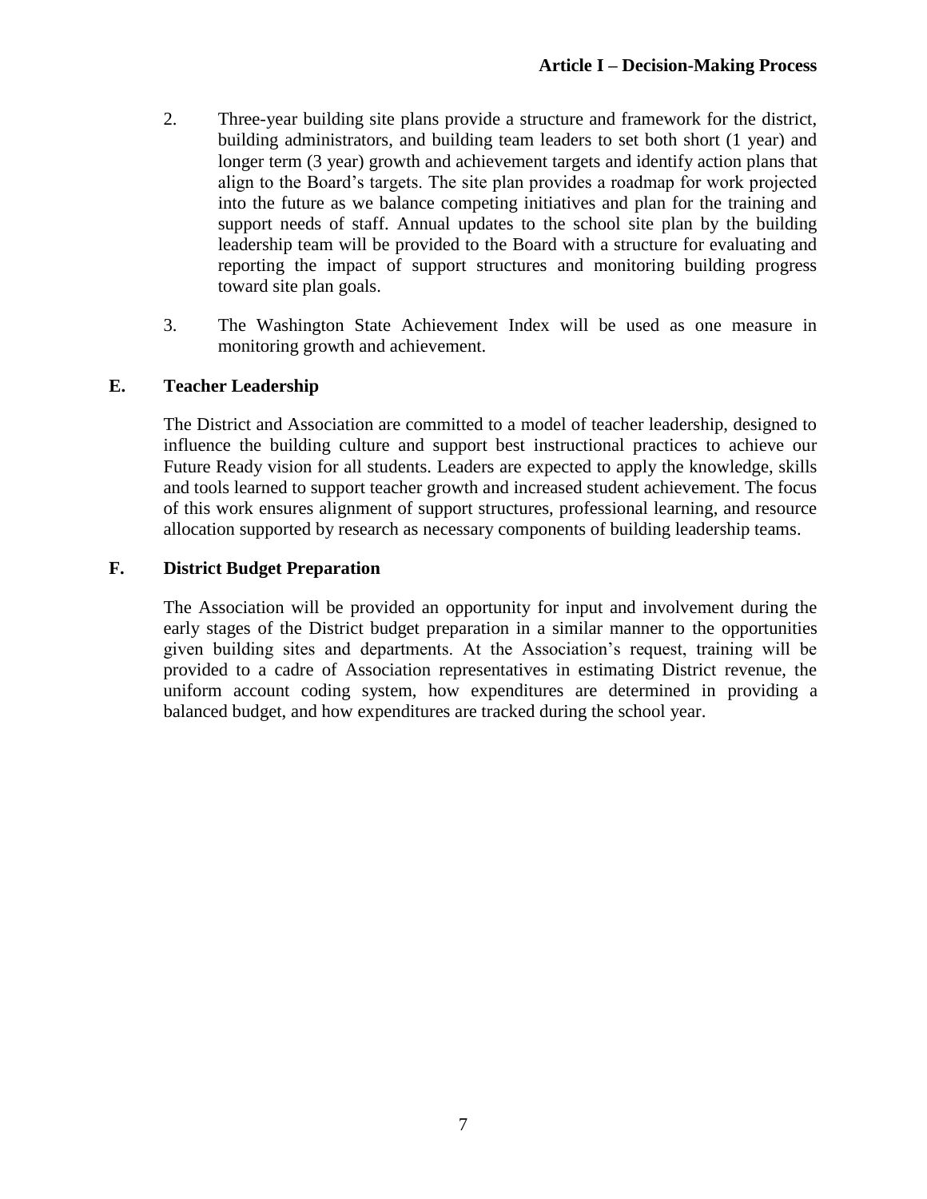2. Three-year building site plans provide a structure and framework for the district, building administrators, and building team leaders to set both short (1 year) and longer term (3 year) growth and achievement targets and identify action plans that align to the Board's targets. The site plan provides a roadmap for work projected into the future as we balance competing initiatives and plan for the training and support needs of staff. Annual updates to the school site plan by the building leadership team will be provided to the Board with a structure for evaluating and reporting the impact of support structures and monitoring building progress toward site plan goals.

3. The Washington State Achievement Index will be used as one measure in monitoring growth and achievement.

## E. Teacher Leadership

The District and Association are committed to a model of teacher leadership, designed to influence the building culture and support best instructional practices to achieve our Future Ready vision for all students. Leaders are expected to apply the knowledge, skills and tools learned to support teacher growth and increased student achievement. The focus of this work ensures alignment of support structures, professional learning, and resource allocation supported by research as necessary components of building leadership teams.

## F. District Budget Preparation

The Association will be provided an opportunity for input and involvement during the early stages of the District budget preparation in a similar manner to the opportunities given building sites and departments. At the Association's request, training will be provided to a cadre of Association representatives in estimating District revenue, the uniform account coding system, how expenditures are determined in providing a balanced budget, and how expenditures are tracked during the school year.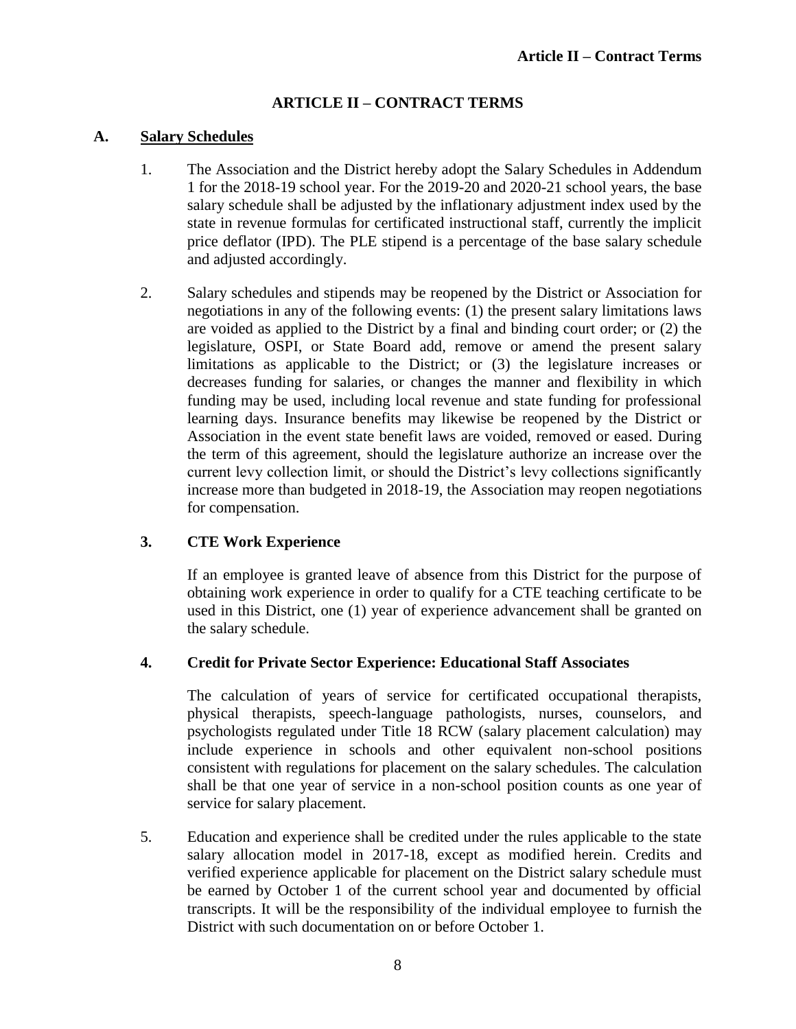# ARTICLE II – CONTRACT TERMS

## A. Salary Schedules

1. The Association and the District hereby adopt the Salary Schedules in Addendum 1 for the 2018-19 school year. For the 2019-20 and 2020-21 school years, the base salary schedule shall be adjusted by the inflationary adjustment index used by the state in revenue formulas for certificated instructional staff, currently the implicit price deflator (IPD). The PLE stipend is a percentage of the base salary schedule and adjusted accordingly.

2. Salary schedules and stipends may be reopened by the District or Association for negotiations in any of the following events: (1) the present salary limitations laws are voided as applied to the District by a final and binding court order; or (2) the legislature, OSPI, or State Board add, remove or amend the present salary limitations as applicable to the District; or (3) the legislature increases or decreases funding for salaries, or changes the manner and flexibility in which funding may be used, including local revenue and state funding for professional learning days. Insurance benefits may likewise be reopened by the District or Association in the event state benefit laws are voided, removed or eased. During the term of this agreement, should the legislature authorize an increase over the current levy collection limit, or should the District's levy collections significantly increase more than budgeted in 2018-19, the Association may reopen negotiations for compensation.

### 3. CTE Work Experience

If an employee is granted leave of absence from this District for the purpose of obtaining work experience in order to qualify for a CTE teaching certificate to be used in this District, one (1) year of experience advancement shall be granted on the salary schedule.

### 4. Credit for Private Sector Experience: Educational Staff Associates

The calculation of years of service for certificated occupational therapists, physical therapists, speech-language pathologists, nurses, counselors, and psychologists regulated under Title 18 RCW (salary placement calculation) may include experience in schools and other equivalent non-school positions consistent with regulations for placement on the salary schedules. The calculation shall be that one year of service in a non-school position counts as one year of service for salary placement.

5. Education and experience shall be credited under the rules applicable to the state salary allocation model in 2017-18, except as modified herein. Credits and verified experience applicable for placement on the District salary schedule must be earned by October 1 of the current school year and documented by official transcripts. It will be the responsibility of the individual employee to furnish the District with such documentation on or before October 1.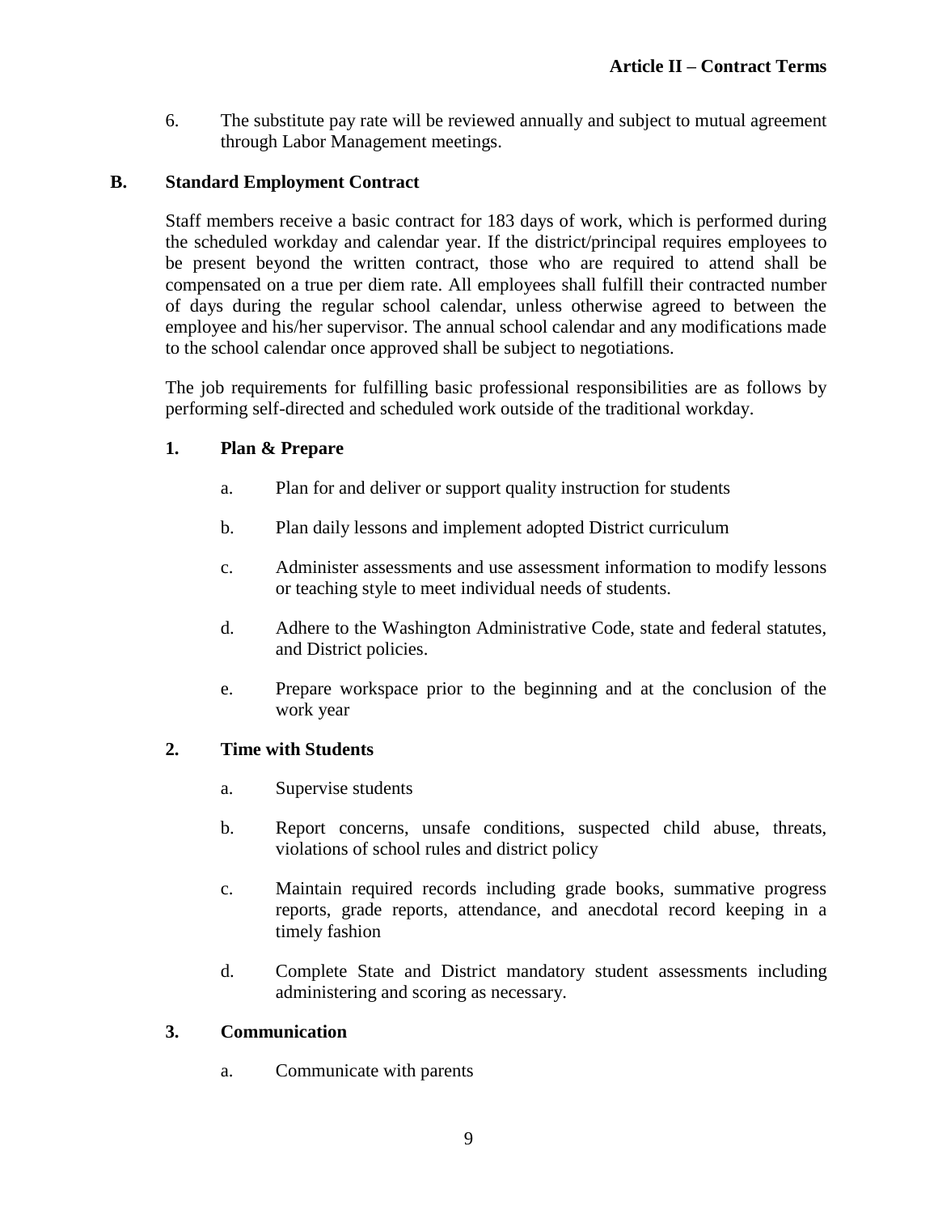6. The substitute pay rate will be reviewed annually and subject to mutual agreement through Labor Management meetings.

**B. Standard Employment Contract**

Staff members receive a basic contract for 183 days of work, which is performed during the scheduled workday and calendar year. If the district/principal requires employees to be present beyond the written contract, those who are required to attend shall be compensated on a true per diem rate. All employees shall fulfill their contracted number of days during the regular school calendar, unless otherwise agreed to between the employee and his/her supervisor. The annual school calendar and any modifications made to the school calendar once approved shall be subject to negotiations.

The job requirements for fulfilling basic professional responsibilities are as follows by performing self-directed and scheduled work outside of the traditional workday.

**1. Plan & Prepare**

a. Plan for and deliver or support quality instruction for students

b. Plan daily lessons and implement adopted District curriculum

c. Administer assessments and use assessment information to modify lessons or teaching style to meet individual needs of students.

d. Adhere to the Washington Administrative Code, state and federal statutes, and District policies.

e. Prepare workspace prior to the beginning and at the conclusion of the work year

**2. Time with Students**

a. Supervise students

b. Report concerns, unsafe conditions, suspected child abuse, threats, violations of school rules and district policy

c. Maintain required records including grade books, summative progress reports, grade reports, attendance, and anecdotal record keeping in a timely fashion

d. Complete State and District mandatory student assessments including administering and scoring as necessary.

**3. Communication**

a. Communicate with parents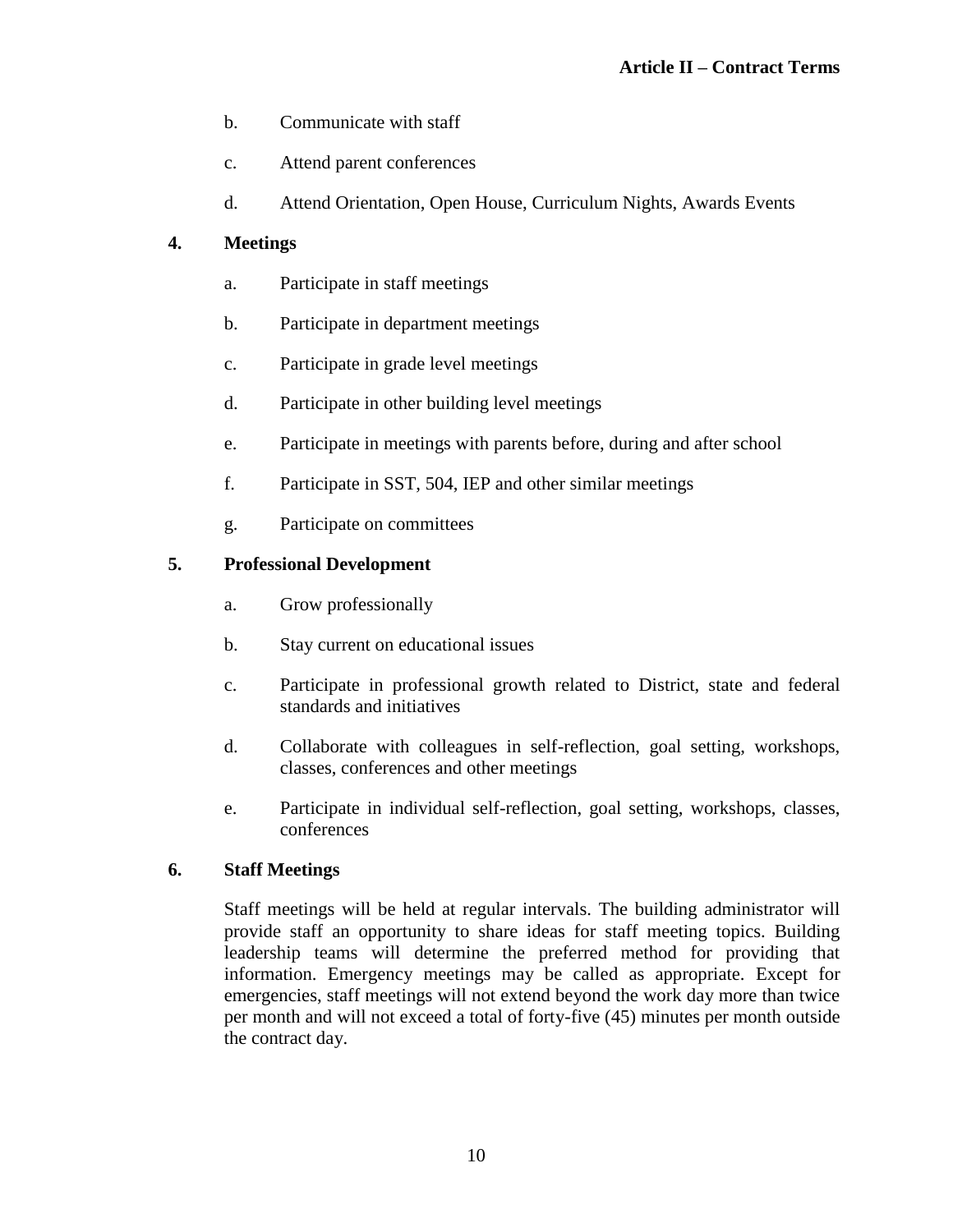b. Communicate with staff

c. Attend parent conferences

d. Attend Orientation, Open House, Curriculum Nights, Awards Events

**4. Meetings**

a. Participate in staff meetings

b. Participate in department meetings

c. Participate in grade level meetings

d. Participate in other building level meetings

e. Participate in meetings with parents before, during and after school

f. Participate in SST, 504, IEP and other similar meetings

g. Participate on committees

**5. Professional Development**

a. Grow professionally

b. Stay current on educational issues

c. Participate in professional growth related to District, state and federal standards and initiatives

d. Collaborate with colleagues in self-reflection, goal setting, workshops, classes, conferences and other meetings

e. Participate in individual self-reflection, goal setting, workshops, classes, conferences

**6. Staff Meetings**

Staff meetings will be held at regular intervals. The building administrator will provide staff an opportunity to share ideas for staff meeting topics. Building leadership teams will determine the preferred method for providing that information. Emergency meetings may be called as appropriate. Except for emergencies, staff meetings will not extend beyond the work day more than twice per month and will not exceed a total of forty-five (45) minutes per month outside the contract day.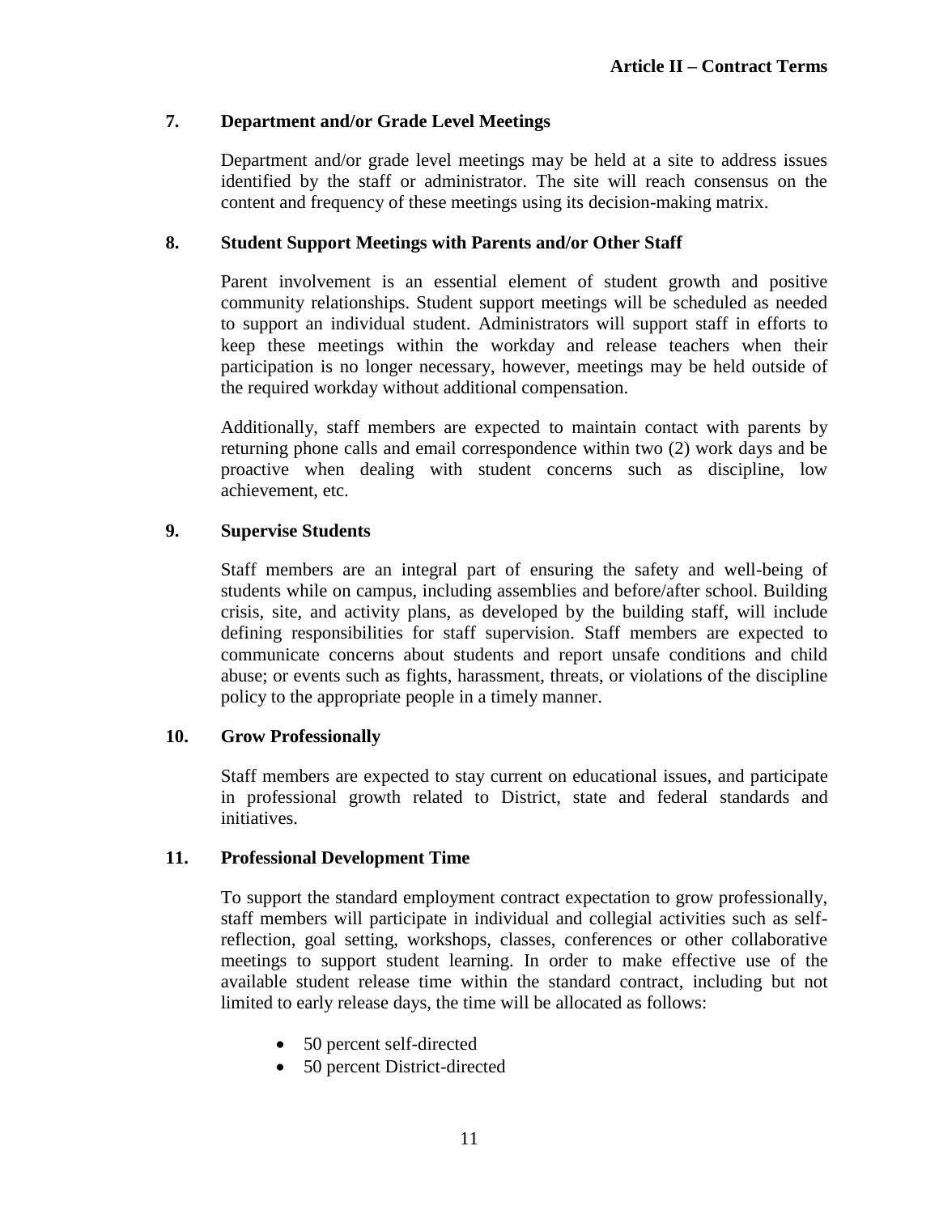### 7. Department and/or Grade Level Meetings

Department and/or grade level meetings may be held at a site to address issues identified by the staff or administrator. The site will reach consensus on the content and frequency of these meetings using its decision-making matrix.

### 8. Student Support Meetings with Parents and/or Other Staff

Parent involvement is an essential element of student growth and positive community relationships. Student support meetings will be scheduled as needed to support an individual student. Administrators will support staff in efforts to keep these meetings within the workday and release teachers when their participation is no longer necessary, however, meetings may be held outside of the required workday without additional compensation.

Additionally, staff members are expected to maintain contact with parents by returning phone calls and email correspondence within two (2) work days and be proactive when dealing with student concerns such as discipline, low achievement, etc.

### 9. Supervise Students

Staff members are an integral part of ensuring the safety and well-being of students while on campus, including assemblies and before/after school. Building crisis, site, and activity plans, as developed by the building staff, will include defining responsibilities for staff supervision. Staff members are expected to communicate concerns about students and report unsafe conditions and child abuse; or events such as fights, harassment, threats, or violations of the discipline policy to the appropriate people in a timely manner.

### 10. Grow Professionally

Staff members are expected to stay current on educational issues, and participate in professional growth related to District, state and federal standards and initiatives.

### 11. Professional Development Time

To support the standard employment contract expectation to grow professionally, staff members will participate in individual and collegial activities such as self-reflection, goal setting, workshops, classes, conferences or other collaborative meetings to support student learning. In order to make effective use of the available student release time within the standard contract, including but not limited to early release days, the time will be allocated as follows:

- 50 percent self-directed
- 50 percent District-directed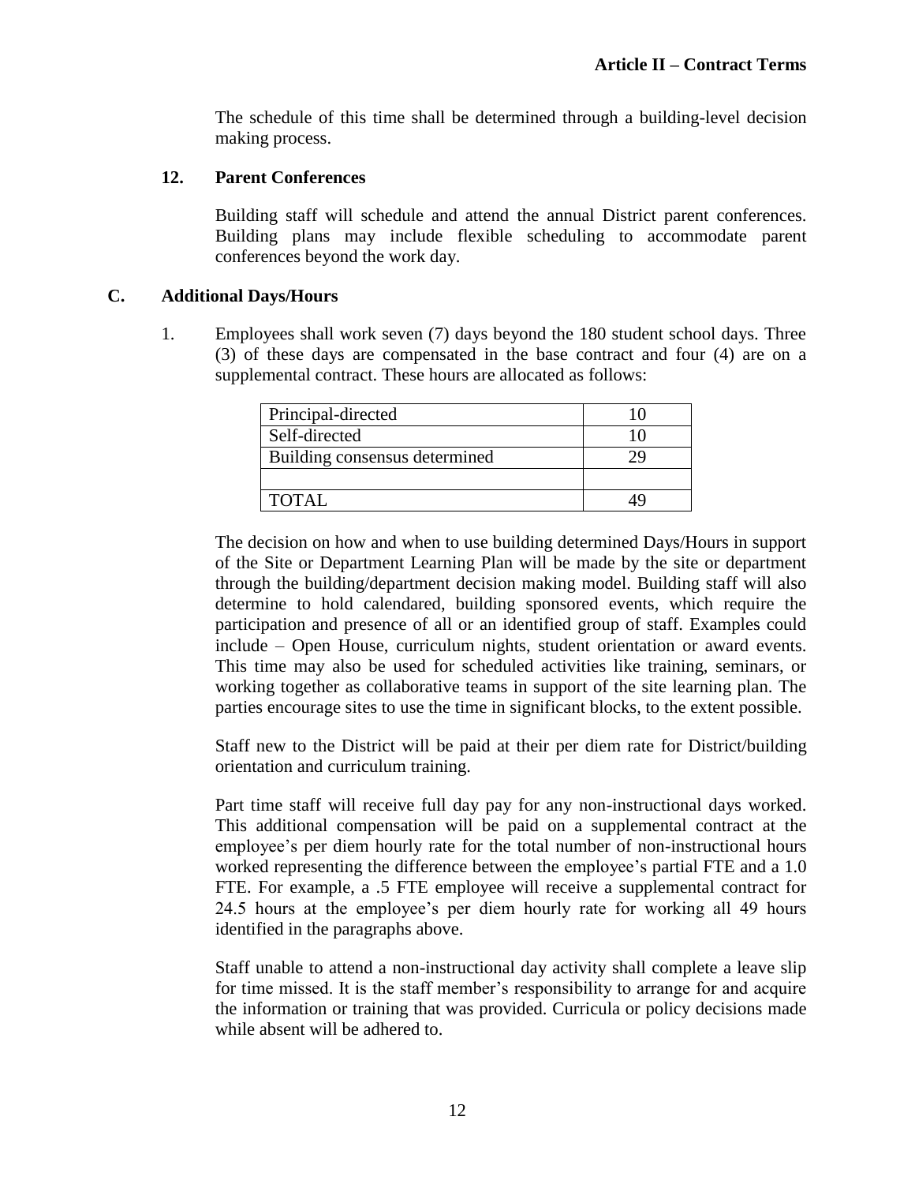The schedule of this time shall be determined through a building-level decision making process.

### 12. Parent Conferences

Building staff will schedule and attend the annual District parent conferences. Building plans may include flexible scheduling to accommodate parent conferences beyond the work day.

## C. Additional Days/Hours

1. Employees shall work seven (7) days beyond the 180 student school days. Three (3) of these days are compensated in the base contract and four (4) are on a supplemental contract. These hours are allocated as follows:

| | |
|---|---|
| Principal-directed | 10 |
| Self-directed | 10 |
| Building consensus determined | 29 |
| | |
| TOTAL | 49 |

The decision on how and when to use building determined Days/Hours in support of the Site or Department Learning Plan will be made by the site or department through the building/department decision making model. Building staff will also determine to hold calendared, building sponsored events, which require the participation and presence of all or an identified group of staff. Examples could include – Open House, curriculum nights, student orientation or award events. This time may also be used for scheduled activities like training, seminars, or working together as collaborative teams in support of the site learning plan. The parties encourage sites to use the time in significant blocks, to the extent possible.

Staff new to the District will be paid at their per diem rate for District/building orientation and curriculum training.

Part time staff will receive full day pay for any non-instructional days worked. This additional compensation will be paid on a supplemental contract at the employee's per diem hourly rate for the total number of non-instructional hours worked representing the difference between the employee's partial FTE and a 1.0 FTE. For example, a .5 FTE employee will receive a supplemental contract for 24.5 hours at the employee's per diem hourly rate for working all 49 hours identified in the paragraphs above.

Staff unable to attend a non-instructional day activity shall complete a leave slip for time missed. It is the staff member's responsibility to arrange for and acquire the information or training that was provided. Curricula or policy decisions made while absent will be adhered to.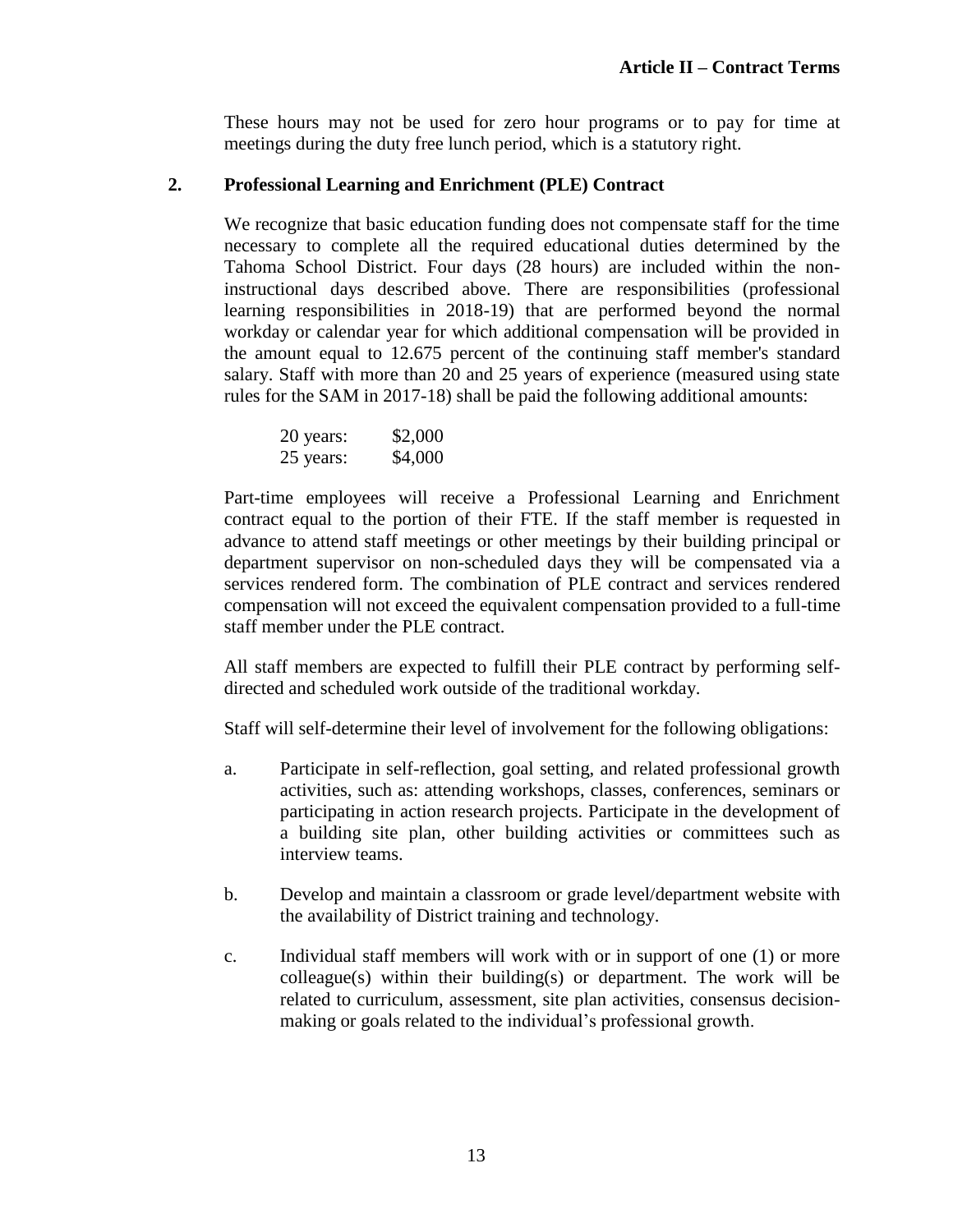These hours may not be used for zero hour programs or to pay for time at meetings during the duty free lunch period, which is a statutory right.

### 2. Professional Learning and Enrichment (PLE) Contract

We recognize that basic education funding does not compensate staff for the time necessary to complete all the required educational duties determined by the Tahoma School District. Four days (28 hours) are included within the non-instructional days described above. There are responsibilities (professional learning responsibilities in 2018-19) that are performed beyond the normal workday or calendar year for which additional compensation will be provided in the amount equal to 12.675 percent of the continuing staff member's standard salary. Staff with more than 20 and 25 years of experience (measured using state rules for the SAM in 2017-18) shall be paid the following additional amounts:

| | |
|---|---|
| 20 years: | $2,000 |
| 25 years: | $4,000 |

Part-time employees will receive a Professional Learning and Enrichment contract equal to the portion of their FTE. If the staff member is requested in advance to attend staff meetings or other meetings by their building principal or department supervisor on non-scheduled days they will be compensated via a services rendered form. The combination of PLE contract and services rendered compensation will not exceed the equivalent compensation provided to a full-time staff member under the PLE contract.

All staff members are expected to fulfill their PLE contract by performing self-directed and scheduled work outside of the traditional workday.

Staff will self-determine their level of involvement for the following obligations:

a. Participate in self-reflection, goal setting, and related professional growth activities, such as: attending workshops, classes, conferences, seminars or participating in action research projects. Participate in the development of a building site plan, other building activities or committees such as interview teams.

b. Develop and maintain a classroom or grade level/department website with the availability of District training and technology.

c. Individual staff members will work with or in support of one (1) or more colleague(s) within their building(s) or department. The work will be related to curriculum, assessment, site plan activities, consensus decision-making or goals related to the individual's professional growth.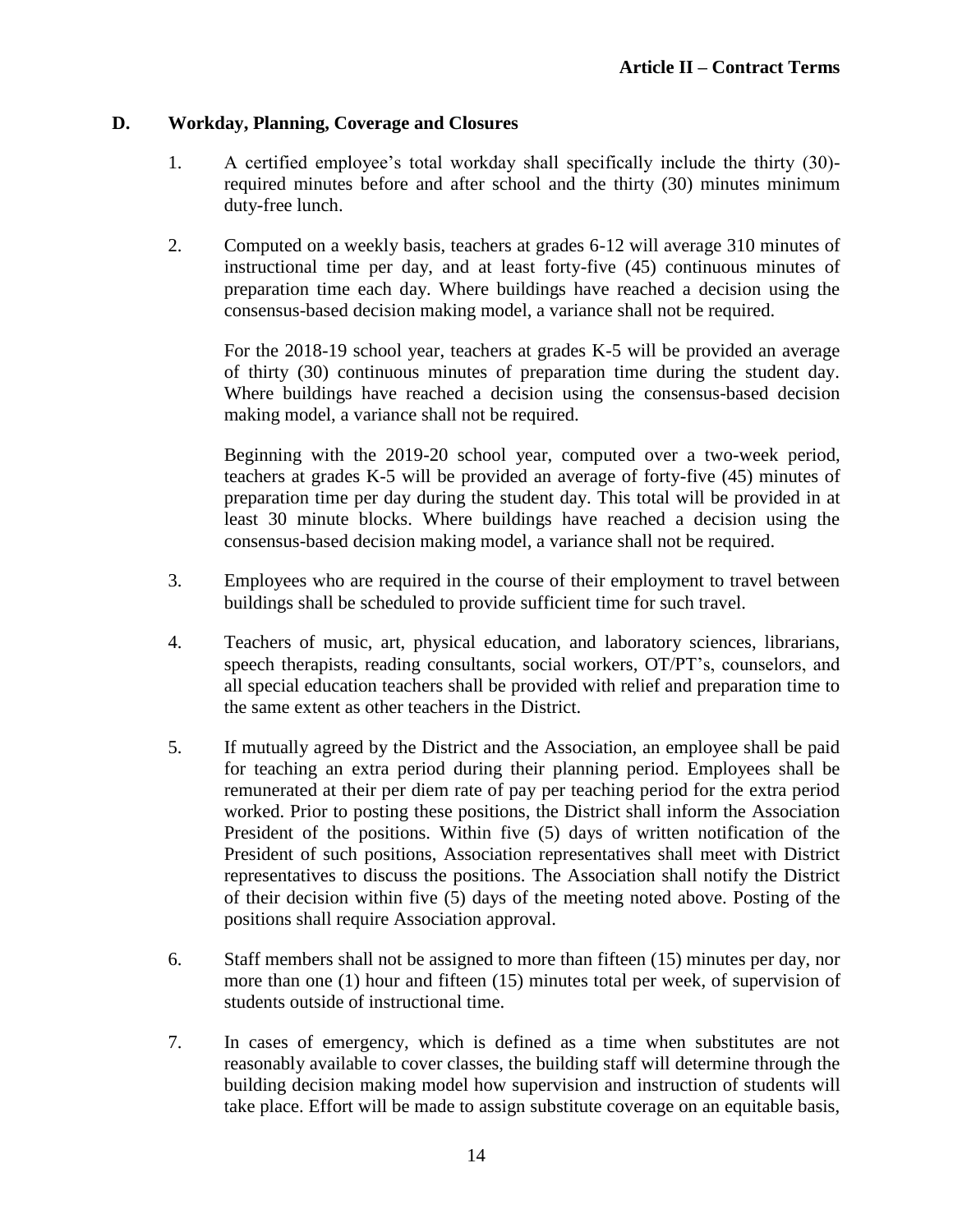## D. Workday, Planning, Coverage and Closures

1. A certified employee's total workday shall specifically include the thirty (30)-required minutes before and after school and the thirty (30) minutes minimum duty-free lunch.

2. Computed on a weekly basis, teachers at grades 6-12 will average 310 minutes of instructional time per day, and at least forty-five (45) continuous minutes of preparation time each day. Where buildings have reached a decision using the consensus-based decision making model, a variance shall not be required.

   For the 2018-19 school year, teachers at grades K-5 will be provided an average of thirty (30) continuous minutes of preparation time during the student day. Where buildings have reached a decision using the consensus-based decision making model, a variance shall not be required.

   Beginning with the 2019-20 school year, computed over a two-week period, teachers at grades K-5 will be provided an average of forty-five (45) minutes of preparation time per day during the student day. This total will be provided in at least 30 minute blocks. Where buildings have reached a decision using the consensus-based decision making model, a variance shall not be required.

3. Employees who are required in the course of their employment to travel between buildings shall be scheduled to provide sufficient time for such travel.

4. Teachers of music, art, physical education, and laboratory sciences, librarians, speech therapists, reading consultants, social workers, OT/PT's, counselors, and all special education teachers shall be provided with relief and preparation time to the same extent as other teachers in the District.

5. If mutually agreed by the District and the Association, an employee shall be paid for teaching an extra period during their planning period. Employees shall be remunerated at their per diem rate of pay per teaching period for the extra period worked. Prior to posting these positions, the District shall inform the Association President of the positions. Within five (5) days of written notification of the President of such positions, Association representatives shall meet with District representatives to discuss the positions. The Association shall notify the District of their decision within five (5) days of the meeting noted above. Posting of the positions shall require Association approval.

6. Staff members shall not be assigned to more than fifteen (15) minutes per day, nor more than one (1) hour and fifteen (15) minutes total per week, of supervision of students outside of instructional time.

7. In cases of emergency, which is defined as a time when substitutes are not reasonably available to cover classes, the building staff will determine through the building decision making model how supervision and instruction of students will take place. Effort will be made to assign substitute coverage on an equitable basis,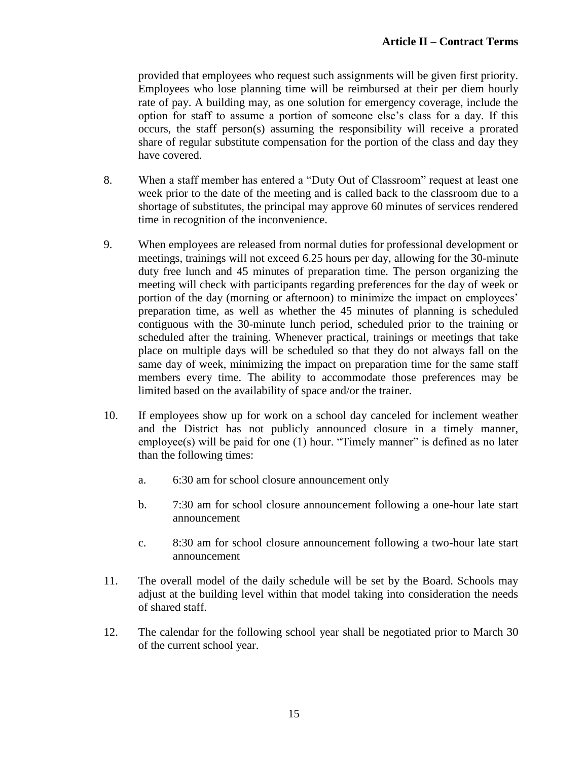provided that employees who request such assignments will be given first priority. Employees who lose planning time will be reimbursed at their per diem hourly rate of pay. A building may, as one solution for emergency coverage, include the option for staff to assume a portion of someone else's class for a day. If this occurs, the staff person(s) assuming the responsibility will receive a prorated share of regular substitute compensation for the portion of the class and day they have covered.

8. When a staff member has entered a "Duty Out of Classroom" request at least one week prior to the date of the meeting and is called back to the classroom due to a shortage of substitutes, the principal may approve 60 minutes of services rendered time in recognition of the inconvenience.

9. When employees are released from normal duties for professional development or meetings, trainings will not exceed 6.25 hours per day, allowing for the 30-minute duty free lunch and 45 minutes of preparation time. The person organizing the meeting will check with participants regarding preferences for the day of week or portion of the day (morning or afternoon) to minimize the impact on employees' preparation time, as well as whether the 45 minutes of planning is scheduled contiguous with the 30-minute lunch period, scheduled prior to the training or scheduled after the training. Whenever practical, trainings or meetings that take place on multiple days will be scheduled so that they do not always fall on the same day of week, minimizing the impact on preparation time for the same staff members every time. The ability to accommodate those preferences may be limited based on the availability of space and/or the trainer.

10. If employees show up for work on a school day canceled for inclement weather and the District has not publicly announced closure in a timely manner, employee(s) will be paid for one (1) hour. "Timely manner" is defined as no later than the following times:

    a. 6:30 am for school closure announcement only

    b. 7:30 am for school closure announcement following a one-hour late start announcement

    c. 8:30 am for school closure announcement following a two-hour late start announcement

11. The overall model of the daily schedule will be set by the Board. Schools may adjust at the building level within that model taking into consideration the needs of shared staff.

12. The calendar for the following school year shall be negotiated prior to March 30 of the current school year.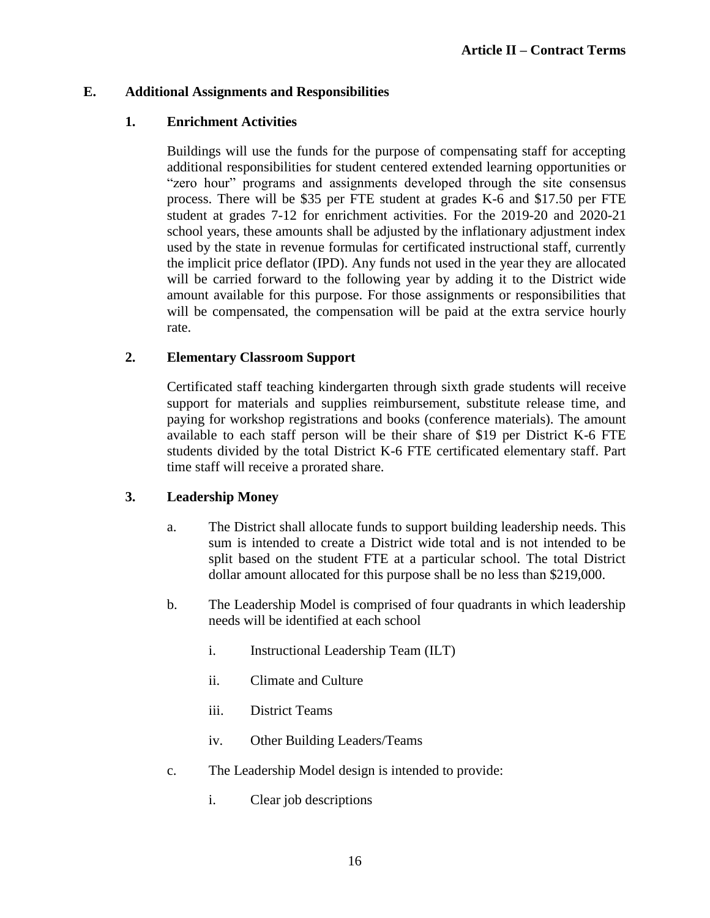### E. Additional Assignments and Responsibilities

#### 1. Enrichment Activities

Buildings will use the funds for the purpose of compensating staff for accepting additional responsibilities for student centered extended learning opportunities or "zero hour" programs and assignments developed through the site consensus process. There will be $35 per FTE student at grades K-6 and $17.50 per FTE student at grades 7-12 for enrichment activities. For the 2019-20 and 2020-21 school years, these amounts shall be adjusted by the inflationary adjustment index used by the state in revenue formulas for certificated instructional staff, currently the implicit price deflator (IPD). Any funds not used in the year they are allocated will be carried forward to the following year by adding it to the District wide amount available for this purpose. For those assignments or responsibilities that will be compensated, the compensation will be paid at the extra service hourly rate.

#### 2. Elementary Classroom Support

Certificated staff teaching kindergarten through sixth grade students will receive support for materials and supplies reimbursement, substitute release time, and paying for workshop registrations and books (conference materials). The amount available to each staff person will be their share of $19 per District K-6 FTE students divided by the total District K-6 FTE certificated elementary staff. Part time staff will receive a prorated share.

#### 3. Leadership Money

a. The District shall allocate funds to support building leadership needs. This sum is intended to create a District wide total and is not intended to be split based on the student FTE at a particular school. The total District dollar amount allocated for this purpose shall be no less than $219,000.

b. The Leadership Model is comprised of four quadrants in which leadership needs will be identified at each school

   i. Instructional Leadership Team (ILT)

   ii. Climate and Culture

   iii. District Teams

   iv. Other Building Leaders/Teams

c. The Leadership Model design is intended to provide:

   i. Clear job descriptions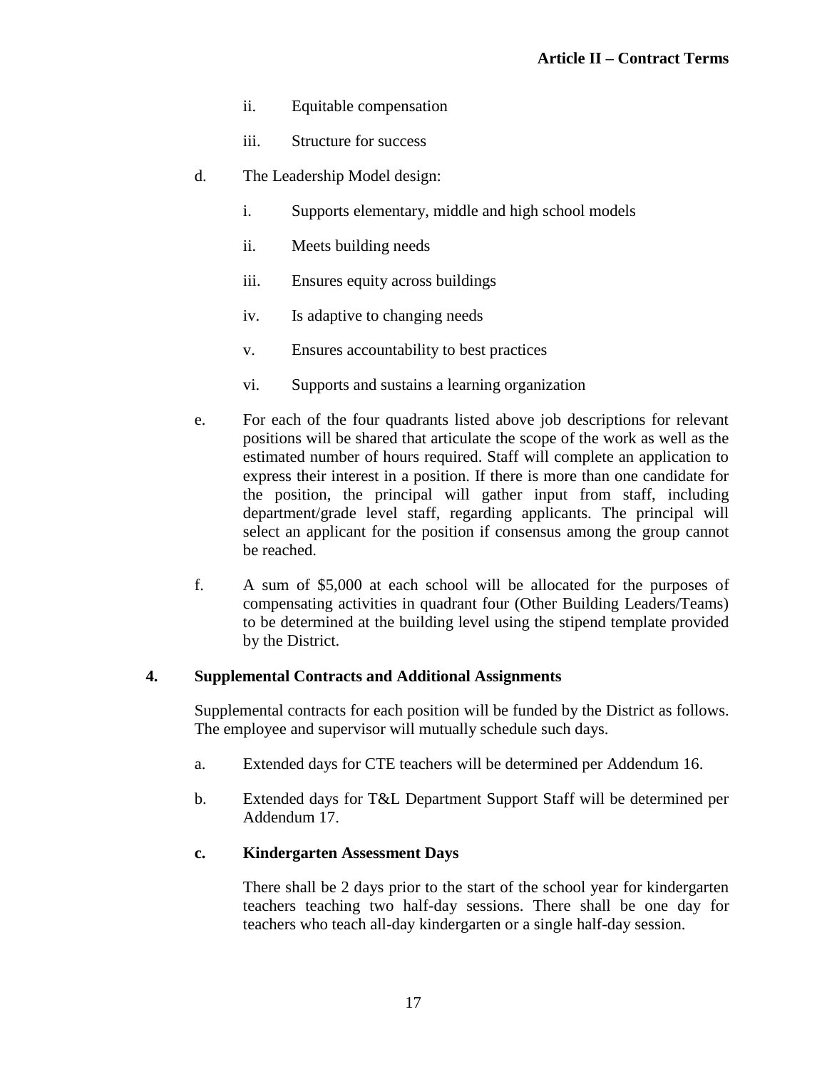ii. Equitable compensation

iii. Structure for success

d. The Leadership Model design:

i. Supports elementary, middle and high school models

ii. Meets building needs

iii. Ensures equity across buildings

iv. Is adaptive to changing needs

v. Ensures accountability to best practices

vi. Supports and sustains a learning organization

e. For each of the four quadrants listed above job descriptions for relevant positions will be shared that articulate the scope of the work as well as the estimated number of hours required. Staff will complete an application to express their interest in a position. If there is more than one candidate for the position, the principal will gather input from staff, including department/grade level staff, regarding applicants. The principal will select an applicant for the position if consensus among the group cannot be reached.

f. A sum of $5,000 at each school will be allocated for the purposes of compensating activities in quadrant four (Other Building Leaders/Teams) to be determined at the building level using the stipend template provided by the District.

**4. Supplemental Contracts and Additional Assignments**

Supplemental contracts for each position will be funded by the District as follows. The employee and supervisor will mutually schedule such days.

a. Extended days for CTE teachers will be determined per Addendum 16.

b. Extended days for T&L Department Support Staff will be determined per Addendum 17.

**c. Kindergarten Assessment Days**

There shall be 2 days prior to the start of the school year for kindergarten teachers teaching two half-day sessions. There shall be one day for teachers who teach all-day kindergarten or a single half-day session.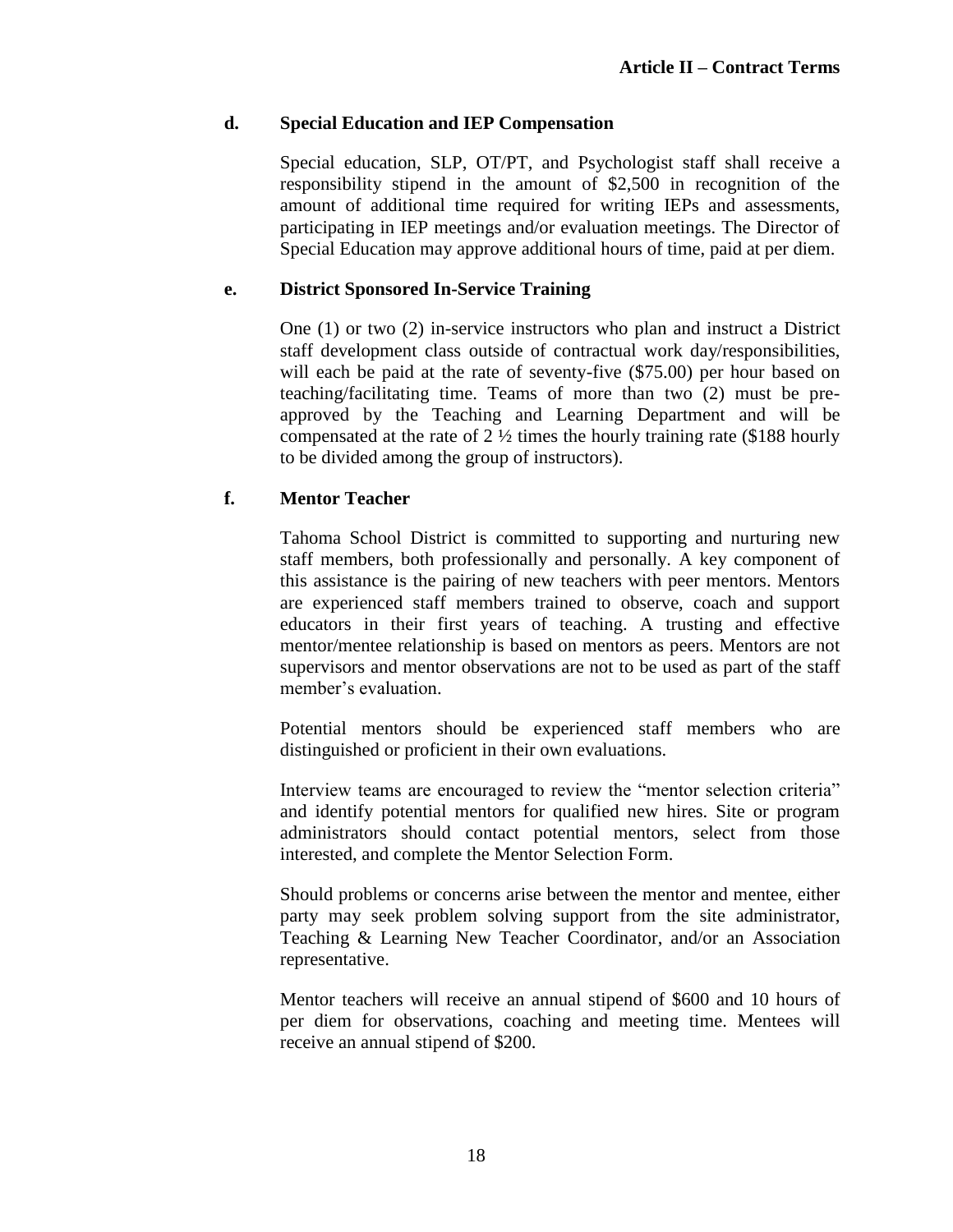### d. Special Education and IEP Compensation

Special education, SLP, OT/PT, and Psychologist staff shall receive a responsibility stipend in the amount of $2,500 in recognition of the amount of additional time required for writing IEPs and assessments, participating in IEP meetings and/or evaluation meetings. The Director of Special Education may approve additional hours of time, paid at per diem.

### e. District Sponsored In-Service Training

One (1) or two (2) in-service instructors who plan and instruct a District staff development class outside of contractual work day/responsibilities, will each be paid at the rate of seventy-five ($75.00) per hour based on teaching/facilitating time. Teams of more than two (2) must be pre-approved by the Teaching and Learning Department and will be compensated at the rate of 2 ½ times the hourly training rate ($188 hourly to be divided among the group of instructors).

### f. Mentor Teacher

Tahoma School District is committed to supporting and nurturing new staff members, both professionally and personally. A key component of this assistance is the pairing of new teachers with peer mentors. Mentors are experienced staff members trained to observe, coach and support educators in their first years of teaching. A trusting and effective mentor/mentee relationship is based on mentors as peers. Mentors are not supervisors and mentor observations are not to be used as part of the staff member's evaluation.

Potential mentors should be experienced staff members who are distinguished or proficient in their own evaluations.

Interview teams are encouraged to review the "mentor selection criteria" and identify potential mentors for qualified new hires. Site or program administrators should contact potential mentors, select from those interested, and complete the Mentor Selection Form.

Should problems or concerns arise between the mentor and mentee, either party may seek problem solving support from the site administrator, Teaching & Learning New Teacher Coordinator, and/or an Association representative.

Mentor teachers will receive an annual stipend of $600 and 10 hours of per diem for observations, coaching and meeting time. Mentees will receive an annual stipend of $200.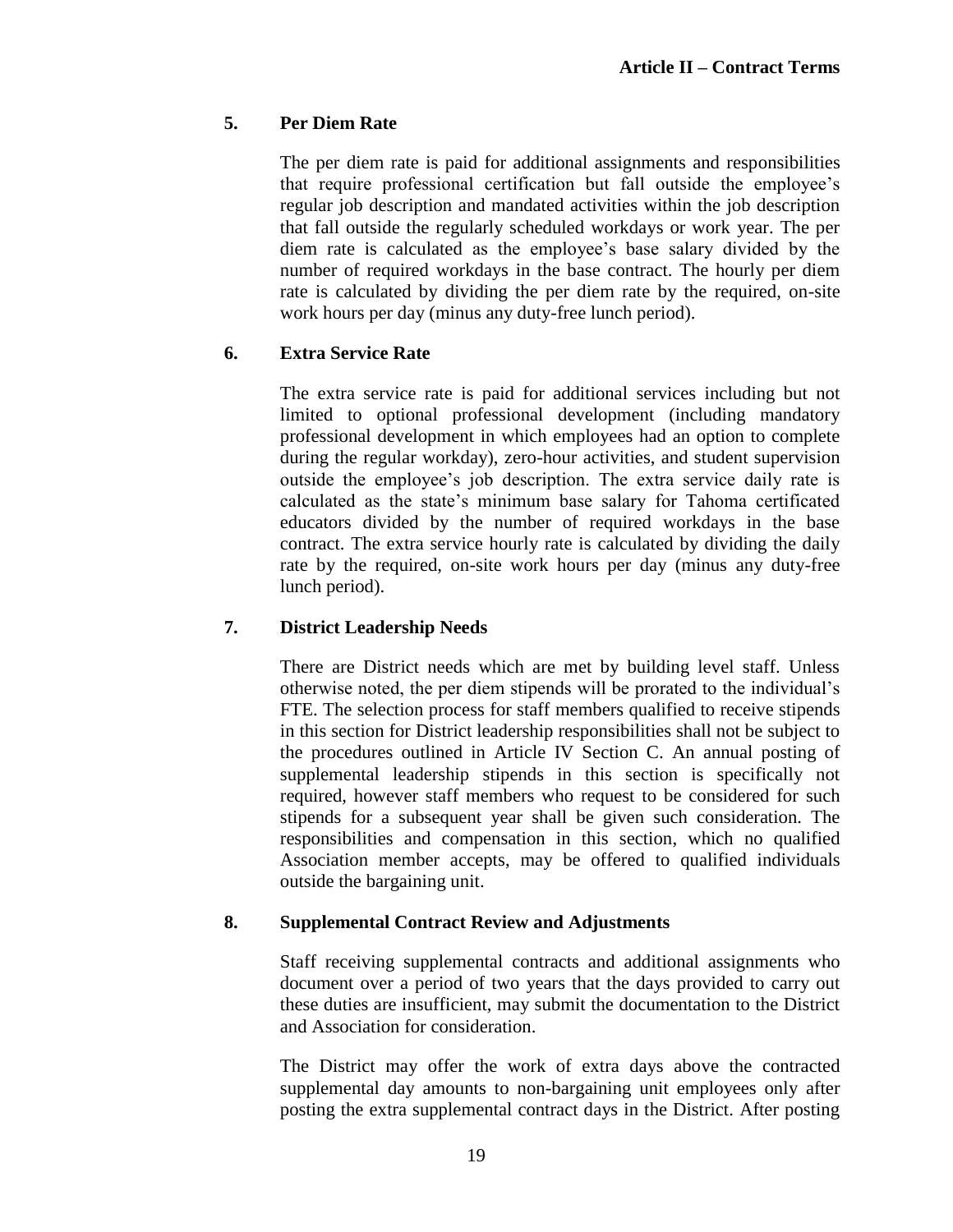### 5. Per Diem Rate

The per diem rate is paid for additional assignments and responsibilities that require professional certification but fall outside the employee's regular job description and mandated activities within the job description that fall outside the regularly scheduled workdays or work year. The per diem rate is calculated as the employee's base salary divided by the number of required workdays in the base contract. The hourly per diem rate is calculated by dividing the per diem rate by the required, on-site work hours per day (minus any duty-free lunch period).

### 6. Extra Service Rate

The extra service rate is paid for additional services including but not limited to optional professional development (including mandatory professional development in which employees had an option to complete during the regular workday), zero-hour activities, and student supervision outside the employee's job description. The extra service daily rate is calculated as the state's minimum base salary for Tahoma certificated educators divided by the number of required workdays in the base contract. The extra service hourly rate is calculated by dividing the daily rate by the required, on-site work hours per day (minus any duty-free lunch period).

### 7. District Leadership Needs

There are District needs which are met by building level staff. Unless otherwise noted, the per diem stipends will be prorated to the individual's FTE. The selection process for staff members qualified to receive stipends in this section for District leadership responsibilities shall not be subject to the procedures outlined in Article IV Section C. An annual posting of supplemental leadership stipends in this section is specifically not required, however staff members who request to be considered for such stipends for a subsequent year shall be given such consideration. The responsibilities and compensation in this section, which no qualified Association member accepts, may be offered to qualified individuals outside the bargaining unit.

### 8. Supplemental Contract Review and Adjustments

Staff receiving supplemental contracts and additional assignments who document over a period of two years that the days provided to carry out these duties are insufficient, may submit the documentation to the District and Association for consideration.

The District may offer the work of extra days above the contracted supplemental day amounts to non-bargaining unit employees only after posting the extra supplemental contract days in the District. After posting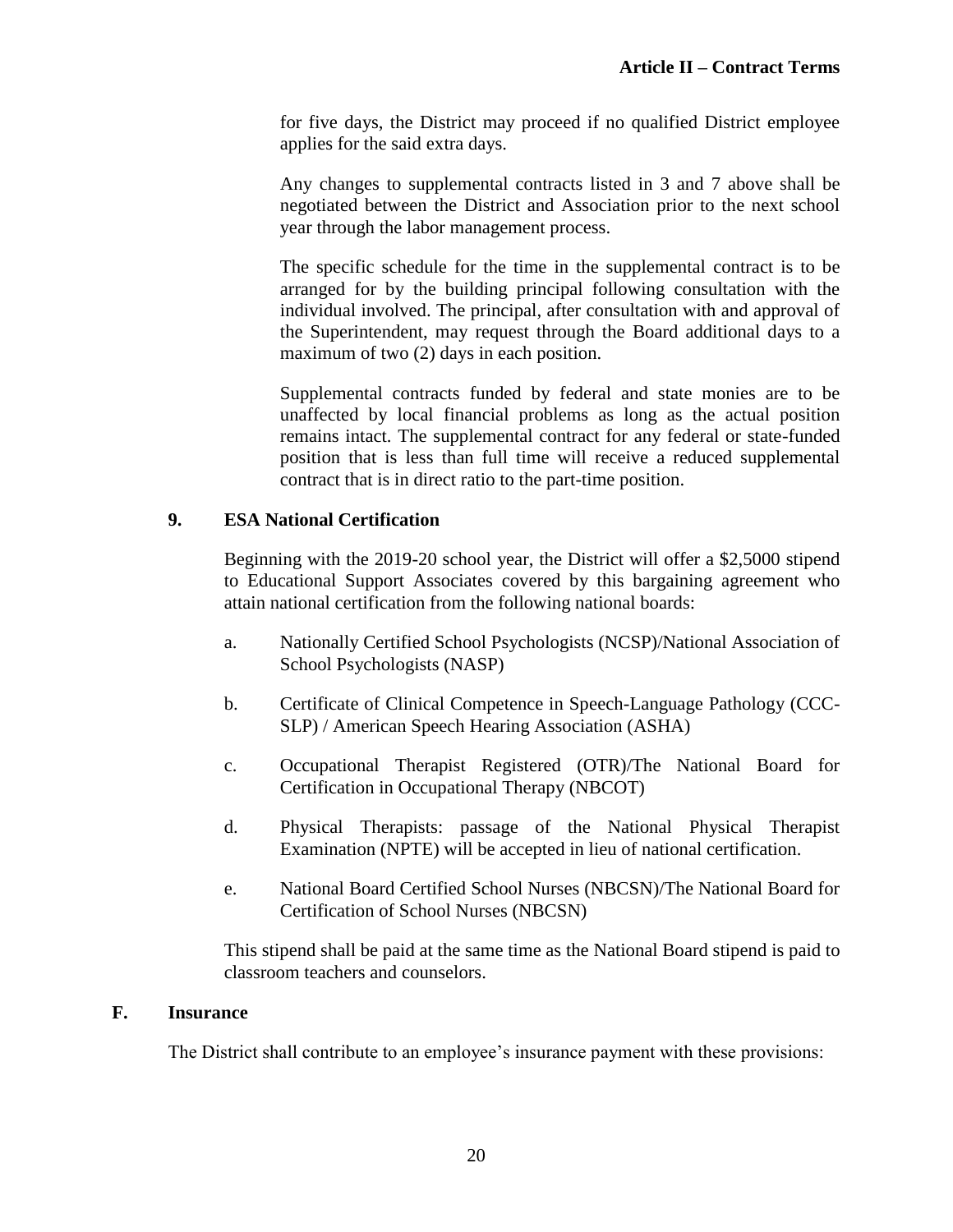for five days, the District may proceed if no qualified District employee applies for the said extra days.

Any changes to supplemental contracts listed in 3 and 7 above shall be negotiated between the District and Association prior to the next school year through the labor management process.

The specific schedule for the time in the supplemental contract is to be arranged for by the building principal following consultation with the individual involved. The principal, after consultation with and approval of the Superintendent, may request through the Board additional days to a maximum of two (2) days in each position.

Supplemental contracts funded by federal and state monies are to be unaffected by local financial problems as long as the actual position remains intact. The supplemental contract for any federal or state-funded position that is less than full time will receive a reduced supplemental contract that is in direct ratio to the part-time position.

### 9. ESA National Certification

Beginning with the 2019-20 school year, the District will offer a $2,5000 stipend to Educational Support Associates covered by this bargaining agreement who attain national certification from the following national boards:

a. Nationally Certified School Psychologists (NCSP)/National Association of School Psychologists (NASP)

b. Certificate of Clinical Competence in Speech-Language Pathology (CCC-SLP) / American Speech Hearing Association (ASHA)

c. Occupational Therapist Registered (OTR)/The National Board for Certification in Occupational Therapy (NBCOT)

d. Physical Therapists: passage of the National Physical Therapist Examination (NPTE) will be accepted in lieu of national certification.

e. National Board Certified School Nurses (NBCSN)/The National Board for Certification of School Nurses (NBCSN)

This stipend shall be paid at the same time as the National Board stipend is paid to classroom teachers and counselors.

## F. Insurance

The District shall contribute to an employee's insurance payment with these provisions: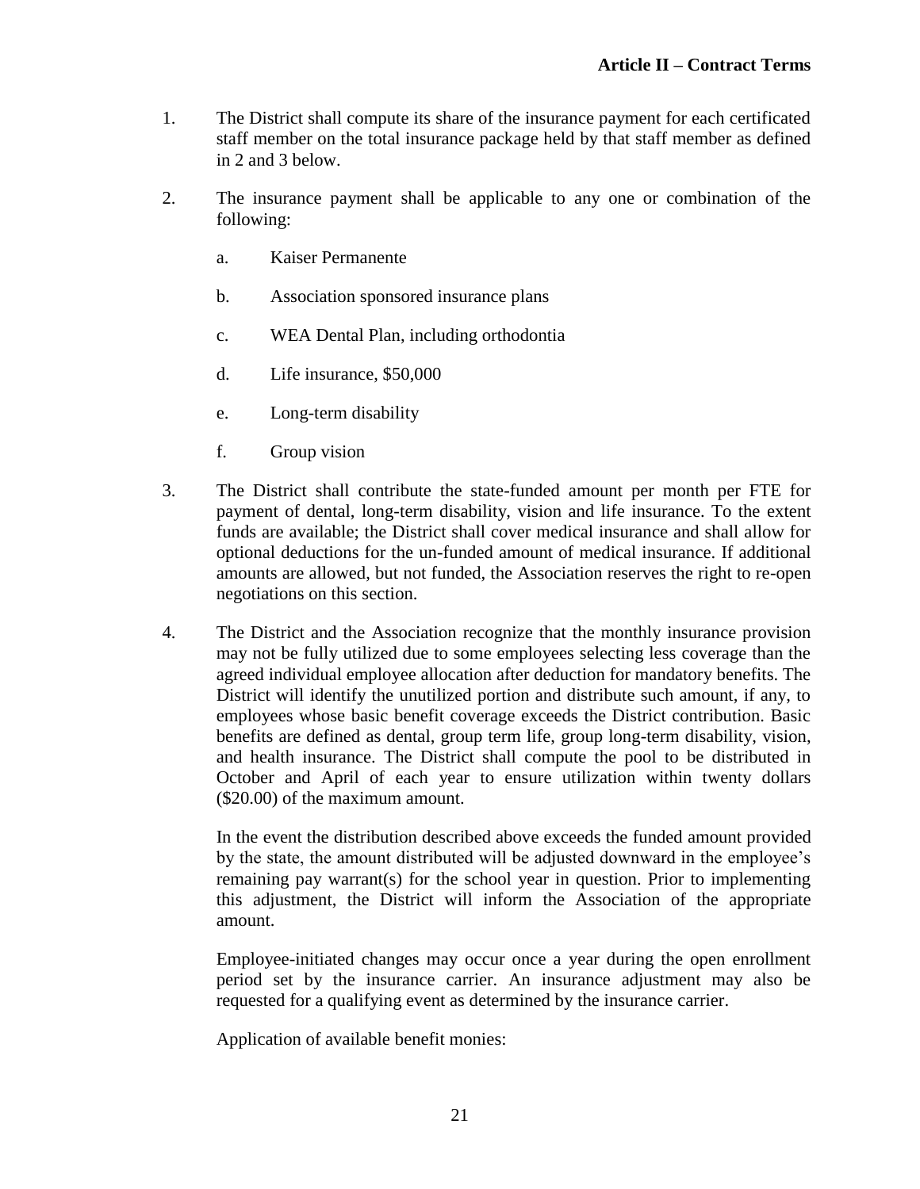1. The District shall compute its share of the insurance payment for each certificated staff member on the total insurance package held by that staff member as defined in 2 and 3 below.

2. The insurance payment shall be applicable to any one or combination of the following:

   a. Kaiser Permanente

   b. Association sponsored insurance plans

   c. WEA Dental Plan, including orthodontia

   d. Life insurance, $50,000

   e. Long-term disability

   f. Group vision

3. The District shall contribute the state-funded amount per month per FTE for payment of dental, long-term disability, vision and life insurance. To the extent funds are available; the District shall cover medical insurance and shall allow for optional deductions for the un-funded amount of medical insurance. If additional amounts are allowed, but not funded, the Association reserves the right to re-open negotiations on this section.

4. The District and the Association recognize that the monthly insurance provision may not be fully utilized due to some employees selecting less coverage than the agreed individual employee allocation after deduction for mandatory benefits. The District will identify the unutilized portion and distribute such amount, if any, to employees whose basic benefit coverage exceeds the District contribution. Basic benefits are defined as dental, group term life, group long-term disability, vision, and health insurance. The District shall compute the pool to be distributed in October and April of each year to ensure utilization within twenty dollars ($20.00) of the maximum amount.

   In the event the distribution described above exceeds the funded amount provided by the state, the amount distributed will be adjusted downward in the employee's remaining pay warrant(s) for the school year in question. Prior to implementing this adjustment, the District will inform the Association of the appropriate amount.

   Employee-initiated changes may occur once a year during the open enrollment period set by the insurance carrier. An insurance adjustment may also be requested for a qualifying event as determined by the insurance carrier.

   Application of available benefit monies: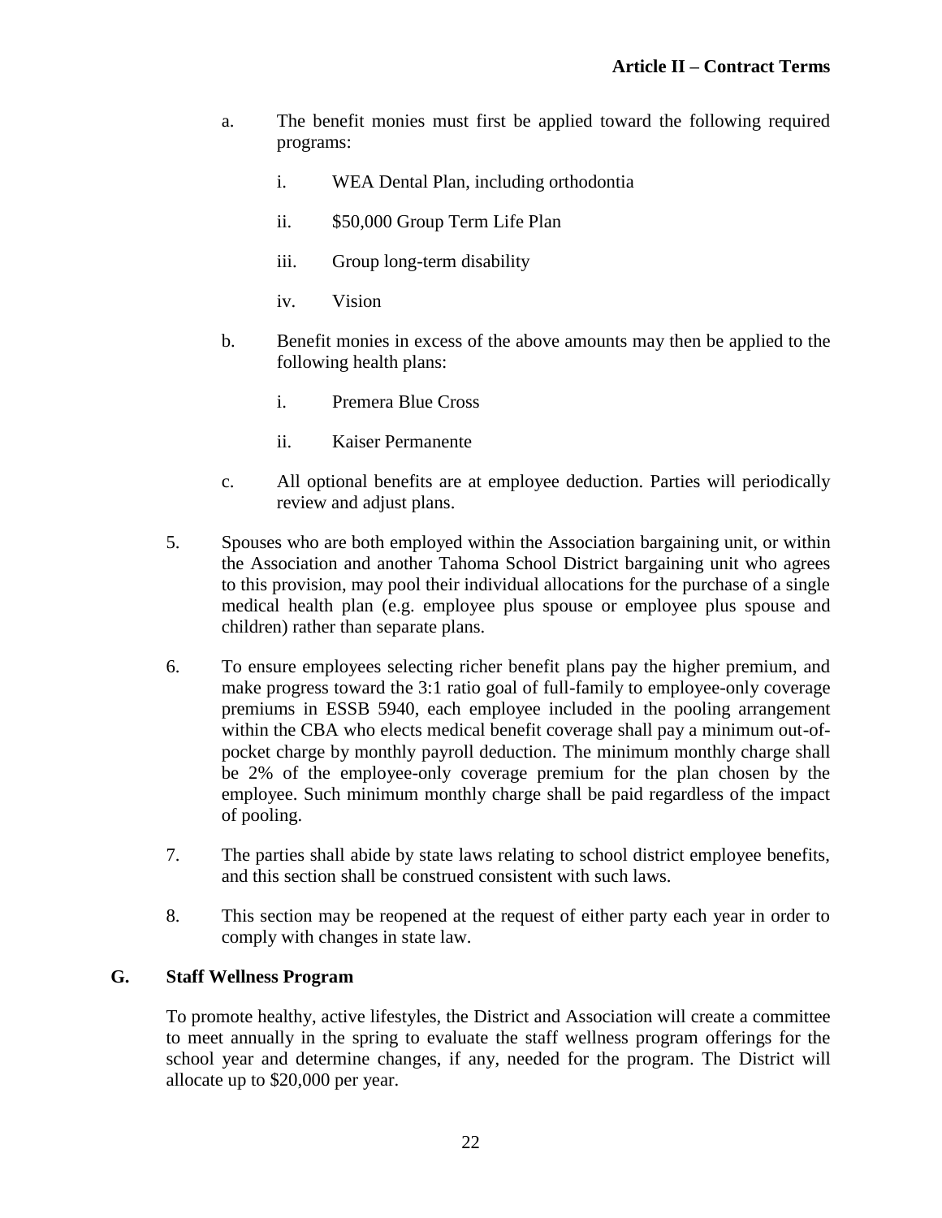a. The benefit monies must first be applied toward the following required programs:

   i. WEA Dental Plan, including orthodontia

   ii. \$50,000 Group Term Life Plan

   iii. Group long-term disability

   iv. Vision

b. Benefit monies in excess of the above amounts may then be applied to the following health plans:

   i. Premera Blue Cross

   ii. Kaiser Permanente

c. All optional benefits are at employee deduction. Parties will periodically review and adjust plans.

5. Spouses who are both employed within the Association bargaining unit, or within the Association and another Tahoma School District bargaining unit who agrees to this provision, may pool their individual allocations for the purchase of a single medical health plan (e.g. employee plus spouse or employee plus spouse and children) rather than separate plans.

6. To ensure employees selecting richer benefit plans pay the higher premium, and make progress toward the 3:1 ratio goal of full-family to employee-only coverage premiums in ESSB 5940, each employee included in the pooling arrangement within the CBA who elects medical benefit coverage shall pay a minimum out-of-pocket charge by monthly payroll deduction. The minimum monthly charge shall be 2% of the employee-only coverage premium for the plan chosen by the employee. Such minimum monthly charge shall be paid regardless of the impact of pooling.

7. The parties shall abide by state laws relating to school district employee benefits, and this section shall be construed consistent with such laws.

8. This section may be reopened at the request of either party each year in order to comply with changes in state law.

### G. Staff Wellness Program

To promote healthy, active lifestyles, the District and Association will create a committee to meet annually in the spring to evaluate the staff wellness program offerings for the school year and determine changes, if any, needed for the program. The District will allocate up to \$20,000 per year.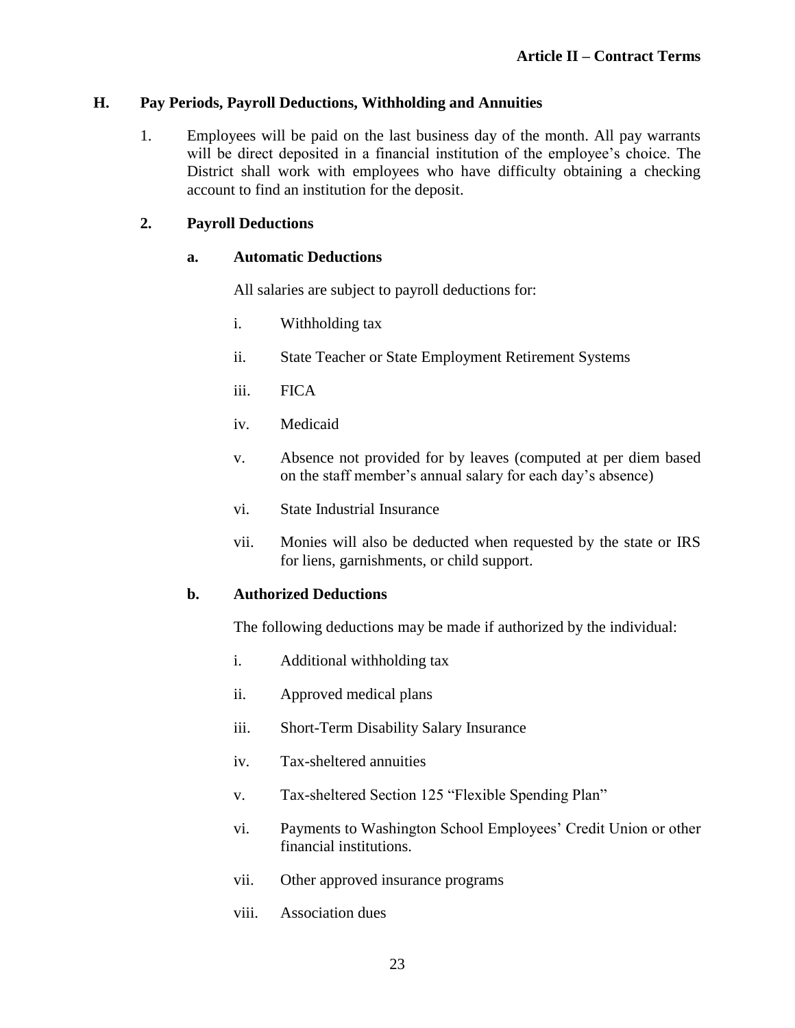### H. Pay Periods, Payroll Deductions, Withholding and Annuities

1. Employees will be paid on the last business day of the month. All pay warrants will be direct deposited in a financial institution of the employee's choice. The District shall work with employees who have difficulty obtaining a checking account to find an institution for the deposit.

2. **Payroll Deductions**

   a. **Automatic Deductions**

   All salaries are subject to payroll deductions for:

   i. Withholding tax

   ii. State Teacher or State Employment Retirement Systems

   iii. FICA

   iv. Medicaid

   v. Absence not provided for by leaves (computed at per diem based on the staff member's annual salary for each day's absence)

   vi. State Industrial Insurance

   vii. Monies will also be deducted when requested by the state or IRS for liens, garnishments, or child support.

   b. **Authorized Deductions**

   The following deductions may be made if authorized by the individual:

   i. Additional withholding tax

   ii. Approved medical plans

   iii. Short-Term Disability Salary Insurance

   iv. Tax-sheltered annuities

   v. Tax-sheltered Section 125 "Flexible Spending Plan"

   vi. Payments to Washington School Employees' Credit Union or other financial institutions.

   vii. Other approved insurance programs

   viii. Association dues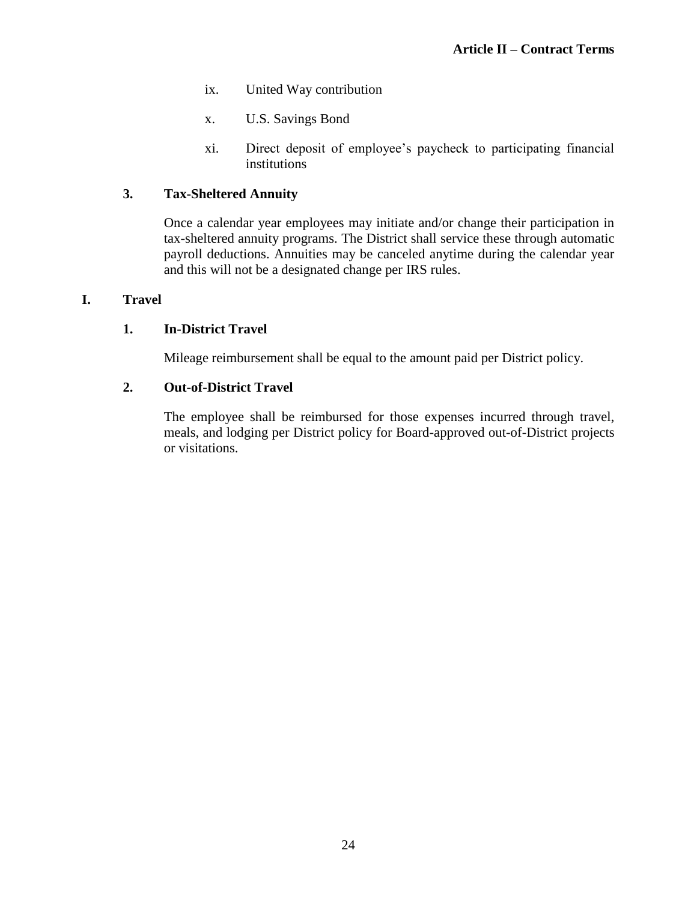ix. United Way contribution

x. U.S. Savings Bond

xi. Direct deposit of employee's paycheck to participating financial institutions

### 3. Tax-Sheltered Annuity

Once a calendar year employees may initiate and/or change their participation in tax-sheltered annuity programs. The District shall service these through automatic payroll deductions. Annuities may be canceled anytime during the calendar year and this will not be a designated change per IRS rules.

## I. Travel

### 1. In-District Travel

Mileage reimbursement shall be equal to the amount paid per District policy.

### 2. Out-of-District Travel

The employee shall be reimbursed for those expenses incurred through travel, meals, and lodging per District policy for Board-approved out-of-District projects or visitations.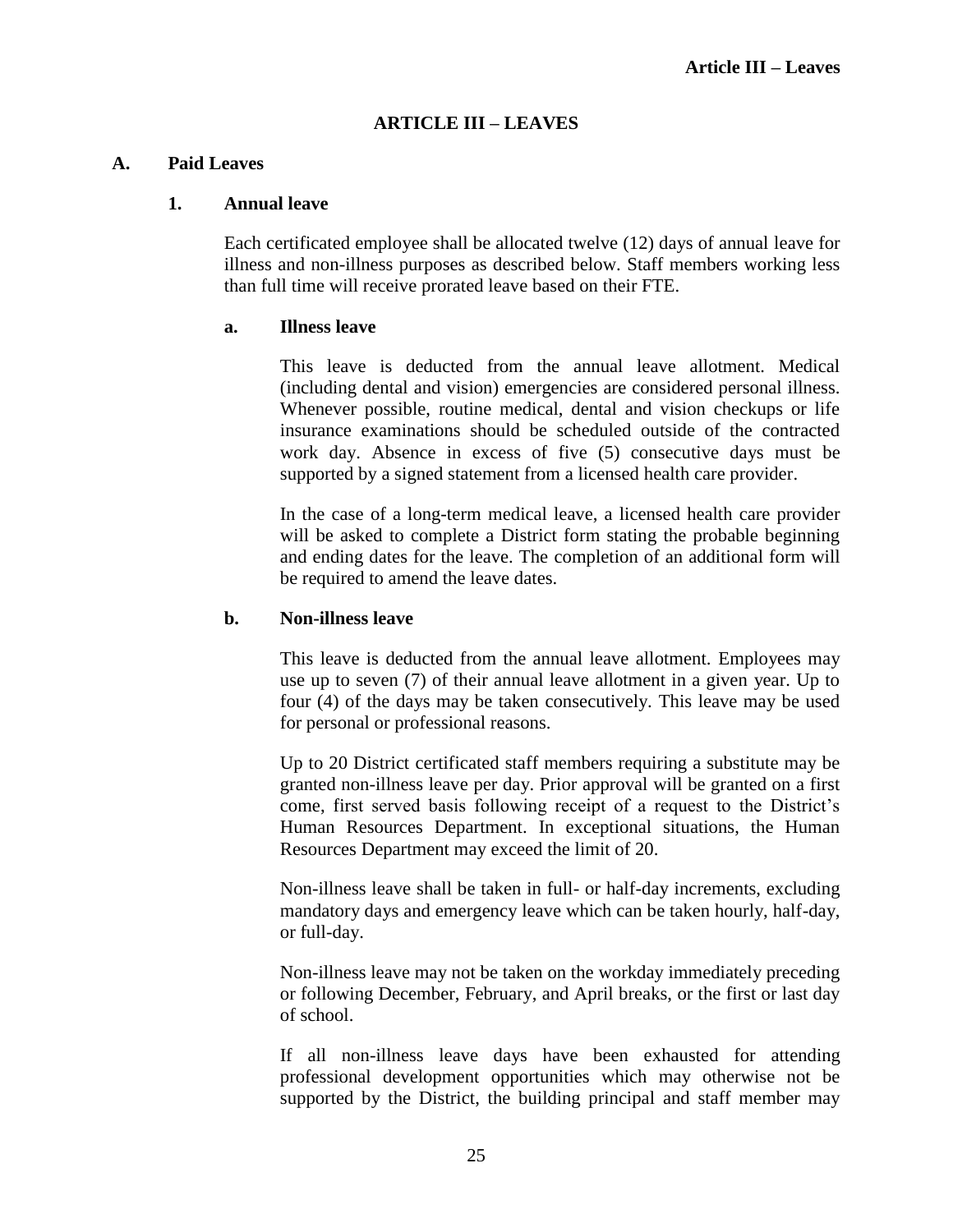# ARTICLE III – LEAVES

## A. Paid Leaves

### 1. Annual leave

Each certificated employee shall be allocated twelve (12) days of annual leave for illness and non-illness purposes as described below. Staff members working less than full time will receive prorated leave based on their FTE.

#### a. Illness leave

This leave is deducted from the annual leave allotment. Medical (including dental and vision) emergencies are considered personal illness. Whenever possible, routine medical, dental and vision checkups or life insurance examinations should be scheduled outside of the contracted work day. Absence in excess of five (5) consecutive days must be supported by a signed statement from a licensed health care provider.

In the case of a long-term medical leave, a licensed health care provider will be asked to complete a District form stating the probable beginning and ending dates for the leave. The completion of an additional form will be required to amend the leave dates.

#### b. Non-illness leave

This leave is deducted from the annual leave allotment. Employees may use up to seven (7) of their annual leave allotment in a given year. Up to four (4) of the days may be taken consecutively. This leave may be used for personal or professional reasons.

Up to 20 District certificated staff members requiring a substitute may be granted non-illness leave per day. Prior approval will be granted on a first come, first served basis following receipt of a request to the District's Human Resources Department. In exceptional situations, the Human Resources Department may exceed the limit of 20.

Non-illness leave shall be taken in full- or half-day increments, excluding mandatory days and emergency leave which can be taken hourly, half-day, or full-day.

Non-illness leave may not be taken on the workday immediately preceding or following December, February, and April breaks, or the first or last day of school.

If all non-illness leave days have been exhausted for attending professional development opportunities which may otherwise not be supported by the District, the building principal and staff member may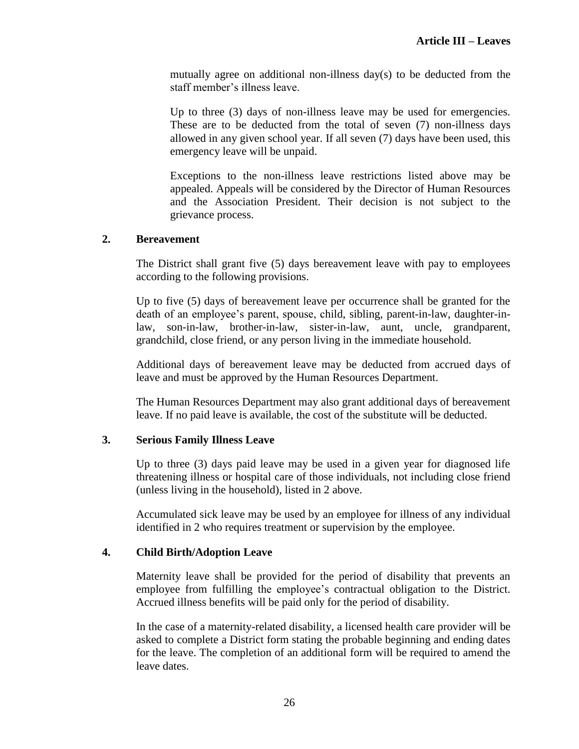mutually agree on additional non-illness day(s) to be deducted from the staff member's illness leave.

Up to three (3) days of non-illness leave may be used for emergencies. These are to be deducted from the total of seven (7) non-illness days allowed in any given school year. If all seven (7) days have been used, this emergency leave will be unpaid.

Exceptions to the non-illness leave restrictions listed above may be appealed. Appeals will be considered by the Director of Human Resources and the Association President. Their decision is not subject to the grievance process.

### 2. Bereavement

The District shall grant five (5) days bereavement leave with pay to employees according to the following provisions.

Up to five (5) days of bereavement leave per occurrence shall be granted for the death of an employee's parent, spouse, child, sibling, parent-in-law, daughter-in-law, son-in-law, brother-in-law, sister-in-law, aunt, uncle, grandparent, grandchild, close friend, or any person living in the immediate household.

Additional days of bereavement leave may be deducted from accrued days of leave and must be approved by the Human Resources Department.

The Human Resources Department may also grant additional days of bereavement leave. If no paid leave is available, the cost of the substitute will be deducted.

### 3. Serious Family Illness Leave

Up to three (3) days paid leave may be used in a given year for diagnosed life threatening illness or hospital care of those individuals, not including close friend (unless living in the household), listed in 2 above.

Accumulated sick leave may be used by an employee for illness of any individual identified in 2 who requires treatment or supervision by the employee.

### 4. Child Birth/Adoption Leave

Maternity leave shall be provided for the period of disability that prevents an employee from fulfilling the employee's contractual obligation to the District. Accrued illness benefits will be paid only for the period of disability.

In the case of a maternity-related disability, a licensed health care provider will be asked to complete a District form stating the probable beginning and ending dates for the leave. The completion of an additional form will be required to amend the leave dates.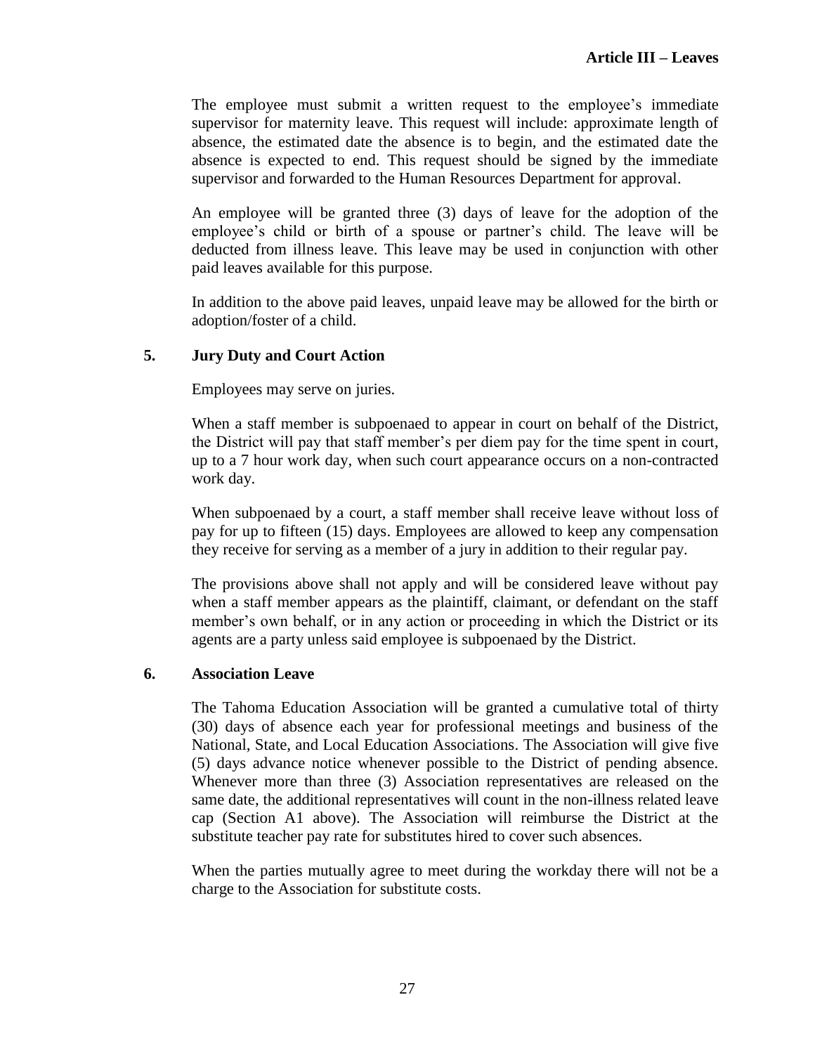The employee must submit a written request to the employee's immediate supervisor for maternity leave. This request will include: approximate length of absence, the estimated date the absence is to begin, and the estimated date the absence is expected to end. This request should be signed by the immediate supervisor and forwarded to the Human Resources Department for approval.

An employee will be granted three (3) days of leave for the adoption of the employee's child or birth of a spouse or partner's child. The leave will be deducted from illness leave. This leave may be used in conjunction with other paid leaves available for this purpose.

In addition to the above paid leaves, unpaid leave may be allowed for the birth or adoption/foster of a child.

### 5. Jury Duty and Court Action

Employees may serve on juries.

When a staff member is subpoenaed to appear in court on behalf of the District, the District will pay that staff member's per diem pay for the time spent in court, up to a 7 hour work day, when such court appearance occurs on a non-contracted work day.

When subpoenaed by a court, a staff member shall receive leave without loss of pay for up to fifteen (15) days. Employees are allowed to keep any compensation they receive for serving as a member of a jury in addition to their regular pay.

The provisions above shall not apply and will be considered leave without pay when a staff member appears as the plaintiff, claimant, or defendant on the staff member's own behalf, or in any action or proceeding in which the District or its agents are a party unless said employee is subpoenaed by the District.

### 6. Association Leave

The Tahoma Education Association will be granted a cumulative total of thirty (30) days of absence each year for professional meetings and business of the National, State, and Local Education Associations. The Association will give five (5) days advance notice whenever possible to the District of pending absence. Whenever more than three (3) Association representatives are released on the same date, the additional representatives will count in the non-illness related leave cap (Section A1 above). The Association will reimburse the District at the substitute teacher pay rate for substitutes hired to cover such absences.

When the parties mutually agree to meet during the workday there will not be a charge to the Association for substitute costs.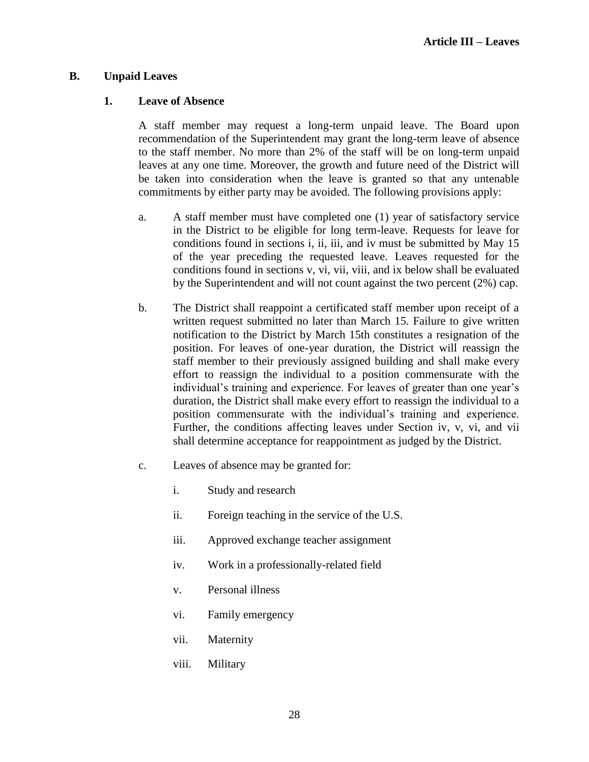## B. Unpaid Leaves

### 1. Leave of Absence

A staff member may request a long-term unpaid leave. The Board upon recommendation of the Superintendent may grant the long-term leave of absence to the staff member. No more than 2% of the staff will be on long-term unpaid leaves at any one time. Moreover, the growth and future need of the District will be taken into consideration when the leave is granted so that any untenable commitments by either party may be avoided. The following provisions apply:

a. A staff member must have completed one (1) year of satisfactory service in the District to be eligible for long term-leave. Requests for leave for conditions found in sections i, ii, iii, and iv must be submitted by May 15 of the year preceding the requested leave. Leaves requested for the conditions found in sections v, vi, vii, viii, and ix below shall be evaluated by the Superintendent and will not count against the two percent (2%) cap.

b. The District shall reappoint a certificated staff member upon receipt of a written request submitted no later than March 15. Failure to give written notification to the District by March 15th constitutes a resignation of the position. For leaves of one-year duration, the District will reassign the staff member to their previously assigned building and shall make every effort to reassign the individual to a position commensurate with the individual's training and experience. For leaves of greater than one year's duration, the District shall make every effort to reassign the individual to a position commensurate with the individual's training and experience. Further, the conditions affecting leaves under Section iv, v, vi, and vii shall determine acceptance for reappointment as judged by the District.

c. Leaves of absence may be granted for:

   i. Study and research

   ii. Foreign teaching in the service of the U.S.

   iii. Approved exchange teacher assignment

   iv. Work in a professionally-related field

   v. Personal illness

   vi. Family emergency

   vii. Maternity

   viii. Military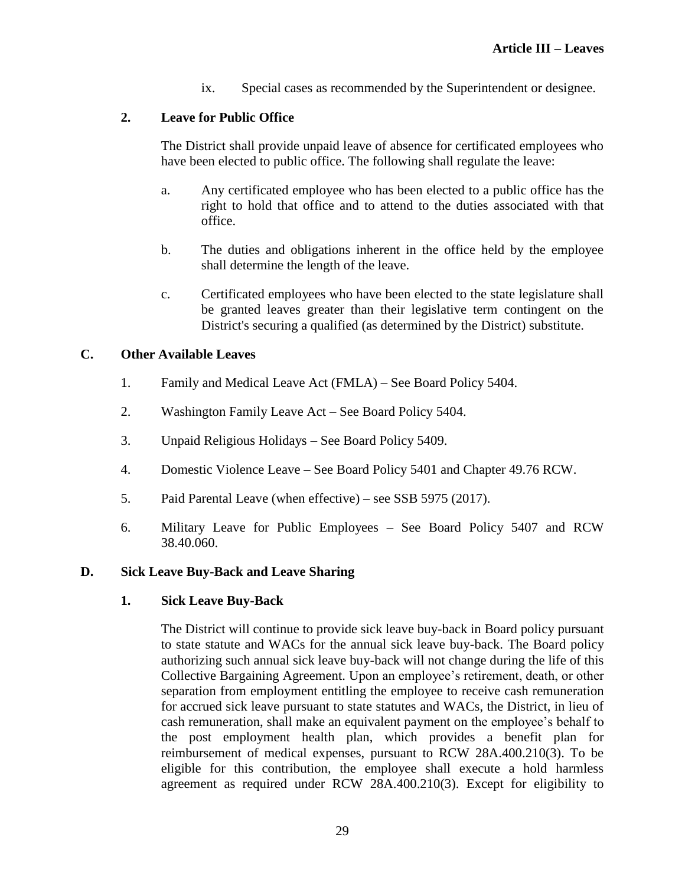ix. Special cases as recommended by the Superintendent or designee.

### 2. Leave for Public Office

The District shall provide unpaid leave of absence for certificated employees who have been elected to public office. The following shall regulate the leave:

a. Any certificated employee who has been elected to a public office has the right to hold that office and to attend to the duties associated with that office.

b. The duties and obligations inherent in the office held by the employee shall determine the length of the leave.

c. Certificated employees who have been elected to the state legislature shall be granted leaves greater than their legislative term contingent on the District's securing a qualified (as determined by the District) substitute.

## C. Other Available Leaves

1. Family and Medical Leave Act (FMLA) – See Board Policy 5404.

2. Washington Family Leave Act – See Board Policy 5404.

3. Unpaid Religious Holidays – See Board Policy 5409.

4. Domestic Violence Leave – See Board Policy 5401 and Chapter 49.76 RCW.

5. Paid Parental Leave (when effective) – see SSB 5975 (2017).

6. Military Leave for Public Employees – See Board Policy 5407 and RCW 38.40.060.

## D. Sick Leave Buy-Back and Leave Sharing

### 1. Sick Leave Buy-Back

The District will continue to provide sick leave buy-back in Board policy pursuant to state statute and WACs for the annual sick leave buy-back. The Board policy authorizing such annual sick leave buy-back will not change during the life of this Collective Bargaining Agreement. Upon an employee's retirement, death, or other separation from employment entitling the employee to receive cash remuneration for accrued sick leave pursuant to state statutes and WACs, the District, in lieu of cash remuneration, shall make an equivalent payment on the employee's behalf to the post employment health plan, which provides a benefit plan for reimbursement of medical expenses, pursuant to RCW 28A.400.210(3). To be eligible for this contribution, the employee shall execute a hold harmless agreement as required under RCW 28A.400.210(3). Except for eligibility to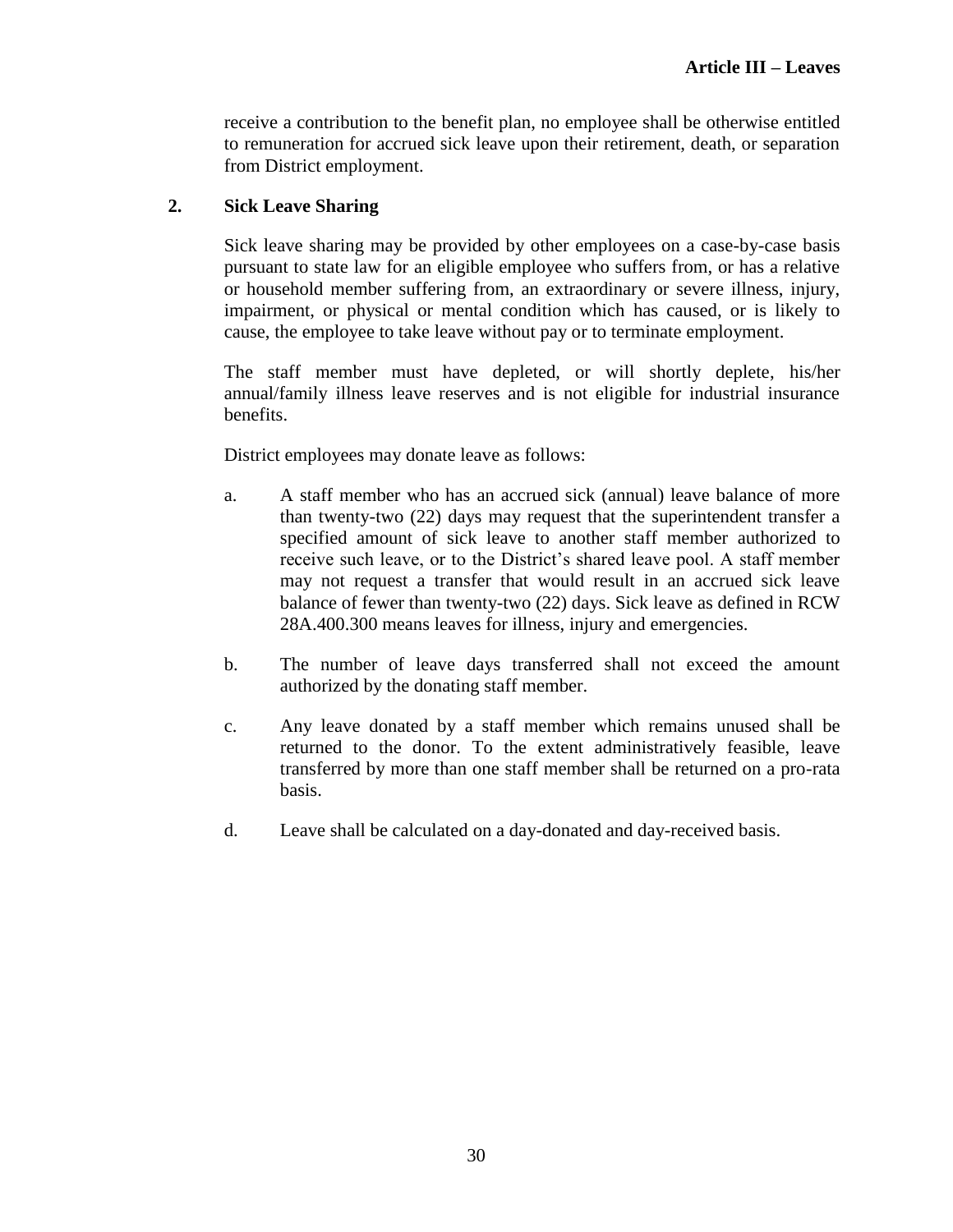receive a contribution to the benefit plan, no employee shall be otherwise entitled to remuneration for accrued sick leave upon their retirement, death, or separation from District employment.

**2. Sick Leave Sharing**

Sick leave sharing may be provided by other employees on a case-by-case basis pursuant to state law for an eligible employee who suffers from, or has a relative or household member suffering from, an extraordinary or severe illness, injury, impairment, or physical or mental condition which has caused, or is likely to cause, the employee to take leave without pay or to terminate employment.

The staff member must have depleted, or will shortly deplete, his/her annual/family illness leave reserves and is not eligible for industrial insurance benefits.

District employees may donate leave as follows:

a. A staff member who has an accrued sick (annual) leave balance of more than twenty-two (22) days may request that the superintendent transfer a specified amount of sick leave to another staff member authorized to receive such leave, or to the District's shared leave pool. A staff member may not request a transfer that would result in an accrued sick leave balance of fewer than twenty-two (22) days. Sick leave as defined in RCW 28A.400.300 means leaves for illness, injury and emergencies.

b. The number of leave days transferred shall not exceed the amount authorized by the donating staff member.

c. Any leave donated by a staff member which remains unused shall be returned to the donor. To the extent administratively feasible, leave transferred by more than one staff member shall be returned on a pro-rata basis.

d. Leave shall be calculated on a day-donated and day-received basis.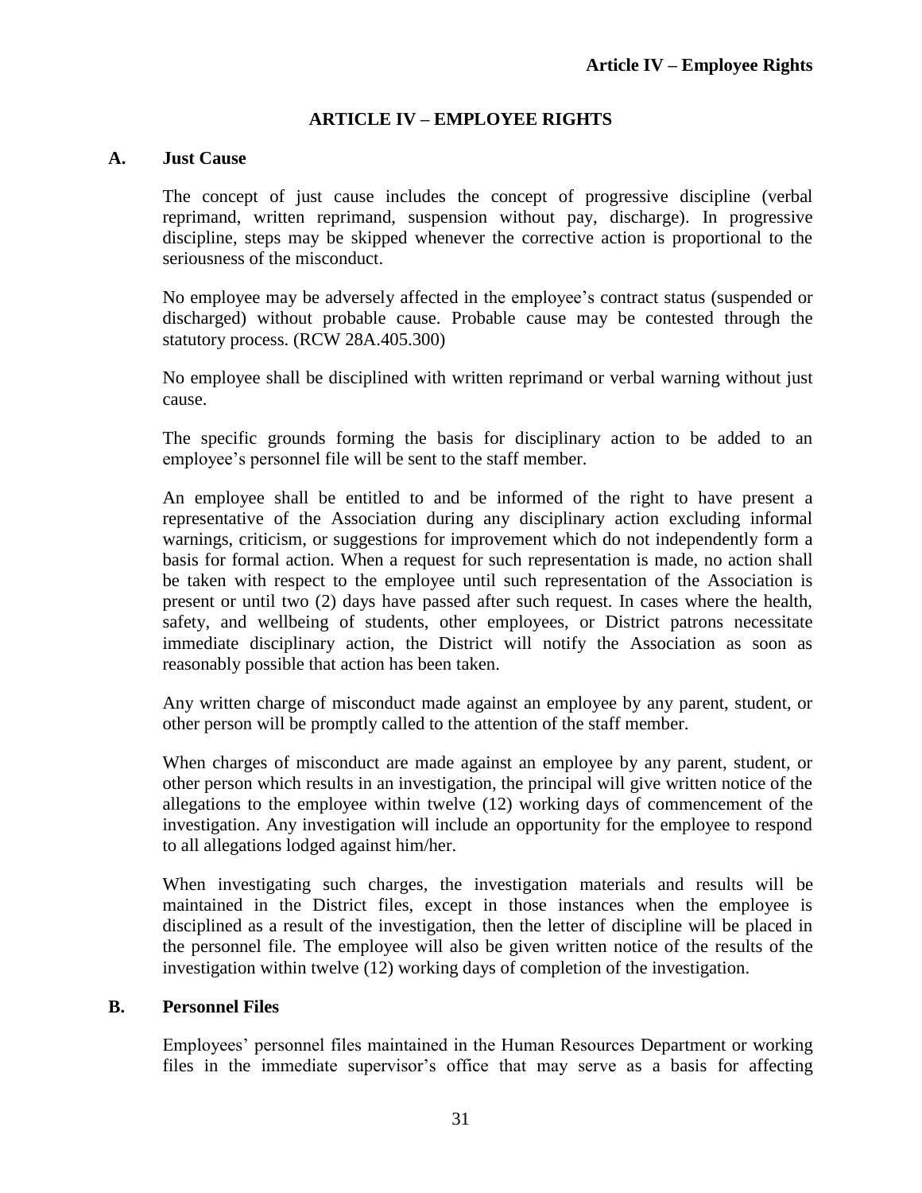# ARTICLE IV – EMPLOYEE RIGHTS

## A. Just Cause

The concept of just cause includes the concept of progressive discipline (verbal reprimand, written reprimand, suspension without pay, discharge). In progressive discipline, steps may be skipped whenever the corrective action is proportional to the seriousness of the misconduct.

No employee may be adversely affected in the employee's contract status (suspended or discharged) without probable cause. Probable cause may be contested through the statutory process. (RCW 28A.405.300)

No employee shall be disciplined with written reprimand or verbal warning without just cause.

The specific grounds forming the basis for disciplinary action to be added to an employee's personnel file will be sent to the staff member.

An employee shall be entitled to and be informed of the right to have present a representative of the Association during any disciplinary action excluding informal warnings, criticism, or suggestions for improvement which do not independently form a basis for formal action. When a request for such representation is made, no action shall be taken with respect to the employee until such representation of the Association is present or until two (2) days have passed after such request. In cases where the health, safety, and wellbeing of students, other employees, or District patrons necessitate immediate disciplinary action, the District will notify the Association as soon as reasonably possible that action has been taken.

Any written charge of misconduct made against an employee by any parent, student, or other person will be promptly called to the attention of the staff member.

When charges of misconduct are made against an employee by any parent, student, or other person which results in an investigation, the principal will give written notice of the allegations to the employee within twelve (12) working days of commencement of the investigation. Any investigation will include an opportunity for the employee to respond to all allegations lodged against him/her.

When investigating such charges, the investigation materials and results will be maintained in the District files, except in those instances when the employee is disciplined as a result of the investigation, then the letter of discipline will be placed in the personnel file. The employee will also be given written notice of the results of the investigation within twelve (12) working days of completion of the investigation.

## B. Personnel Files

Employees' personnel files maintained in the Human Resources Department or working files in the immediate supervisor's office that may serve as a basis for affecting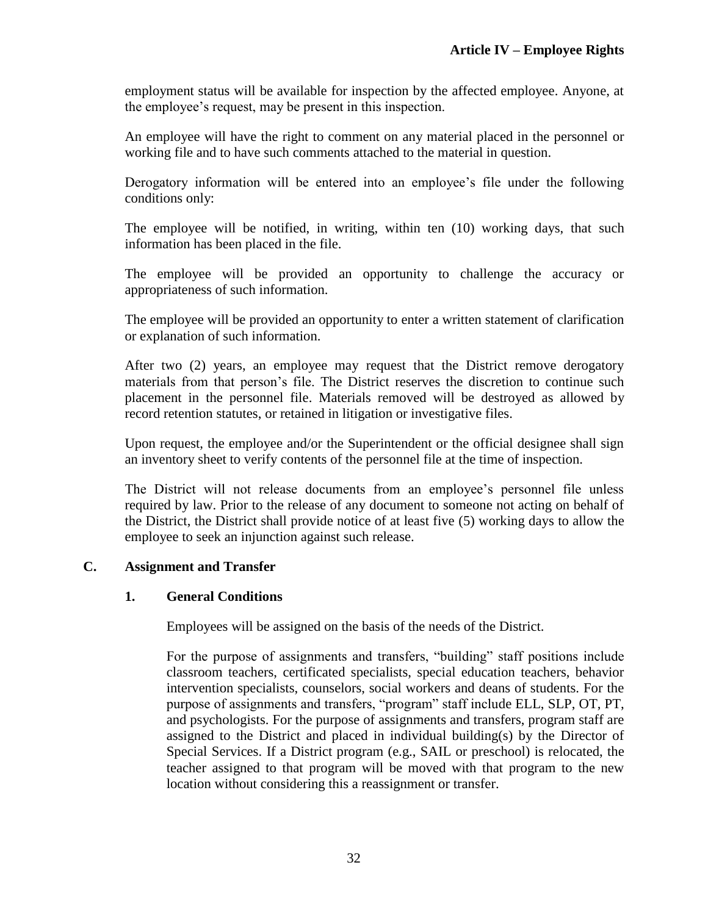employment status will be available for inspection by the affected employee. Anyone, at the employee's request, may be present in this inspection.

An employee will have the right to comment on any material placed in the personnel or working file and to have such comments attached to the material in question.

Derogatory information will be entered into an employee's file under the following conditions only:

The employee will be notified, in writing, within ten (10) working days, that such information has been placed in the file.

The employee will be provided an opportunity to challenge the accuracy or appropriateness of such information.

The employee will be provided an opportunity to enter a written statement of clarification or explanation of such information.

After two (2) years, an employee may request that the District remove derogatory materials from that person's file. The District reserves the discretion to continue such placement in the personnel file. Materials removed will be destroyed as allowed by record retention statutes, or retained in litigation or investigative files.

Upon request, the employee and/or the Superintendent or the official designee shall sign an inventory sheet to verify contents of the personnel file at the time of inspection.

The District will not release documents from an employee's personnel file unless required by law. Prior to the release of any document to someone not acting on behalf of the District, the District shall provide notice of at least five (5) working days to allow the employee to seek an injunction against such release.

## C. Assignment and Transfer

### 1. General Conditions

Employees will be assigned on the basis of the needs of the District.

For the purpose of assignments and transfers, "building" staff positions include classroom teachers, certificated specialists, special education teachers, behavior intervention specialists, counselors, social workers and deans of students. For the purpose of assignments and transfers, "program" staff include ELL, SLP, OT, PT, and psychologists. For the purpose of assignments and transfers, program staff are assigned to the District and placed in individual building(s) by the Director of Special Services. If a District program (e.g., SAIL or preschool) is relocated, the teacher assigned to that program will be moved with that program to the new location without considering this a reassignment or transfer.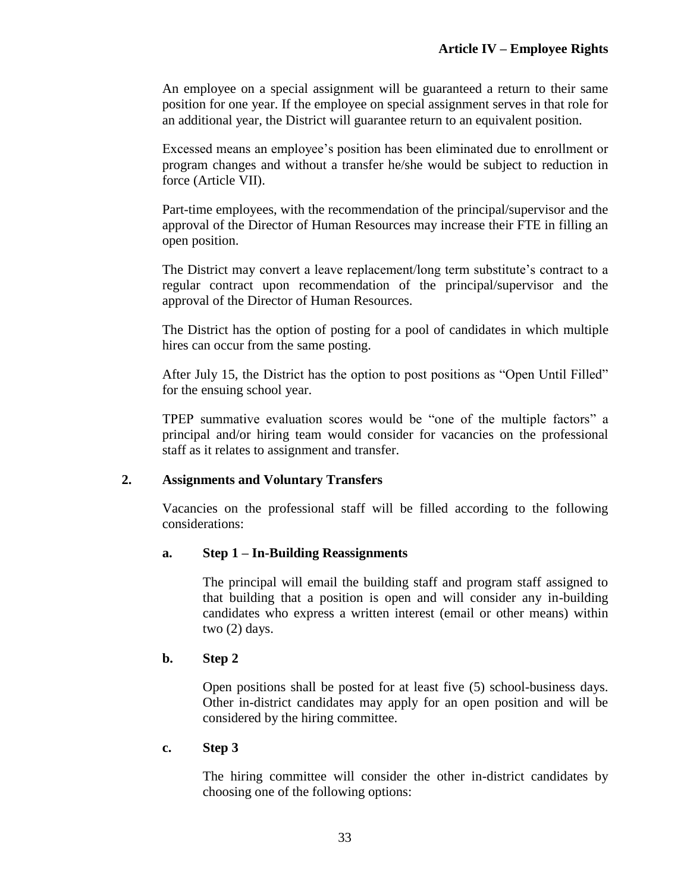An employee on a special assignment will be guaranteed a return to their same position for one year. If the employee on special assignment serves in that role for an additional year, the District will guarantee return to an equivalent position.

Excessed means an employee's position has been eliminated due to enrollment or program changes and without a transfer he/she would be subject to reduction in force (Article VII).

Part-time employees, with the recommendation of the principal/supervisor and the approval of the Director of Human Resources may increase their FTE in filling an open position.

The District may convert a leave replacement/long term substitute's contract to a regular contract upon recommendation of the principal/supervisor and the approval of the Director of Human Resources.

The District has the option of posting for a pool of candidates in which multiple hires can occur from the same posting.

After July 15, the District has the option to post positions as "Open Until Filled" for the ensuing school year.

TPEP summative evaluation scores would be "one of the multiple factors" a principal and/or hiring team would consider for vacancies on the professional staff as it relates to assignment and transfer.

**2. Assignments and Voluntary Transfers**

Vacancies on the professional staff will be filled according to the following considerations:

**a. Step 1 – In-Building Reassignments**

The principal will email the building staff and program staff assigned to that building that a position is open and will consider any in-building candidates who express a written interest (email or other means) within two (2) days.

**b. Step 2**

Open positions shall be posted for at least five (5) school-business days. Other in-district candidates may apply for an open position and will be considered by the hiring committee.

**c. Step 3**

The hiring committee will consider the other in-district candidates by choosing one of the following options: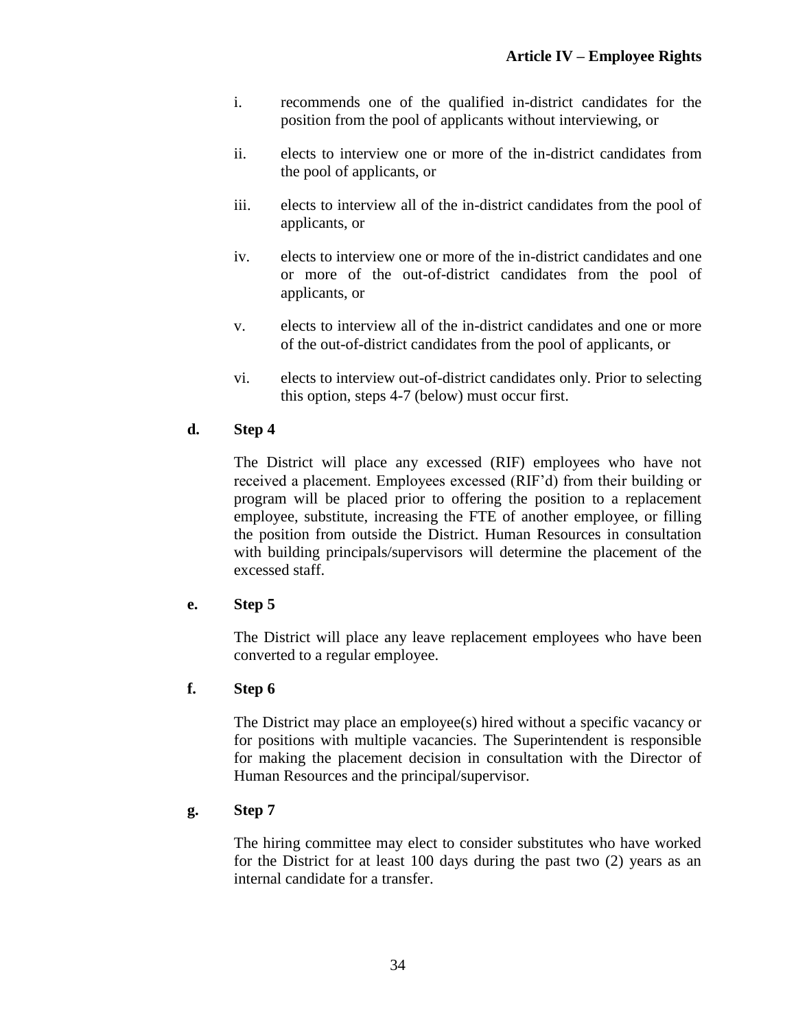i. recommends one of the qualified in-district candidates for the position from the pool of applicants without interviewing, or

ii. elects to interview one or more of the in-district candidates from the pool of applicants, or

iii. elects to interview all of the in-district candidates from the pool of applicants, or

iv. elects to interview one or more of the in-district candidates and one or more of the out-of-district candidates from the pool of applicants, or

v. elects to interview all of the in-district candidates and one or more of the out-of-district candidates from the pool of applicants, or

vi. elects to interview out-of-district candidates only. Prior to selecting this option, steps 4-7 (below) must occur first.

**d. Step 4**

The District will place any excessed (RIF) employees who have not received a placement. Employees excessed (RIF'd) from their building or program will be placed prior to offering the position to a replacement employee, substitute, increasing the FTE of another employee, or filling the position from outside the District. Human Resources in consultation with building principals/supervisors will determine the placement of the excessed staff.

**e. Step 5**

The District will place any leave replacement employees who have been converted to a regular employee.

**f. Step 6**

The District may place an employee(s) hired without a specific vacancy or for positions with multiple vacancies. The Superintendent is responsible for making the placement decision in consultation with the Director of Human Resources and the principal/supervisor.

**g. Step 7**

The hiring committee may elect to consider substitutes who have worked for the District for at least 100 days during the past two (2) years as an internal candidate for a transfer.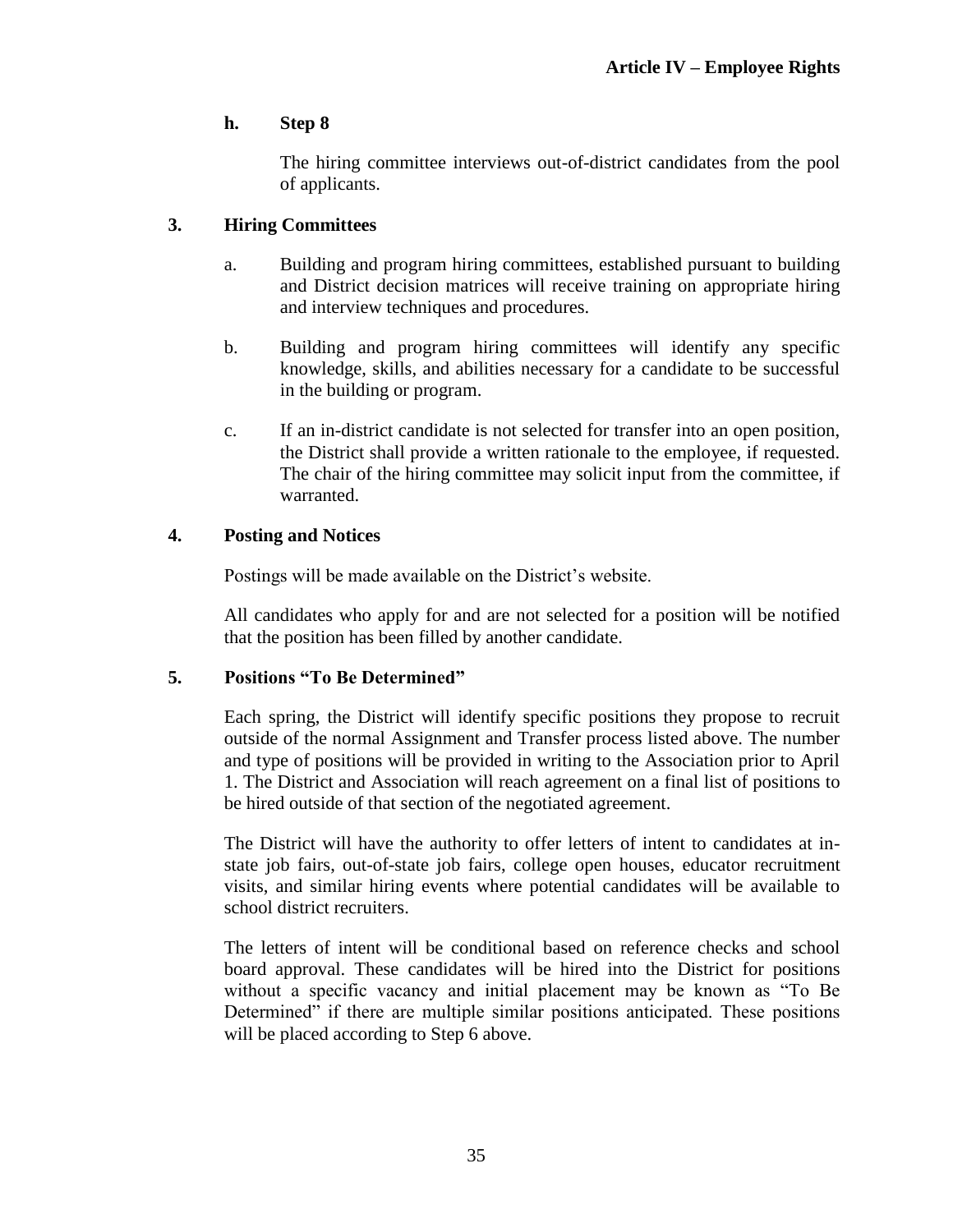**h. Step 8**

The hiring committee interviews out-of-district candidates from the pool of applicants.

### 3. Hiring Committees

a. Building and program hiring committees, established pursuant to building and District decision matrices will receive training on appropriate hiring and interview techniques and procedures.

b. Building and program hiring committees will identify any specific knowledge, skills, and abilities necessary for a candidate to be successful in the building or program.

c. If an in-district candidate is not selected for transfer into an open position, the District shall provide a written rationale to the employee, if requested. The chair of the hiring committee may solicit input from the committee, if warranted.

### 4. Posting and Notices

Postings will be made available on the District's website.

All candidates who apply for and are not selected for a position will be notified that the position has been filled by another candidate.

### 5. Positions "To Be Determined"

Each spring, the District will identify specific positions they propose to recruit outside of the normal Assignment and Transfer process listed above. The number and type of positions will be provided in writing to the Association prior to April 1. The District and Association will reach agreement on a final list of positions to be hired outside of that section of the negotiated agreement.

The District will have the authority to offer letters of intent to candidates at in-state job fairs, out-of-state job fairs, college open houses, educator recruitment visits, and similar hiring events where potential candidates will be available to school district recruiters.

The letters of intent will be conditional based on reference checks and school board approval. These candidates will be hired into the District for positions without a specific vacancy and initial placement may be known as "To Be Determined" if there are multiple similar positions anticipated. These positions will be placed according to Step 6 above.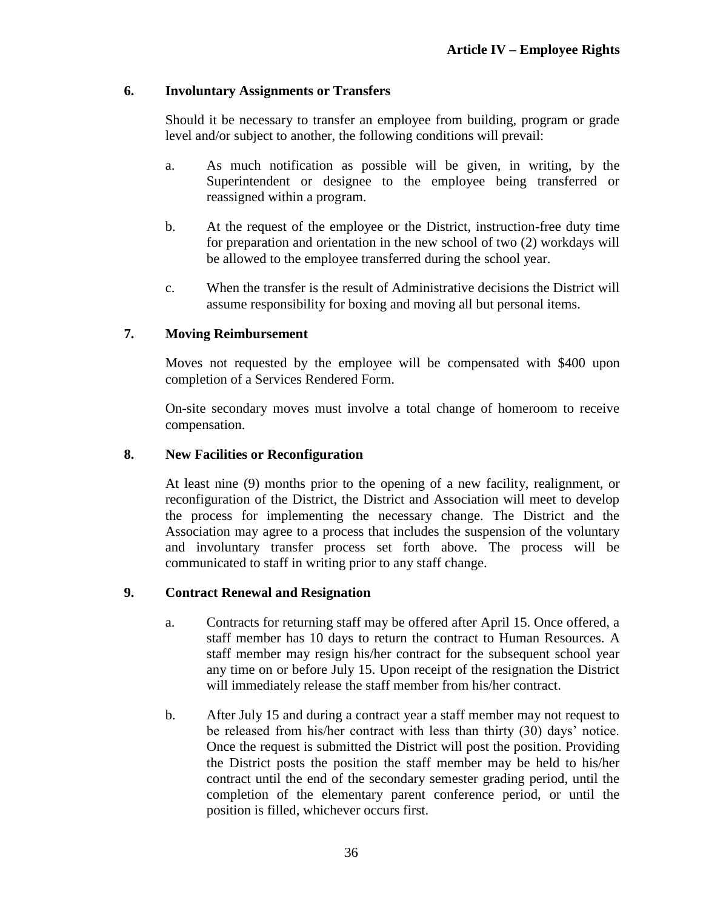**6. Involuntary Assignments or Transfers**

Should it be necessary to transfer an employee from building, program or grade level and/or subject to another, the following conditions will prevail:

a. As much notification as possible will be given, in writing, by the Superintendent or designee to the employee being transferred or reassigned within a program.

b. At the request of the employee or the District, instruction-free duty time for preparation and orientation in the new school of two (2) workdays will be allowed to the employee transferred during the school year.

c. When the transfer is the result of Administrative decisions the District will assume responsibility for boxing and moving all but personal items.

**7. Moving Reimbursement**

Moves not requested by the employee will be compensated with $400 upon completion of a Services Rendered Form.

On-site secondary moves must involve a total change of homeroom to receive compensation.

**8. New Facilities or Reconfiguration**

At least nine (9) months prior to the opening of a new facility, realignment, or reconfiguration of the District, the District and Association will meet to develop the process for implementing the necessary change. The District and the Association may agree to a process that includes the suspension of the voluntary and involuntary transfer process set forth above. The process will be communicated to staff in writing prior to any staff change.

**9. Contract Renewal and Resignation**

a. Contracts for returning staff may be offered after April 15. Once offered, a staff member has 10 days to return the contract to Human Resources. A staff member may resign his/her contract for the subsequent school year any time on or before July 15. Upon receipt of the resignation the District will immediately release the staff member from his/her contract.

b. After July 15 and during a contract year a staff member may not request to be released from his/her contract with less than thirty (30) days' notice. Once the request is submitted the District will post the position. Providing the District posts the position the staff member may be held to his/her contract until the end of the secondary semester grading period, until the completion of the elementary parent conference period, or until the position is filled, whichever occurs first.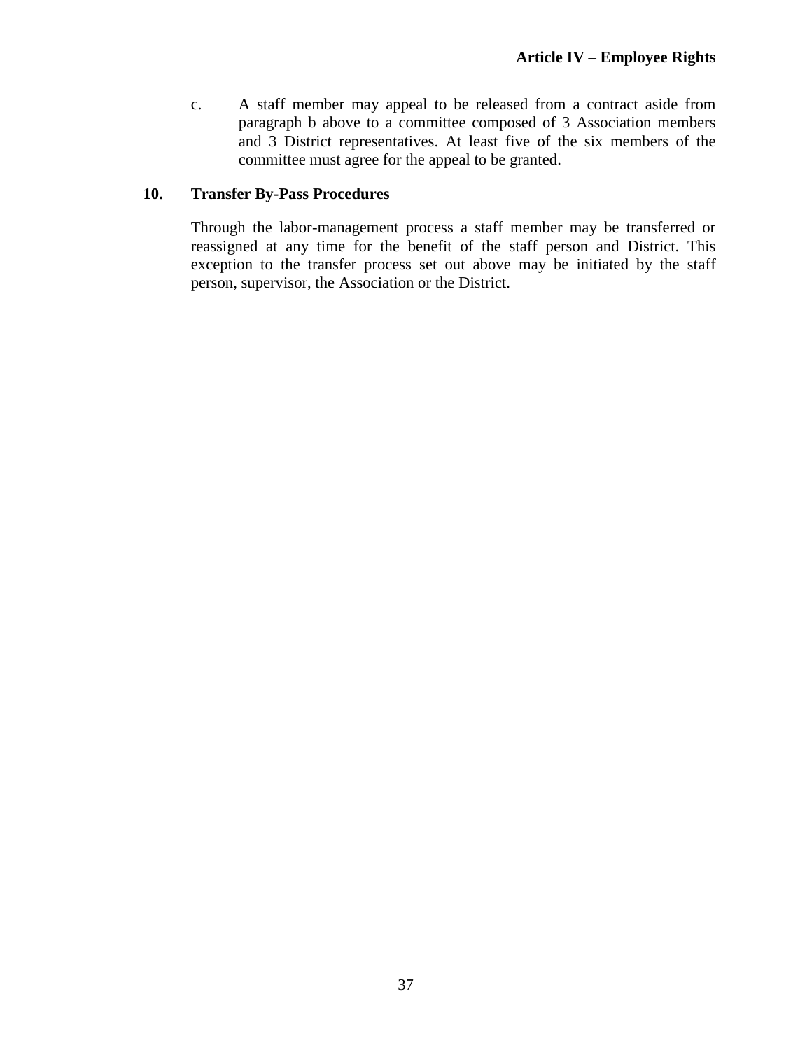c. A staff member may appeal to be released from a contract aside from paragraph b above to a committee composed of 3 Association members and 3 District representatives. At least five of the six members of the committee must agree for the appeal to be granted.

**10. Transfer By-Pass Procedures**

Through the labor-management process a staff member may be transferred or reassigned at any time for the benefit of the staff person and District. This exception to the transfer process set out above may be initiated by the staff person, supervisor, the Association or the District.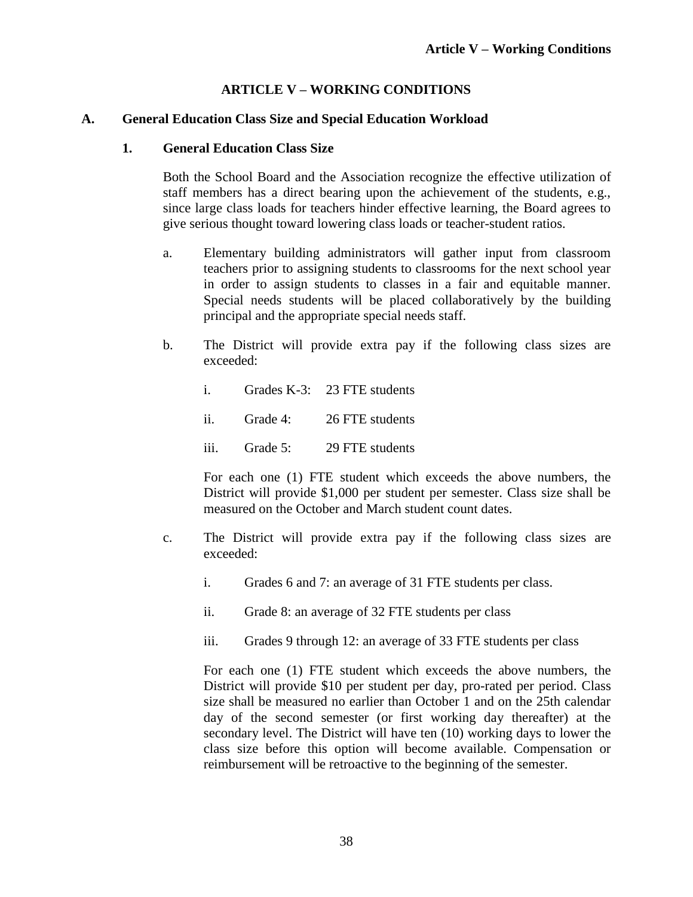# ARTICLE V – WORKING CONDITIONS

## A. General Education Class Size and Special Education Workload

### 1. General Education Class Size

Both the School Board and the Association recognize the effective utilization of staff members has a direct bearing upon the achievement of the students, e.g., since large class loads for teachers hinder effective learning, the Board agrees to give serious thought toward lowering class loads or teacher-student ratios.

a. Elementary building administrators will gather input from classroom teachers prior to assigning students to classrooms for the next school year in order to assign students to classes in a fair and equitable manner. Special needs students will be placed collaboratively by the building principal and the appropriate special needs staff.

b. The District will provide extra pay if the following class sizes are exceeded:

   i. Grades K-3: 23 FTE students

   ii. Grade 4: 26 FTE students

   iii. Grade 5: 29 FTE students

   For each one (1) FTE student which exceeds the above numbers, the District will provide $1,000 per student per semester. Class size shall be measured on the October and March student count dates.

c. The District will provide extra pay if the following class sizes are exceeded:

   i. Grades 6 and 7: an average of 31 FTE students per class.

   ii. Grade 8: an average of 32 FTE students per class

   iii. Grades 9 through 12: an average of 33 FTE students per class

   For each one (1) FTE student which exceeds the above numbers, the District will provide $10 per student per day, pro-rated per period. Class size shall be measured no earlier than October 1 and on the 25th calendar day of the second semester (or first working day thereafter) at the secondary level. The District will have ten (10) working days to lower the class size before this option will become available. Compensation or reimbursement will be retroactive to the beginning of the semester.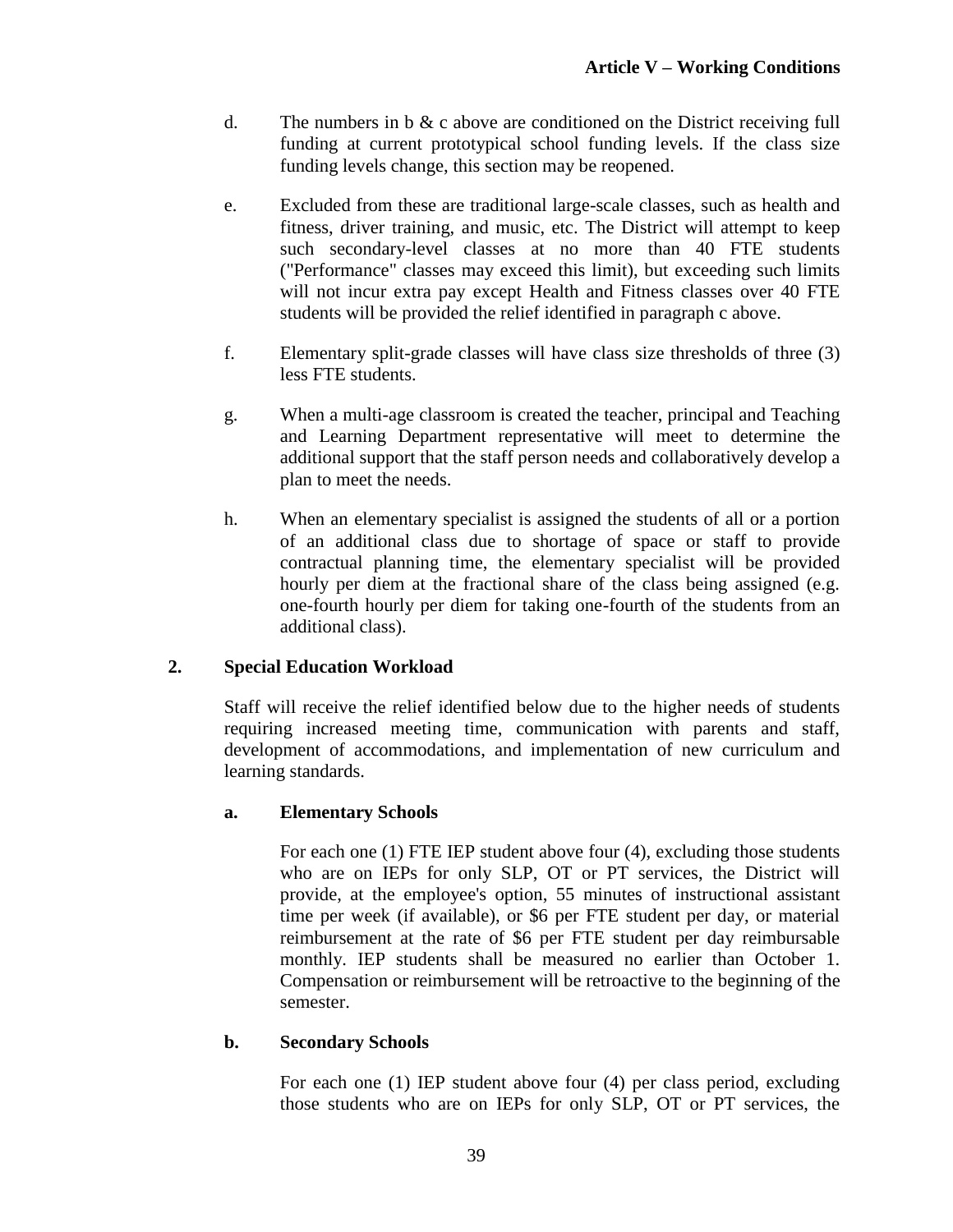d. The numbers in b & c above are conditioned on the District receiving full funding at current prototypical school funding levels. If the class size funding levels change, this section may be reopened.

e. Excluded from these are traditional large-scale classes, such as health and fitness, driver training, and music, etc. The District will attempt to keep such secondary-level classes at no more than 40 FTE students ("Performance" classes may exceed this limit), but exceeding such limits will not incur extra pay except Health and Fitness classes over 40 FTE students will be provided the relief identified in paragraph c above.

f. Elementary split-grade classes will have class size thresholds of three (3) less FTE students.

g. When a multi-age classroom is created the teacher, principal and Teaching and Learning Department representative will meet to determine the additional support that the staff person needs and collaboratively develop a plan to meet the needs.

h. When an elementary specialist is assigned the students of all or a portion of an additional class due to shortage of space or staff to provide contractual planning time, the elementary specialist will be provided hourly per diem at the fractional share of the class being assigned (e.g. one-fourth hourly per diem for taking one-fourth of the students from an additional class).

### 2. Special Education Workload

Staff will receive the relief identified below due to the higher needs of students requiring increased meeting time, communication with parents and staff, development of accommodations, and implementation of new curriculum and learning standards.

#### a. Elementary Schools

For each one (1) FTE IEP student above four (4), excluding those students who are on IEPs for only SLP, OT or PT services, the District will provide, at the employee's option, 55 minutes of instructional assistant time per week (if available), or $6 per FTE student per day, or material reimbursement at the rate of $6 per FTE student per day reimbursable monthly. IEP students shall be measured no earlier than October 1. Compensation or reimbursement will be retroactive to the beginning of the semester.

#### b. Secondary Schools

For each one (1) IEP student above four (4) per class period, excluding those students who are on IEPs for only SLP, OT or PT services, the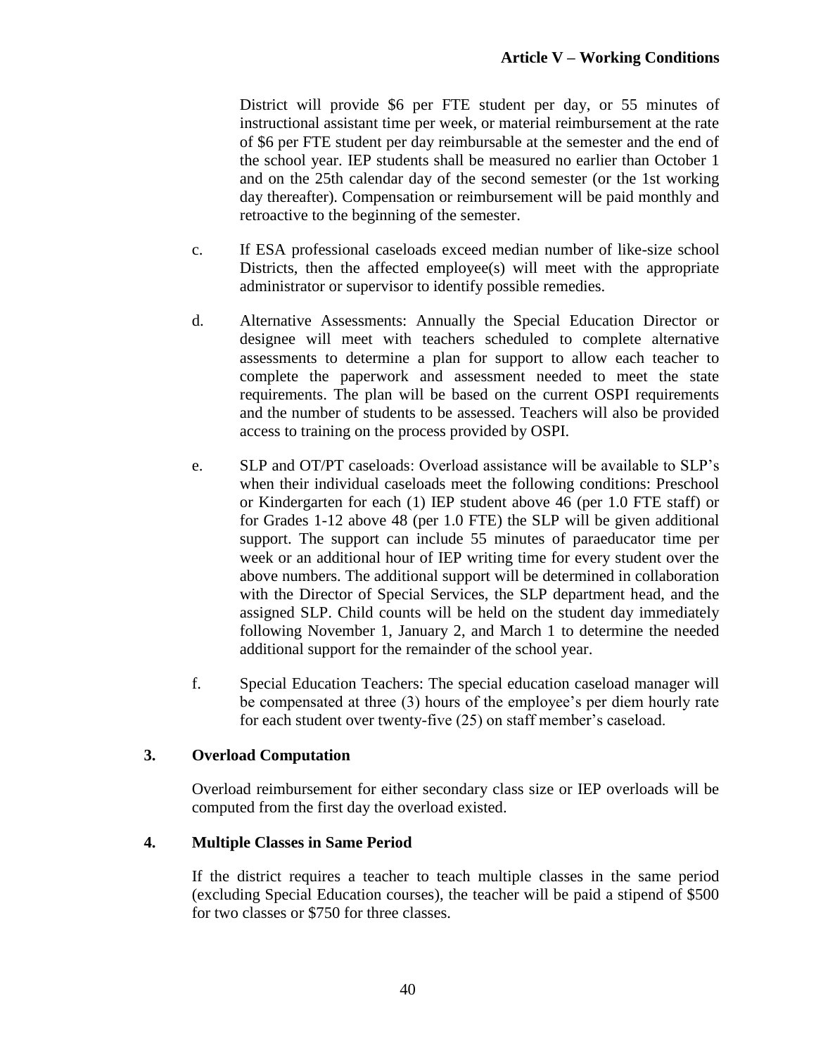District will provide $6 per FTE student per day, or 55 minutes of instructional assistant time per week, or material reimbursement at the rate of $6 per FTE student per day reimbursable at the semester and the end of the school year. IEP students shall be measured no earlier than October 1 and on the 25th calendar day of the second semester (or the 1st working day thereafter). Compensation or reimbursement will be paid monthly and retroactive to the beginning of the semester.

c. If ESA professional caseloads exceed median number of like-size school Districts, then the affected employee(s) will meet with the appropriate administrator or supervisor to identify possible remedies.

d. Alternative Assessments: Annually the Special Education Director or designee will meet with teachers scheduled to complete alternative assessments to determine a plan for support to allow each teacher to complete the paperwork and assessment needed to meet the state requirements. The plan will be based on the current OSPI requirements and the number of students to be assessed. Teachers will also be provided access to training on the process provided by OSPI.

e. SLP and OT/PT caseloads: Overload assistance will be available to SLP's when their individual caseloads meet the following conditions: Preschool or Kindergarten for each (1) IEP student above 46 (per 1.0 FTE staff) or for Grades 1-12 above 48 (per 1.0 FTE) the SLP will be given additional support. The support can include 55 minutes of paraeducator time per week or an additional hour of IEP writing time for every student over the above numbers. The additional support will be determined in collaboration with the Director of Special Services, the SLP department head, and the assigned SLP. Child counts will be held on the student day immediately following November 1, January 2, and March 1 to determine the needed additional support for the remainder of the school year.

f. Special Education Teachers: The special education caseload manager will be compensated at three (3) hours of the employee's per diem hourly rate for each student over twenty-five (25) on staff member's caseload.

### 3. Overload Computation

Overload reimbursement for either secondary class size or IEP overloads will be computed from the first day the overload existed.

### 4. Multiple Classes in Same Period

If the district requires a teacher to teach multiple classes in the same period (excluding Special Education courses), the teacher will be paid a stipend of $500 for two classes or $750 for three classes.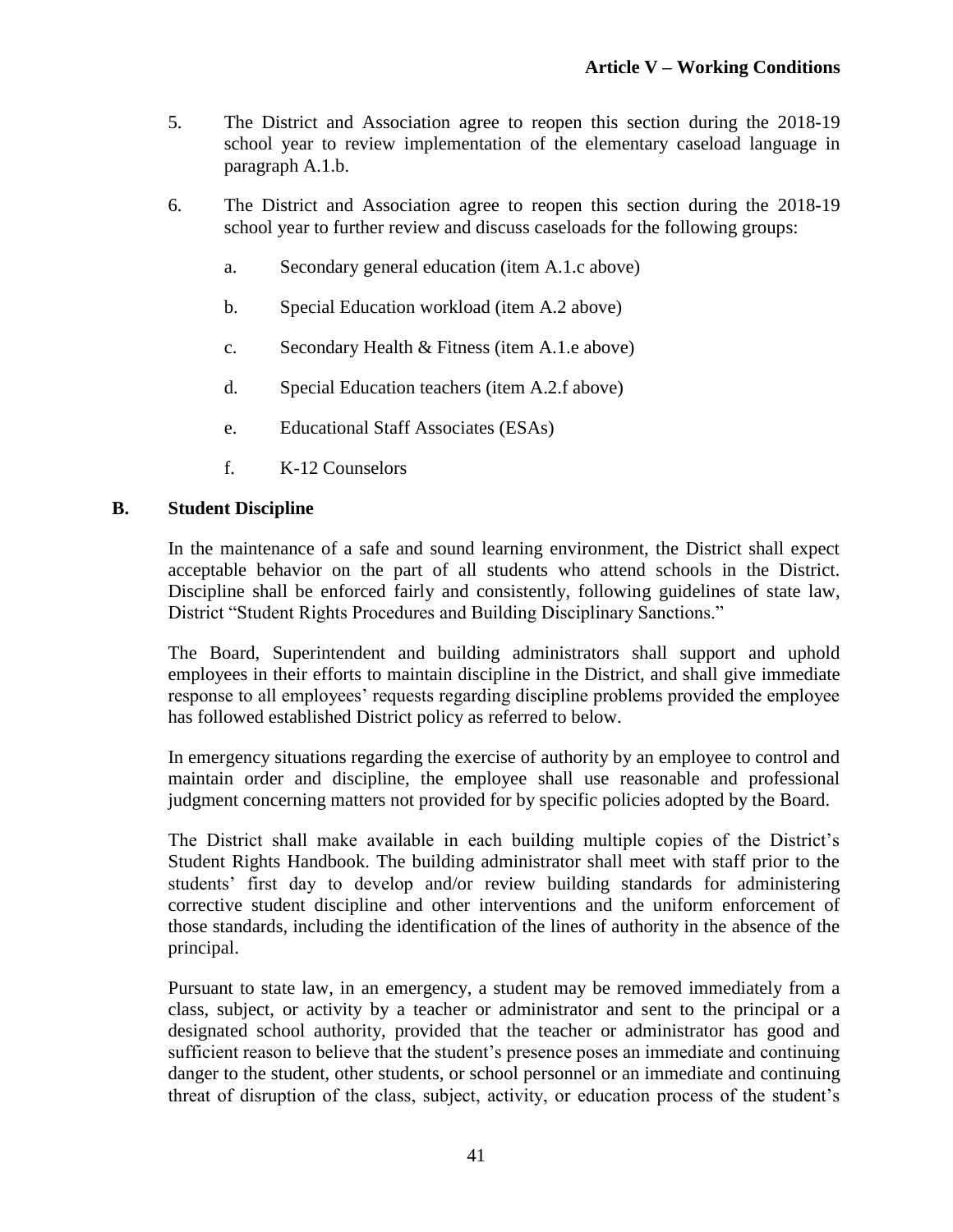5. The District and Association agree to reopen this section during the 2018-19 school year to review implementation of the elementary caseload language in paragraph A.1.b.

6. The District and Association agree to reopen this section during the 2018-19 school year to further review and discuss caseloads for the following groups:

   a. Secondary general education (item A.1.c above)

   b. Special Education workload (item A.2 above)

   c. Secondary Health & Fitness (item A.1.e above)

   d. Special Education teachers (item A.2.f above)

   e. Educational Staff Associates (ESAs)

   f. K-12 Counselors

### B. Student Discipline

In the maintenance of a safe and sound learning environment, the District shall expect acceptable behavior on the part of all students who attend schools in the District. Discipline shall be enforced fairly and consistently, following guidelines of state law, District "Student Rights Procedures and Building Disciplinary Sanctions."

The Board, Superintendent and building administrators shall support and uphold employees in their efforts to maintain discipline in the District, and shall give immediate response to all employees' requests regarding discipline problems provided the employee has followed established District policy as referred to below.

In emergency situations regarding the exercise of authority by an employee to control and maintain order and discipline, the employee shall use reasonable and professional judgment concerning matters not provided for by specific policies adopted by the Board.

The District shall make available in each building multiple copies of the District's Student Rights Handbook. The building administrator shall meet with staff prior to the students' first day to develop and/or review building standards for administering corrective student discipline and other interventions and the uniform enforcement of those standards, including the identification of the lines of authority in the absence of the principal.

Pursuant to state law, in an emergency, a student may be removed immediately from a class, subject, or activity by a teacher or administrator and sent to the principal or a designated school authority, provided that the teacher or administrator has good and sufficient reason to believe that the student's presence poses an immediate and continuing danger to the student, other students, or school personnel or an immediate and continuing threat of disruption of the class, subject, activity, or education process of the student's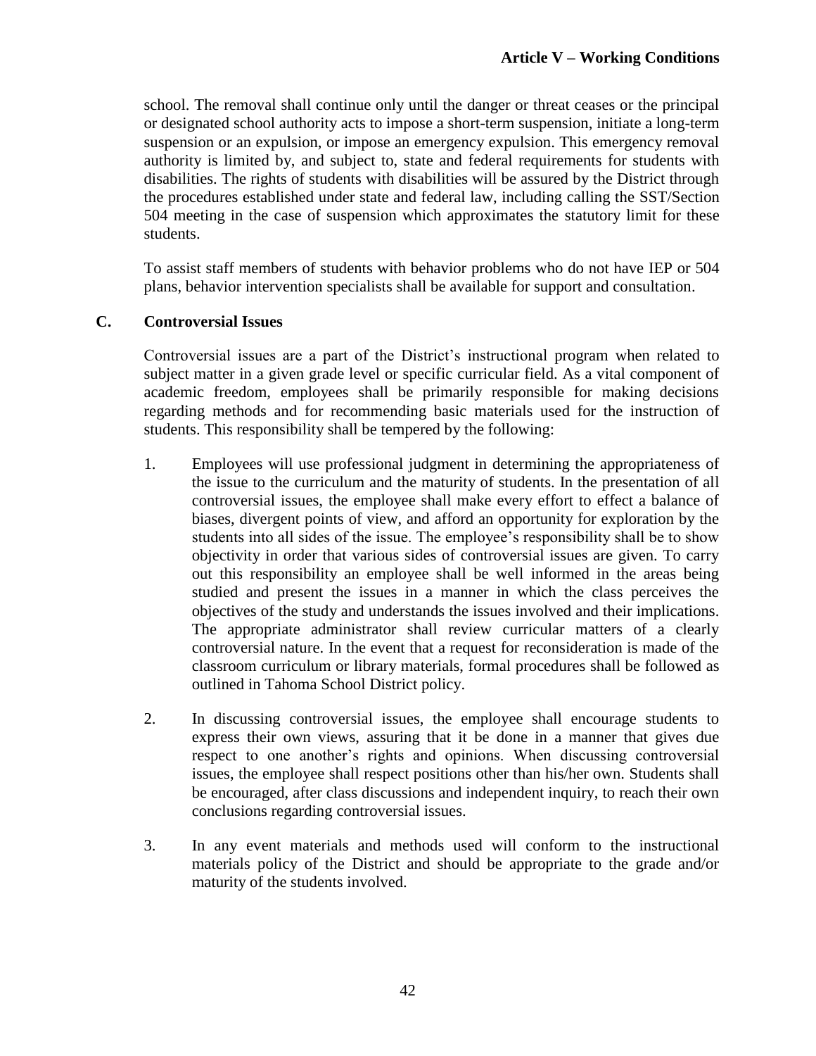school. The removal shall continue only until the danger or threat ceases or the principal or designated school authority acts to impose a short-term suspension, initiate a long-term suspension or an expulsion, or impose an emergency expulsion. This emergency removal authority is limited by, and subject to, state and federal requirements for students with disabilities. The rights of students with disabilities will be assured by the District through the procedures established under state and federal law, including calling the SST/Section 504 meeting in the case of suspension which approximates the statutory limit for these students.

To assist staff members of students with behavior problems who do not have IEP or 504 plans, behavior intervention specialists shall be available for support and consultation.

### C. Controversial Issues

Controversial issues are a part of the District's instructional program when related to subject matter in a given grade level or specific curricular field. As a vital component of academic freedom, employees shall be primarily responsible for making decisions regarding methods and for recommending basic materials used for the instruction of students. This responsibility shall be tempered by the following:

1. Employees will use professional judgment in determining the appropriateness of the issue to the curriculum and the maturity of students. In the presentation of all controversial issues, the employee shall make every effort to effect a balance of biases, divergent points of view, and afford an opportunity for exploration by the students into all sides of the issue. The employee's responsibility shall be to show objectivity in order that various sides of controversial issues are given. To carry out this responsibility an employee shall be well informed in the areas being studied and present the issues in a manner in which the class perceives the objectives of the study and understands the issues involved and their implications. The appropriate administrator shall review curricular matters of a clearly controversial nature. In the event that a request for reconsideration is made of the classroom curriculum or library materials, formal procedures shall be followed as outlined in Tahoma School District policy.

2. In discussing controversial issues, the employee shall encourage students to express their own views, assuring that it be done in a manner that gives due respect to one another's rights and opinions. When discussing controversial issues, the employee shall respect positions other than his/her own. Students shall be encouraged, after class discussions and independent inquiry, to reach their own conclusions regarding controversial issues.

3. In any event materials and methods used will conform to the instructional materials policy of the District and should be appropriate to the grade and/or maturity of the students involved.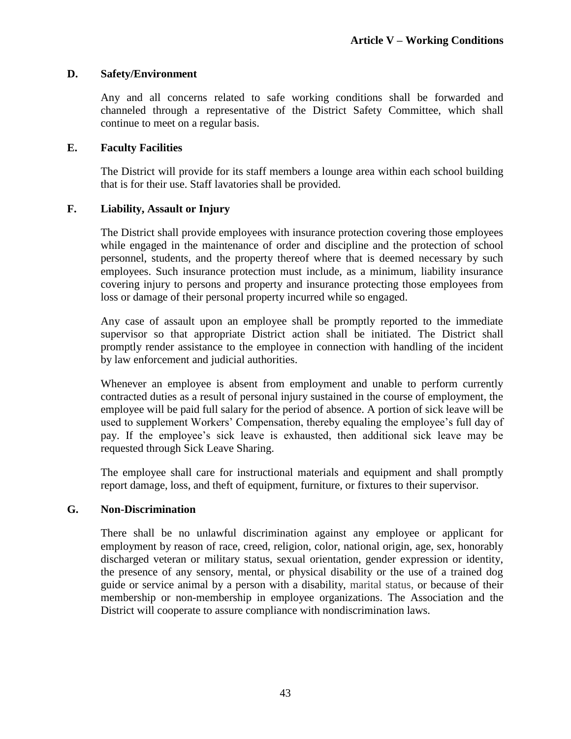## D. Safety/Environment

Any and all concerns related to safe working conditions shall be forwarded and channeled through a representative of the District Safety Committee, which shall continue to meet on a regular basis.

## E. Faculty Facilities

The District will provide for its staff members a lounge area within each school building that is for their use. Staff lavatories shall be provided.

## F. Liability, Assault or Injury

The District shall provide employees with insurance protection covering those employees while engaged in the maintenance of order and discipline and the protection of school personnel, students, and the property thereof where that is deemed necessary by such employees. Such insurance protection must include, as a minimum, liability insurance covering injury to persons and property and insurance protecting those employees from loss or damage of their personal property incurred while so engaged.

Any case of assault upon an employee shall be promptly reported to the immediate supervisor so that appropriate District action shall be initiated. The District shall promptly render assistance to the employee in connection with handling of the incident by law enforcement and judicial authorities.

Whenever an employee is absent from employment and unable to perform currently contracted duties as a result of personal injury sustained in the course of employment, the employee will be paid full salary for the period of absence. A portion of sick leave will be used to supplement Workers' Compensation, thereby equaling the employee's full day of pay. If the employee's sick leave is exhausted, then additional sick leave may be requested through Sick Leave Sharing.

The employee shall care for instructional materials and equipment and shall promptly report damage, loss, and theft of equipment, furniture, or fixtures to their supervisor.

## G. Non-Discrimination

There shall be no unlawful discrimination against any employee or applicant for employment by reason of race, creed, religion, color, national origin, age, sex, honorably discharged veteran or military status, sexual orientation, gender expression or identity, the presence of any sensory, mental, or physical disability or the use of a trained dog guide or service animal by a person with a disability, marital status, or because of their membership or non-membership in employee organizations. The Association and the District will cooperate to assure compliance with nondiscrimination laws.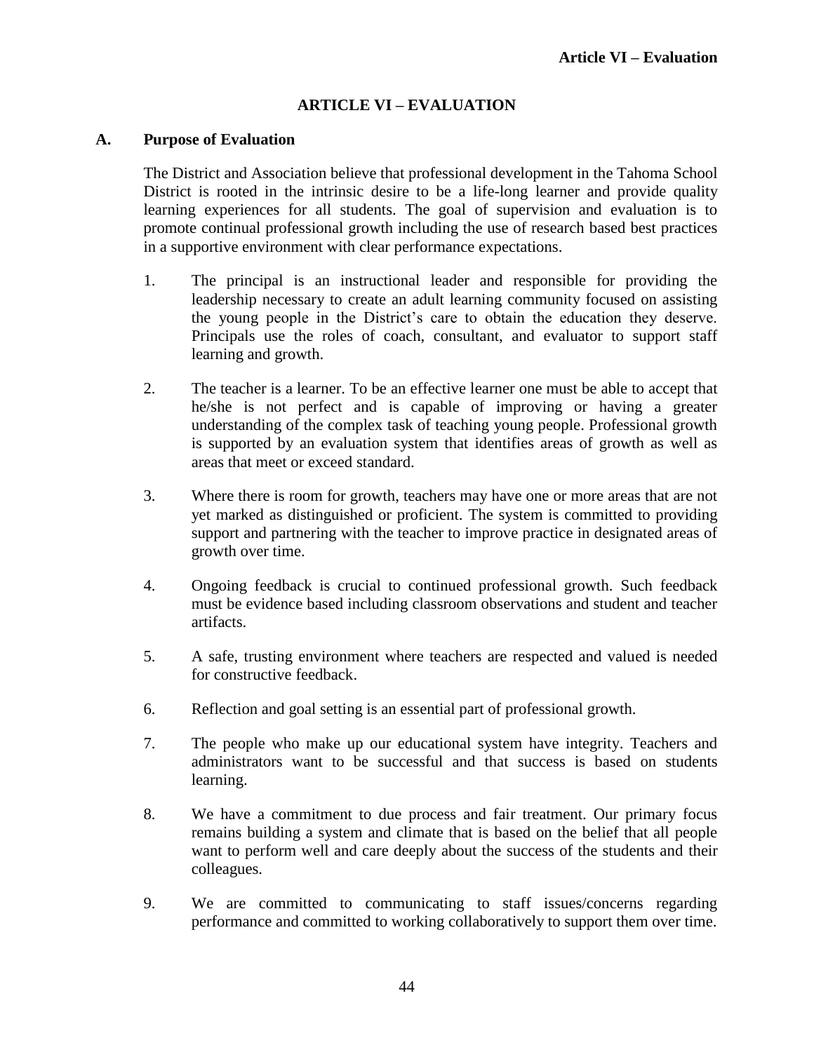# ARTICLE VI – EVALUATION

## A. Purpose of Evaluation

The District and Association believe that professional development in the Tahoma School District is rooted in the intrinsic desire to be a life-long learner and provide quality learning experiences for all students. The goal of supervision and evaluation is to promote continual professional growth including the use of research based best practices in a supportive environment with clear performance expectations.

1. The principal is an instructional leader and responsible for providing the leadership necessary to create an adult learning community focused on assisting the young people in the District's care to obtain the education they deserve. Principals use the roles of coach, consultant, and evaluator to support staff learning and growth.

2. The teacher is a learner. To be an effective learner one must be able to accept that he/she is not perfect and is capable of improving or having a greater understanding of the complex task of teaching young people. Professional growth is supported by an evaluation system that identifies areas of growth as well as areas that meet or exceed standard.

3. Where there is room for growth, teachers may have one or more areas that are not yet marked as distinguished or proficient. The system is committed to providing support and partnering with the teacher to improve practice in designated areas of growth over time.

4. Ongoing feedback is crucial to continued professional growth. Such feedback must be evidence based including classroom observations and student and teacher artifacts.

5. A safe, trusting environment where teachers are respected and valued is needed for constructive feedback.

6. Reflection and goal setting is an essential part of professional growth.

7. The people who make up our educational system have integrity. Teachers and administrators want to be successful and that success is based on students learning.

8. We have a commitment to due process and fair treatment. Our primary focus remains building a system and climate that is based on the belief that all people want to perform well and care deeply about the success of the students and their colleagues.

9. We are committed to communicating to staff issues/concerns regarding performance and committed to working collaboratively to support them over time.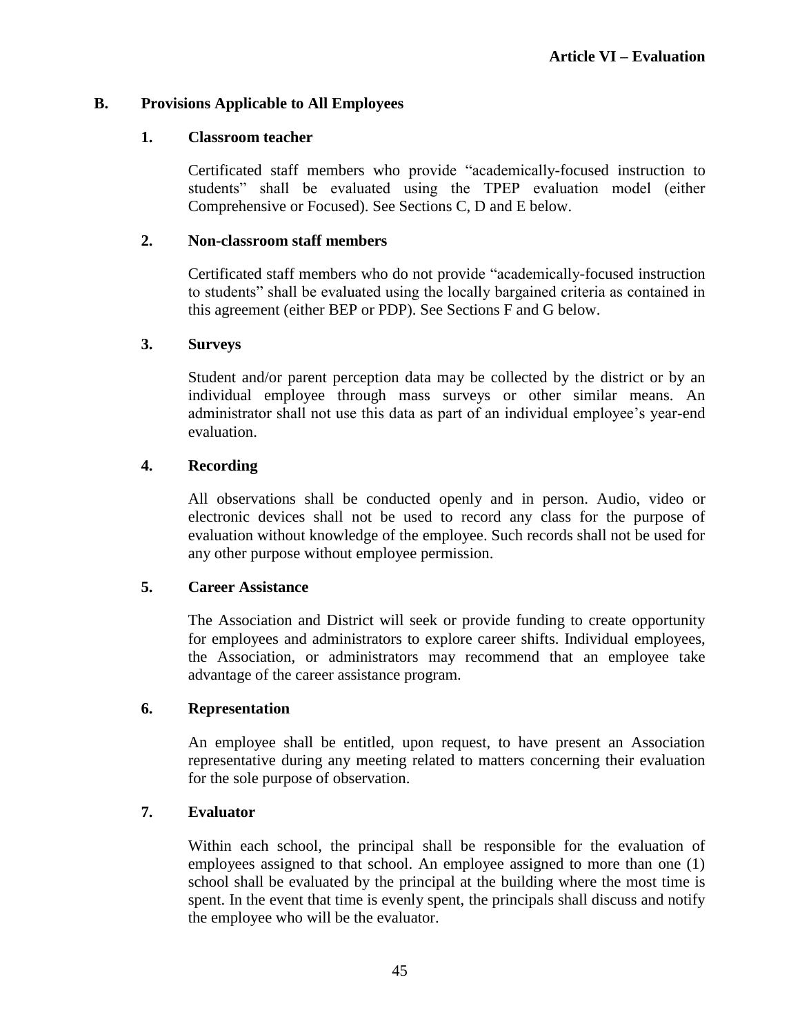## B. Provisions Applicable to All Employees

### 1. Classroom teacher

Certificated staff members who provide "academically-focused instruction to students" shall be evaluated using the TPEP evaluation model (either Comprehensive or Focused). See Sections C, D and E below.

### 2. Non-classroom staff members

Certificated staff members who do not provide "academically-focused instruction to students" shall be evaluated using the locally bargained criteria as contained in this agreement (either BEP or PDP). See Sections F and G below.

### 3. Surveys

Student and/or parent perception data may be collected by the district or by an individual employee through mass surveys or other similar means. An administrator shall not use this data as part of an individual employee's year-end evaluation.

### 4. Recording

All observations shall be conducted openly and in person. Audio, video or electronic devices shall not be used to record any class for the purpose of evaluation without knowledge of the employee. Such records shall not be used for any other purpose without employee permission.

### 5. Career Assistance

The Association and District will seek or provide funding to create opportunity for employees and administrators to explore career shifts. Individual employees, the Association, or administrators may recommend that an employee take advantage of the career assistance program.

### 6. Representation

An employee shall be entitled, upon request, to have present an Association representative during any meeting related to matters concerning their evaluation for the sole purpose of observation.

### 7. Evaluator

Within each school, the principal shall be responsible for the evaluation of employees assigned to that school. An employee assigned to more than one (1) school shall be evaluated by the principal at the building where the most time is spent. In the event that time is evenly spent, the principals shall discuss and notify the employee who will be the evaluator.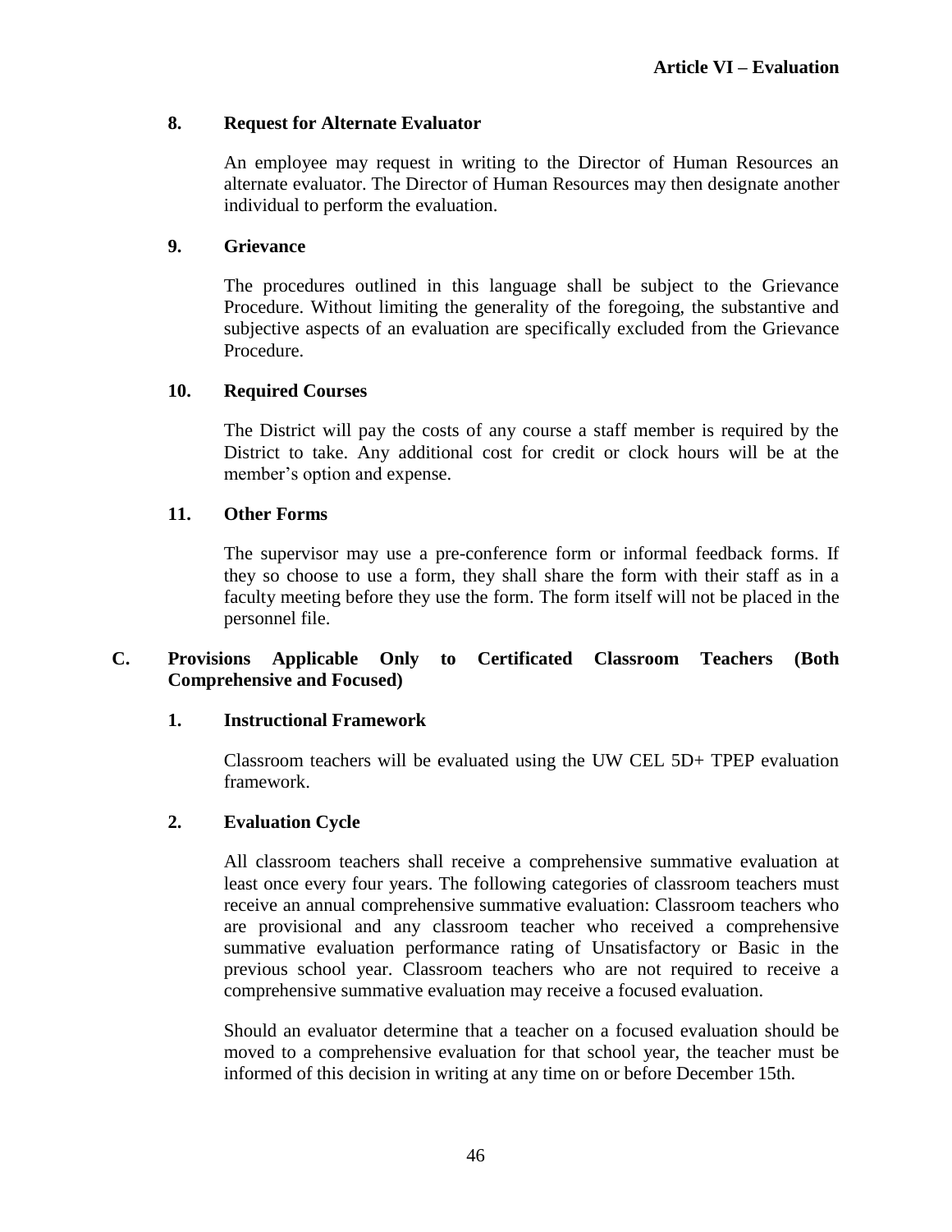### 8. Request for Alternate Evaluator

An employee may request in writing to the Director of Human Resources an alternate evaluator. The Director of Human Resources may then designate another individual to perform the evaluation.

### 9. Grievance

The procedures outlined in this language shall be subject to the Grievance Procedure. Without limiting the generality of the foregoing, the substantive and subjective aspects of an evaluation are specifically excluded from the Grievance Procedure.

### 10. Required Courses

The District will pay the costs of any course a staff member is required by the District to take. Any additional cost for credit or clock hours will be at the member's option and expense.

### 11. Other Forms

The supervisor may use a pre-conference form or informal feedback forms. If they so choose to use a form, they shall share the form with their staff as in a faculty meeting before they use the form. The form itself will not be placed in the personnel file.

## C. Provisions Applicable Only to Certificated Classroom Teachers (Both Comprehensive and Focused)

### 1. Instructional Framework

Classroom teachers will be evaluated using the UW CEL 5D+ TPEP evaluation framework.

### 2. Evaluation Cycle

All classroom teachers shall receive a comprehensive summative evaluation at least once every four years. The following categories of classroom teachers must receive an annual comprehensive summative evaluation: Classroom teachers who are provisional and any classroom teacher who received a comprehensive summative evaluation performance rating of Unsatisfactory or Basic in the previous school year. Classroom teachers who are not required to receive a comprehensive summative evaluation may receive a focused evaluation.

Should an evaluator determine that a teacher on a focused evaluation should be moved to a comprehensive evaluation for that school year, the teacher must be informed of this decision in writing at any time on or before December 15th.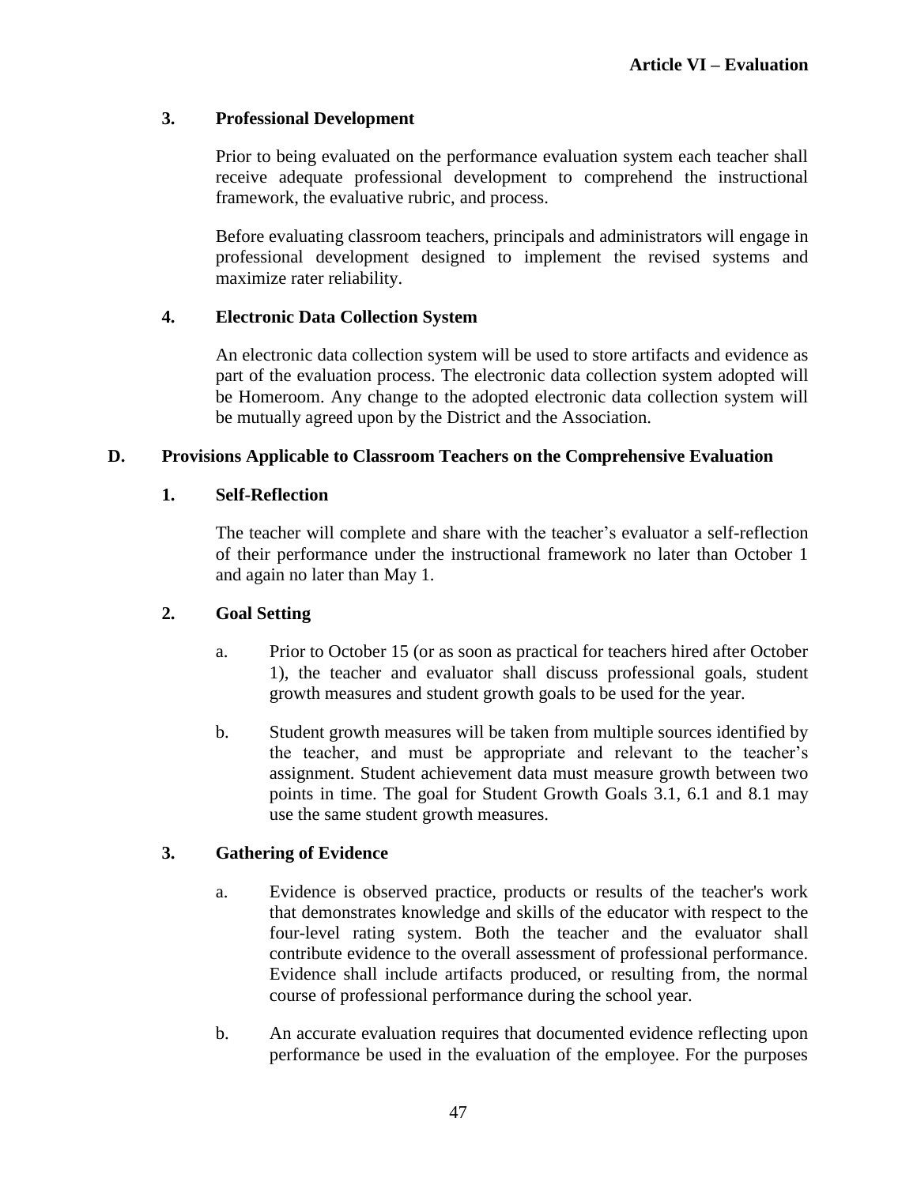### 3. Professional Development

Prior to being evaluated on the performance evaluation system each teacher shall receive adequate professional development to comprehend the instructional framework, the evaluative rubric, and process.

Before evaluating classroom teachers, principals and administrators will engage in professional development designed to implement the revised systems and maximize rater reliability.

### 4. Electronic Data Collection System

An electronic data collection system will be used to store artifacts and evidence as part of the evaluation process. The electronic data collection system adopted will be Homeroom. Any change to the adopted electronic data collection system will be mutually agreed upon by the District and the Association.

## D. Provisions Applicable to Classroom Teachers on the Comprehensive Evaluation

### 1. Self-Reflection

The teacher will complete and share with the teacher's evaluator a self-reflection of their performance under the instructional framework no later than October 1 and again no later than May 1.

### 2. Goal Setting

a. Prior to October 15 (or as soon as practical for teachers hired after October 1), the teacher and evaluator shall discuss professional goals, student growth measures and student growth goals to be used for the year.

b. Student growth measures will be taken from multiple sources identified by the teacher, and must be appropriate and relevant to the teacher's assignment. Student achievement data must measure growth between two points in time. The goal for Student Growth Goals 3.1, 6.1 and 8.1 may use the same student growth measures.

### 3. Gathering of Evidence

a. Evidence is observed practice, products or results of the teacher's work that demonstrates knowledge and skills of the educator with respect to the four-level rating system. Both the teacher and the evaluator shall contribute evidence to the overall assessment of professional performance. Evidence shall include artifacts produced, or resulting from, the normal course of professional performance during the school year.

b. An accurate evaluation requires that documented evidence reflecting upon performance be used in the evaluation of the employee. For the purposes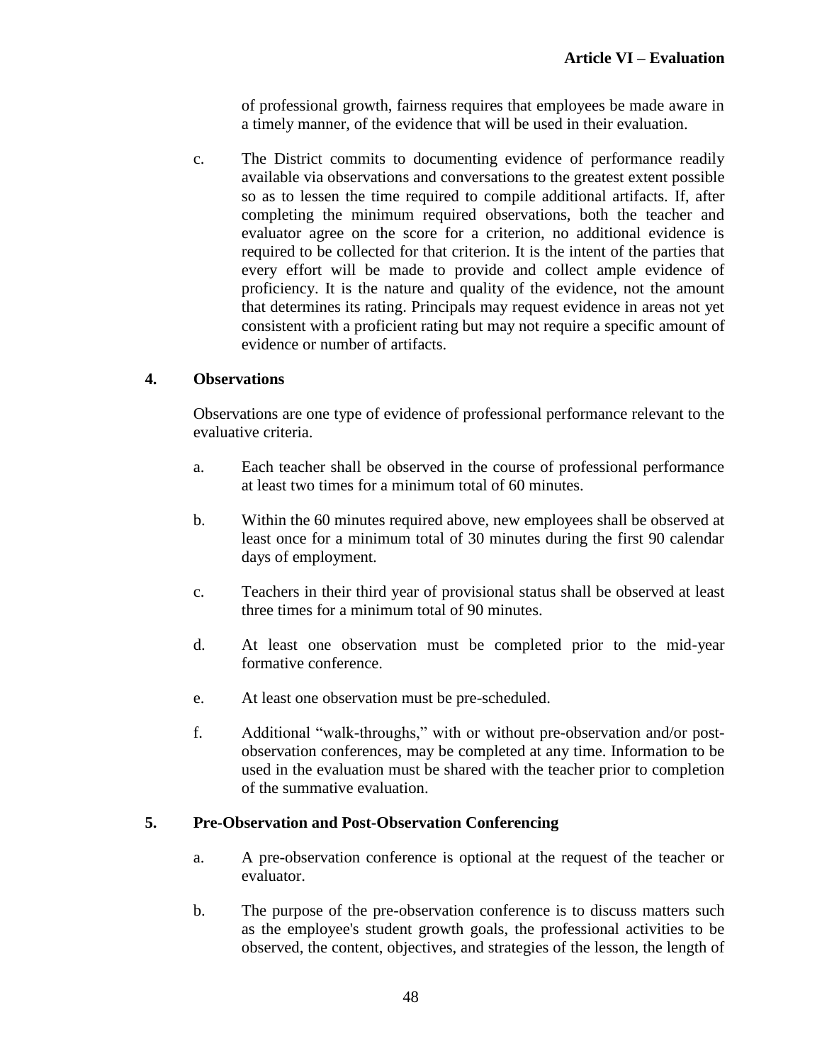of professional growth, fairness requires that employees be made aware in a timely manner, of the evidence that will be used in their evaluation.

c. The District commits to documenting evidence of performance readily available via observations and conversations to the greatest extent possible so as to lessen the time required to compile additional artifacts. If, after completing the minimum required observations, both the teacher and evaluator agree on the score for a criterion, no additional evidence is required to be collected for that criterion. It is the intent of the parties that every effort will be made to provide and collect ample evidence of proficiency. It is the nature and quality of the evidence, not the amount that determines its rating. Principals may request evidence in areas not yet consistent with a proficient rating but may not require a specific amount of evidence or number of artifacts.

**4. Observations**

Observations are one type of evidence of professional performance relevant to the evaluative criteria.

a. Each teacher shall be observed in the course of professional performance at least two times for a minimum total of 60 minutes.

b. Within the 60 minutes required above, new employees shall be observed at least once for a minimum total of 30 minutes during the first 90 calendar days of employment.

c. Teachers in their third year of provisional status shall be observed at least three times for a minimum total of 90 minutes.

d. At least one observation must be completed prior to the mid-year formative conference.

e. At least one observation must be pre-scheduled.

f. Additional "walk-throughs," with or without pre-observation and/or post-observation conferences, may be completed at any time. Information to be used in the evaluation must be shared with the teacher prior to completion of the summative evaluation.

**5. Pre-Observation and Post-Observation Conferencing**

a. A pre-observation conference is optional at the request of the teacher or evaluator.

b. The purpose of the pre-observation conference is to discuss matters such as the employee's student growth goals, the professional activities to be observed, the content, objectives, and strategies of the lesson, the length of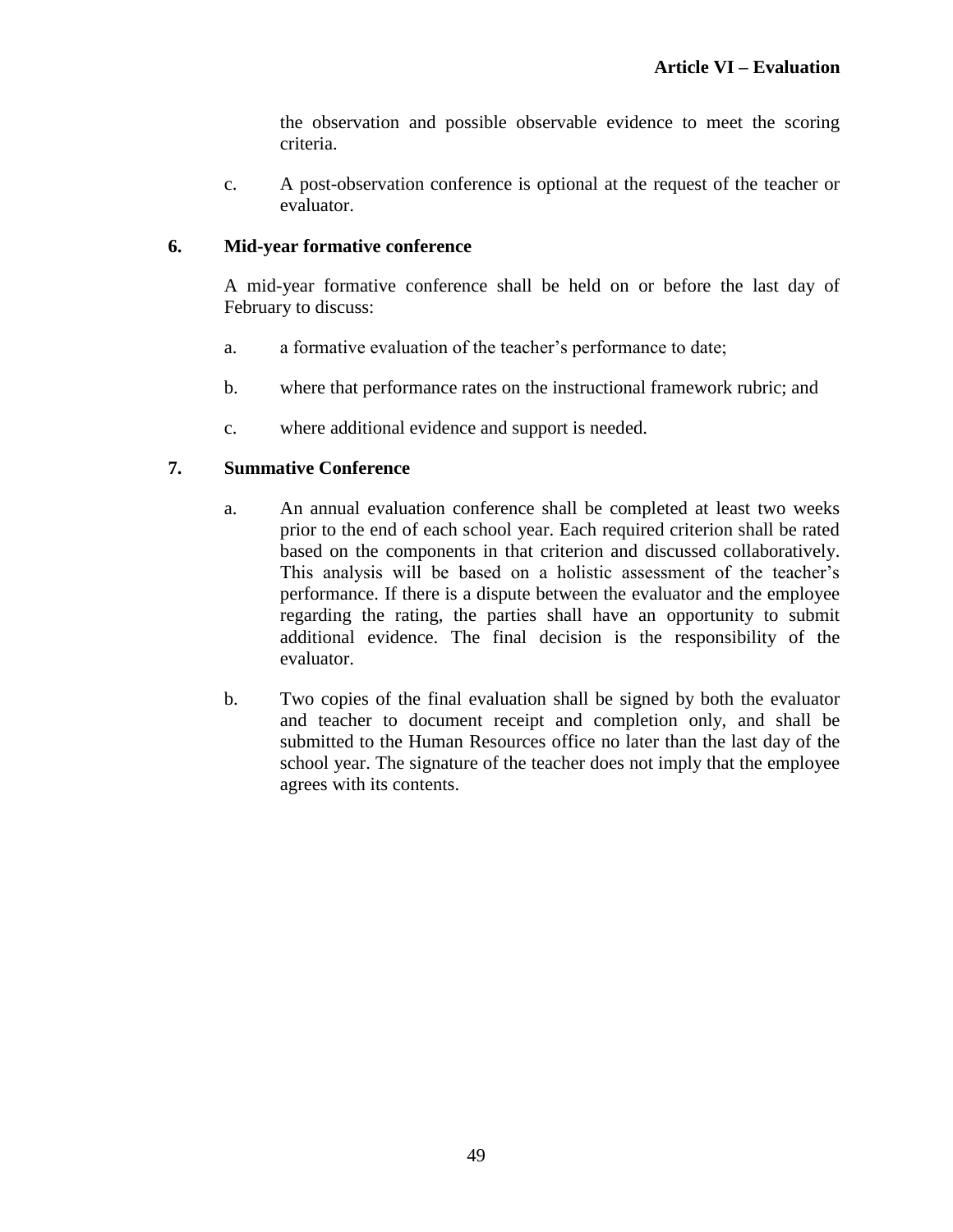the observation and possible observable evidence to meet the scoring criteria.

c. A post-observation conference is optional at the request of the teacher or evaluator.

**6. Mid-year formative conference**

A mid-year formative conference shall be held on or before the last day of February to discuss:

a. a formative evaluation of the teacher's performance to date;

b. where that performance rates on the instructional framework rubric; and

c. where additional evidence and support is needed.

**7. Summative Conference**

a. An annual evaluation conference shall be completed at least two weeks prior to the end of each school year. Each required criterion shall be rated based on the components in that criterion and discussed collaboratively. This analysis will be based on a holistic assessment of the teacher's performance. If there is a dispute between the evaluator and the employee regarding the rating, the parties shall have an opportunity to submit additional evidence. The final decision is the responsibility of the evaluator.

b. Two copies of the final evaluation shall be signed by both the evaluator and teacher to document receipt and completion only, and shall be submitted to the Human Resources office no later than the last day of the school year. The signature of the teacher does not imply that the employee agrees with its contents.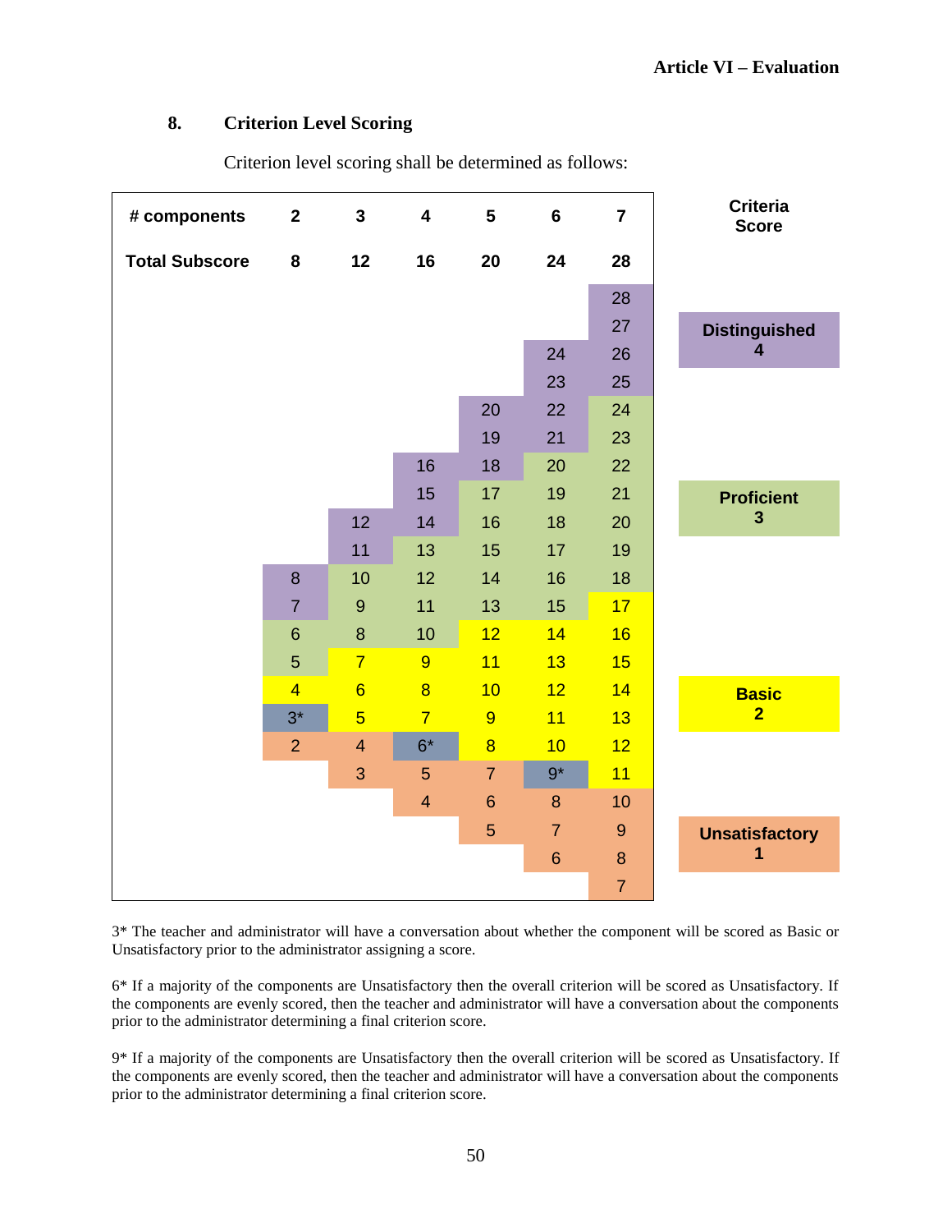### 8. Criterion Level Scoring

Criterion level scoring shall be determined as follows:

| # components | 2 | 3 | 4 | 5 | 6 | 7 | Criteria Score |
|---|---|---|---|---|---|---|---|
| **Total Subscore** | **8** | **12** | **16** | **20** | **24** | **28** | |
| | 8, 7 | 12, 11 | 16, 15, 14 | 20, 19, 18 | 24, 23, 22, 21 | 28, 27, 26, 25 | **Distinguished 4** |
| | 6, 5 | 10, 9, 8 | 13, 12, 11, 10 | 17, 16, 15, 14, 13 | 20, 19, 18, 17, 16, 15 | 24, 23, 22, 21, 20, 19, 18 | **Proficient 3** |
| | 4 | 7, 6, 5 | 9, 8, 7 | 12, 11, 10, 9, 8 | 14, 13, 12, 11, 10 | 17, 16, 15, 14, 13, 12, 11 | **Basic 2** |
| | 3* | | 6* | | 9* | | |
| | 2 | 4, 3 | 5, 4 | 7, 6, 5 | 8, 7, 6 | 10, 9, 8, 7 | **Unsatisfactory 1** |

3* The teacher and administrator will have a conversation about whether the component will be scored as Basic or Unsatisfactory prior to the administrator assigning a score.

6* If a majority of the components are Unsatisfactory then the overall criterion will be scored as Unsatisfactory. If the components are evenly scored, then the teacher and administrator will have a conversation about the components prior to the administrator determining a final criterion score.

9* If a majority of the components are Unsatisfactory then the overall criterion will be scored as Unsatisfactory. If the components are evenly scored, then the teacher and administrator will have a conversation about the components prior to the administrator determining a final criterion score.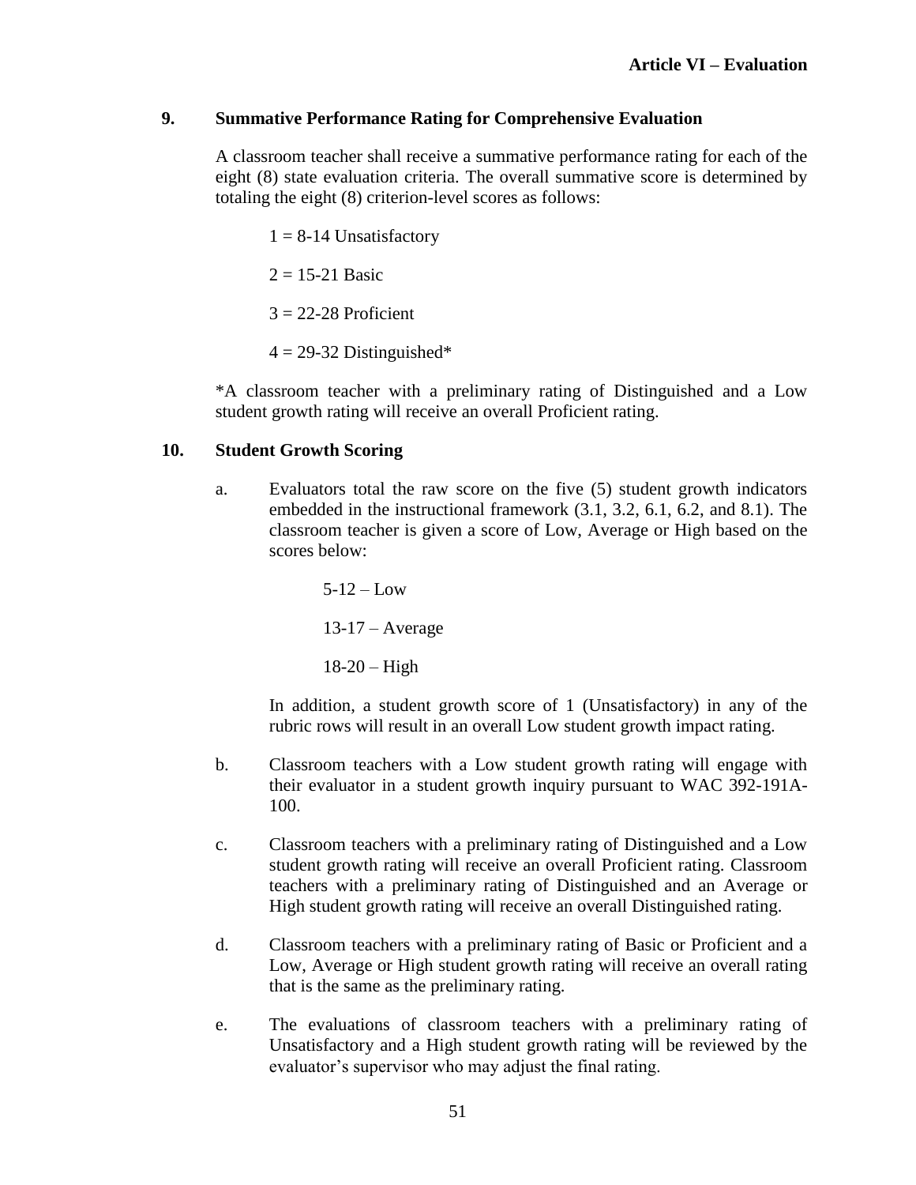## 9. Summative Performance Rating for Comprehensive Evaluation

A classroom teacher shall receive a summative performance rating for each of the eight (8) state evaluation criteria. The overall summative score is determined by totaling the eight (8) criterion-level scores as follows:

1 = 8-14 Unsatisfactory

2 = 15-21 Basic

3 = 22-28 Proficient

4 = 29-32 Distinguished*

*A classroom teacher with a preliminary rating of Distinguished and a Low student growth rating will receive an overall Proficient rating.

## 10. Student Growth Scoring

a. Evaluators total the raw score on the five (5) student growth indicators embedded in the instructional framework (3.1, 3.2, 6.1, 6.2, and 8.1). The classroom teacher is given a score of Low, Average or High based on the scores below:

   5-12 – Low

   13-17 – Average

   18-20 – High

   In addition, a student growth score of 1 (Unsatisfactory) in any of the rubric rows will result in an overall Low student growth impact rating.

b. Classroom teachers with a Low student growth rating will engage with their evaluator in a student growth inquiry pursuant to WAC 392-191A-100.

c. Classroom teachers with a preliminary rating of Distinguished and a Low student growth rating will receive an overall Proficient rating. Classroom teachers with a preliminary rating of Distinguished and an Average or High student growth rating will receive an overall Distinguished rating.

d. Classroom teachers with a preliminary rating of Basic or Proficient and a Low, Average or High student growth rating will receive an overall rating that is the same as the preliminary rating.

e. The evaluations of classroom teachers with a preliminary rating of Unsatisfactory and a High student growth rating will be reviewed by the evaluator's supervisor who may adjust the final rating.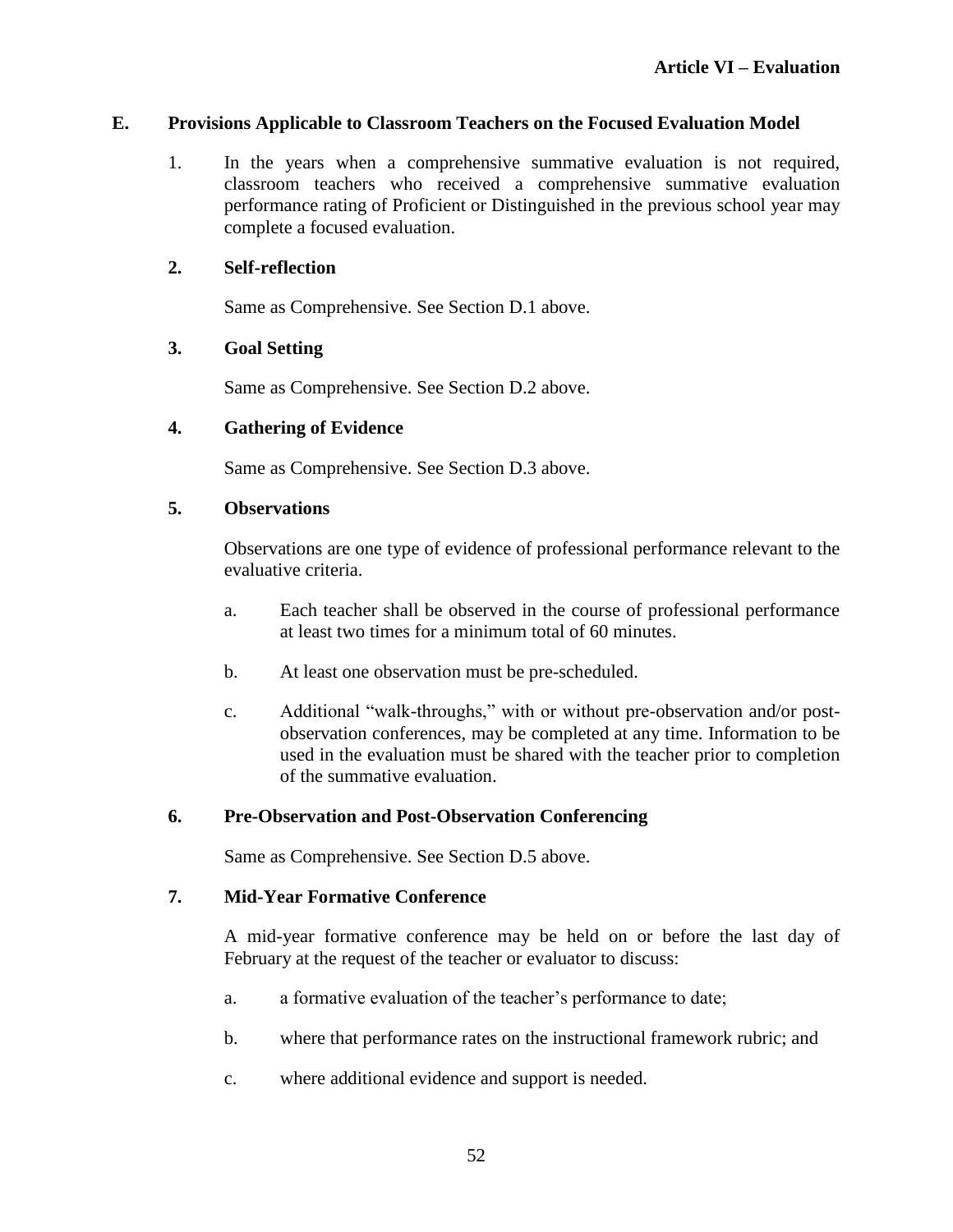## E. Provisions Applicable to Classroom Teachers on the Focused Evaluation Model

1. In the years when a comprehensive summative evaluation is not required, classroom teachers who received a comprehensive summative evaluation performance rating of Proficient or Distinguished in the previous school year may complete a focused evaluation.

### 2. Self-reflection

Same as Comprehensive. See Section D.1 above.

### 3. Goal Setting

Same as Comprehensive. See Section D.2 above.

### 4. Gathering of Evidence

Same as Comprehensive. See Section D.3 above.

### 5. Observations

Observations are one type of evidence of professional performance relevant to the evaluative criteria.

a. Each teacher shall be observed in the course of professional performance at least two times for a minimum total of 60 minutes.

b. At least one observation must be pre-scheduled.

c. Additional "walk-throughs," with or without pre-observation and/or post-observation conferences, may be completed at any time. Information to be used in the evaluation must be shared with the teacher prior to completion of the summative evaluation.

### 6. Pre-Observation and Post-Observation Conferencing

Same as Comprehensive. See Section D.5 above.

### 7. Mid-Year Formative Conference

A mid-year formative conference may be held on or before the last day of February at the request of the teacher or evaluator to discuss:

a. a formative evaluation of the teacher's performance to date;

b. where that performance rates on the instructional framework rubric; and

c. where additional evidence and support is needed.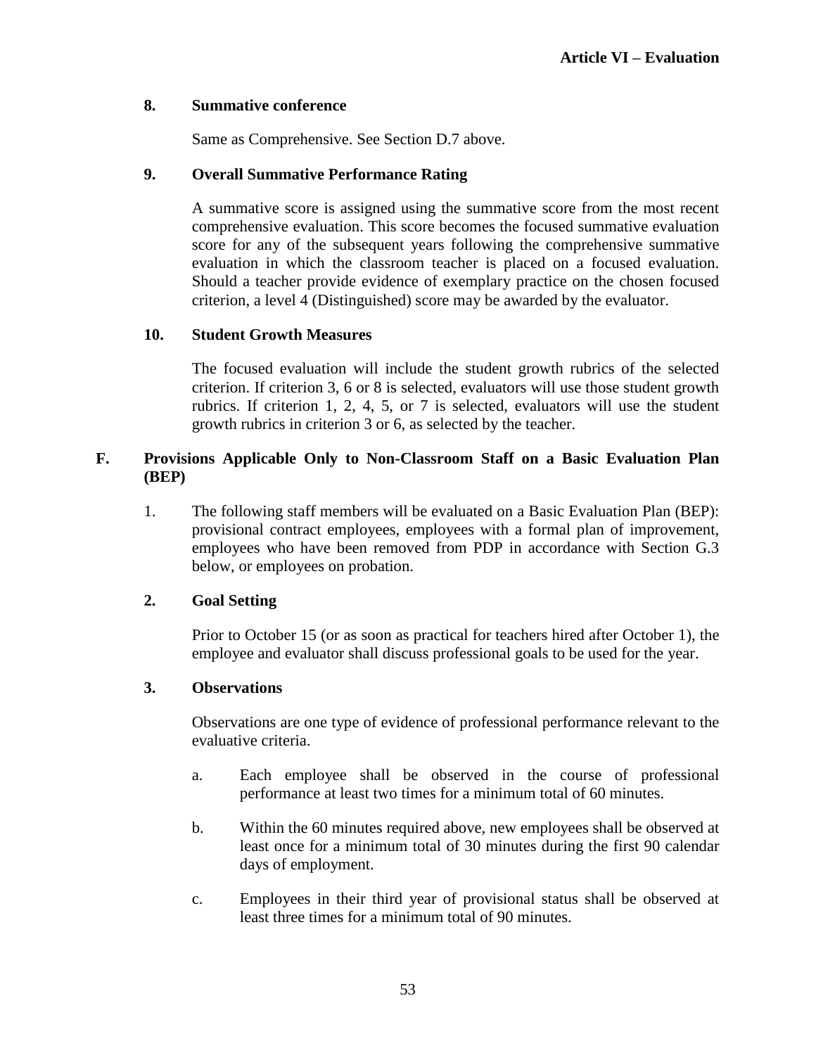**8. Summative conference**

Same as Comprehensive. See Section D.7 above.

**9. Overall Summative Performance Rating**

A summative score is assigned using the summative score from the most recent comprehensive evaluation. This score becomes the focused summative evaluation score for any of the subsequent years following the comprehensive summative evaluation in which the classroom teacher is placed on a focused evaluation. Should a teacher provide evidence of exemplary practice on the chosen focused criterion, a level 4 (Distinguished) score may be awarded by the evaluator.

**10. Student Growth Measures**

The focused evaluation will include the student growth rubrics of the selected criterion. If criterion 3, 6 or 8 is selected, evaluators will use those student growth rubrics. If criterion 1, 2, 4, 5, or 7 is selected, evaluators will use the student growth rubrics in criterion 3 or 6, as selected by the teacher.

## F. Provisions Applicable Only to Non-Classroom Staff on a Basic Evaluation Plan (BEP)

1. The following staff members will be evaluated on a Basic Evaluation Plan (BEP): provisional contract employees, employees with a formal plan of improvement, employees who have been removed from PDP in accordance with Section G.3 below, or employees on probation.

**2. Goal Setting**

Prior to October 15 (or as soon as practical for teachers hired after October 1), the employee and evaluator shall discuss professional goals to be used for the year.

**3. Observations**

Observations are one type of evidence of professional performance relevant to the evaluative criteria.

a. Each employee shall be observed in the course of professional performance at least two times for a minimum total of 60 minutes.

b. Within the 60 minutes required above, new employees shall be observed at least once for a minimum total of 30 minutes during the first 90 calendar days of employment.

c. Employees in their third year of provisional status shall be observed at least three times for a minimum total of 90 minutes.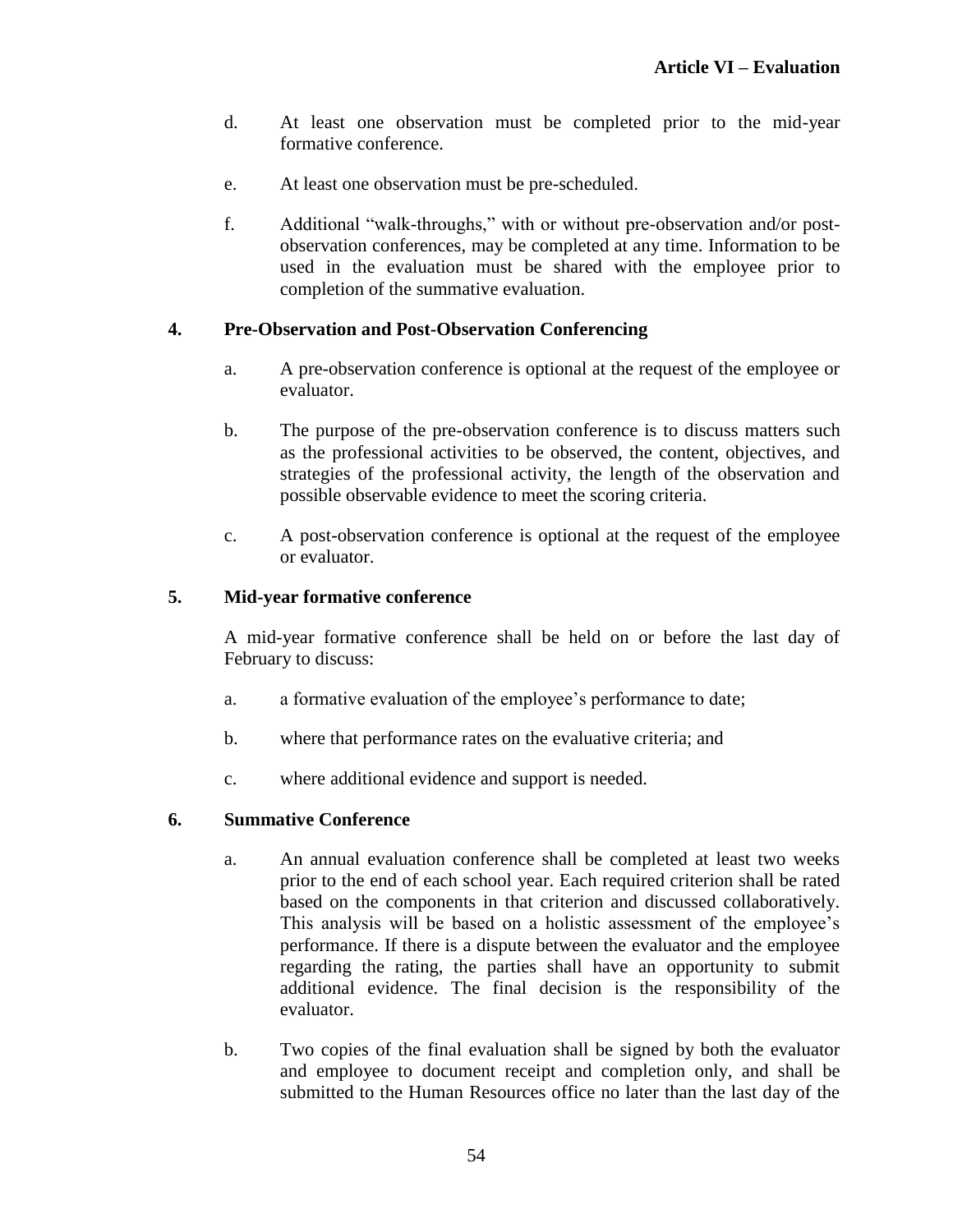d. At least one observation must be completed prior to the mid-year formative conference.

e. At least one observation must be pre-scheduled.

f. Additional "walk-throughs," with or without pre-observation and/or post-observation conferences, may be completed at any time. Information to be used in the evaluation must be shared with the employee prior to completion of the summative evaluation.

**4. Pre-Observation and Post-Observation Conferencing**

a. A pre-observation conference is optional at the request of the employee or evaluator.

b. The purpose of the pre-observation conference is to discuss matters such as the professional activities to be observed, the content, objectives, and strategies of the professional activity, the length of the observation and possible observable evidence to meet the scoring criteria.

c. A post-observation conference is optional at the request of the employee or evaluator.

**5. Mid-year formative conference**

A mid-year formative conference shall be held on or before the last day of February to discuss:

a. a formative evaluation of the employee's performance to date;

b. where that performance rates on the evaluative criteria; and

c. where additional evidence and support is needed.

**6. Summative Conference**

a. An annual evaluation conference shall be completed at least two weeks prior to the end of each school year. Each required criterion shall be rated based on the components in that criterion and discussed collaboratively. This analysis will be based on a holistic assessment of the employee's performance. If there is a dispute between the evaluator and the employee regarding the rating, the parties shall have an opportunity to submit additional evidence. The final decision is the responsibility of the evaluator.

b. Two copies of the final evaluation shall be signed by both the evaluator and employee to document receipt and completion only, and shall be submitted to the Human Resources office no later than the last day of the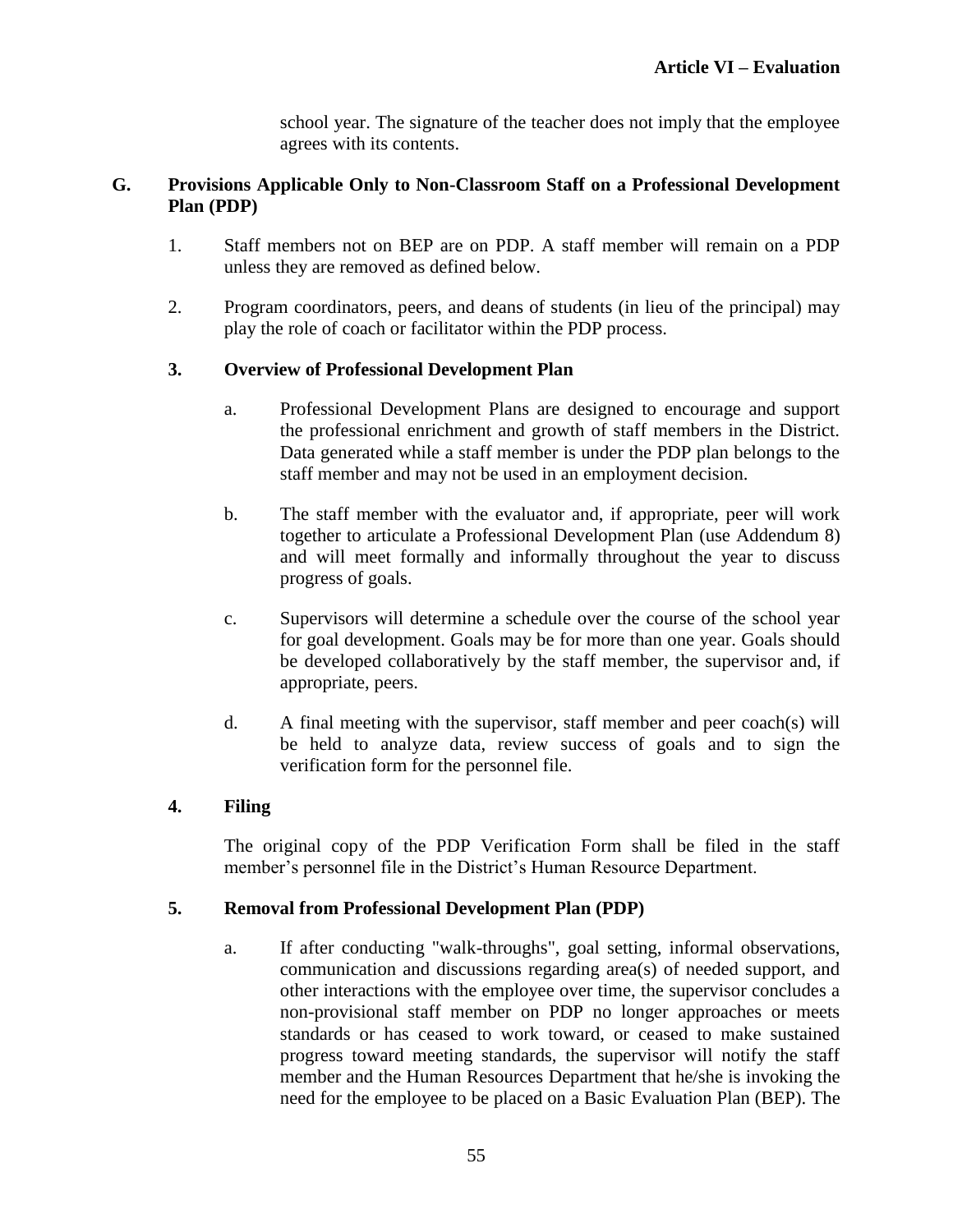school year. The signature of the teacher does not imply that the employee agrees with its contents.

## G. Provisions Applicable Only to Non-Classroom Staff on a Professional Development Plan (PDP)

1. Staff members not on BEP are on PDP. A staff member will remain on a PDP unless they are removed as defined below.

2. Program coordinators, peers, and deans of students (in lieu of the principal) may play the role of coach or facilitator within the PDP process.

### 3. Overview of Professional Development Plan

a. Professional Development Plans are designed to encourage and support the professional enrichment and growth of staff members in the District. Data generated while a staff member is under the PDP plan belongs to the staff member and may not be used in an employment decision.

b. The staff member with the evaluator and, if appropriate, peer will work together to articulate a Professional Development Plan (use Addendum 8) and will meet formally and informally throughout the year to discuss progress of goals.

c. Supervisors will determine a schedule over the course of the school year for goal development. Goals may be for more than one year. Goals should be developed collaboratively by the staff member, the supervisor and, if appropriate, peers.

d. A final meeting with the supervisor, staff member and peer coach(s) will be held to analyze data, review success of goals and to sign the verification form for the personnel file.

### 4. Filing

The original copy of the PDP Verification Form shall be filed in the staff member's personnel file in the District's Human Resource Department.

### 5. Removal from Professional Development Plan (PDP)

a. If after conducting "walk-throughs", goal setting, informal observations, communication and discussions regarding area(s) of needed support, and other interactions with the employee over time, the supervisor concludes a non-provisional staff member on PDP no longer approaches or meets standards or has ceased to work toward, or ceased to make sustained progress toward meeting standards, the supervisor will notify the staff member and the Human Resources Department that he/she is invoking the need for the employee to be placed on a Basic Evaluation Plan (BEP). The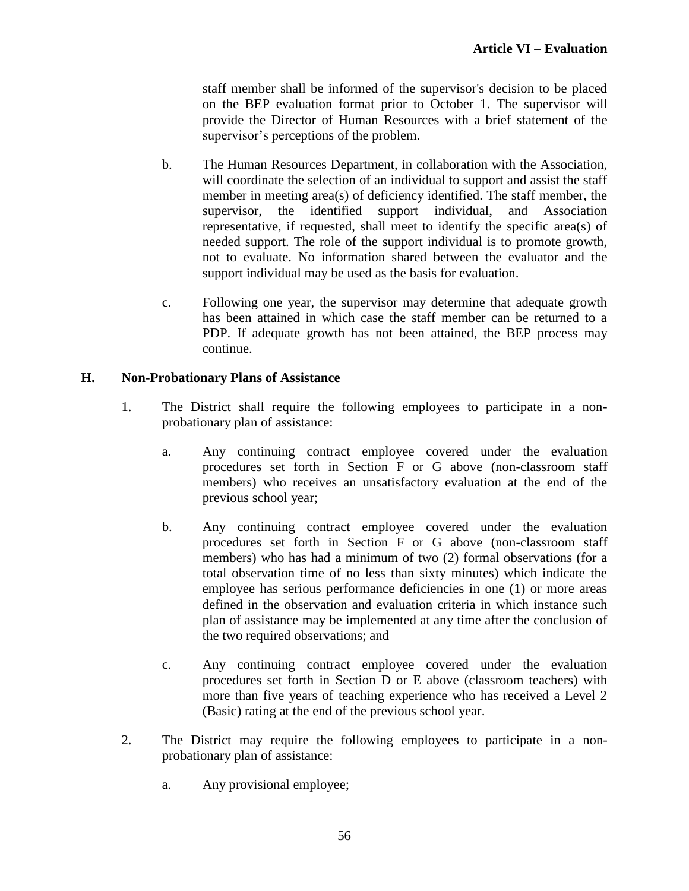staff member shall be informed of the supervisor's decision to be placed on the BEP evaluation format prior to October 1. The supervisor will provide the Director of Human Resources with a brief statement of the supervisor's perceptions of the problem.

b. The Human Resources Department, in collaboration with the Association, will coordinate the selection of an individual to support and assist the staff member in meeting area(s) of deficiency identified. The staff member, the supervisor, the identified support individual, and Association representative, if requested, shall meet to identify the specific area(s) of needed support. The role of the support individual is to promote growth, not to evaluate. No information shared between the evaluator and the support individual may be used as the basis for evaluation.

c. Following one year, the supervisor may determine that adequate growth has been attained in which case the staff member can be returned to a PDP. If adequate growth has not been attained, the BEP process may continue.

## H. Non-Probationary Plans of Assistance

1. The District shall require the following employees to participate in a non-probationary plan of assistance:

   a. Any continuing contract employee covered under the evaluation procedures set forth in Section F or G above (non-classroom staff members) who receives an unsatisfactory evaluation at the end of the previous school year;

   b. Any continuing contract employee covered under the evaluation procedures set forth in Section F or G above (non-classroom staff members) who has had a minimum of two (2) formal observations (for a total observation time of no less than sixty minutes) which indicate the employee has serious performance deficiencies in one (1) or more areas defined in the observation and evaluation criteria in which instance such plan of assistance may be implemented at any time after the conclusion of the two required observations; and

   c. Any continuing contract employee covered under the evaluation procedures set forth in Section D or E above (classroom teachers) with more than five years of teaching experience who has received a Level 2 (Basic) rating at the end of the previous school year.

2. The District may require the following employees to participate in a non-probationary plan of assistance:

   a. Any provisional employee;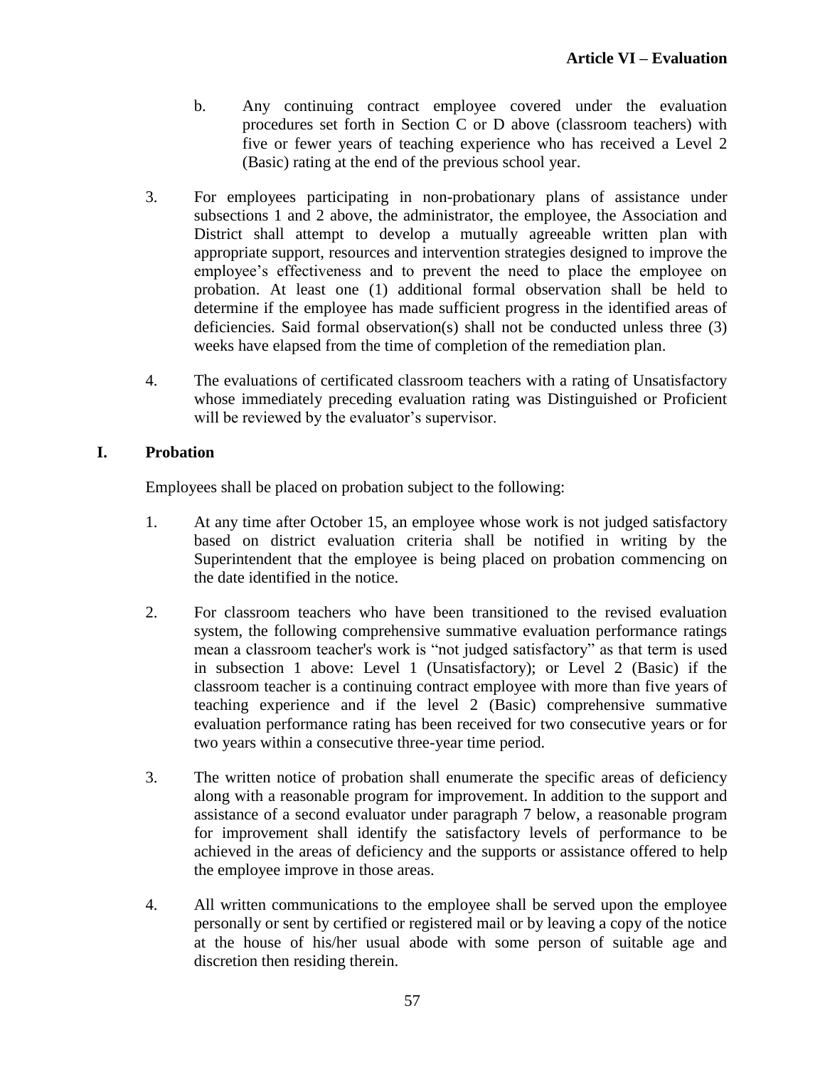b. Any continuing contract employee covered under the evaluation procedures set forth in Section C or D above (classroom teachers) with five or fewer years of teaching experience who has received a Level 2 (Basic) rating at the end of the previous school year.

3. For employees participating in non-probationary plans of assistance under subsections 1 and 2 above, the administrator, the employee, the Association and District shall attempt to develop a mutually agreeable written plan with appropriate support, resources and intervention strategies designed to improve the employee's effectiveness and to prevent the need to place the employee on probation. At least one (1) additional formal observation shall be held to determine if the employee has made sufficient progress in the identified areas of deficiencies. Said formal observation(s) shall not be conducted unless three (3) weeks have elapsed from the time of completion of the remediation plan.

4. The evaluations of certificated classroom teachers with a rating of Unsatisfactory whose immediately preceding evaluation rating was Distinguished or Proficient will be reviewed by the evaluator's supervisor.

## I. Probation

Employees shall be placed on probation subject to the following:

1. At any time after October 15, an employee whose work is not judged satisfactory based on district evaluation criteria shall be notified in writing by the Superintendent that the employee is being placed on probation commencing on the date identified in the notice.

2. For classroom teachers who have been transitioned to the revised evaluation system, the following comprehensive summative evaluation performance ratings mean a classroom teacher's work is "not judged satisfactory" as that term is used in subsection 1 above: Level 1 (Unsatisfactory); or Level 2 (Basic) if the classroom teacher is a continuing contract employee with more than five years of teaching experience and if the level 2 (Basic) comprehensive summative evaluation performance rating has been received for two consecutive years or for two years within a consecutive three-year time period.

3. The written notice of probation shall enumerate the specific areas of deficiency along with a reasonable program for improvement. In addition to the support and assistance of a second evaluator under paragraph 7 below, a reasonable program for improvement shall identify the satisfactory levels of performance to be achieved in the areas of deficiency and the supports or assistance offered to help the employee improve in those areas.

4. All written communications to the employee shall be served upon the employee personally or sent by certified or registered mail or by leaving a copy of the notice at the house of his/her usual abode with some person of suitable age and discretion then residing therein.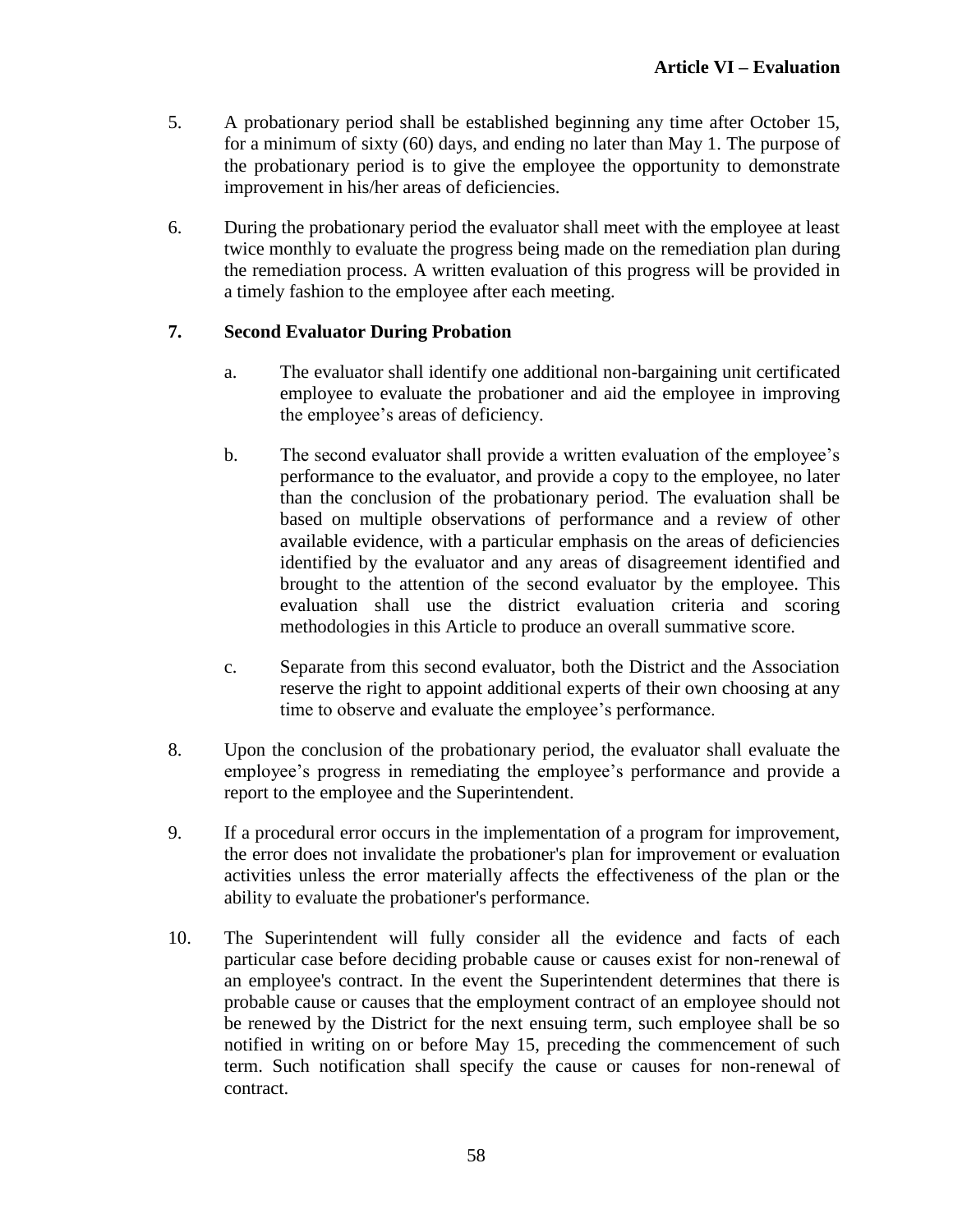5. A probationary period shall be established beginning any time after October 15, for a minimum of sixty (60) days, and ending no later than May 1. The purpose of the probationary period is to give the employee the opportunity to demonstrate improvement in his/her areas of deficiencies.

6. During the probationary period the evaluator shall meet with the employee at least twice monthly to evaluate the progress being made on the remediation plan during the remediation process. A written evaluation of this progress will be provided in a timely fashion to the employee after each meeting.

7. **Second Evaluator During Probation**

   a. The evaluator shall identify one additional non-bargaining unit certificated employee to evaluate the probationer and aid the employee in improving the employee's areas of deficiency.

   b. The second evaluator shall provide a written evaluation of the employee's performance to the evaluator, and provide a copy to the employee, no later than the conclusion of the probationary period. The evaluation shall be based on multiple observations of performance and a review of other available evidence, with a particular emphasis on the areas of deficiencies identified by the evaluator and any areas of disagreement identified and brought to the attention of the second evaluator by the employee. This evaluation shall use the district evaluation criteria and scoring methodologies in this Article to produce an overall summative score.

   c. Separate from this second evaluator, both the District and the Association reserve the right to appoint additional experts of their own choosing at any time to observe and evaluate the employee's performance.

8. Upon the conclusion of the probationary period, the evaluator shall evaluate the employee's progress in remediating the employee's performance and provide a report to the employee and the Superintendent.

9. If a procedural error occurs in the implementation of a program for improvement, the error does not invalidate the probationer's plan for improvement or evaluation activities unless the error materially affects the effectiveness of the plan or the ability to evaluate the probationer's performance.

10. The Superintendent will fully consider all the evidence and facts of each particular case before deciding probable cause or causes exist for non-renewal of an employee's contract. In the event the Superintendent determines that there is probable cause or causes that the employment contract of an employee should not be renewed by the District for the next ensuing term, such employee shall be so notified in writing on or before May 15, preceding the commencement of such term. Such notification shall specify the cause or causes for non-renewal of contract.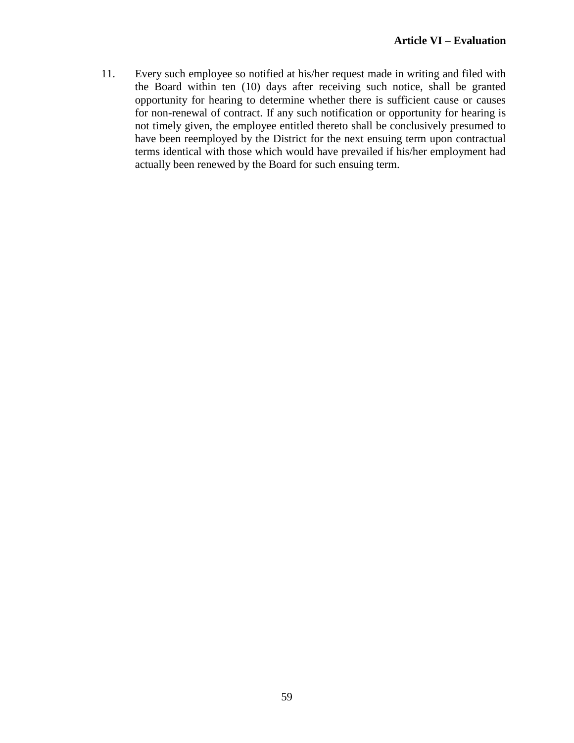11. Every such employee so notified at his/her request made in writing and filed with the Board within ten (10) days after receiving such notice, shall be granted opportunity for hearing to determine whether there is sufficient cause or causes for non-renewal of contract. If any such notification or opportunity for hearing is not timely given, the employee entitled thereto shall be conclusively presumed to have been reemployed by the District for the next ensuing term upon contractual terms identical with those which would have prevailed if his/her employment had actually been renewed by the Board for such ensuing term.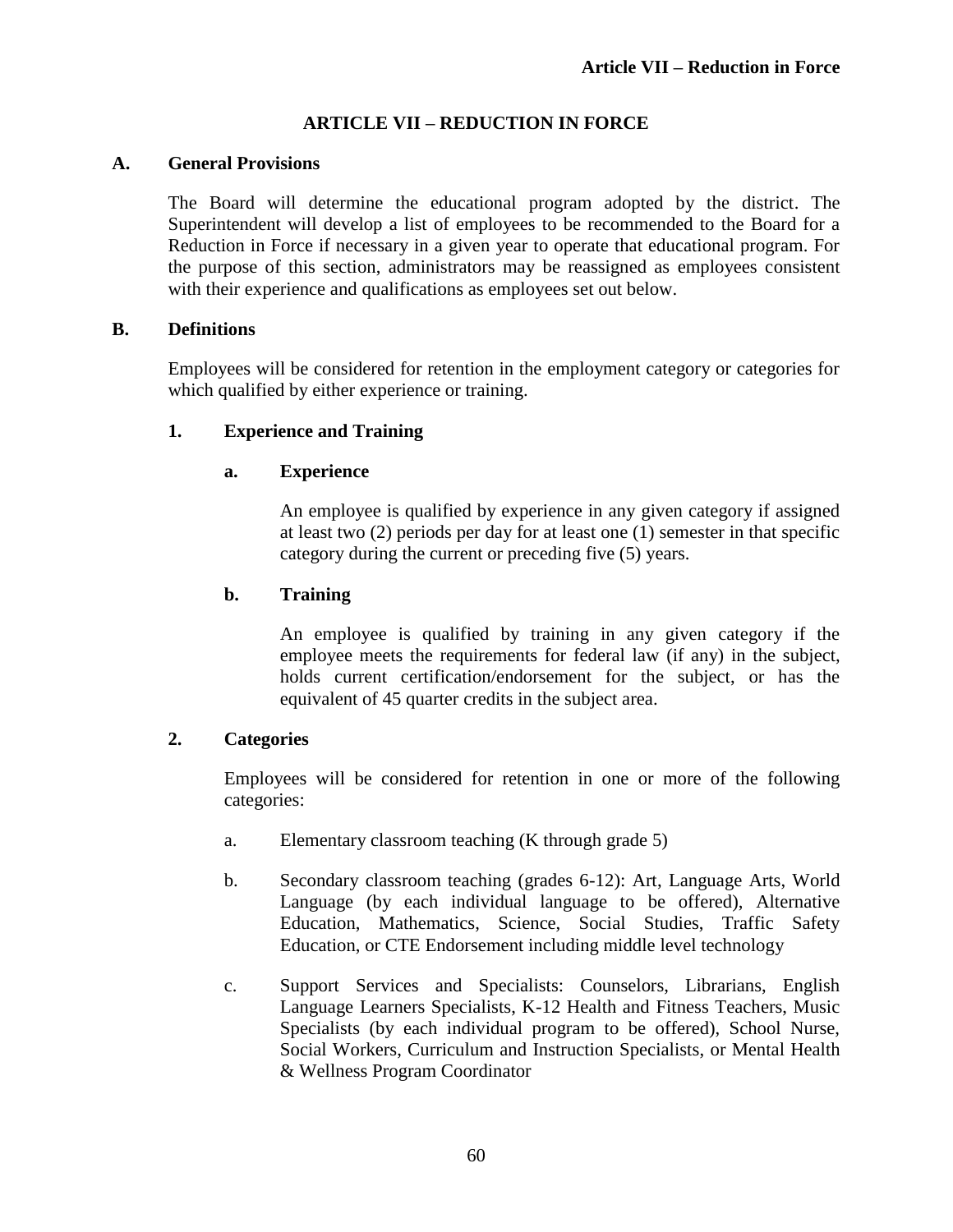# ARTICLE VII – REDUCTION IN FORCE

## A. General Provisions

The Board will determine the educational program adopted by the district. The Superintendent will develop a list of employees to be recommended to the Board for a Reduction in Force if necessary in a given year to operate that educational program. For the purpose of this section, administrators may be reassigned as employees consistent with their experience and qualifications as employees set out below.

## B. Definitions

Employees will be considered for retention in the employment category or categories for which qualified by either experience or training.

### 1. Experience and Training

#### a. Experience

An employee is qualified by experience in any given category if assigned at least two (2) periods per day for at least one (1) semester in that specific category during the current or preceding five (5) years.

#### b. Training

An employee is qualified by training in any given category if the employee meets the requirements for federal law (if any) in the subject, holds current certification/endorsement for the subject, or has the equivalent of 45 quarter credits in the subject area.

### 2. Categories

Employees will be considered for retention in one or more of the following categories:

a. Elementary classroom teaching (K through grade 5)

b. Secondary classroom teaching (grades 6-12): Art, Language Arts, World Language (by each individual language to be offered), Alternative Education, Mathematics, Science, Social Studies, Traffic Safety Education, or CTE Endorsement including middle level technology

c. Support Services and Specialists: Counselors, Librarians, English Language Learners Specialists, K-12 Health and Fitness Teachers, Music Specialists (by each individual program to be offered), School Nurse, Social Workers, Curriculum and Instruction Specialists, or Mental Health & Wellness Program Coordinator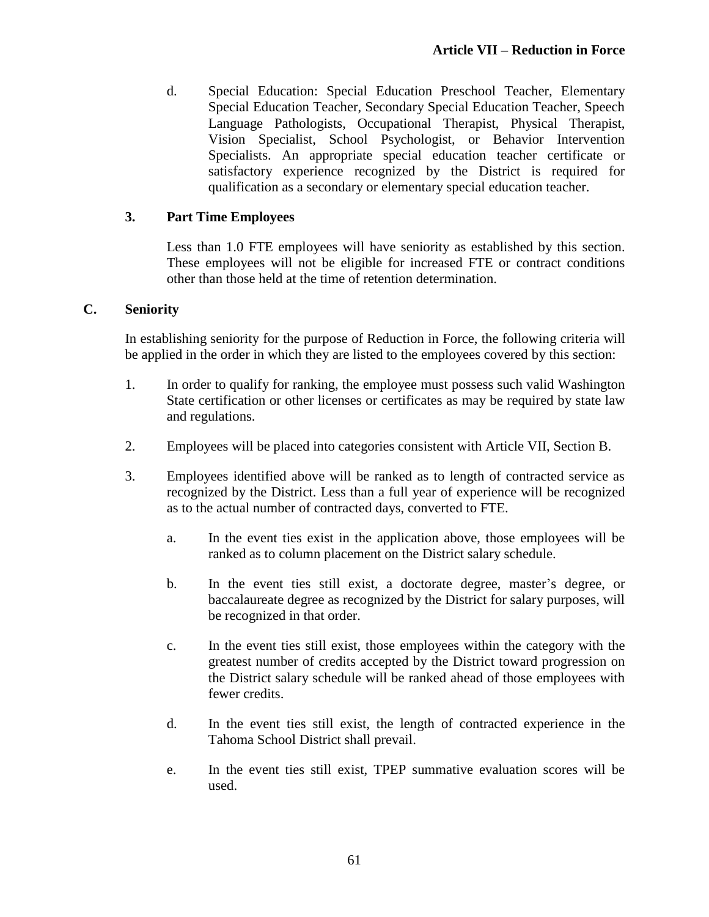d. Special Education: Special Education Preschool Teacher, Elementary Special Education Teacher, Secondary Special Education Teacher, Speech Language Pathologists, Occupational Therapist, Physical Therapist, Vision Specialist, School Psychologist, or Behavior Intervention Specialists. An appropriate special education teacher certificate or satisfactory experience recognized by the District is required for qualification as a secondary or elementary special education teacher.

### 3. Part Time Employees

Less than 1.0 FTE employees will have seniority as established by this section. These employees will not be eligible for increased FTE or contract conditions other than those held at the time of retention determination.

## C. Seniority

In establishing seniority for the purpose of Reduction in Force, the following criteria will be applied in the order in which they are listed to the employees covered by this section:

1. In order to qualify for ranking, the employee must possess such valid Washington State certification or other licenses or certificates as may be required by state law and regulations.

2. Employees will be placed into categories consistent with Article VII, Section B.

3. Employees identified above will be ranked as to length of contracted service as recognized by the District. Less than a full year of experience will be recognized as to the actual number of contracted days, converted to FTE.

   a. In the event ties exist in the application above, those employees will be ranked as to column placement on the District salary schedule.

   b. In the event ties still exist, a doctorate degree, master's degree, or baccalaureate degree as recognized by the District for salary purposes, will be recognized in that order.

   c. In the event ties still exist, those employees within the category with the greatest number of credits accepted by the District toward progression on the District salary schedule will be ranked ahead of those employees with fewer credits.

   d. In the event ties still exist, the length of contracted experience in the Tahoma School District shall prevail.

   e. In the event ties still exist, TPEP summative evaluation scores will be used.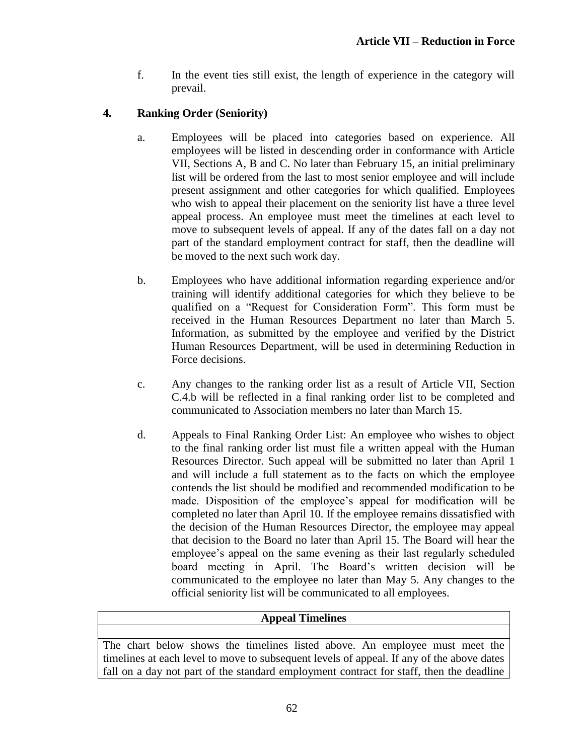f. In the event ties still exist, the length of experience in the category will prevail.

### 4. Ranking Order (Seniority)

a. Employees will be placed into categories based on experience. All employees will be listed in descending order in conformance with Article VII, Sections A, B and C. No later than February 15, an initial preliminary list will be ordered from the last to most senior employee and will include present assignment and other categories for which qualified. Employees who wish to appeal their placement on the seniority list have a three level appeal process. An employee must meet the timelines at each level to move to subsequent levels of appeal. If any of the dates fall on a day not part of the standard employment contract for staff, then the deadline will be moved to the next such work day.

b. Employees who have additional information regarding experience and/or training will identify additional categories for which they believe to be qualified on a "Request for Consideration Form". This form must be received in the Human Resources Department no later than March 5. Information, as submitted by the employee and verified by the District Human Resources Department, will be used in determining Reduction in Force decisions.

c. Any changes to the ranking order list as a result of Article VII, Section C.4.b will be reflected in a final ranking order list to be completed and communicated to Association members no later than March 15.

d. Appeals to Final Ranking Order List: An employee who wishes to object to the final ranking order list must file a written appeal with the Human Resources Director. Such appeal will be submitted no later than April 1 and will include a full statement as to the facts on which the employee contends the list should be modified and recommended modification to be made. Disposition of the employee's appeal for modification will be completed no later than April 10. If the employee remains dissatisfied with the decision of the Human Resources Director, the employee may appeal that decision to the Board no later than April 15. The Board will hear the employee's appeal on the same evening as their last regularly scheduled board meeting in April. The Board's written decision will be communicated to the employee no later than May 5. Any changes to the official seniority list will be communicated to all employees.

| Appeal Timelines |
|---|
| |
| The chart below shows the timelines listed above. An employee must meet the timelines at each level to move to subsequent levels of appeal. If any of the above dates fall on a day not part of the standard employment contract for staff, then the deadline |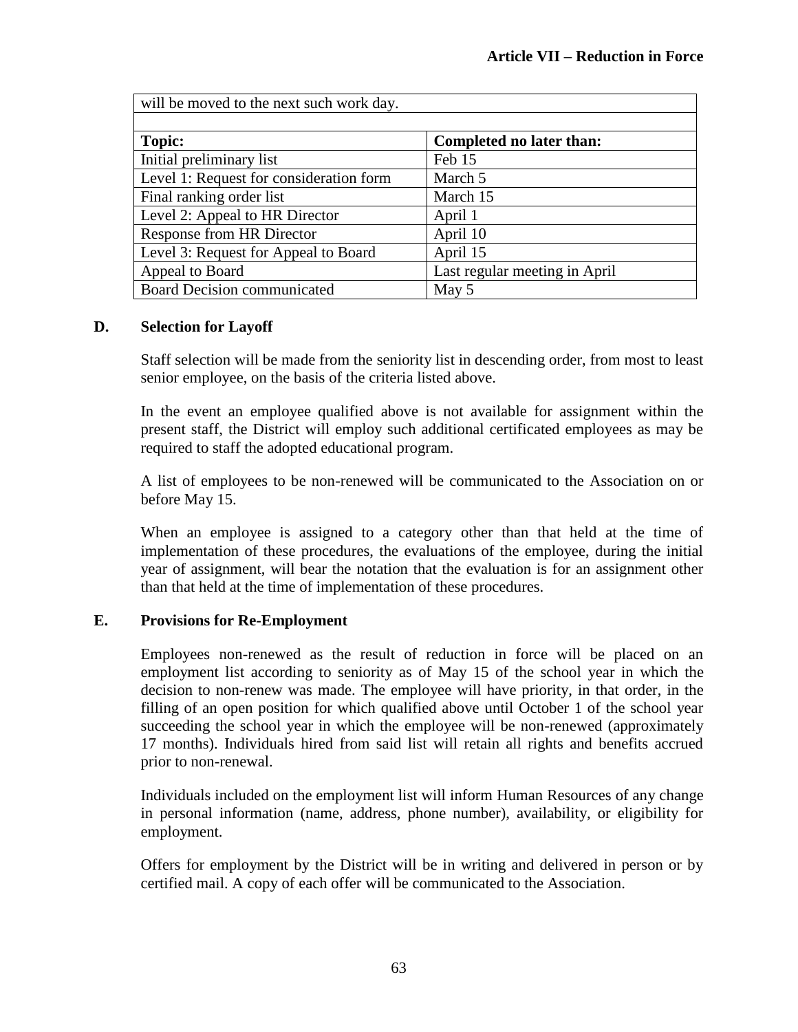| will be moved to the next such work day. | |
|---|---|
| | |
| **Topic:** | **Completed no later than:** |
| Initial preliminary list | Feb 15 |
| Level 1: Request for consideration form | March 5 |
| Final ranking order list | March 15 |
| Level 2: Appeal to HR Director | April 1 |
| Response from HR Director | April 10 |
| Level 3: Request for Appeal to Board | April 15 |
| Appeal to Board | Last regular meeting in April |
| Board Decision communicated | May 5 |

### D. Selection for Layoff

Staff selection will be made from the seniority list in descending order, from most to least senior employee, on the basis of the criteria listed above.

In the event an employee qualified above is not available for assignment within the present staff, the District will employ such additional certificated employees as may be required to staff the adopted educational program.

A list of employees to be non-renewed will be communicated to the Association on or before May 15.

When an employee is assigned to a category other than that held at the time of implementation of these procedures, the evaluations of the employee, during the initial year of assignment, will bear the notation that the evaluation is for an assignment other than that held at the time of implementation of these procedures.

### E. Provisions for Re-Employment

Employees non-renewed as the result of reduction in force will be placed on an employment list according to seniority as of May 15 of the school year in which the decision to non-renew was made. The employee will have priority, in that order, in the filling of an open position for which qualified above until October 1 of the school year succeeding the school year in which the employee will be non-renewed (approximately 17 months). Individuals hired from said list will retain all rights and benefits accrued prior to non-renewal.

Individuals included on the employment list will inform Human Resources of any change in personal information (name, address, phone number), availability, or eligibility for employment.

Offers for employment by the District will be in writing and delivered in person or by certified mail. A copy of each offer will be communicated to the Association.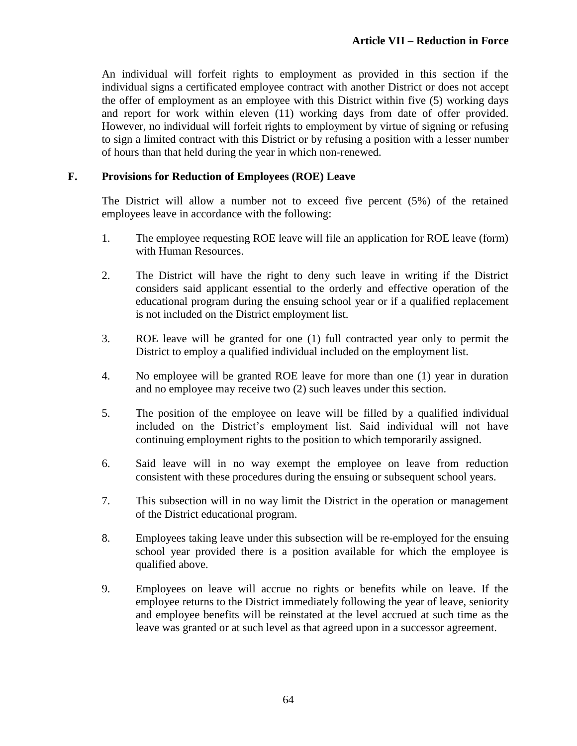An individual will forfeit rights to employment as provided in this section if the individual signs a certificated employee contract with another District or does not accept the offer of employment as an employee with this District within five (5) working days and report for work within eleven (11) working days from date of offer provided. However, no individual will forfeit rights to employment by virtue of signing or refusing to sign a limited contract with this District or by refusing a position with a lesser number of hours than that held during the year in which non-renewed.

## F. Provisions for Reduction of Employees (ROE) Leave

The District will allow a number not to exceed five percent (5%) of the retained employees leave in accordance with the following:

1. The employee requesting ROE leave will file an application for ROE leave (form) with Human Resources.

2. The District will have the right to deny such leave in writing if the District considers said applicant essential to the orderly and effective operation of the educational program during the ensuing school year or if a qualified replacement is not included on the District employment list.

3. ROE leave will be granted for one (1) full contracted year only to permit the District to employ a qualified individual included on the employment list.

4. No employee will be granted ROE leave for more than one (1) year in duration and no employee may receive two (2) such leaves under this section.

5. The position of the employee on leave will be filled by a qualified individual included on the District's employment list. Said individual will not have continuing employment rights to the position to which temporarily assigned.

6. Said leave will in no way exempt the employee on leave from reduction consistent with these procedures during the ensuing or subsequent school years.

7. This subsection will in no way limit the District in the operation or management of the District educational program.

8. Employees taking leave under this subsection will be re-employed for the ensuing school year provided there is a position available for which the employee is qualified above.

9. Employees on leave will accrue no rights or benefits while on leave. If the employee returns to the District immediately following the year of leave, seniority and employee benefits will be reinstated at the level accrued at such time as the leave was granted or at such level as that agreed upon in a successor agreement.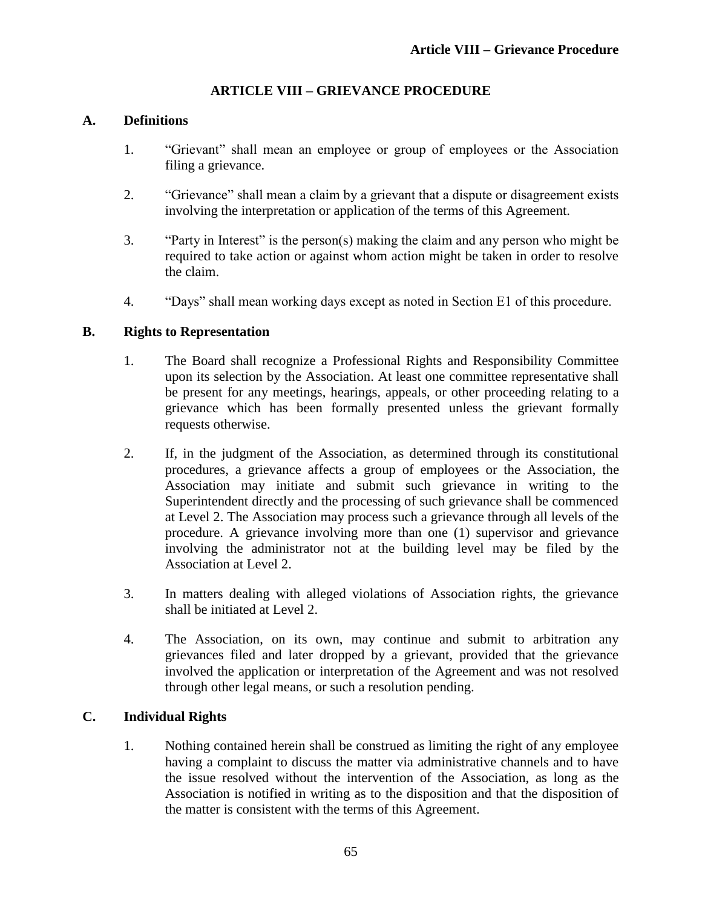# ARTICLE VIII – GRIEVANCE PROCEDURE

## A. Definitions

1. "Grievant" shall mean an employee or group of employees or the Association filing a grievance.

2. "Grievance" shall mean a claim by a grievant that a dispute or disagreement exists involving the interpretation or application of the terms of this Agreement.

3. "Party in Interest" is the person(s) making the claim and any person who might be required to take action or against whom action might be taken in order to resolve the claim.

4. "Days" shall mean working days except as noted in Section E1 of this procedure.

## B. Rights to Representation

1. The Board shall recognize a Professional Rights and Responsibility Committee upon its selection by the Association. At least one committee representative shall be present for any meetings, hearings, appeals, or other proceeding relating to a grievance which has been formally presented unless the grievant formally requests otherwise.

2. If, in the judgment of the Association, as determined through its constitutional procedures, a grievance affects a group of employees or the Association, the Association may initiate and submit such grievance in writing to the Superintendent directly and the processing of such grievance shall be commenced at Level 2. The Association may process such a grievance through all levels of the procedure. A grievance involving more than one (1) supervisor and grievance involving the administrator not at the building level may be filed by the Association at Level 2.

3. In matters dealing with alleged violations of Association rights, the grievance shall be initiated at Level 2.

4. The Association, on its own, may continue and submit to arbitration any grievances filed and later dropped by a grievant, provided that the grievance involved the application or interpretation of the Agreement and was not resolved through other legal means, or such a resolution pending.

## C. Individual Rights

1. Nothing contained herein shall be construed as limiting the right of any employee having a complaint to discuss the matter via administrative channels and to have the issue resolved without the intervention of the Association, as long as the Association is notified in writing as to the disposition and that the disposition of the matter is consistent with the terms of this Agreement.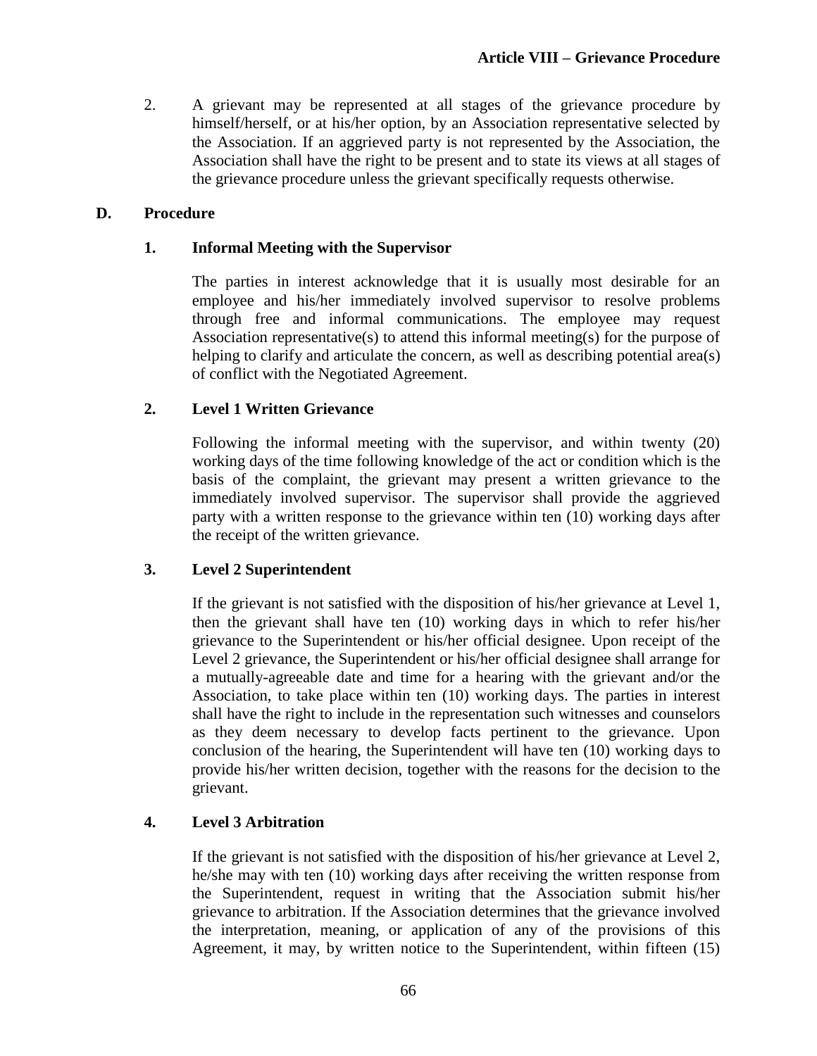2. A grievant may be represented at all stages of the grievance procedure by himself/herself, or at his/her option, by an Association representative selected by the Association. If an aggrieved party is not represented by the Association, the Association shall have the right to be present and to state its views at all stages of the grievance procedure unless the grievant specifically requests otherwise.

## D. Procedure

### 1. Informal Meeting with the Supervisor

The parties in interest acknowledge that it is usually most desirable for an employee and his/her immediately involved supervisor to resolve problems through free and informal communications. The employee may request Association representative(s) to attend this informal meeting(s) for the purpose of helping to clarify and articulate the concern, as well as describing potential area(s) of conflict with the Negotiated Agreement.

### 2. Level 1 Written Grievance

Following the informal meeting with the supervisor, and within twenty (20) working days of the time following knowledge of the act or condition which is the basis of the complaint, the grievant may present a written grievance to the immediately involved supervisor. The supervisor shall provide the aggrieved party with a written response to the grievance within ten (10) working days after the receipt of the written grievance.

### 3. Level 2 Superintendent

If the grievant is not satisfied with the disposition of his/her grievance at Level 1, then the grievant shall have ten (10) working days in which to refer his/her grievance to the Superintendent or his/her official designee. Upon receipt of the Level 2 grievance, the Superintendent or his/her official designee shall arrange for a mutually-agreeable date and time for a hearing with the grievant and/or the Association, to take place within ten (10) working days. The parties in interest shall have the right to include in the representation such witnesses and counselors as they deem necessary to develop facts pertinent to the grievance. Upon conclusion of the hearing, the Superintendent will have ten (10) working days to provide his/her written decision, together with the reasons for the decision to the grievant.

### 4. Level 3 Arbitration

If the grievant is not satisfied with the disposition of his/her grievance at Level 2, he/she may with ten (10) working days after receiving the written response from the Superintendent, request in writing that the Association submit his/her grievance to arbitration. If the Association determines that the grievance involved the interpretation, meaning, or application of any of the provisions of this Agreement, it may, by written notice to the Superintendent, within fifteen (15)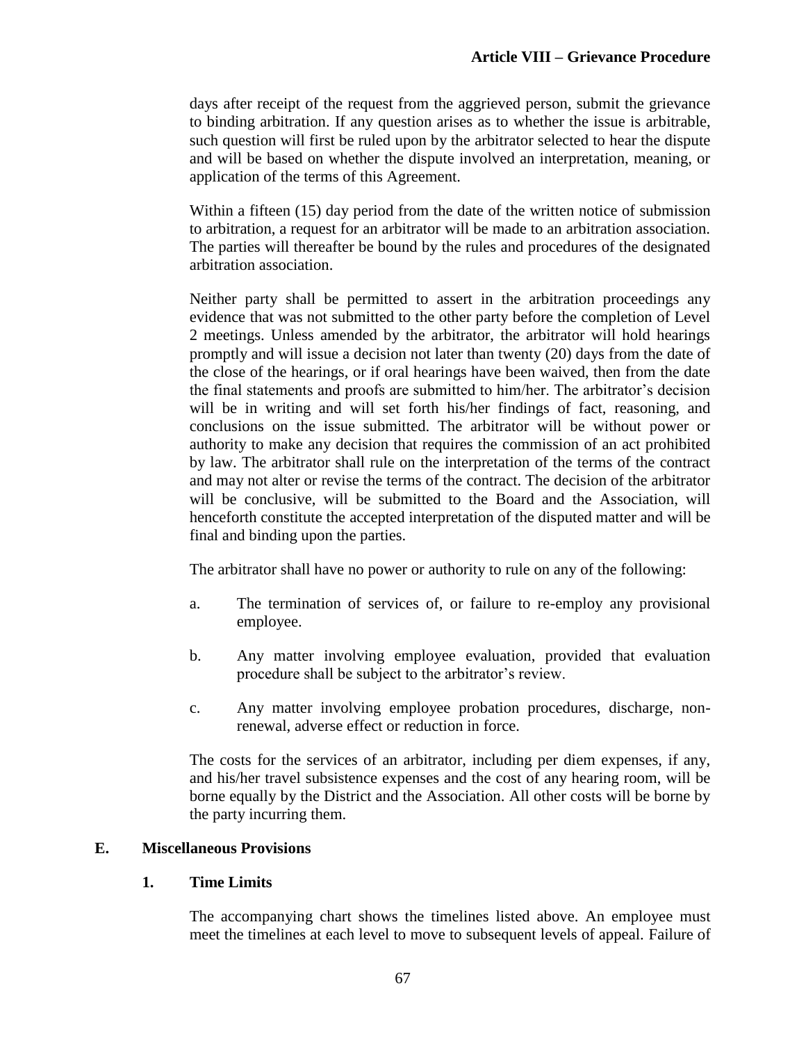days after receipt of the request from the aggrieved person, submit the grievance to binding arbitration. If any question arises as to whether the issue is arbitrable, such question will first be ruled upon by the arbitrator selected to hear the dispute and will be based on whether the dispute involved an interpretation, meaning, or application of the terms of this Agreement.

Within a fifteen (15) day period from the date of the written notice of submission to arbitration, a request for an arbitrator will be made to an arbitration association. The parties will thereafter be bound by the rules and procedures of the designated arbitration association.

Neither party shall be permitted to assert in the arbitration proceedings any evidence that was not submitted to the other party before the completion of Level 2 meetings. Unless amended by the arbitrator, the arbitrator will hold hearings promptly and will issue a decision not later than twenty (20) days from the date of the close of the hearings, or if oral hearings have been waived, then from the date the final statements and proofs are submitted to him/her. The arbitrator's decision will be in writing and will set forth his/her findings of fact, reasoning, and conclusions on the issue submitted. The arbitrator will be without power or authority to make any decision that requires the commission of an act prohibited by law. The arbitrator shall rule on the interpretation of the terms of the contract and may not alter or revise the terms of the contract. The decision of the arbitrator will be conclusive, will be submitted to the Board and the Association, will henceforth constitute the accepted interpretation of the disputed matter and will be final and binding upon the parties.

The arbitrator shall have no power or authority to rule on any of the following:

a. The termination of services of, or failure to re-employ any provisional employee.

b. Any matter involving employee evaluation, provided that evaluation procedure shall be subject to the arbitrator's review.

c. Any matter involving employee probation procedures, discharge, non-renewal, adverse effect or reduction in force.

The costs for the services of an arbitrator, including per diem expenses, if any, and his/her travel subsistence expenses and the cost of any hearing room, will be borne equally by the District and the Association. All other costs will be borne by the party incurring them.

## E. Miscellaneous Provisions

### 1. Time Limits

The accompanying chart shows the timelines listed above. An employee must meet the timelines at each level to move to subsequent levels of appeal. Failure of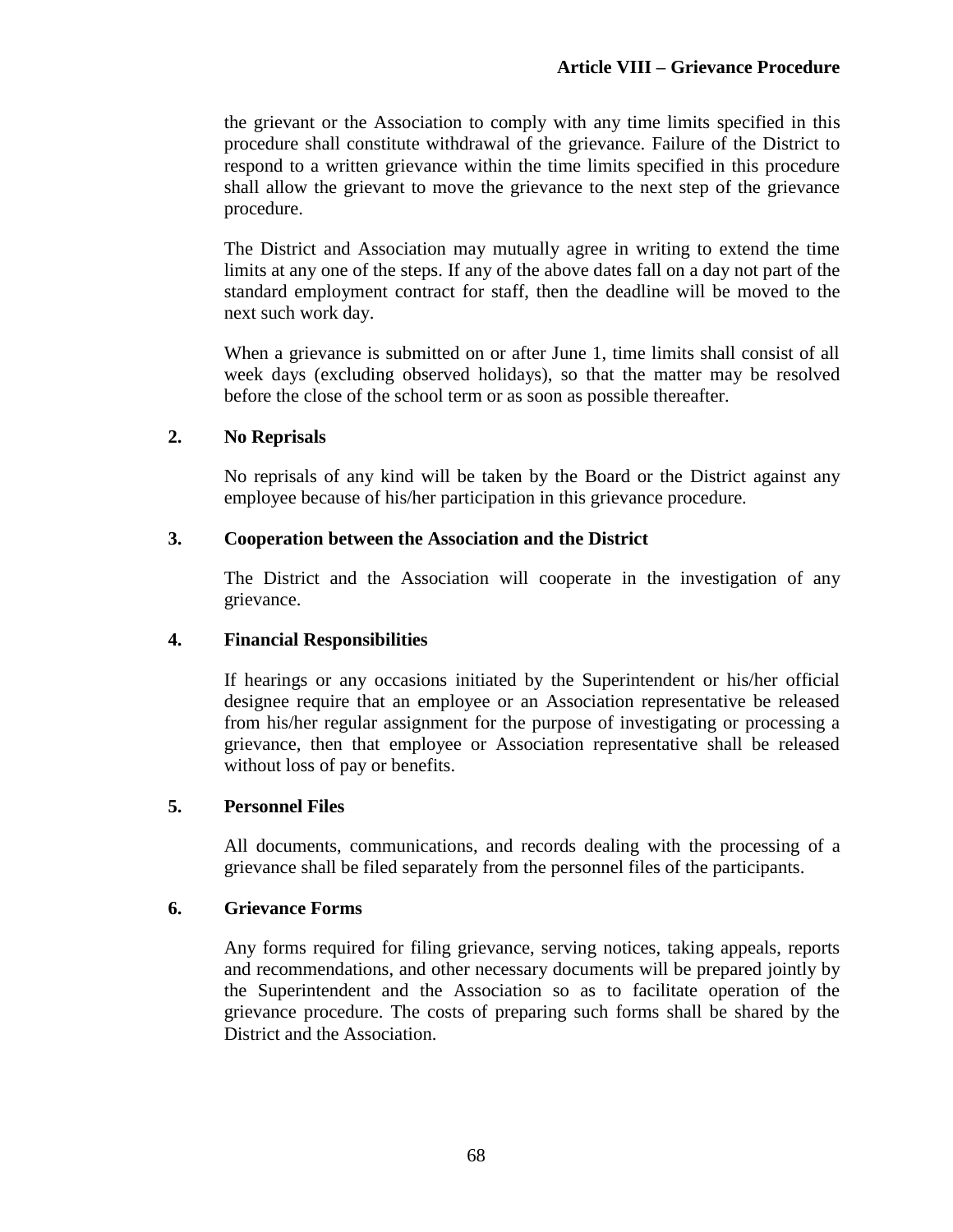the grievant or the Association to comply with any time limits specified in this procedure shall constitute withdrawal of the grievance. Failure of the District to respond to a written grievance within the time limits specified in this procedure shall allow the grievant to move the grievance to the next step of the grievance procedure.

The District and Association may mutually agree in writing to extend the time limits at any one of the steps. If any of the above dates fall on a day not part of the standard employment contract for staff, then the deadline will be moved to the next such work day.

When a grievance is submitted on or after June 1, time limits shall consist of all week days (excluding observed holidays), so that the matter may be resolved before the close of the school term or as soon as possible thereafter.

**2. No Reprisals**

No reprisals of any kind will be taken by the Board or the District against any employee because of his/her participation in this grievance procedure.

**3. Cooperation between the Association and the District**

The District and the Association will cooperate in the investigation of any grievance.

**4. Financial Responsibilities**

If hearings or any occasions initiated by the Superintendent or his/her official designee require that an employee or an Association representative be released from his/her regular assignment for the purpose of investigating or processing a grievance, then that employee or Association representative shall be released without loss of pay or benefits.

**5. Personnel Files**

All documents, communications, and records dealing with the processing of a grievance shall be filed separately from the personnel files of the participants.

**6. Grievance Forms**

Any forms required for filing grievance, serving notices, taking appeals, reports and recommendations, and other necessary documents will be prepared jointly by the Superintendent and the Association so as to facilitate operation of the grievance procedure. The costs of preparing such forms shall be shared by the District and the Association.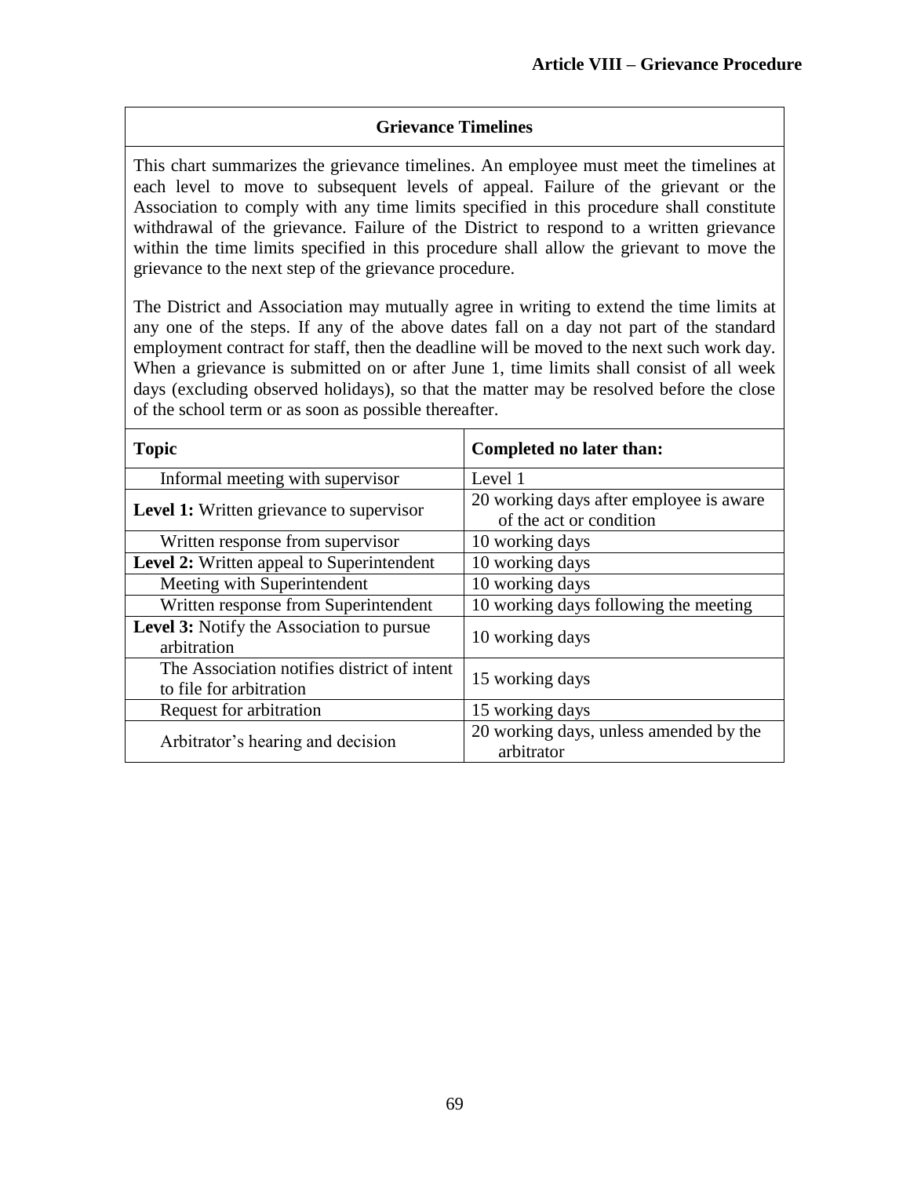## Grievance Timelines

This chart summarizes the grievance timelines. An employee must meet the timelines at each level to move to subsequent levels of appeal. Failure of the grievant or the Association to comply with any time limits specified in this procedure shall constitute withdrawal of the grievance. Failure of the District to respond to a written grievance within the time limits specified in this procedure shall allow the grievant to move the grievance to the next step of the grievance procedure.

The District and Association may mutually agree in writing to extend the time limits at any one of the steps. If any of the above dates fall on a day not part of the standard employment contract for staff, then the deadline will be moved to the next such work day. When a grievance is submitted on or after June 1, time limits shall consist of all week days (excluding observed holidays), so that the matter may be resolved before the close of the school term or as soon as possible thereafter.

| Topic | Completed no later than: |
|---|---|
| Informal meeting with supervisor | Level 1 |
| **Level 1:** Written grievance to supervisor | 20 working days after employee is aware of the act or condition |
| Written response from supervisor | 10 working days |
| **Level 2:** Written appeal to Superintendent | 10 working days |
| Meeting with Superintendent | 10 working days |
| Written response from Superintendent | 10 working days following the meeting |
| **Level 3:** Notify the Association to pursue arbitration | 10 working days |
| The Association notifies district of intent to file for arbitration | 15 working days |
| Request for arbitration | 15 working days |
| Arbitrator's hearing and decision | 20 working days, unless amended by the arbitrator |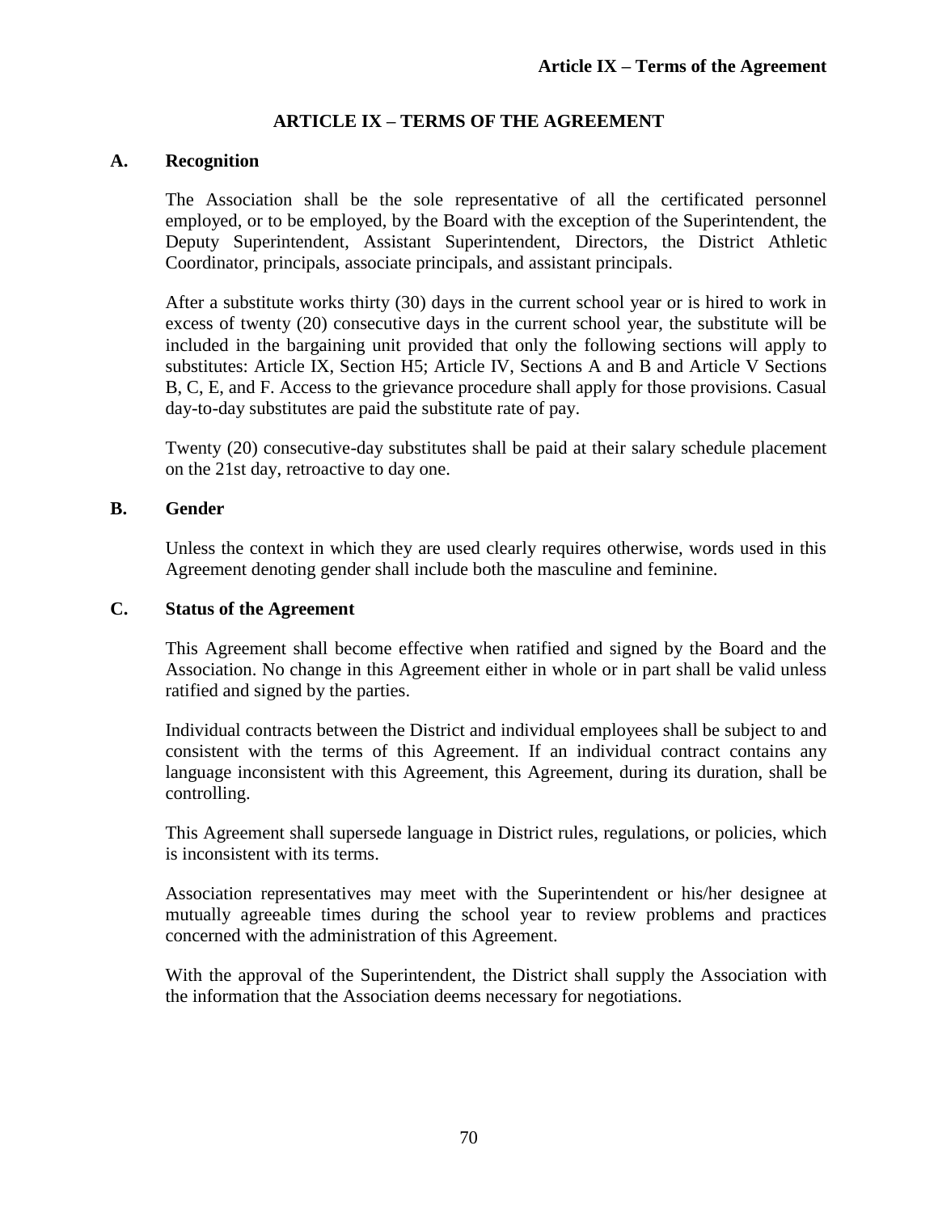# ARTICLE IX – TERMS OF THE AGREEMENT

## A. Recognition

The Association shall be the sole representative of all the certificated personnel employed, or to be employed, by the Board with the exception of the Superintendent, the Deputy Superintendent, Assistant Superintendent, Directors, the District Athletic Coordinator, principals, associate principals, and assistant principals.

After a substitute works thirty (30) days in the current school year or is hired to work in excess of twenty (20) consecutive days in the current school year, the substitute will be included in the bargaining unit provided that only the following sections will apply to substitutes: Article IX, Section H5; Article IV, Sections A and B and Article V Sections B, C, E, and F. Access to the grievance procedure shall apply for those provisions. Casual day-to-day substitutes are paid the substitute rate of pay.

Twenty (20) consecutive-day substitutes shall be paid at their salary schedule placement on the 21st day, retroactive to day one.

## B. Gender

Unless the context in which they are used clearly requires otherwise, words used in this Agreement denoting gender shall include both the masculine and feminine.

## C. Status of the Agreement

This Agreement shall become effective when ratified and signed by the Board and the Association. No change in this Agreement either in whole or in part shall be valid unless ratified and signed by the parties.

Individual contracts between the District and individual employees shall be subject to and consistent with the terms of this Agreement. If an individual contract contains any language inconsistent with this Agreement, this Agreement, during its duration, shall be controlling.

This Agreement shall supersede language in District rules, regulations, or policies, which is inconsistent with its terms.

Association representatives may meet with the Superintendent or his/her designee at mutually agreeable times during the school year to review problems and practices concerned with the administration of this Agreement.

With the approval of the Superintendent, the District shall supply the Association with the information that the Association deems necessary for negotiations.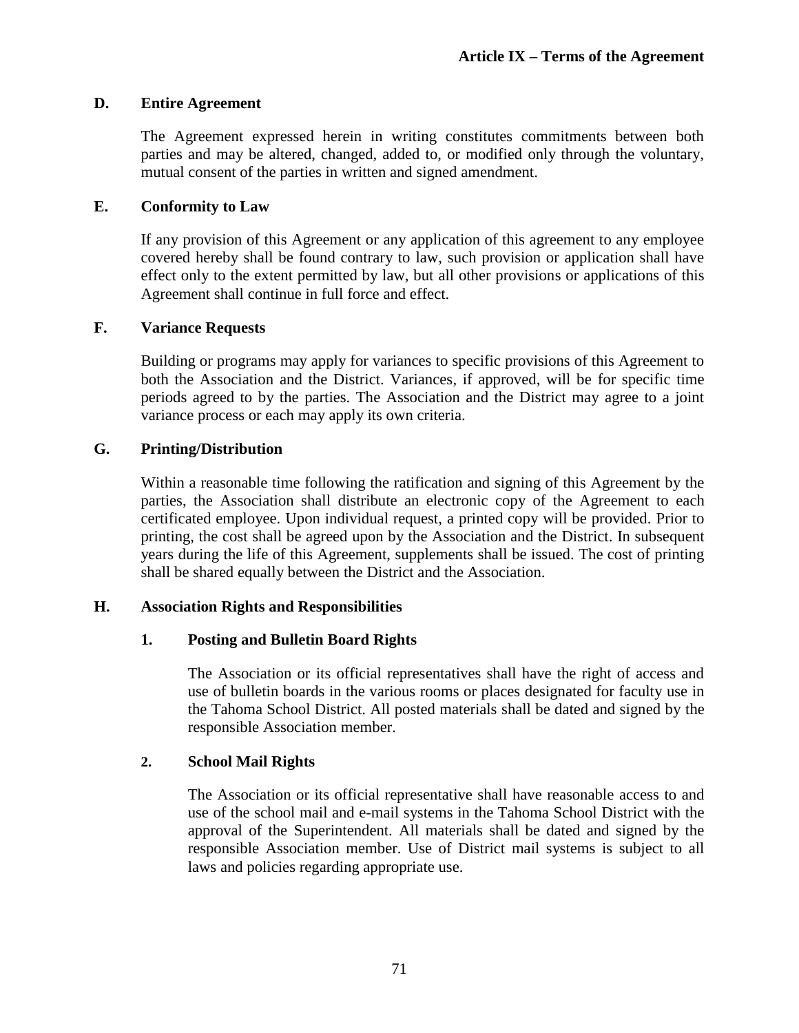## D. Entire Agreement

The Agreement expressed herein in writing constitutes commitments between both parties and may be altered, changed, added to, or modified only through the voluntary, mutual consent of the parties in written and signed amendment.

## E. Conformity to Law

If any provision of this Agreement or any application of this agreement to any employee covered hereby shall be found contrary to law, such provision or application shall have effect only to the extent permitted by law, but all other provisions or applications of this Agreement shall continue in full force and effect.

## F. Variance Requests

Building or programs may apply for variances to specific provisions of this Agreement to both the Association and the District. Variances, if approved, will be for specific time periods agreed to by the parties. The Association and the District may agree to a joint variance process or each may apply its own criteria.

## G. Printing/Distribution

Within a reasonable time following the ratification and signing of this Agreement by the parties, the Association shall distribute an electronic copy of the Agreement to each certificated employee. Upon individual request, a printed copy will be provided. Prior to printing, the cost shall be agreed upon by the Association and the District. In subsequent years during the life of this Agreement, supplements shall be issued. The cost of printing shall be shared equally between the District and the Association.

## H. Association Rights and Responsibilities

### 1. Posting and Bulletin Board Rights

The Association or its official representatives shall have the right of access and use of bulletin boards in the various rooms or places designated for faculty use in the Tahoma School District. All posted materials shall be dated and signed by the responsible Association member.

### 2. School Mail Rights

The Association or its official representative shall have reasonable access to and use of the school mail and e-mail systems in the Tahoma School District with the approval of the Superintendent. All materials shall be dated and signed by the responsible Association member. Use of District mail systems is subject to all laws and policies regarding appropriate use.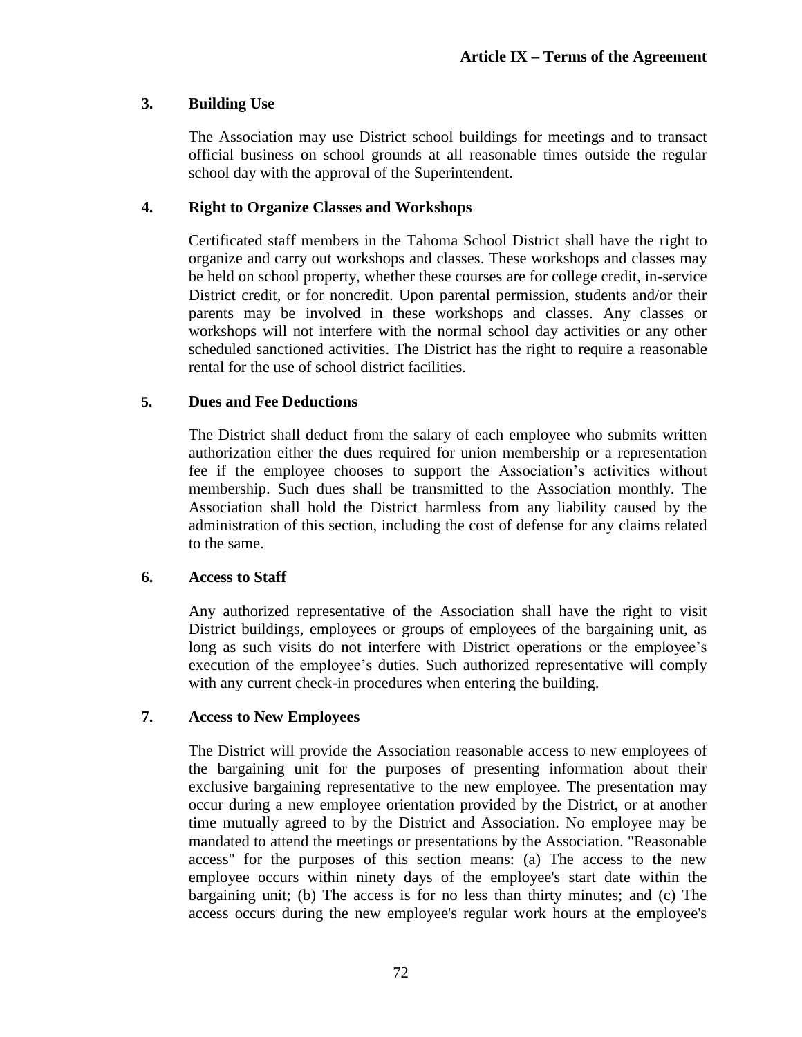### 3. Building Use

The Association may use District school buildings for meetings and to transact official business on school grounds at all reasonable times outside the regular school day with the approval of the Superintendent.

### 4. Right to Organize Classes and Workshops

Certificated staff members in the Tahoma School District shall have the right to organize and carry out workshops and classes. These workshops and classes may be held on school property, whether these courses are for college credit, in-service District credit, or for noncredit. Upon parental permission, students and/or their parents may be involved in these workshops and classes. Any classes or workshops will not interfere with the normal school day activities or any other scheduled sanctioned activities. The District has the right to require a reasonable rental for the use of school district facilities.

### 5. Dues and Fee Deductions

The District shall deduct from the salary of each employee who submits written authorization either the dues required for union membership or a representation fee if the employee chooses to support the Association's activities without membership. Such dues shall be transmitted to the Association monthly. The Association shall hold the District harmless from any liability caused by the administration of this section, including the cost of defense for any claims related to the same.

### 6. Access to Staff

Any authorized representative of the Association shall have the right to visit District buildings, employees or groups of employees of the bargaining unit, as long as such visits do not interfere with District operations or the employee's execution of the employee's duties. Such authorized representative will comply with any current check-in procedures when entering the building.

### 7. Access to New Employees

The District will provide the Association reasonable access to new employees of the bargaining unit for the purposes of presenting information about their exclusive bargaining representative to the new employee. The presentation may occur during a new employee orientation provided by the District, or at another time mutually agreed to by the District and Association. No employee may be mandated to attend the meetings or presentations by the Association. "Reasonable access" for the purposes of this section means: (a) The access to the new employee occurs within ninety days of the employee's start date within the bargaining unit; (b) The access is for no less than thirty minutes; and (c) The access occurs during the new employee's regular work hours at the employee's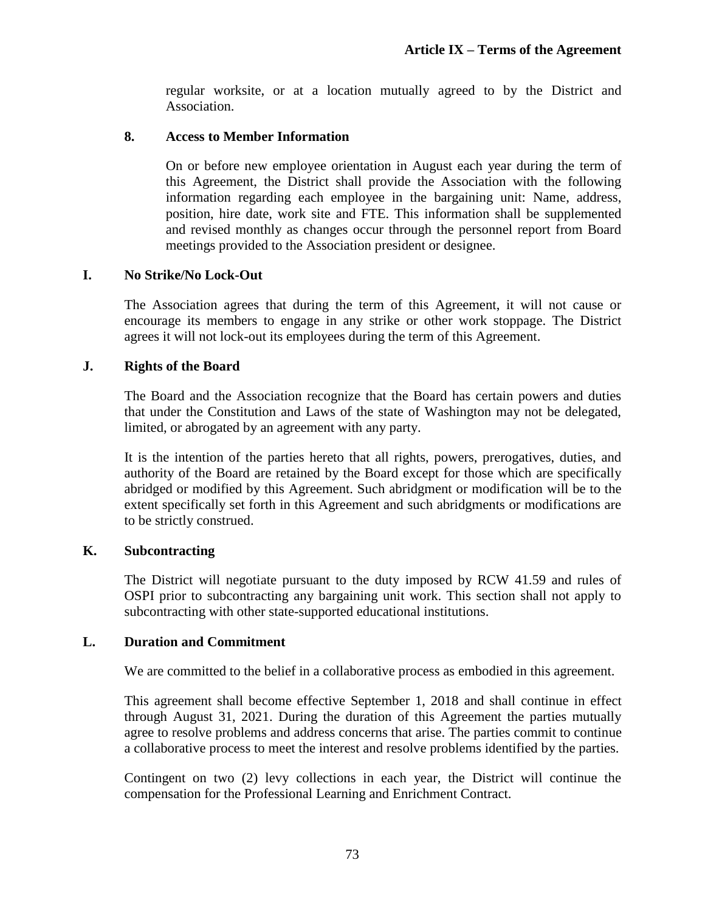regular worksite, or at a location mutually agreed to by the District and Association.

**8. Access to Member Information**

On or before new employee orientation in August each year during the term of this Agreement, the District shall provide the Association with the following information regarding each employee in the bargaining unit: Name, address, position, hire date, work site and FTE. This information shall be supplemented and revised monthly as changes occur through the personnel report from Board meetings provided to the Association president or designee.

**I. No Strike/No Lock-Out**

The Association agrees that during the term of this Agreement, it will not cause or encourage its members to engage in any strike or other work stoppage. The District agrees it will not lock-out its employees during the term of this Agreement.

**J. Rights of the Board**

The Board and the Association recognize that the Board has certain powers and duties that under the Constitution and Laws of the state of Washington may not be delegated, limited, or abrogated by an agreement with any party.

It is the intention of the parties hereto that all rights, powers, prerogatives, duties, and authority of the Board are retained by the Board except for those which are specifically abridged or modified by this Agreement. Such abridgment or modification will be to the extent specifically set forth in this Agreement and such abridgments or modifications are to be strictly construed.

**K. Subcontracting**

The District will negotiate pursuant to the duty imposed by RCW 41.59 and rules of OSPI prior to subcontracting any bargaining unit work. This section shall not apply to subcontracting with other state-supported educational institutions.

**L. Duration and Commitment**

We are committed to the belief in a collaborative process as embodied in this agreement.

This agreement shall become effective September 1, 2018 and shall continue in effect through August 31, 2021. During the duration of this Agreement the parties mutually agree to resolve problems and address concerns that arise. The parties commit to continue a collaborative process to meet the interest and resolve problems identified by the parties.

Contingent on two (2) levy collections in each year, the District will continue the compensation for the Professional Learning and Enrichment Contract.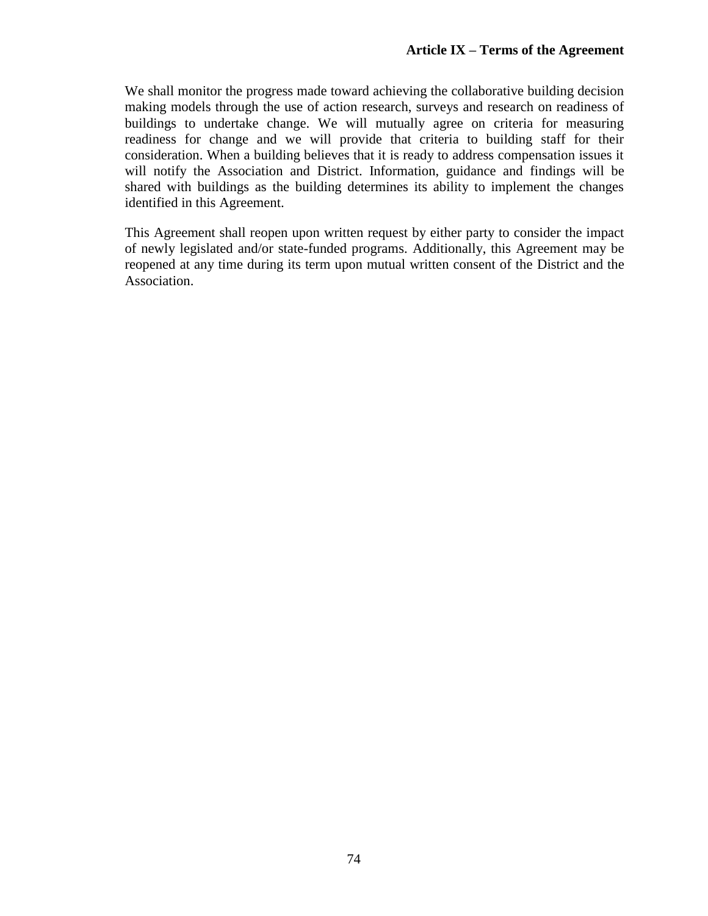We shall monitor the progress made toward achieving the collaborative building decision making models through the use of action research, surveys and research on readiness of buildings to undertake change. We will mutually agree on criteria for measuring readiness for change and we will provide that criteria to building staff for their consideration. When a building believes that it is ready to address compensation issues it will notify the Association and District. Information, guidance and findings will be shared with buildings as the building determines its ability to implement the changes identified in this Agreement.

This Agreement shall reopen upon written request by either party to consider the impact of newly legislated and/or state-funded programs. Additionally, this Agreement may be reopened at any time during its term upon mutual written consent of the District and the Association.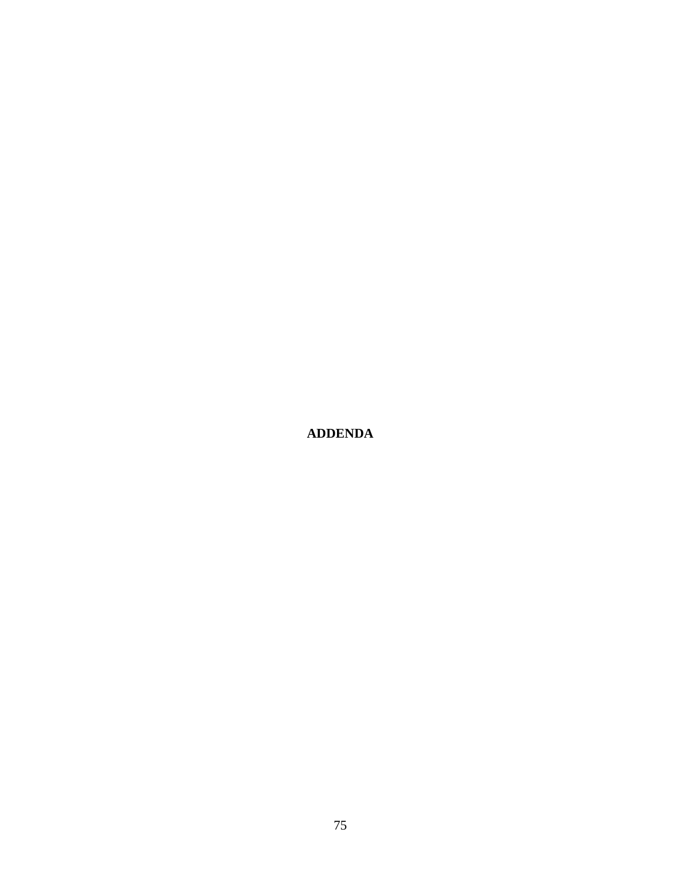# ADDENDA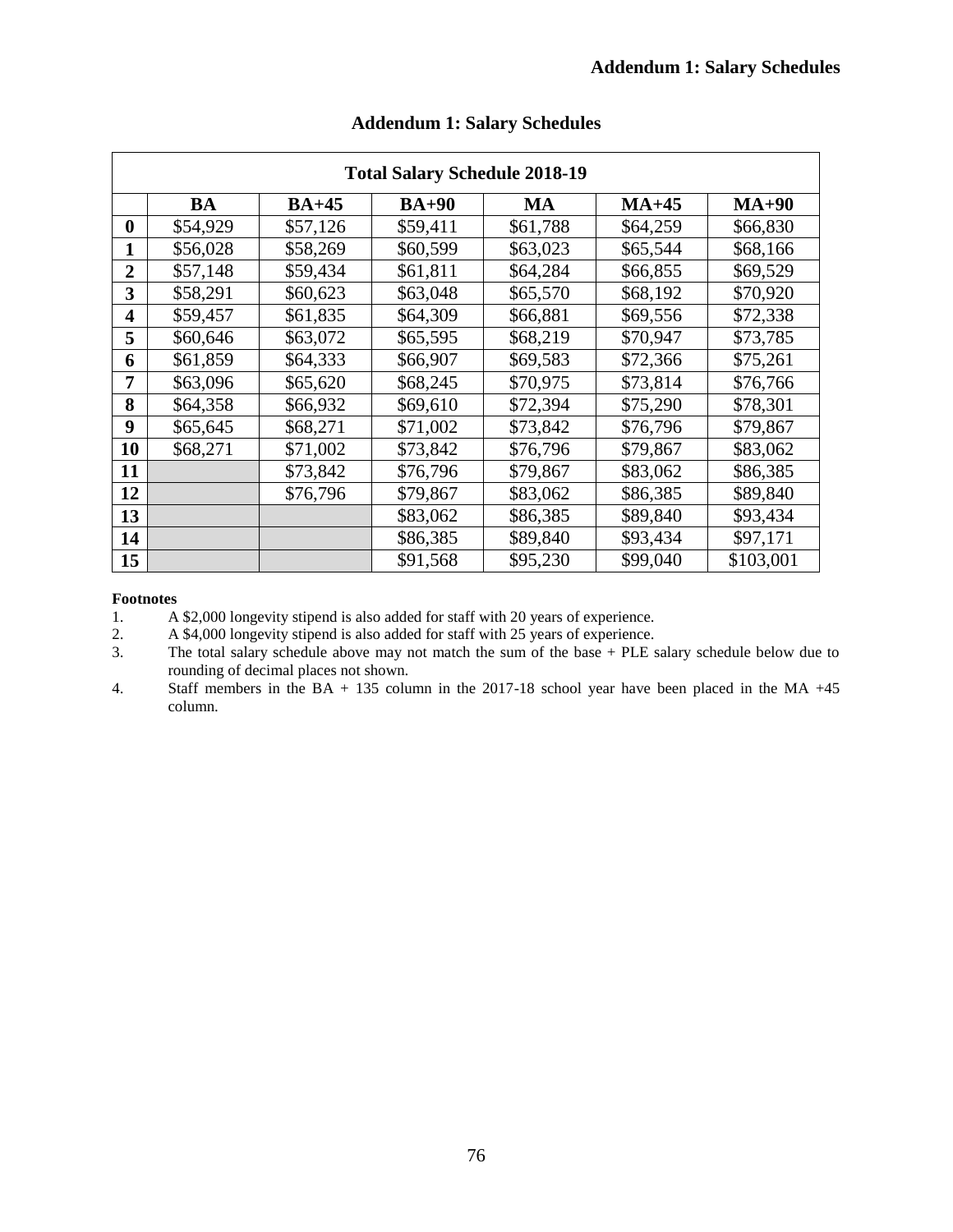## Addendum 1: Salary Schedules

| Total Salary Schedule 2018-19 | | | | | | |
|---|---|---|---|---|---|---|
| | **BA** | **BA+45** | **BA+90** | **MA** | **MA+45** | **MA+90** |
| **0** | $54,929 | $57,126 | $59,411 | $61,788 | $64,259 | $66,830 |
| **1** | $56,028 | $58,269 | $60,599 | $63,023 | $65,544 | $68,166 |
| **2** | $57,148 | $59,434 | $61,811 | $64,284 | $66,855 | $69,529 |
| **3** | $58,291 | $60,623 | $63,048 | $65,570 | $68,192 | $70,920 |
| **4** | $59,457 | $61,835 | $64,309 | $66,881 | $69,556 | $72,338 |
| **5** | $60,646 | $63,072 | $65,595 | $68,219 | $70,947 | $73,785 |
| **6** | $61,859 | $64,333 | $66,907 | $69,583 | $72,366 | $75,261 |
| **7** | $63,096 | $65,620 | $68,245 | $70,975 | $73,814 | $76,766 |
| **8** | $64,358 | $66,932 | $69,610 | $72,394 | $75,290 | $78,301 |
| **9** | $65,645 | $68,271 | $71,002 | $73,842 | $76,796 | $79,867 |
| **10** | $68,271 | $71,002 | $73,842 | $76,796 | $79,867 | $83,062 |
| **11** | | $73,842 | $76,796 | $79,867 | $83,062 | $86,385 |
| **12** | | $76,796 | $79,867 | $83,062 | $86,385 | $89,840 |
| **13** | | | $83,062 | $86,385 | $89,840 | $93,434 |
| **14** | | | $86,385 | $89,840 | $93,434 | $97,171 |
| **15** | | | $91,568 | $95,230 | $99,040 | $103,001 |

**Footnotes**

1. A $2,000 longevity stipend is also added for staff with 20 years of experience.
2. A $4,000 longevity stipend is also added for staff with 25 years of experience.
3. The total salary schedule above may not match the sum of the base + PLE salary schedule below due to rounding of decimal places not shown.
4. Staff members in the BA + 135 column in the 2017-18 school year have been placed in the MA +45 column.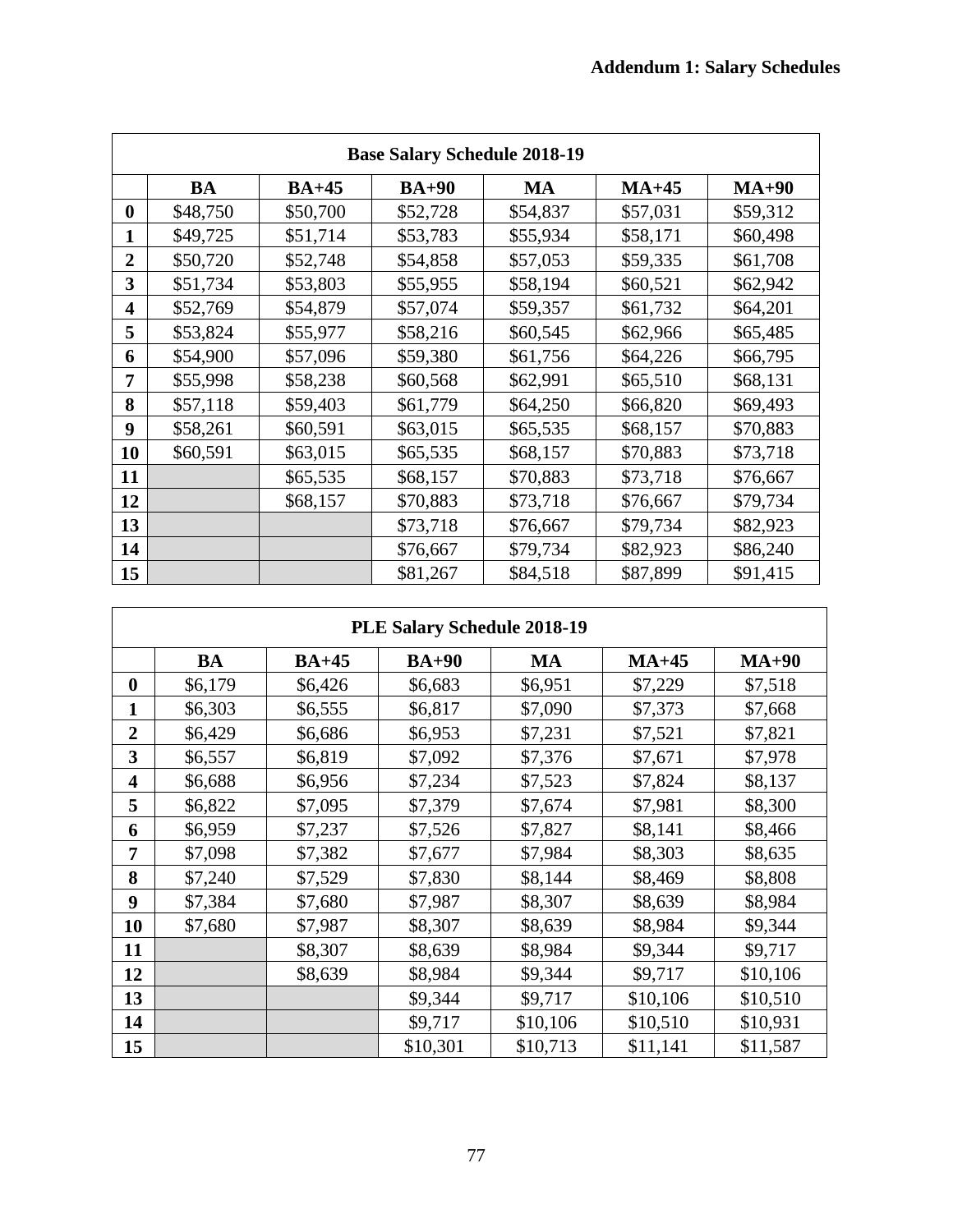**Addendum 1: Salary Schedules**

| Base Salary Schedule 2018-19 | | | | | | |
|---|---|---|---|---|---|---|
| | **BA** | **BA+45** | **BA+90** | **MA** | **MA+45** | **MA+90** |
| **0** | $48,750 | $50,700 | $52,728 | $54,837 | $57,031 | $59,312 |
| **1** | $49,725 | $51,714 | $53,783 | $55,934 | $58,171 | $60,498 |
| **2** | $50,720 | $52,748 | $54,858 | $57,053 | $59,335 | $61,708 |
| **3** | $51,734 | $53,803 | $55,955 | $58,194 | $60,521 | $62,942 |
| **4** | $52,769 | $54,879 | $57,074 | $59,357 | $61,732 | $64,201 |
| **5** | $53,824 | $55,977 | $58,216 | $60,545 | $62,966 | $65,485 |
| **6** | $54,900 | $57,096 | $59,380 | $61,756 | $64,226 | $66,795 |
| **7** | $55,998 | $58,238 | $60,568 | $62,991 | $65,510 | $68,131 |
| **8** | $57,118 | $59,403 | $61,779 | $64,250 | $66,820 | $69,493 |
| **9** | $58,261 | $60,591 | $63,015 | $65,535 | $68,157 | $70,883 |
| **10** | $60,591 | $63,015 | $65,535 | $68,157 | $70,883 | $73,718 |
| **11** | | $65,535 | $68,157 | $70,883 | $73,718 | $76,667 |
| **12** | | $68,157 | $70,883 | $73,718 | $76,667 | $79,734 |
| **13** | | | $73,718 | $76,667 | $79,734 | $82,923 |
| **14** | | | $76,667 | $79,734 | $82,923 | $86,240 |
| **15** | | | $81,267 | $84,518 | $87,899 | $91,415 |

| PLE Salary Schedule 2018-19 | | | | | | |
|---|---|---|---|---|---|---|
| | **BA** | **BA+45** | **BA+90** | **MA** | **MA+45** | **MA+90** |
| **0** | $6,179 | $6,426 | $6,683 | $6,951 | $7,229 | $7,518 |
| **1** | $6,303 | $6,555 | $6,817 | $7,090 | $7,373 | $7,668 |
| **2** | $6,429 | $6,686 | $6,953 | $7,231 | $7,521 | $7,821 |
| **3** | $6,557 | $6,819 | $7,092 | $7,376 | $7,671 | $7,978 |
| **4** | $6,688 | $6,956 | $7,234 | $7,523 | $7,824 | $8,137 |
| **5** | $6,822 | $7,095 | $7,379 | $7,674 | $7,981 | $8,300 |
| **6** | $6,959 | $7,237 | $7,526 | $7,827 | $8,141 | $8,466 |
| **7** | $7,098 | $7,382 | $7,677 | $7,984 | $8,303 | $8,635 |
| **8** | $7,240 | $7,529 | $7,830 | $8,144 | $8,469 | $8,808 |
| **9** | $7,384 | $7,680 | $7,987 | $8,307 | $8,639 | $8,984 |
| **10** | $7,680 | $7,987 | $8,307 | $8,639 | $8,984 | $9,344 |
| **11** | | $8,307 | $8,639 | $8,984 | $9,344 | $9,717 |
| **12** | | $8,639 | $8,984 | $9,344 | $9,717 | $10,106 |
| **13** | | | $9,344 | $9,717 | $10,106 | $10,510 |
| **14** | | | $9,717 | $10,106 | $10,510 | $10,931 |
| **15** | | | $10,301 | $10,713 | $11,141 | $11,587 |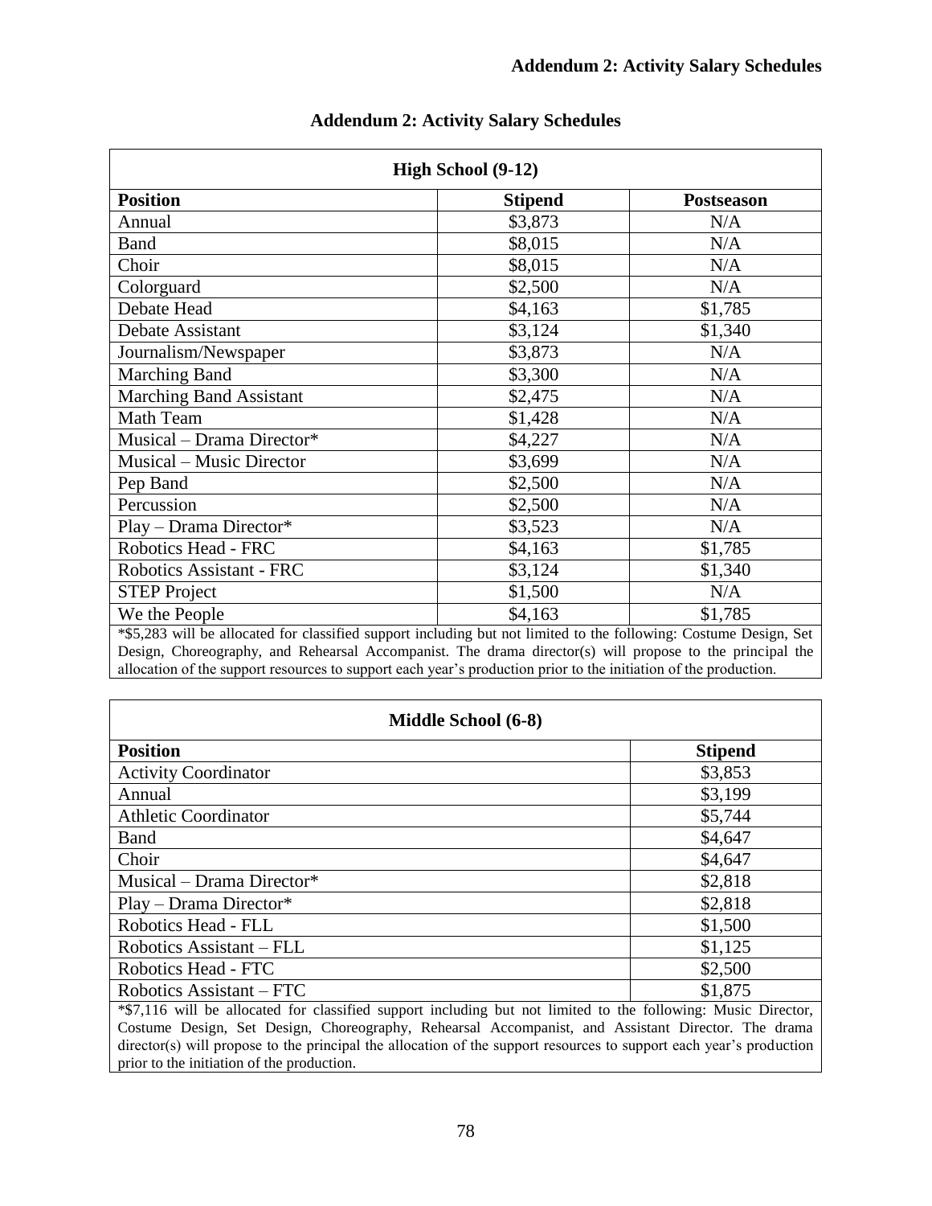# Addendum 2: Activity Salary Schedules

| High School (9-12) | | |
|---|---|---|
| **Position** | **Stipend** | **Postseason** |
| Annual | $3,873 | N/A |
| Band | $8,015 | N/A |
| Choir | $8,015 | N/A |
| Colorguard | $2,500 | N/A |
| Debate Head | $4,163 | $1,785 |
| Debate Assistant | $3,124 | $1,340 |
| Journalism/Newspaper | $3,873 | N/A |
| Marching Band | $3,300 | N/A |
| Marching Band Assistant | $2,475 | N/A |
| Math Team | $1,428 | N/A |
| Musical – Drama Director* | $4,227 | N/A |
| Musical – Music Director | $3,699 | N/A |
| Pep Band | $2,500 | N/A |
| Percussion | $2,500 | N/A |
| Play – Drama Director* | $3,523 | N/A |
| Robotics Head - FRC | $4,163 | $1,785 |
| Robotics Assistant - FRC | $3,124 | $1,340 |
| STEP Project | $1,500 | N/A |
| We the People | $4,163 | $1,785 |

*$5,283 will be allocated for classified support including but not limited to the following: Costume Design, Set Design, Choreography, and Rehearsal Accompanist. The drama director(s) will propose to the principal the allocation of the support resources to support each year's production prior to the initiation of the production.

| Middle School (6-8) | |
|---|---|
| **Position** | **Stipend** |
| Activity Coordinator | $3,853 |
| Annual | $3,199 |
| Athletic Coordinator | $5,744 |
| Band | $4,647 |
| Choir | $4,647 |
| Musical – Drama Director* | $2,818 |
| Play – Drama Director* | $2,818 |
| Robotics Head - FLL | $1,500 |
| Robotics Assistant – FLL | $1,125 |
| Robotics Head - FTC | $2,500 |
| Robotics Assistant – FTC | $1,875 |

*$7,116 will be allocated for classified support including but not limited to the following: Music Director, Costume Design, Set Design, Choreography, Rehearsal Accompanist, and Assistant Director. The drama director(s) will propose to the principal the allocation of the support resources to support each year's production prior to the initiation of the production.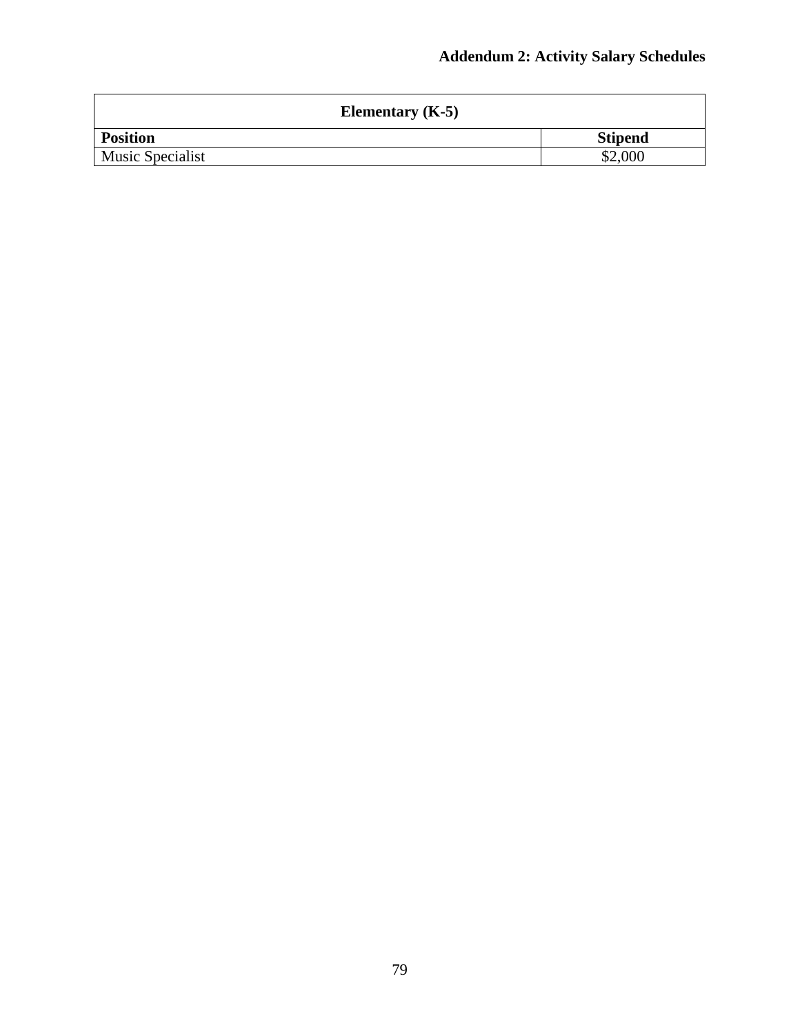**Addendum 2: Activity Salary Schedules**

| Elementary (K-5) | |
|---|---|
| **Position** | **Stipend** |
| Music Specialist | $2,000 |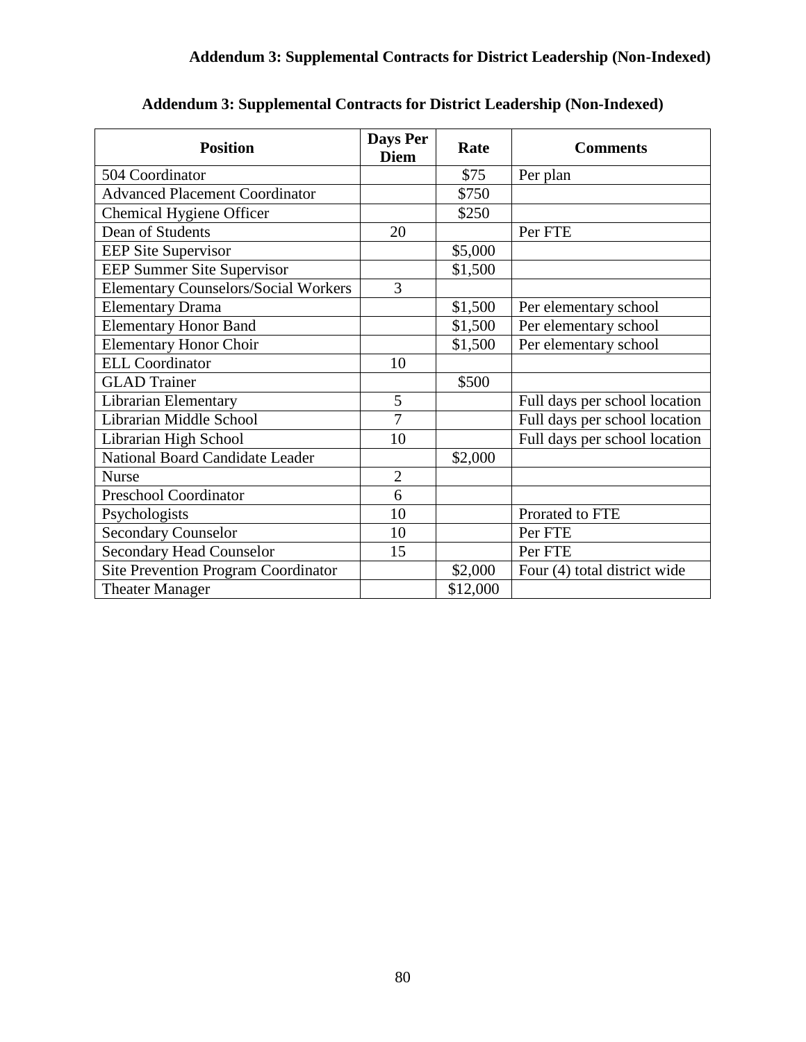# Addendum 3: Supplemental Contracts for District Leadership (Non-Indexed)

| Position | Days Per Diem | Rate | Comments |
|---|---|---|---|
| 504 Coordinator | | $75 | Per plan |
| Advanced Placement Coordinator | | $750 | |
| Chemical Hygiene Officer | | $250 | |
| Dean of Students | 20 | | Per FTE |
| EEP Site Supervisor | | $5,000 | |
| EEP Summer Site Supervisor | | $1,500 | |
| Elementary Counselors/Social Workers | 3 | | |
| Elementary Drama | | $1,500 | Per elementary school |
| Elementary Honor Band | | $1,500 | Per elementary school |
| Elementary Honor Choir | | $1,500 | Per elementary school |
| ELL Coordinator | 10 | | |
| GLAD Trainer | | $500 | |
| Librarian Elementary | 5 | | Full days per school location |
| Librarian Middle School | 7 | | Full days per school location |
| Librarian High School | 10 | | Full days per school location |
| National Board Candidate Leader | | $2,000 | |
| Nurse | 2 | | |
| Preschool Coordinator | 6 | | |
| Psychologists | 10 | | Prorated to FTE |
| Secondary Counselor | 10 | | Per FTE |
| Secondary Head Counselor | 15 | | Per FTE |
| Site Prevention Program Coordinator | | $2,000 | Four (4) total district wide |
| Theater Manager | | $12,000 | |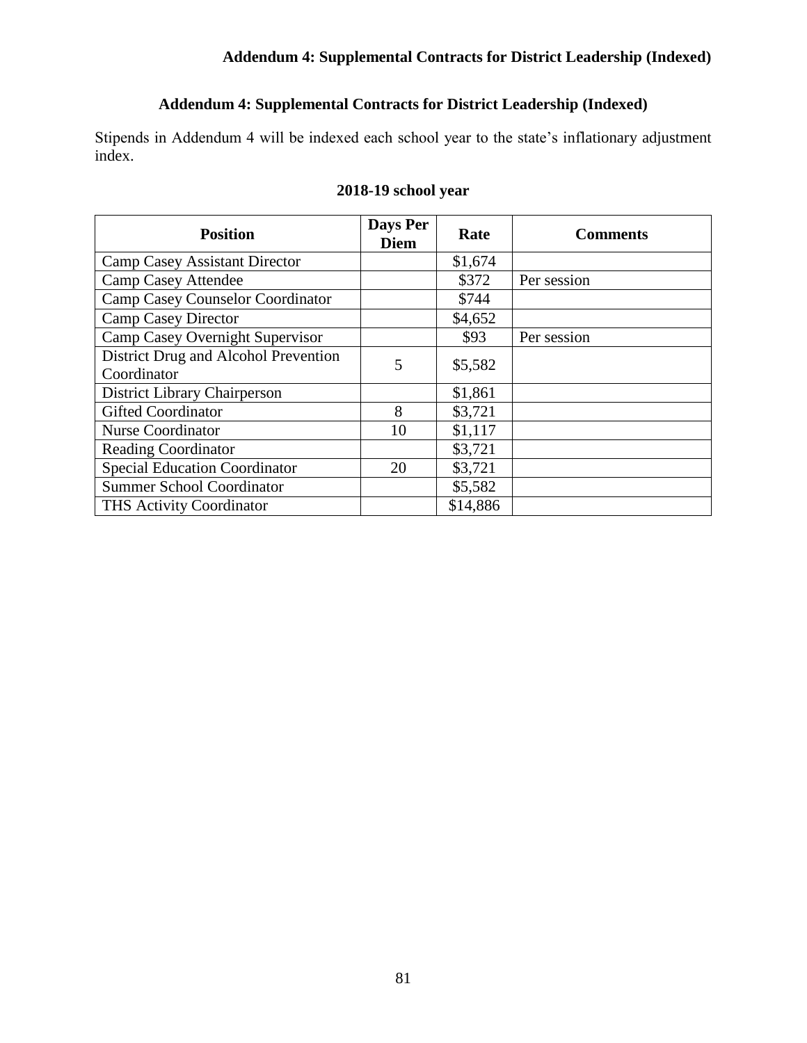## Addendum 4: Supplemental Contracts for District Leadership (Indexed)

Stipends in Addendum 4 will be indexed each school year to the state's inflationary adjustment index.

### 2018-19 school year

| Position | Days Per Diem | Rate | Comments |
|---|---|---|---|
| Camp Casey Assistant Director | | $1,674 | |
| Camp Casey Attendee | | $372 | Per session |
| Camp Casey Counselor Coordinator | | $744 | |
| Camp Casey Director | | $4,652 | |
| Camp Casey Overnight Supervisor | | $93 | Per session |
| District Drug and Alcohol Prevention Coordinator | 5 | $5,582 | |
| District Library Chairperson | | $1,861 | |
| Gifted Coordinator | 8 | $3,721 | |
| Nurse Coordinator | 10 | $1,117 | |
| Reading Coordinator | | $3,721 | |
| Special Education Coordinator | 20 | $3,721 | |
| Summer School Coordinator | | $5,582 | |
| THS Activity Coordinator | | $14,886 | |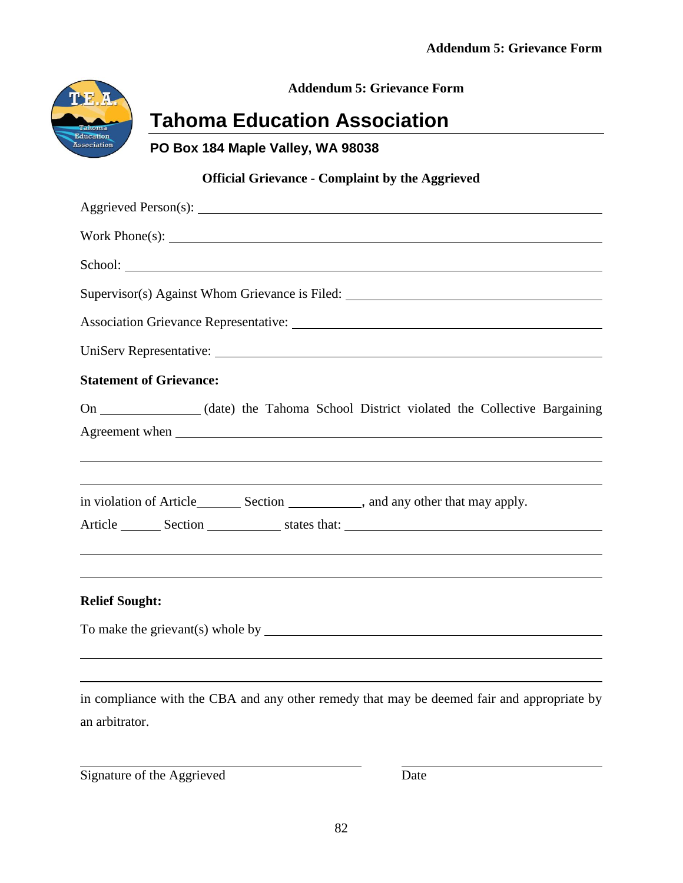## Addendum 5: Grievance Form

# Tahoma Education Association

**PO Box 184 Maple Valley, WA 98038**

**Official Grievance - Complaint by the Aggrieved**

Aggrieved Person(s): ______________________________________________

Work Phone(s): ______________________________________________

School: ______________________________________________

Supervisor(s) Against Whom Grievance is Filed: ______________________________

Association Grievance Representative: ______________________________

UniServ Representative: ______________________________________________

**Statement of Grievance:**

On ______________ (date) the Tahoma School District violated the Collective Bargaining Agreement when ______________________________________________

______________________________________________________________

______________________________________________________________

in violation of Article_______ Section __________, and any other that may apply.

Article ______ Section ___________ states that: ______________________________

______________________________________________________________

______________________________________________________________

**Relief Sought:**

To make the grievant(s) whole by ______________________________________________

______________________________________________________________

______________________________________________________________

in compliance with the CBA and any other remedy that may be deemed fair and appropriate by an arbitrator.

______________________________________________ ______________________________

Signature of the Aggrieved Date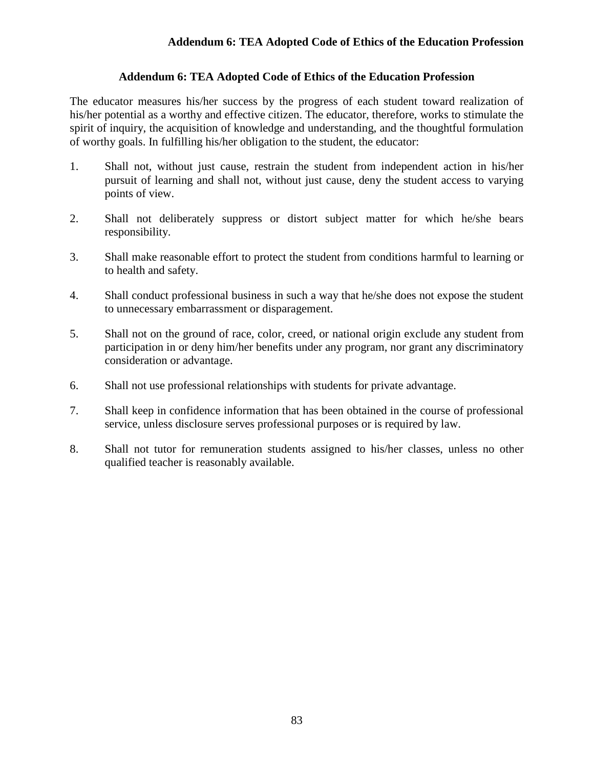## Addendum 6: TEA Adopted Code of Ethics of the Education Profession

The educator measures his/her success by the progress of each student toward realization of his/her potential as a worthy and effective citizen. The educator, therefore, works to stimulate the spirit of inquiry, the acquisition of knowledge and understanding, and the thoughtful formulation of worthy goals. In fulfilling his/her obligation to the student, the educator:

1. Shall not, without just cause, restrain the student from independent action in his/her pursuit of learning and shall not, without just cause, deny the student access to varying points of view.

2. Shall not deliberately suppress or distort subject matter for which he/she bears responsibility.

3. Shall make reasonable effort to protect the student from conditions harmful to learning or to health and safety.

4. Shall conduct professional business in such a way that he/she does not expose the student to unnecessary embarrassment or disparagement.

5. Shall not on the ground of race, color, creed, or national origin exclude any student from participation in or deny him/her benefits under any program, nor grant any discriminatory consideration or advantage.

6. Shall not use professional relationships with students for private advantage.

7. Shall keep in confidence information that has been obtained in the course of professional service, unless disclosure serves professional purposes or is required by law.

8. Shall not tutor for remuneration students assigned to his/her classes, unless no other qualified teacher is reasonably available.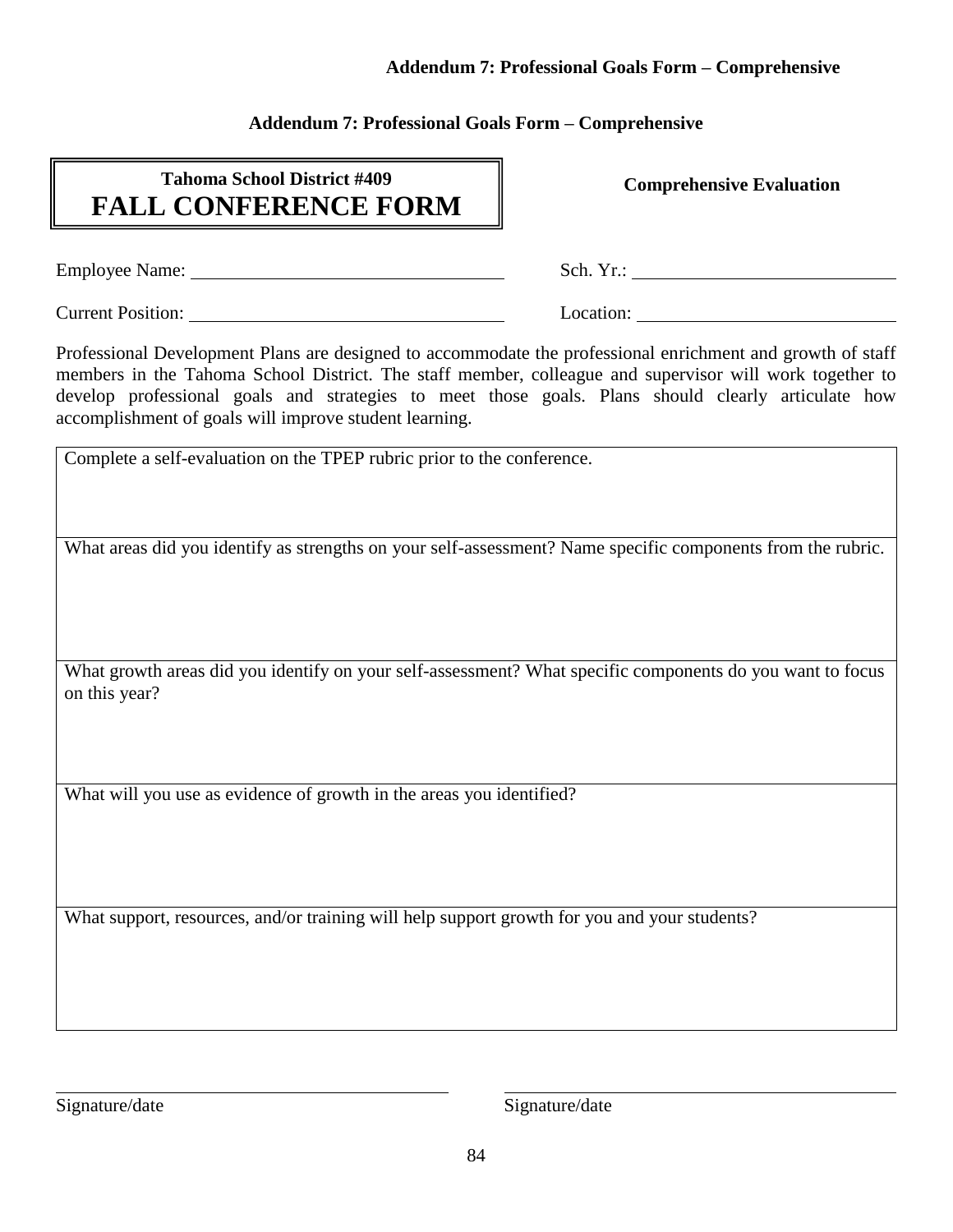**Addendum 7: Professional Goals Form – Comprehensive**

| **Tahoma School District #409**<br>**FALL CONFERENCE FORM** | **Comprehensive Evaluation** |
|---|---|

Employee Name: ______________________________ Sch. Yr.: ______________________________

Current Position: ______________________________ Location: ______________________________

Professional Development Plans are designed to accommodate the professional enrichment and growth of staff members in the Tahoma School District. The staff member, colleague and supervisor will work together to develop professional goals and strategies to meet those goals. Plans should clearly articulate how accomplishment of goals will improve student learning.

| Complete a self-evaluation on the TPEP rubric prior to the conference. |
|---|
| What areas did you identify as strengths on your self-assessment? Name specific components from the rubric. |
| What growth areas did you identify on your self-assessment? What specific components do you want to focus on this year? |
| What will you use as evidence of growth in the areas you identified? |
| What support, resources, and/or training will help support growth for you and your students? |

______________________________ ______________________________

Signature/date Signature/date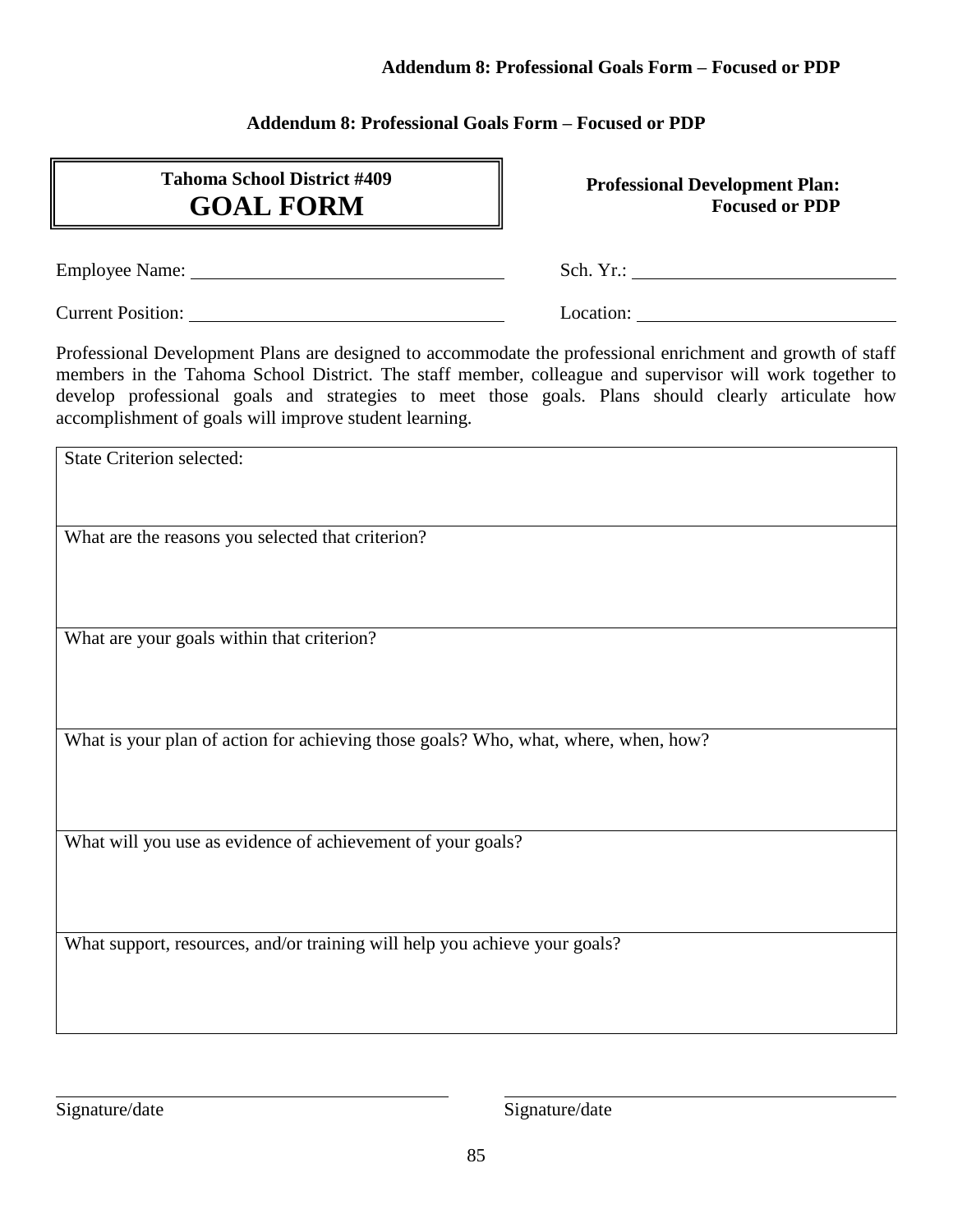**Addendum 8: Professional Goals Form – Focused or PDP**

| **Tahoma School District #409**<br>**GOAL FORM** |
|---|

**Professional Development Plan: Focused or PDP**

Employee Name: ______________________________ Sch. Yr.: ______________________________

Current Position: ______________________________ Location: ______________________________

Professional Development Plans are designed to accommodate the professional enrichment and growth of staff members in the Tahoma School District. The staff member, colleague and supervisor will work together to develop professional goals and strategies to meet those goals. Plans should clearly articulate how accomplishment of goals will improve student learning.

| State Criterion selected: |
|---|
| What are the reasons you selected that criterion? |
| What are your goals within that criterion? |
| What is your plan of action for achieving those goals? Who, what, where, when, how? |
| What will you use as evidence of achievement of your goals? |
| What support, resources, and/or training will help you achieve your goals? |

______________________________ ______________________________

Signature/date Signature/date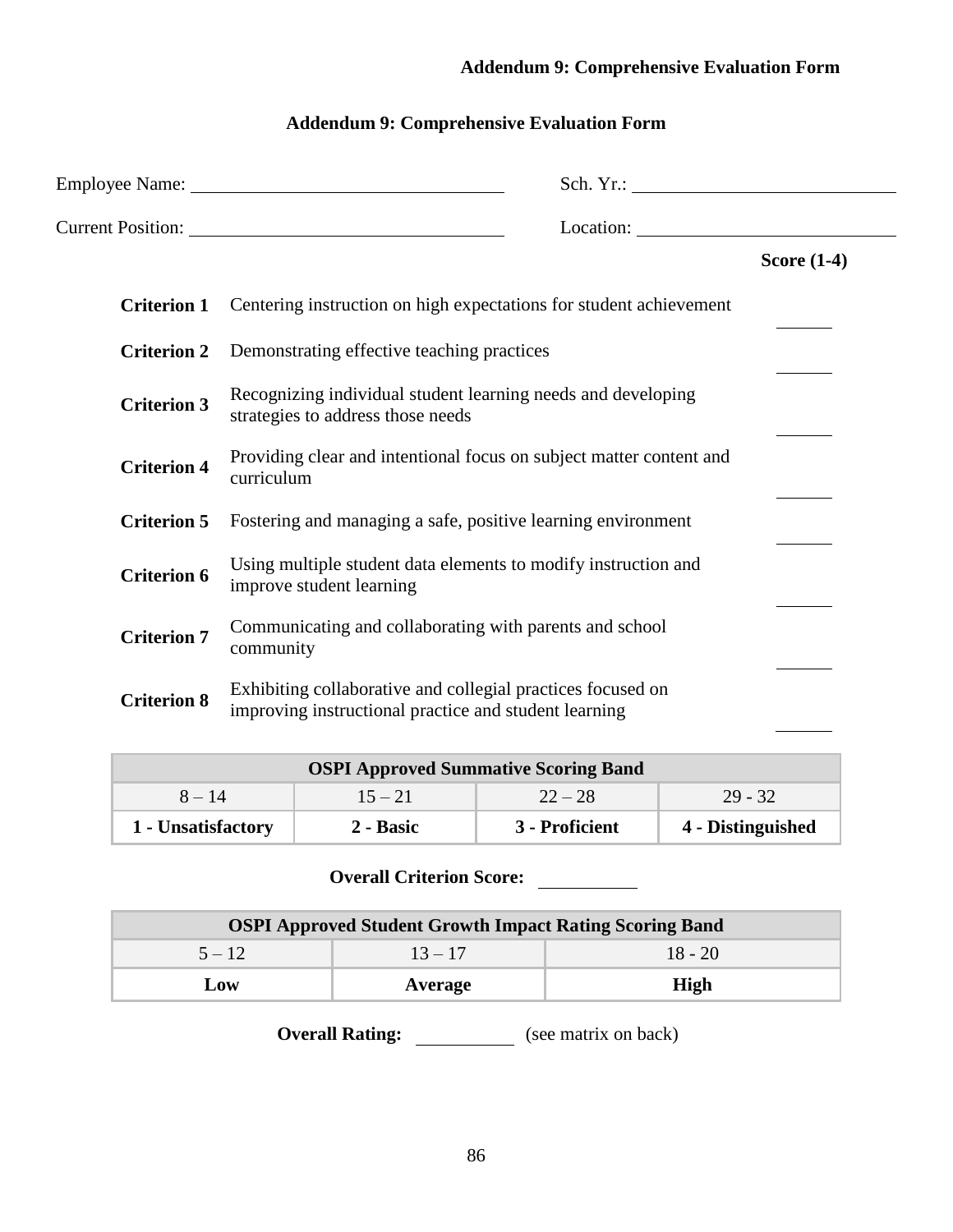# Addendum 9: Comprehensive Evaluation Form

Employee Name: ______________________ Sch. Yr.: ______________________

Current Position: ______________________ Location: ______________________

| | | Score (1-4) |
|---|---|---|
| **Criterion 1** | Centering instruction on high expectations for student achievement | ______ |
| **Criterion 2** | Demonstrating effective teaching practices | ______ |
| **Criterion 3** | Recognizing individual student learning needs and developing strategies to address those needs | ______ |
| **Criterion 4** | Providing clear and intentional focus on subject matter content and curriculum | ______ |
| **Criterion 5** | Fostering and managing a safe, positive learning environment | ______ |
| **Criterion 6** | Using multiple student data elements to modify instruction and improve student learning | ______ |
| **Criterion 7** | Communicating and collaborating with parents and school community | ______ |
| **Criterion 8** | Exhibiting collaborative and collegial practices focused on improving instructional practice and student learning | ______ |

| **OSPI Approved Summative Scoring Band** | | | |
|---|---|---|---|
| 8 – 14 | 15 – 21 | 22 – 28 | 29 - 32 |
| **1 - Unsatisfactory** | **2 - Basic** | **3 - Proficient** | **4 - Distinguished** |

**Overall Criterion Score:** ______

| **OSPI Approved Student Growth Impact Rating Scoring Band** | | |
|---|---|---|
| 5 – 12 | 13 – 17 | 18 - 20 |
| **Low** | **Average** | **High** |

**Overall Rating:** ______ (see matrix on back)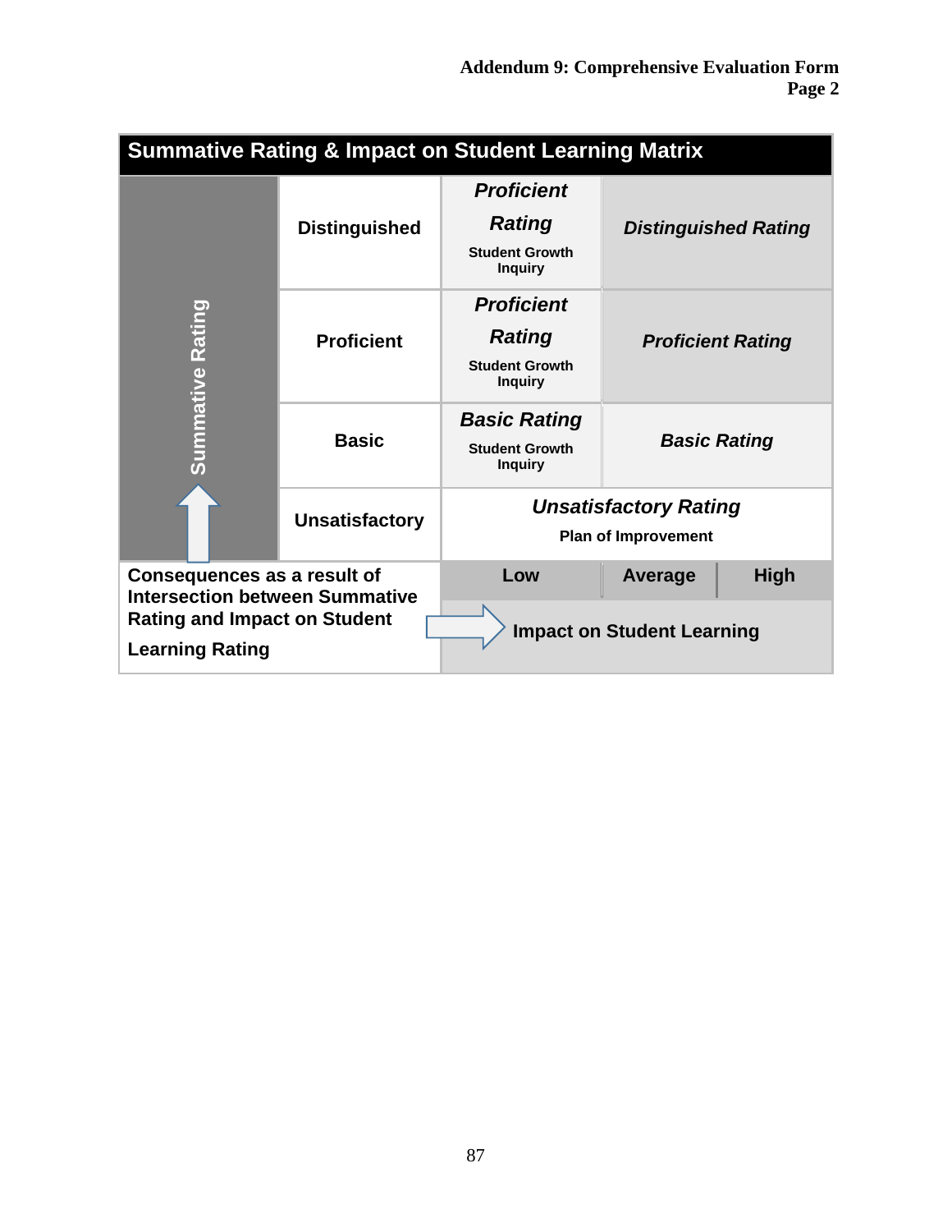## Summative Rating & Impact on Student Learning Matrix

| Summative Rating | | Low | Average | High |
|---|---|---|---|---|
| | **Distinguished** | ***Proficient Rating*** Student Growth Inquiry | ***Distinguished Rating*** | |
| | **Proficient** | ***Proficient Rating*** Student Growth Inquiry | ***Proficient Rating*** | |
| | **Basic** | ***Basic Rating*** Student Growth Inquiry | ***Basic Rating*** | |
| | **Unsatisfactory** | ***Unsatisfactory Rating*** Plan of Improvement | | |
| **Consequences as a result of Intersection between Summative Rating and Impact on Student Learning Rating** | | **Impact on Student Learning** | | |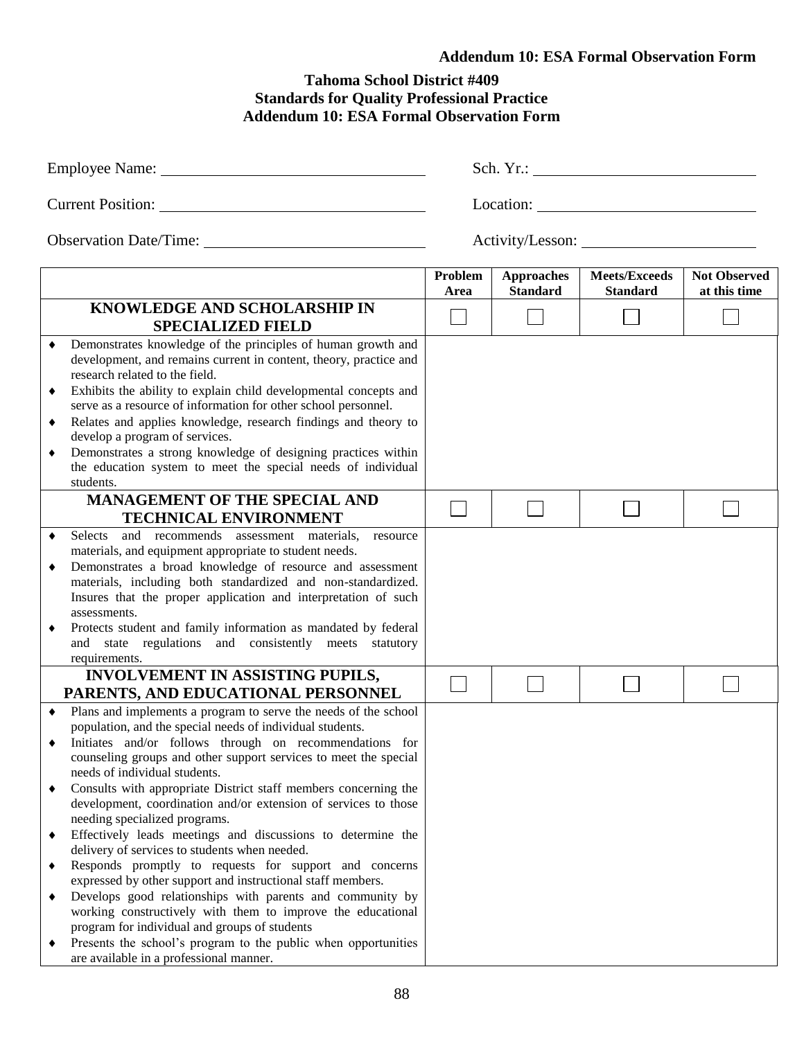**Addendum 10: ESA Formal Observation Form**

# Tahoma School District #409
## Standards for Quality Professional Practice
## Addendum 10: ESA Formal Observation Form

Employee Name: ______________________ Sch. Yr.: ______________________

Current Position: ______________________ Location: ______________________

Observation Date/Time: ______________________ Activity/Lesson: ______________________

| | Problem Area | Approaches Standard | Meets/Exceeds Standard | Not Observed at this time |
|---|---|---|---|---|
| **KNOWLEDGE AND SCHOLARSHIP IN SPECIALIZED FIELD** | ☐ | ☐ | ☐ | ☐ |
| ♦ Demonstrates knowledge of the principles of human growth and development, and remains current in content, theory, practice and research related to the field.<br>♦ Exhibits the ability to explain child developmental concepts and serve as a resource of information for other school personnel.<br>♦ Relates and applies knowledge, research findings and theory to develop a program of services.<br>♦ Demonstrates a strong knowledge of designing practices within the education system to meet the special needs of individual students. | | | | |
| **MANAGEMENT OF THE SPECIAL AND TECHNICAL ENVIRONMENT** | ☐ | ☐ | ☐ | ☐ |
| ♦ Selects and recommends assessment materials, resource materials, and equipment appropriate to student needs.<br>♦ Demonstrates a broad knowledge of resource and assessment materials, including both standardized and non-standardized. Insures that the proper application and interpretation of such assessments.<br>♦ Protects student and family information as mandated by federal and state regulations and consistently meets statutory requirements. | | | | |
| **INVOLVEMENT IN ASSISTING PUPILS, PARENTS, AND EDUCATIONAL PERSONNEL** | ☐ | ☐ | ☐ | ☐ |
| ♦ Plans and implements a program to serve the needs of the school population, and the special needs of individual students.<br>♦ Initiates and/or follows through on recommendations for counseling groups and other support services to meet the special needs of individual students.<br>♦ Consults with appropriate District staff members concerning the development, coordination and/or extension of services to those needing specialized programs.<br>♦ Effectively leads meetings and discussions to determine the delivery of services to students when needed.<br>♦ Responds promptly to requests for support and concerns expressed by other support and instructional staff members.<br>♦ Develops good relationships with parents and community by working constructively with them to improve the educational program for individual and groups of students<br>♦ Presents the school's program to the public when opportunities are available in a professional manner. | | | | |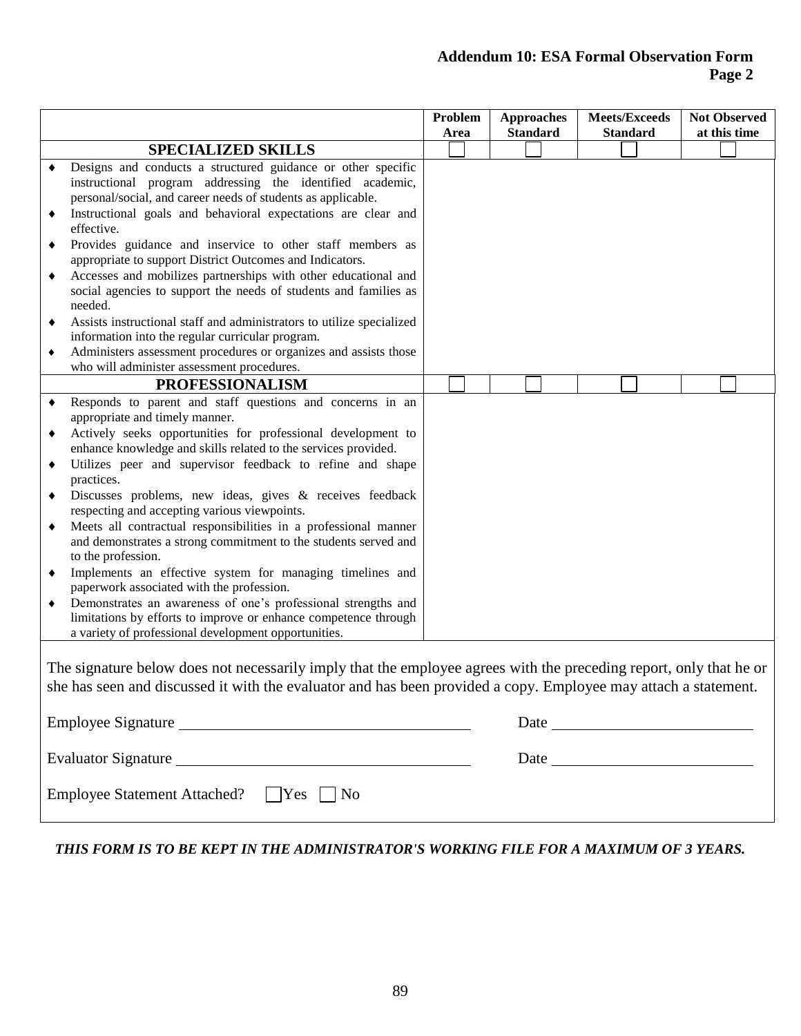**Addendum 10: ESA Formal Observation Form**
**Page 2**

| | Problem Area | Approaches Standard | Meets/Exceeds Standard | Not Observed at this time |
|---|---|---|---|---|
| **SPECIALIZED SKILLS** | ☐ | ☐ | ☐ | ☐ |
| ♦ Designs and conducts a structured guidance or other specific instructional program addressing the identified academic, personal/social, and career needs of students as applicable.<br>♦ Instructional goals and behavioral expectations are clear and effective.<br>♦ Provides guidance and inservice to other staff members as appropriate to support District Outcomes and Indicators.<br>♦ Accesses and mobilizes partnerships with other educational and social agencies to support the needs of students and families as needed.<br>♦ Assists instructional staff and administrators to utilize specialized information into the regular curricular program.<br>♦ Administers assessment procedures or organizes and assists those who will administer assessment procedures. | | | | |
| **PROFESSIONALISM** | ☐ | ☐ | ☐ | ☐ |
| ♦ Responds to parent and staff questions and concerns in an appropriate and timely manner.<br>♦ Actively seeks opportunities for professional development to enhance knowledge and skills related to the services provided.<br>♦ Utilizes peer and supervisor feedback to refine and shape practices.<br>♦ Discusses problems, new ideas, gives & receives feedback respecting and accepting various viewpoints.<br>♦ Meets all contractual responsibilities in a professional manner and demonstrates a strong commitment to the students served and to the profession.<br>♦ Implements an effective system for managing timelines and paperwork associated with the profession.<br>♦ Demonstrates an awareness of one's professional strengths and limitations by efforts to improve or enhance competence through a variety of professional development opportunities. | | | | |

The signature below does not necessarily imply that the employee agrees with the preceding report, only that he or she has seen and discussed it with the evaluator and has been provided a copy. Employee may attach a statement.

Employee Signature ______________________________ Date ____________________

Evaluator Signature ______________________________ Date ____________________

Employee Statement Attached? ☐ Yes ☐ No

***THIS FORM IS TO BE KEPT IN THE ADMINISTRATOR'S WORKING FILE FOR A MAXIMUM OF 3 YEARS.***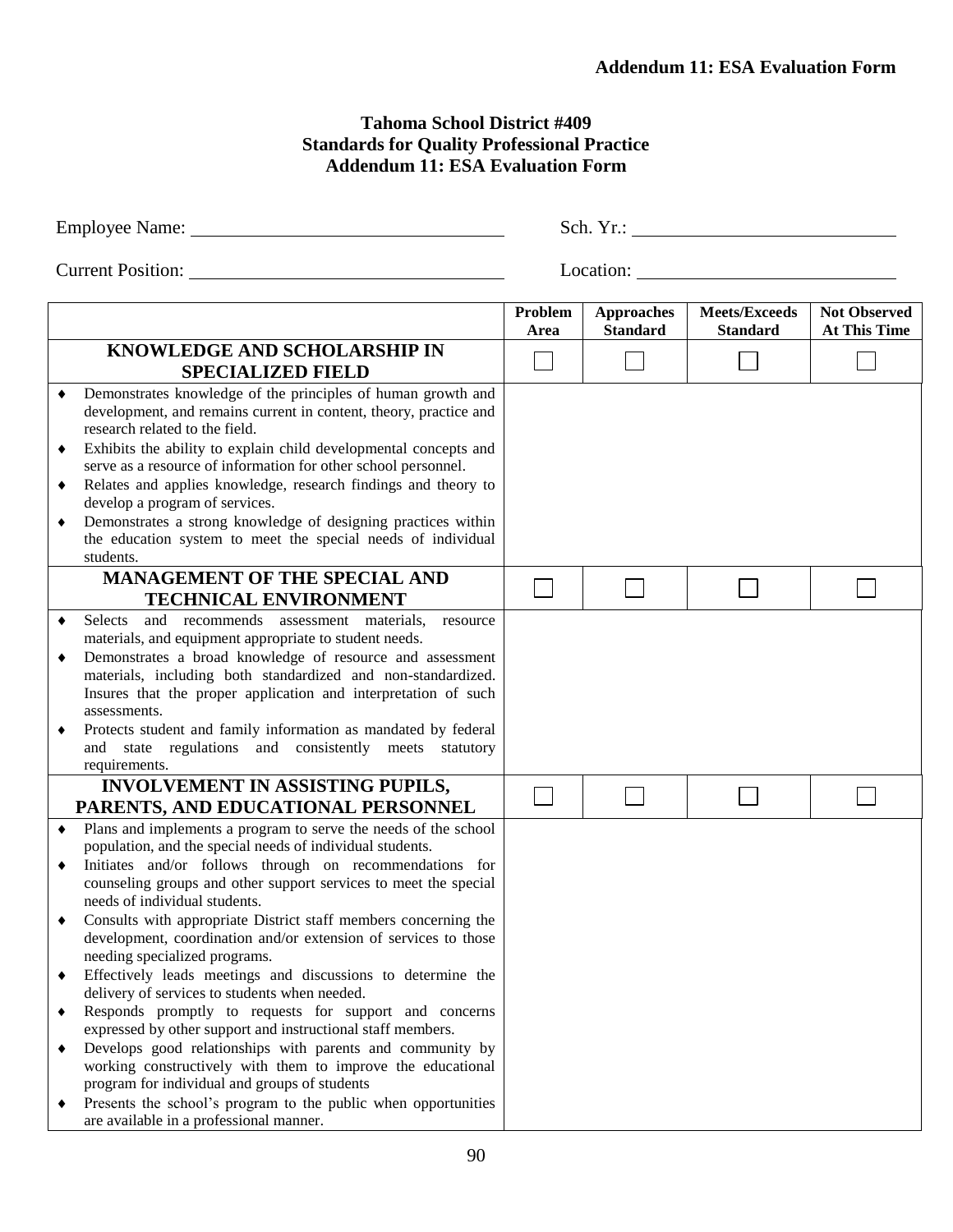**Addendum 11: ESA Evaluation Form**

# Tahoma School District #409
## Standards for Quality Professional Practice
## Addendum 11: ESA Evaluation Form

Employee Name: ______________________ Sch. Yr.: ______________________

Current Position: ______________________ Location: ______________________

| | Problem Area | Approaches Standard | Meets/Exceeds Standard | Not Observed At This Time |
|---|---|---|---|---|
| **KNOWLEDGE AND SCHOLARSHIP IN SPECIALIZED FIELD** | ☐ | ☐ | ☐ | ☐ |
| ♦ Demonstrates knowledge of the principles of human growth and development, and remains current in content, theory, practice and research related to the field.<br>♦ Exhibits the ability to explain child developmental concepts and serve as a resource of information for other school personnel.<br>♦ Relates and applies knowledge, research findings and theory to develop a program of services.<br>♦ Demonstrates a strong knowledge of designing practices within the education system to meet the special needs of individual students. | | | | |
| **MANAGEMENT OF THE SPECIAL AND TECHNICAL ENVIRONMENT** | ☐ | ☐ | ☐ | ☐ |
| ♦ Selects and recommends assessment materials, resource materials, and equipment appropriate to student needs.<br>♦ Demonstrates a broad knowledge of resource and assessment materials, including both standardized and non-standardized. Insures that the proper application and interpretation of such assessments.<br>♦ Protects student and family information as mandated by federal and state regulations and consistently meets statutory requirements. | | | | |
| **INVOLVEMENT IN ASSISTING PUPILS, PARENTS, AND EDUCATIONAL PERSONNEL** | ☐ | ☐ | ☐ | ☐ |
| ♦ Plans and implements a program to serve the needs of the school population, and the special needs of individual students.<br>♦ Initiates and/or follows through on recommendations for counseling groups and other support services to meet the special needs of individual students.<br>♦ Consults with appropriate District staff members concerning the development, coordination and/or extension of services to those needing specialized programs.<br>♦ Effectively leads meetings and discussions to determine the delivery of services to students when needed.<br>♦ Responds promptly to requests for support and concerns expressed by other support and instructional staff members.<br>♦ Develops good relationships with parents and community by working constructively with them to improve the educational program for individual and groups of students<br>♦ Presents the school's program to the public when opportunities are available in a professional manner. | | | | |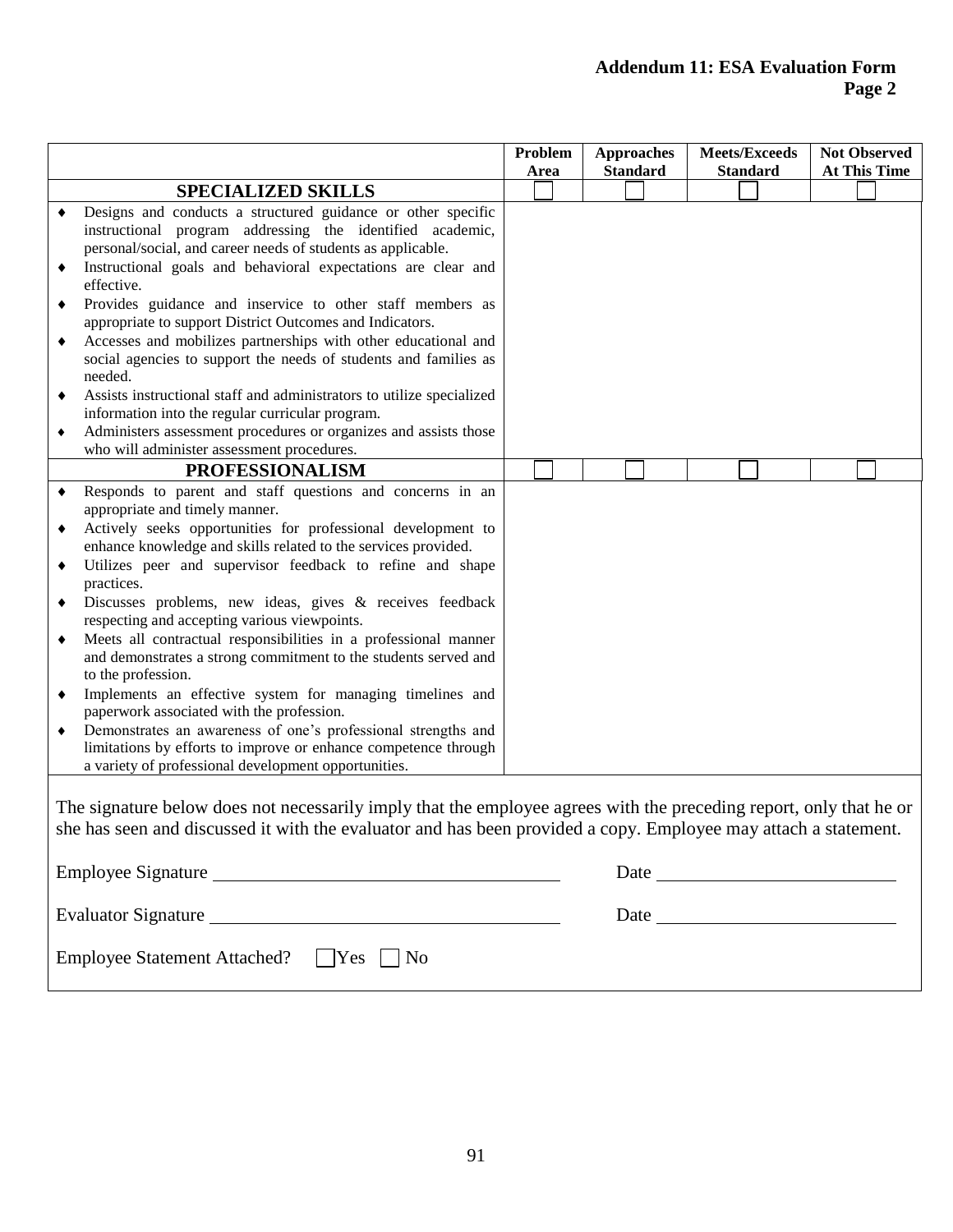## Addendum 11: ESA Evaluation Form
### Page 2

| | Problem Area | Approaches Standard | Meets/Exceeds Standard | Not Observed At This Time |
|---|---|---|---|---|
| **SPECIALIZED SKILLS** | ☐ | ☐ | ☐ | ☐ |
| ♦ Designs and conducts a structured guidance or other specific instructional program addressing the identified academic, personal/social, and career needs of students as applicable.<br>♦ Instructional goals and behavioral expectations are clear and effective.<br>♦ Provides guidance and inservice to other staff members as appropriate to support District Outcomes and Indicators.<br>♦ Accesses and mobilizes partnerships with other educational and social agencies to support the needs of students and families as needed.<br>♦ Assists instructional staff and administrators to utilize specialized information into the regular curricular program.<br>♦ Administers assessment procedures or organizes and assists those who will administer assessment procedures. | | | | |
| **PROFESSIONALISM** | ☐ | ☐ | ☐ | ☐ |
| ♦ Responds to parent and staff questions and concerns in an appropriate and timely manner.<br>♦ Actively seeks opportunities for professional development to enhance knowledge and skills related to the services provided.<br>♦ Utilizes peer and supervisor feedback to refine and shape practices.<br>♦ Discusses problems, new ideas, gives & receives feedback respecting and accepting various viewpoints.<br>♦ Meets all contractual responsibilities in a professional manner and demonstrates a strong commitment to the students served and to the profession.<br>♦ Implements an effective system for managing timelines and paperwork associated with the profession.<br>♦ Demonstrates an awareness of one's professional strengths and limitations by efforts to improve or enhance competence through a variety of professional development opportunities. | | | | |

The signature below does not necessarily imply that the employee agrees with the preceding report, only that he or she has seen and discussed it with the evaluator and has been provided a copy. Employee may attach a statement.

Employee Signature ______________________________ Date ____________________

Evaluator Signature ______________________________ Date ____________________

Employee Statement Attached? ☐ Yes ☐ No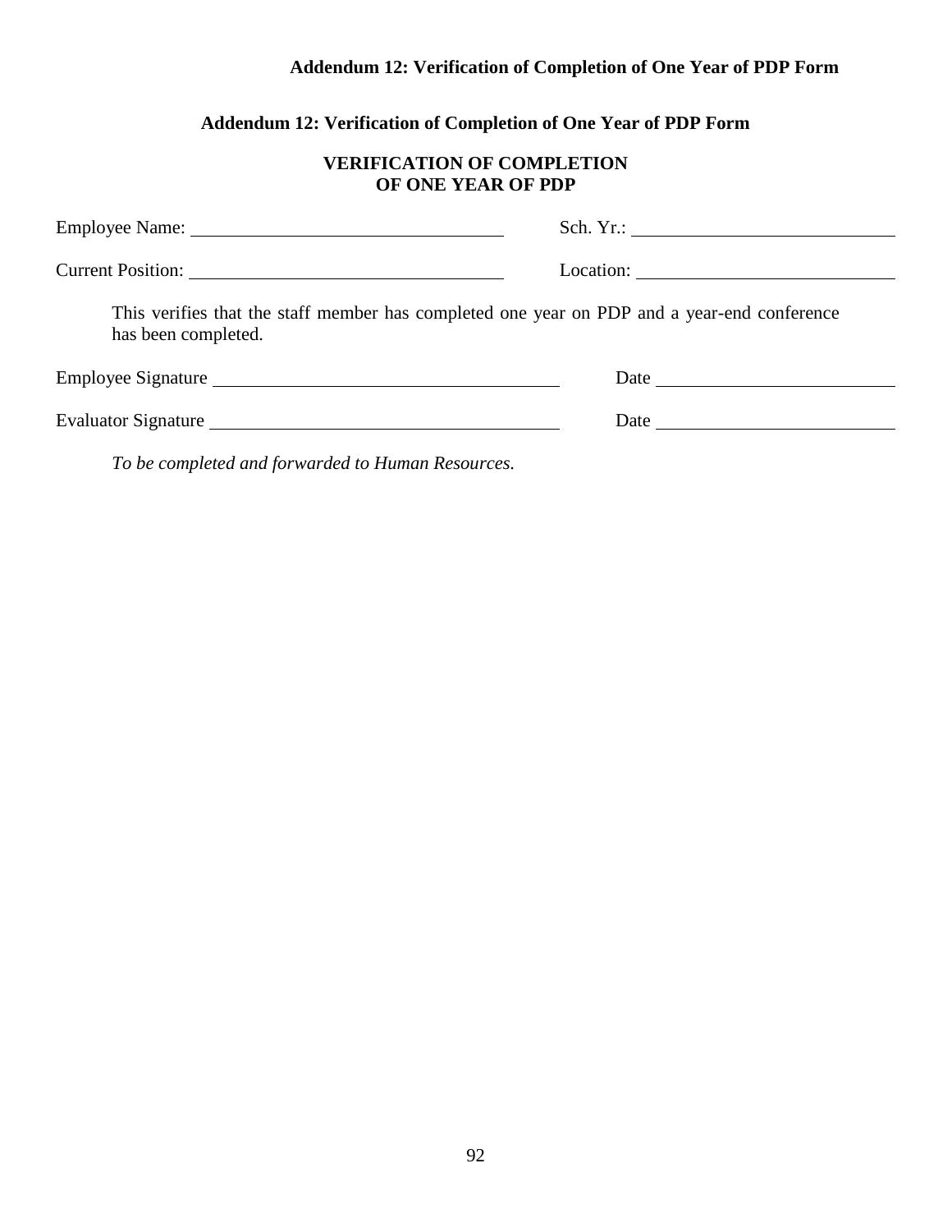## Addendum 12: Verification of Completion of One Year of PDP Form

### VERIFICATION OF COMPLETION OF ONE YEAR OF PDP

Employee Name: ______________________ Sch. Yr.: ______________________

Current Position: ______________________ Location: ______________________

This verifies that the staff member has completed one year on PDP and a year-end conference has been completed.

Employee Signature ______________________ Date ______________________

Evaluator Signature ______________________ Date ______________________

*To be completed and forwarded to Human Resources.*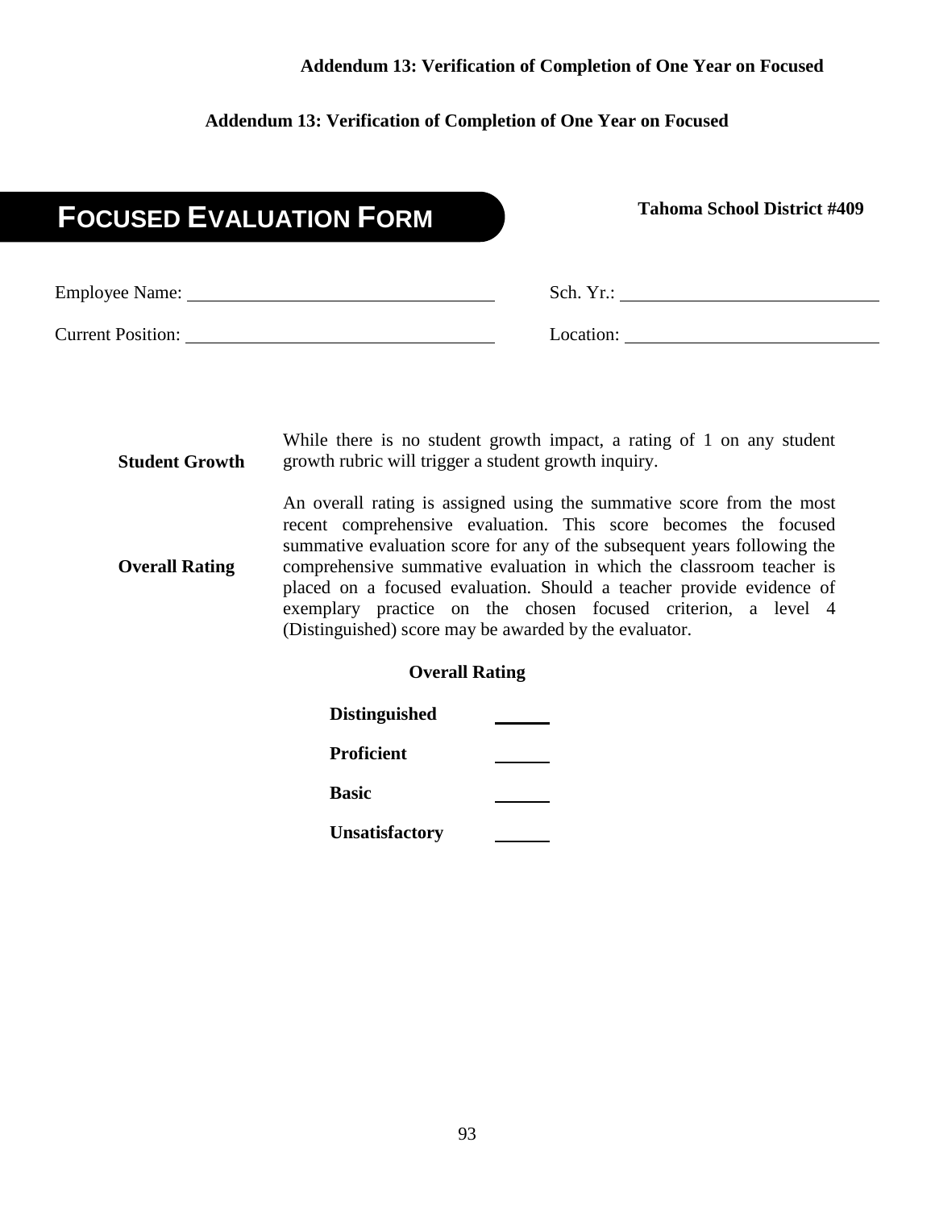**Addendum 13: Verification of Completion of One Year on Focused**

# FOCUSED EVALUATION FORM

**Tahoma School District #409**

Employee Name: ______________________________ Sch. Yr.: ______________________________

Current Position: ______________________________ Location: ______________________________

| | |
|---|---|
| **Student Growth** | While there is no student growth impact, a rating of 1 on any student growth rubric will trigger a student growth inquiry. |
| **Overall Rating** | An overall rating is assigned using the summative score from the most recent comprehensive evaluation. This score becomes the focused summative evaluation score for any of the subsequent years following the comprehensive summative evaluation in which the classroom teacher is placed on a focused evaluation. Should a teacher provide evidence of exemplary practice on the chosen focused criterion, a level 4 (Distinguished) score may be awarded by the evaluator. |

**Overall Rating**

**Distinguished** ______

**Proficient** ______

**Basic** ______

**Unsatisfactory** ______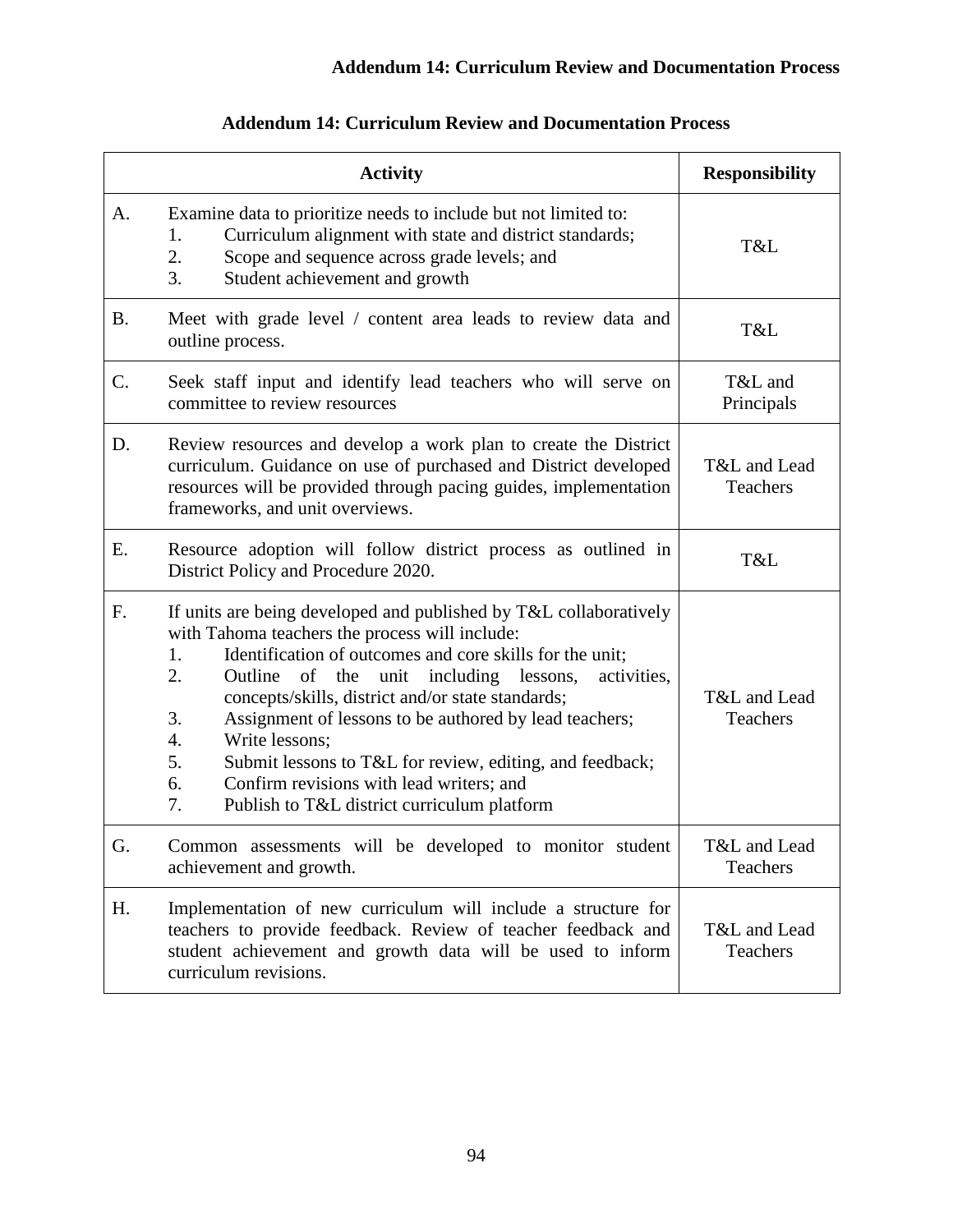# Addendum 14: Curriculum Review and Documentation Process

| | Activity | Responsibility |
|---|---|---|
| A. | Examine data to prioritize needs to include but not limited to:<br>1. Curriculum alignment with state and district standards;<br>2. Scope and sequence across grade levels; and<br>3. Student achievement and growth | T&L |
| B. | Meet with grade level / content area leads to review data and outline process. | T&L |
| C. | Seek staff input and identify lead teachers who will serve on committee to review resources | T&L and Principals |
| D. | Review resources and develop a work plan to create the District curriculum. Guidance on use of purchased and District developed resources will be provided through pacing guides, implementation frameworks, and unit overviews. | T&L and Lead Teachers |
| E. | Resource adoption will follow district process as outlined in District Policy and Procedure 2020. | T&L |
| F. | If units are being developed and published by T&L collaboratively with Tahoma teachers the process will include:<br>1. Identification of outcomes and core skills for the unit;<br>2. Outline of the unit including lessons, activities, concepts/skills, district and/or state standards;<br>3. Assignment of lessons to be authored by lead teachers;<br>4. Write lessons;<br>5. Submit lessons to T&L for review, editing, and feedback;<br>6. Confirm revisions with lead writers; and<br>7. Publish to T&L district curriculum platform | T&L and Lead Teachers |
| G. | Common assessments will be developed to monitor student achievement and growth. | T&L and Lead Teachers |
| H. | Implementation of new curriculum will include a structure for teachers to provide feedback. Review of teacher feedback and student achievement and growth data will be used to inform curriculum revisions. | T&L and Lead Teachers |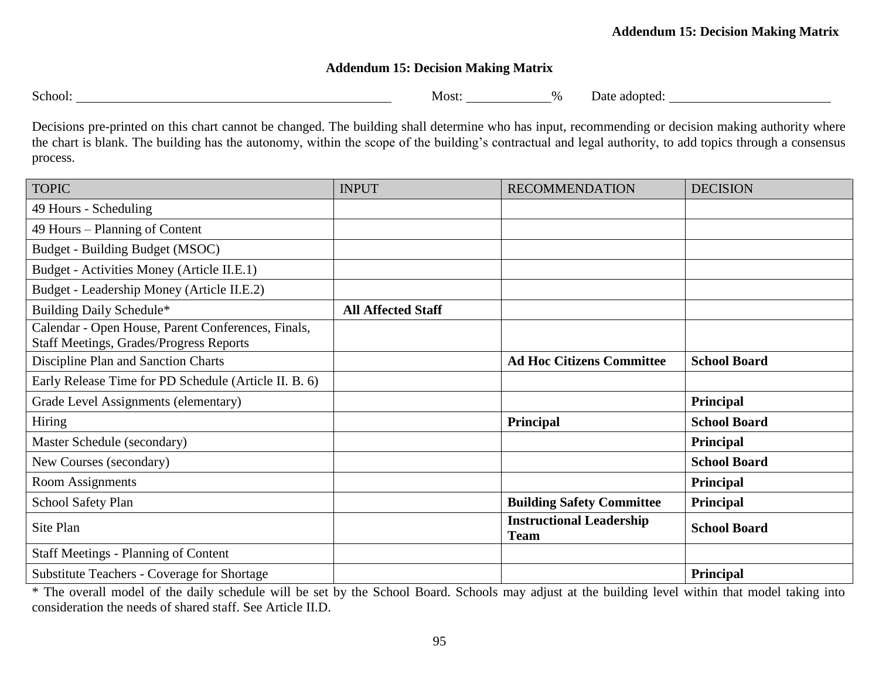# Addendum 15: Decision Making Matrix

School: ______________________________ Most: __________% Date adopted: ____________________

Decisions pre-printed on this chart cannot be changed. The building shall determine who has input, recommending or decision making authority where the chart is blank. The building has the autonomy, within the scope of the building's contractual and legal authority, to add topics through a consensus process.

| TOPIC | INPUT | RECOMMENDATION | DECISION |
|---|---|---|---|
| 49 Hours - Scheduling | | | |
| 49 Hours – Planning of Content | | | |
| Budget - Building Budget (MSOC) | | | |
| Budget - Activities Money (Article II.E.1) | | | |
| Budget - Leadership Money (Article II.E.2) | | | |
| Building Daily Schedule* | **All Affected Staff** | | |
| Calendar - Open House, Parent Conferences, Finals, Staff Meetings, Grades/Progress Reports | | | |
| Discipline Plan and Sanction Charts | | **Ad Hoc Citizens Committee** | **School Board** |
| Early Release Time for PD Schedule (Article II. B. 6) | | | |
| Grade Level Assignments (elementary) | | | **Principal** |
| Hiring | | **Principal** | **School Board** |
| Master Schedule (secondary) | | | **Principal** |
| New Courses (secondary) | | | **School Board** |
| Room Assignments | | | **Principal** |
| School Safety Plan | | **Building Safety Committee** | **Principal** |
| Site Plan | | **Instructional Leadership Team** | **School Board** |
| Staff Meetings - Planning of Content | | | |
| Substitute Teachers - Coverage for Shortage | | | **Principal** |

* The overall model of the daily schedule will be set by the School Board. Schools may adjust at the building level within that model taking into consideration the needs of shared staff. See Article II.D.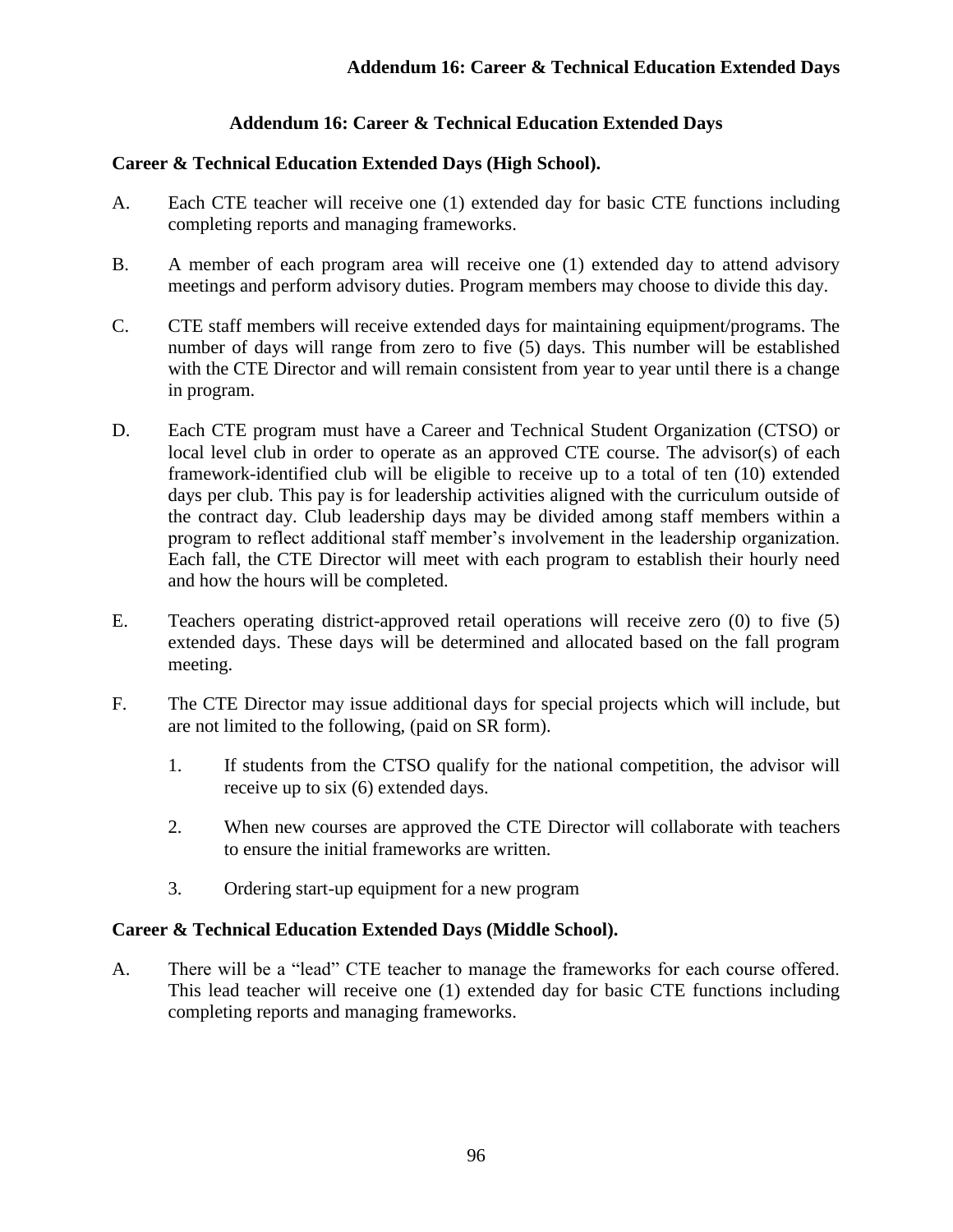# Addendum 16: Career & Technical Education Extended Days

**Career & Technical Education Extended Days (High School).**

A. Each CTE teacher will receive one (1) extended day for basic CTE functions including completing reports and managing frameworks.

B. A member of each program area will receive one (1) extended day to attend advisory meetings and perform advisory duties. Program members may choose to divide this day.

C. CTE staff members will receive extended days for maintaining equipment/programs. The number of days will range from zero to five (5) days. This number will be established with the CTE Director and will remain consistent from year to year until there is a change in program.

D. Each CTE program must have a Career and Technical Student Organization (CTSO) or local level club in order to operate as an approved CTE course. The advisor(s) of each framework-identified club will be eligible to receive up to a total of ten (10) extended days per club. This pay is for leadership activities aligned with the curriculum outside of the contract day. Club leadership days may be divided among staff members within a program to reflect additional staff member's involvement in the leadership organization. Each fall, the CTE Director will meet with each program to establish their hourly need and how the hours will be completed.

E. Teachers operating district-approved retail operations will receive zero (0) to five (5) extended days. These days will be determined and allocated based on the fall program meeting.

F. The CTE Director may issue additional days for special projects which will include, but are not limited to the following, (paid on SR form).

   1. If students from the CTSO qualify for the national competition, the advisor will receive up to six (6) extended days.

   2. When new courses are approved the CTE Director will collaborate with teachers to ensure the initial frameworks are written.

   3. Ordering start-up equipment for a new program

**Career & Technical Education Extended Days (Middle School).**

A. There will be a "lead" CTE teacher to manage the frameworks for each course offered. This lead teacher will receive one (1) extended day for basic CTE functions including completing reports and managing frameworks.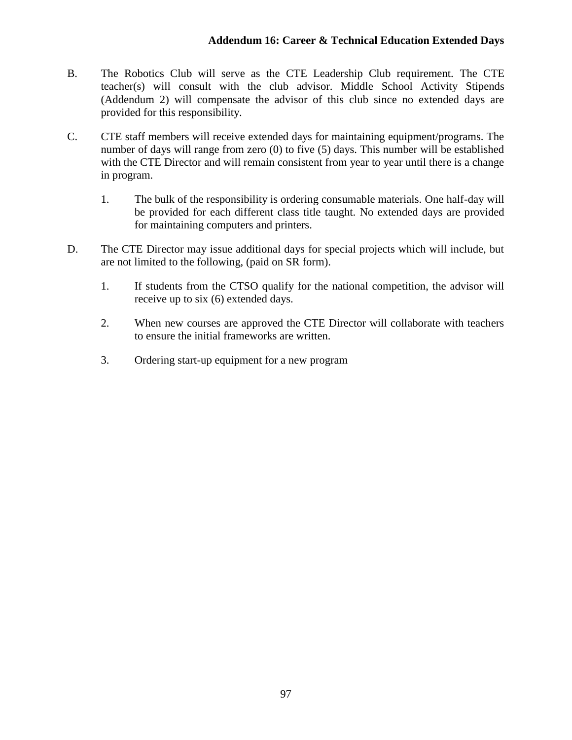B. The Robotics Club will serve as the CTE Leadership Club requirement. The CTE teacher(s) will consult with the club advisor. Middle School Activity Stipends (Addendum 2) will compensate the advisor of this club since no extended days are provided for this responsibility.

C. CTE staff members will receive extended days for maintaining equipment/programs. The number of days will range from zero (0) to five (5) days. This number will be established with the CTE Director and will remain consistent from year to year until there is a change in program.

   1. The bulk of the responsibility is ordering consumable materials. One half-day will be provided for each different class title taught. No extended days are provided for maintaining computers and printers.

D. The CTE Director may issue additional days for special projects which will include, but are not limited to the following, (paid on SR form).

   1. If students from the CTSO qualify for the national competition, the advisor will receive up to six (6) extended days.

   2. When new courses are approved the CTE Director will collaborate with teachers to ensure the initial frameworks are written.

   3. Ordering start-up equipment for a new program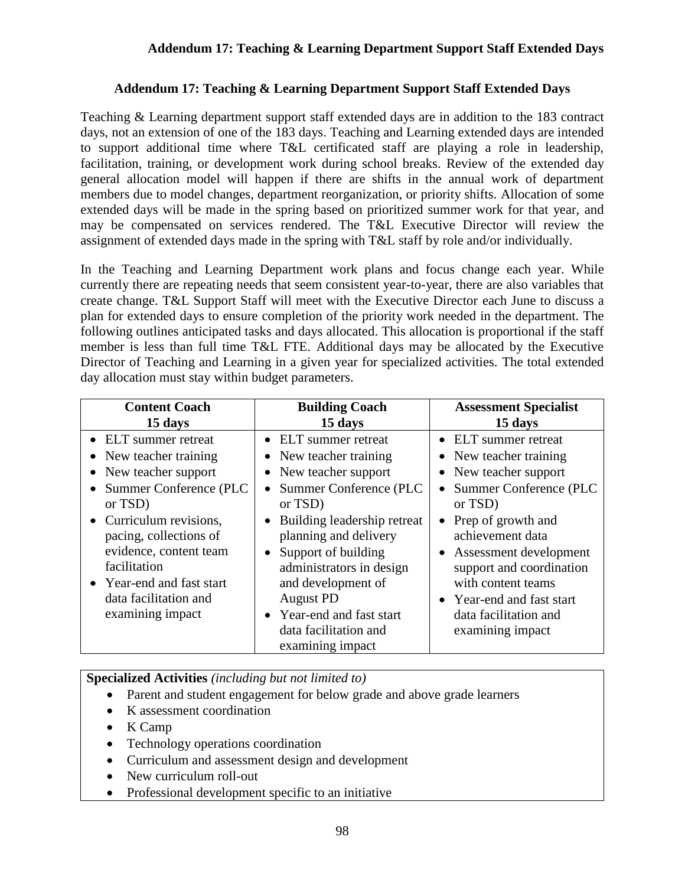## Addendum 17: Teaching & Learning Department Support Staff Extended Days

Teaching & Learning department support staff extended days are in addition to the 183 contract days, not an extension of one of the 183 days. Teaching and Learning extended days are intended to support additional time where T&L certificated staff are playing a role in leadership, facilitation, training, or development work during school breaks. Review of the extended day general allocation model will happen if there are shifts in the annual work of department members due to model changes, department reorganization, or priority shifts. Allocation of some extended days will be made in the spring based on prioritized summer work for that year, and may be compensated on services rendered. The T&L Executive Director will review the assignment of extended days made in the spring with T&L staff by role and/or individually.

In the Teaching and Learning Department work plans and focus change each year. While currently there are repeating needs that seem consistent year-to-year, there are also variables that create change. T&L Support Staff will meet with the Executive Director each June to discuss a plan for extended days to ensure completion of the priority work needed in the department. The following outlines anticipated tasks and days allocated. This allocation is proportional if the staff member is less than full time T&L FTE. Additional days may be allocated by the Executive Director of Teaching and Learning in a given year for specialized activities. The total extended day allocation must stay within budget parameters.

| **Content Coach**<br>**15 days** | **Building Coach**<br>**15 days** | **Assessment Specialist**<br>**15 days** |
|---|---|---|
| • ELT summer retreat<br>• New teacher training<br>• New teacher support<br>• Summer Conference (PLC or TSD)<br>• Curriculum revisions, pacing, collections of evidence, content team facilitation<br>• Year-end and fast start data facilitation and examining impact | • ELT summer retreat<br>• New teacher training<br>• New teacher support<br>• Summer Conference (PLC or TSD)<br>• Building leadership retreat planning and delivery<br>• Support of building administrators in design and development of August PD<br>• Year-end and fast start data facilitation and examining impact | • ELT summer retreat<br>• New teacher training<br>• New teacher support<br>• Summer Conference (PLC or TSD)<br>• Prep of growth and achievement data<br>• Assessment development support and coordination with content teams<br>• Year-end and fast start data facilitation and examining impact |

**Specialized Activities** *(including but not limited to)*

- Parent and student engagement for below grade and above grade learners
- K assessment coordination
- K Camp
- Technology operations coordination
- Curriculum and assessment design and development
- New curriculum roll-out
- Professional development specific to an initiative